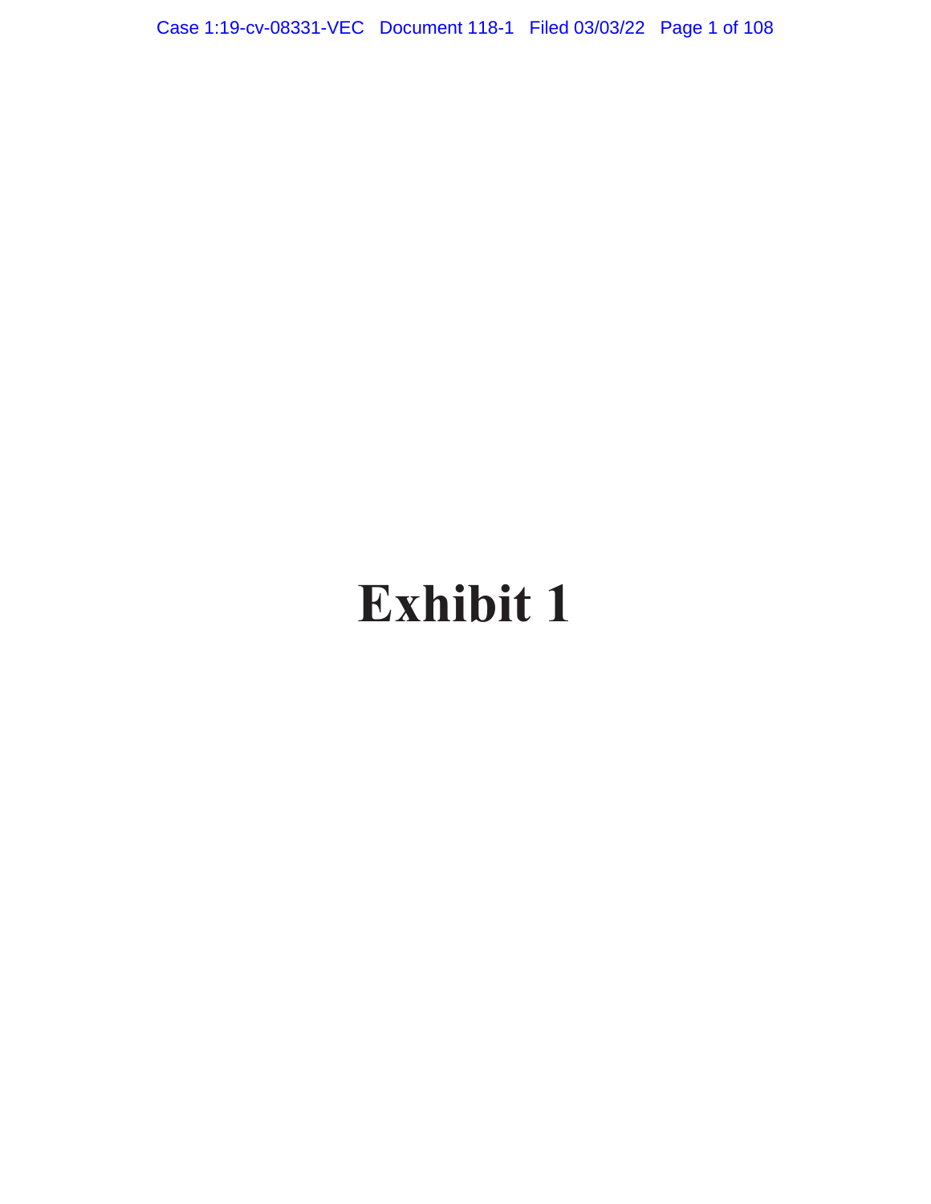# Exhibit 1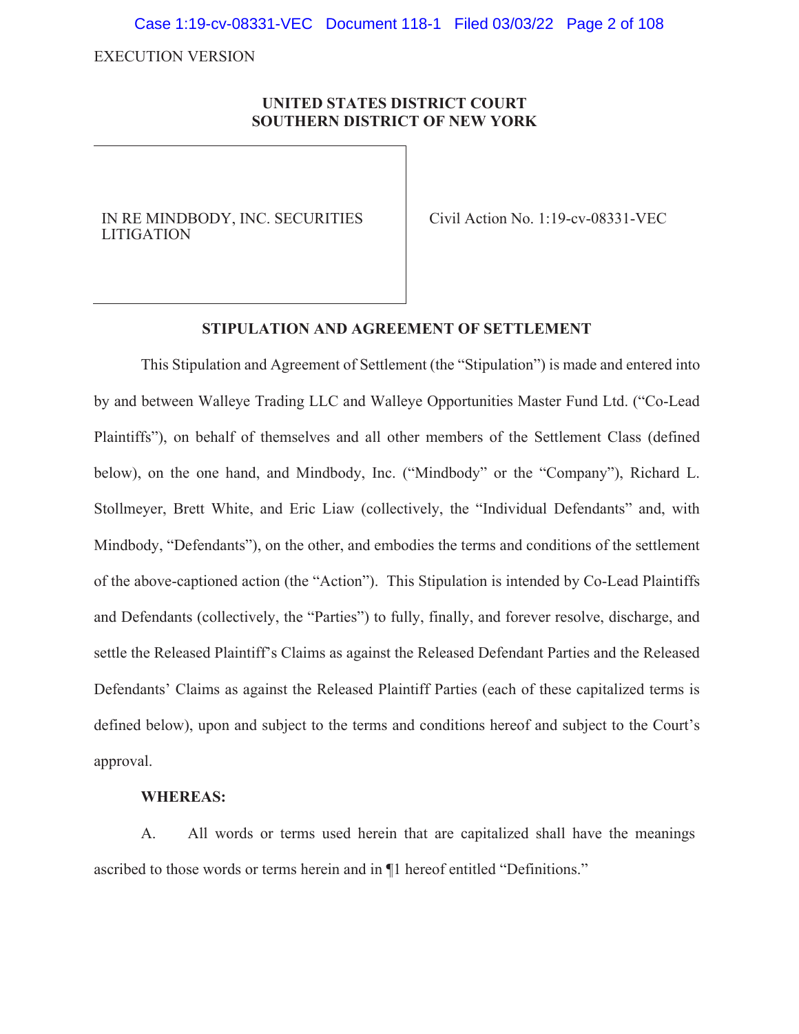EXECUTION VERSION

**UNITED STATES DISTRICT COURT**
**SOUTHERN DISTRICT OF NEW YORK**

| IN RE MINDBODY, INC. SECURITIES LITIGATION | Civil Action No. 1:19-cv-08331-VEC |
|---|---|

**STIPULATION AND AGREEMENT OF SETTLEMENT**

This Stipulation and Agreement of Settlement (the "Stipulation") is made and entered into by and between Walleye Trading LLC and Walleye Opportunities Master Fund Ltd. ("Co-Lead Plaintiffs"), on behalf of themselves and all other members of the Settlement Class (defined below), on the one hand, and Mindbody, Inc. ("Mindbody" or the "Company"), Richard L. Stollmeyer, Brett White, and Eric Liaw (collectively, the "Individual Defendants" and, with Mindbody, "Defendants"), on the other, and embodies the terms and conditions of the settlement of the above-captioned action (the "Action"). This Stipulation is intended by Co-Lead Plaintiffs and Defendants (collectively, the "Parties") to fully, finally, and forever resolve, discharge, and settle the Released Plaintiff's Claims as against the Released Defendant Parties and the Released Defendants' Claims as against the Released Plaintiff Parties (each of these capitalized terms is defined below), upon and subject to the terms and conditions hereof and subject to the Court's approval.

**WHEREAS:**

A. All words or terms used herein that are capitalized shall have the meanings ascribed to those words or terms herein and in ¶1 hereof entitled "Definitions."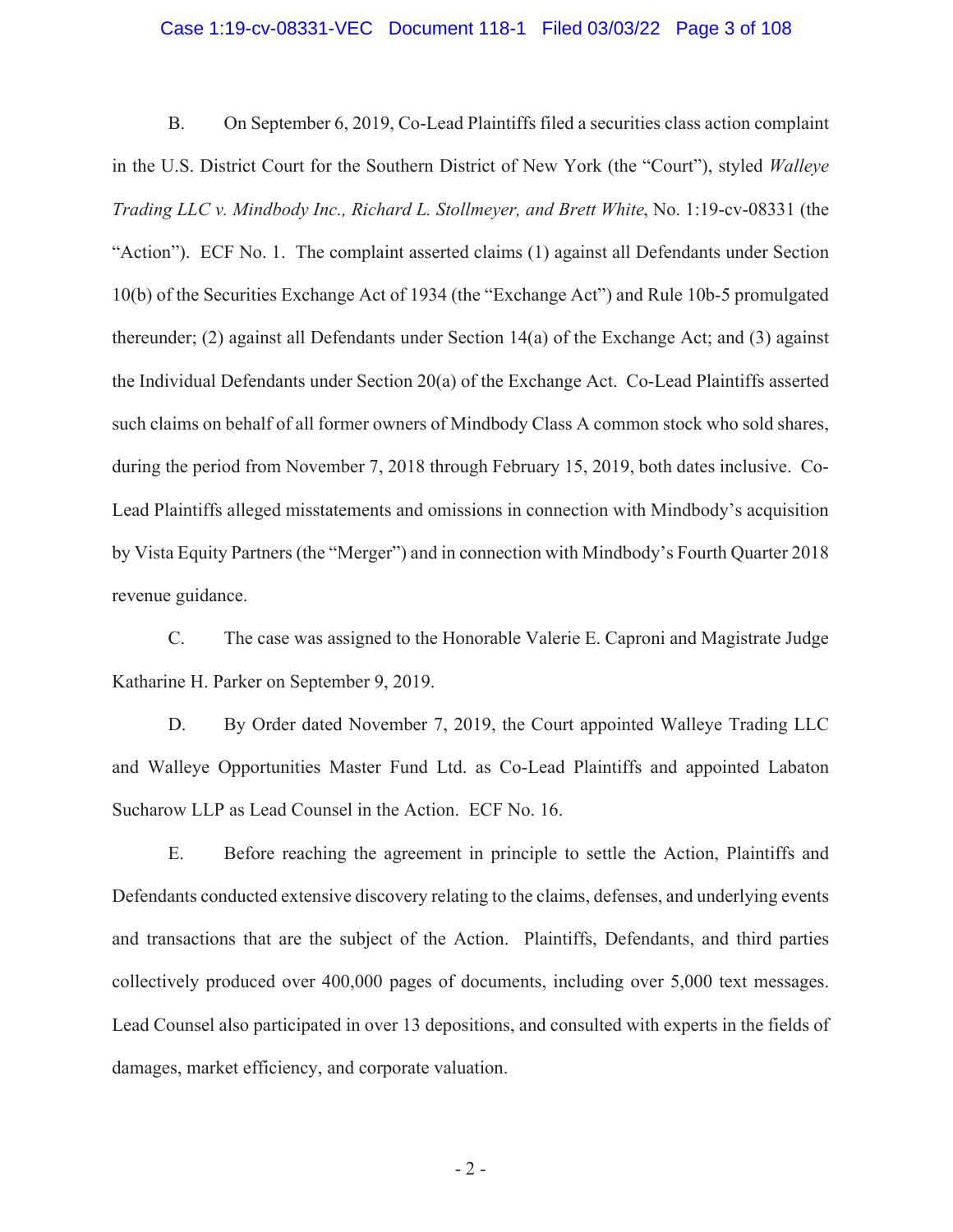B. On September 6, 2019, Co-Lead Plaintiffs filed a securities class action complaint in the U.S. District Court for the Southern District of New York (the "Court"), styled *Walleye Trading LLC v. Mindbody Inc., Richard L. Stollmeyer, and Brett White*, No. 1:19-cv-08331 (the "Action"). ECF No. 1. The complaint asserted claims (1) against all Defendants under Section 10(b) of the Securities Exchange Act of 1934 (the "Exchange Act") and Rule 10b-5 promulgated thereunder; (2) against all Defendants under Section 14(a) of the Exchange Act; and (3) against the Individual Defendants under Section 20(a) of the Exchange Act. Co-Lead Plaintiffs asserted such claims on behalf of all former owners of Mindbody Class A common stock who sold shares, during the period from November 7, 2018 through February 15, 2019, both dates inclusive. Co-Lead Plaintiffs alleged misstatements and omissions in connection with Mindbody's acquisition by Vista Equity Partners (the "Merger") and in connection with Mindbody's Fourth Quarter 2018 revenue guidance.

C. The case was assigned to the Honorable Valerie E. Caproni and Magistrate Judge Katharine H. Parker on September 9, 2019.

D. By Order dated November 7, 2019, the Court appointed Walleye Trading LLC and Walleye Opportunities Master Fund Ltd. as Co-Lead Plaintiffs and appointed Labaton Sucharow LLP as Lead Counsel in the Action. ECF No. 16.

E. Before reaching the agreement in principle to settle the Action, Plaintiffs and Defendants conducted extensive discovery relating to the claims, defenses, and underlying events and transactions that are the subject of the Action. Plaintiffs, Defendants, and third parties collectively produced over 400,000 pages of documents, including over 5,000 text messages. Lead Counsel also participated in over 13 depositions, and consulted with experts in the fields of damages, market efficiency, and corporate valuation.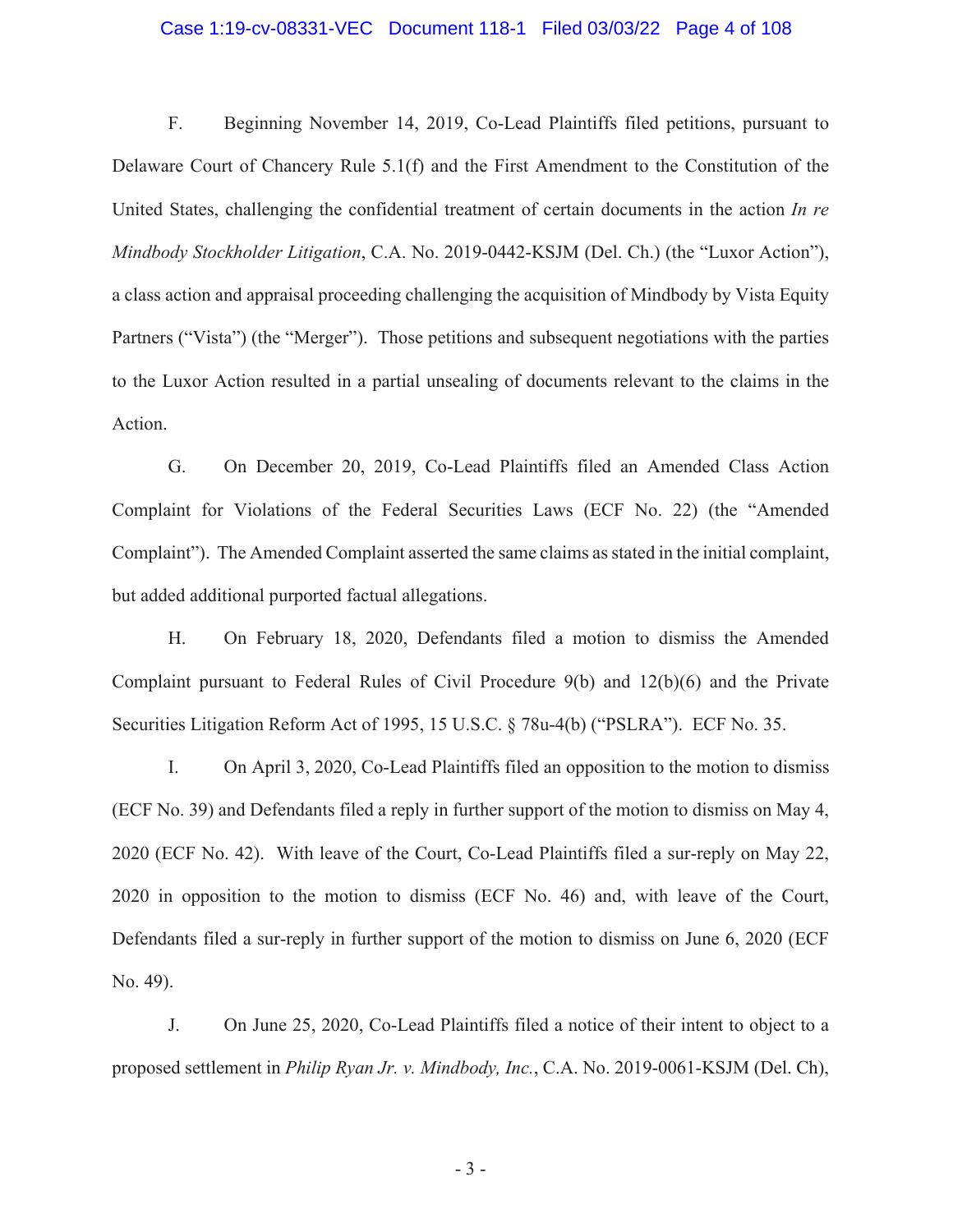F. Beginning November 14, 2019, Co-Lead Plaintiffs filed petitions, pursuant to Delaware Court of Chancery Rule 5.1(f) and the First Amendment to the Constitution of the United States, challenging the confidential treatment of certain documents in the action *In re Mindbody Stockholder Litigation*, C.A. No. 2019-0442-KSJM (Del. Ch.) (the "Luxor Action"), a class action and appraisal proceeding challenging the acquisition of Mindbody by Vista Equity Partners ("Vista") (the "Merger"). Those petitions and subsequent negotiations with the parties to the Luxor Action resulted in a partial unsealing of documents relevant to the claims in the Action.

G. On December 20, 2019, Co-Lead Plaintiffs filed an Amended Class Action Complaint for Violations of the Federal Securities Laws (ECF No. 22) (the "Amended Complaint"). The Amended Complaint asserted the same claims as stated in the initial complaint, but added additional purported factual allegations.

H. On February 18, 2020, Defendants filed a motion to dismiss the Amended Complaint pursuant to Federal Rules of Civil Procedure 9(b) and 12(b)(6) and the Private Securities Litigation Reform Act of 1995, 15 U.S.C. § 78u-4(b) ("PSLRA"). ECF No. 35.

I. On April 3, 2020, Co-Lead Plaintiffs filed an opposition to the motion to dismiss (ECF No. 39) and Defendants filed a reply in further support of the motion to dismiss on May 4, 2020 (ECF No. 42). With leave of the Court, Co-Lead Plaintiffs filed a sur-reply on May 22, 2020 in opposition to the motion to dismiss (ECF No. 46) and, with leave of the Court, Defendants filed a sur-reply in further support of the motion to dismiss on June 6, 2020 (ECF No. 49).

J. On June 25, 2020, Co-Lead Plaintiffs filed a notice of their intent to object to a proposed settlement in *Philip Ryan Jr. v. Mindbody, Inc.*, C.A. No. 2019-0061-KSJM (Del. Ch),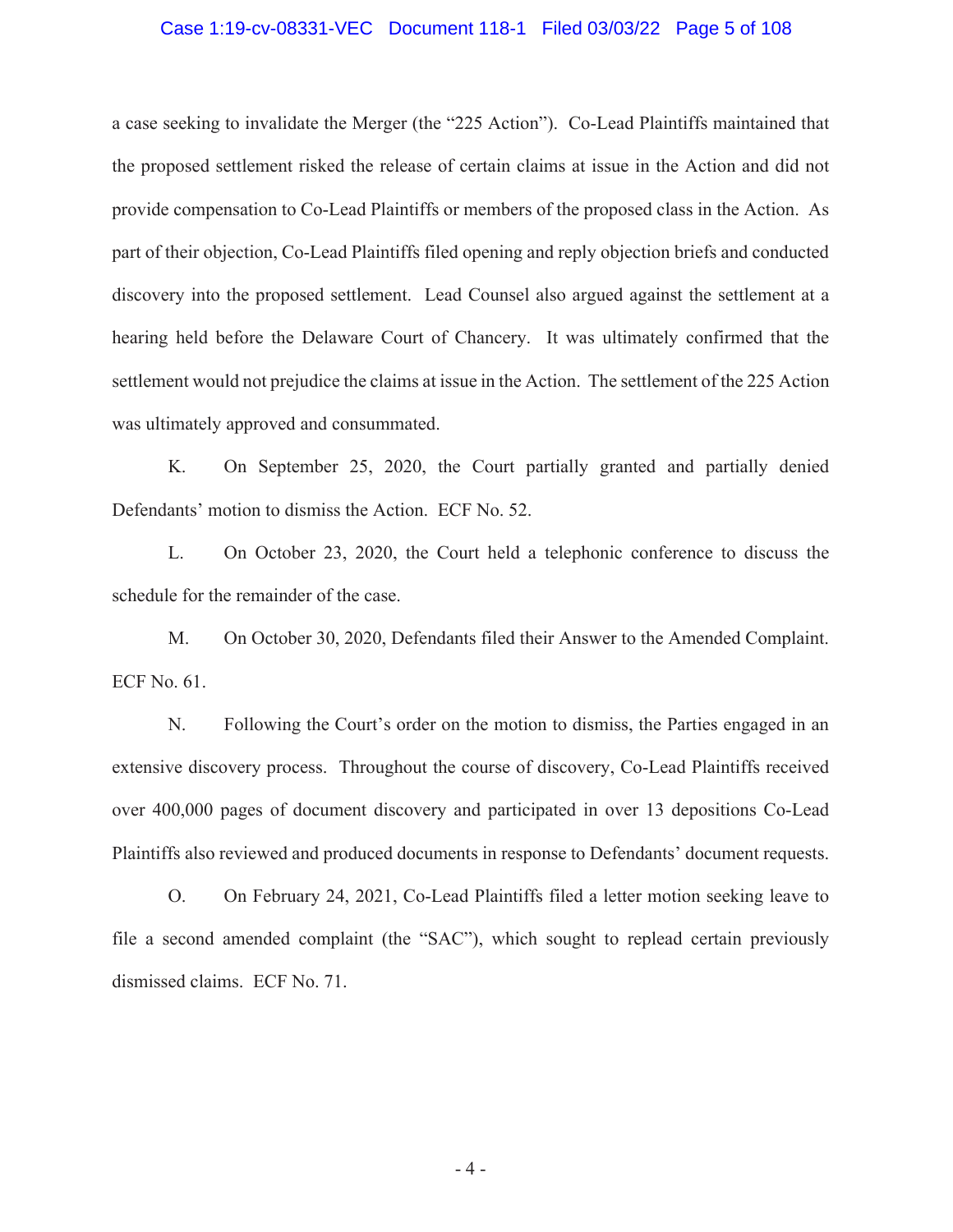a case seeking to invalidate the Merger (the "225 Action"). Co-Lead Plaintiffs maintained that the proposed settlement risked the release of certain claims at issue in the Action and did not provide compensation to Co-Lead Plaintiffs or members of the proposed class in the Action. As part of their objection, Co-Lead Plaintiffs filed opening and reply objection briefs and conducted discovery into the proposed settlement. Lead Counsel also argued against the settlement at a hearing held before the Delaware Court of Chancery. It was ultimately confirmed that the settlement would not prejudice the claims at issue in the Action. The settlement of the 225 Action was ultimately approved and consummated.

K. On September 25, 2020, the Court partially granted and partially denied Defendants' motion to dismiss the Action. ECF No. 52.

L. On October 23, 2020, the Court held a telephonic conference to discuss the schedule for the remainder of the case.

M. On October 30, 2020, Defendants filed their Answer to the Amended Complaint. ECF No. 61.

N. Following the Court's order on the motion to dismiss, the Parties engaged in an extensive discovery process. Throughout the course of discovery, Co-Lead Plaintiffs received over 400,000 pages of document discovery and participated in over 13 depositions Co-Lead Plaintiffs also reviewed and produced documents in response to Defendants' document requests.

O. On February 24, 2021, Co-Lead Plaintiffs filed a letter motion seeking leave to file a second amended complaint (the "SAC"), which sought to replead certain previously dismissed claims. ECF No. 71.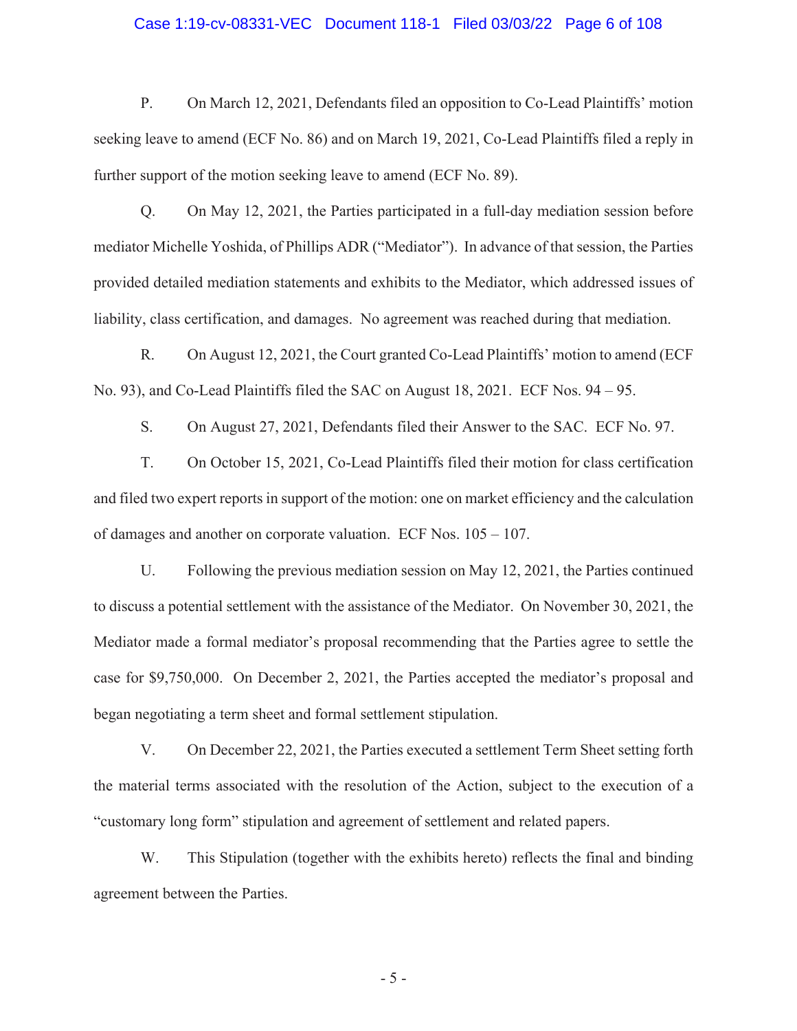P. On March 12, 2021, Defendants filed an opposition to Co-Lead Plaintiffs' motion seeking leave to amend (ECF No. 86) and on March 19, 2021, Co-Lead Plaintiffs filed a reply in further support of the motion seeking leave to amend (ECF No. 89).

Q. On May 12, 2021, the Parties participated in a full-day mediation session before mediator Michelle Yoshida, of Phillips ADR ("Mediator"). In advance of that session, the Parties provided detailed mediation statements and exhibits to the Mediator, which addressed issues of liability, class certification, and damages. No agreement was reached during that mediation.

R. On August 12, 2021, the Court granted Co-Lead Plaintiffs' motion to amend (ECF No. 93), and Co-Lead Plaintiffs filed the SAC on August 18, 2021. ECF Nos. 94 – 95.

S. On August 27, 2021, Defendants filed their Answer to the SAC. ECF No. 97.

T. On October 15, 2021, Co-Lead Plaintiffs filed their motion for class certification and filed two expert reports in support of the motion: one on market efficiency and the calculation of damages and another on corporate valuation. ECF Nos. 105 – 107.

U. Following the previous mediation session on May 12, 2021, the Parties continued to discuss a potential settlement with the assistance of the Mediator. On November 30, 2021, the Mediator made a formal mediator's proposal recommending that the Parties agree to settle the case for $9,750,000. On December 2, 2021, the Parties accepted the mediator's proposal and began negotiating a term sheet and formal settlement stipulation.

V. On December 22, 2021, the Parties executed a settlement Term Sheet setting forth the material terms associated with the resolution of the Action, subject to the execution of a "customary long form" stipulation and agreement of settlement and related papers.

W. This Stipulation (together with the exhibits hereto) reflects the final and binding agreement between the Parties.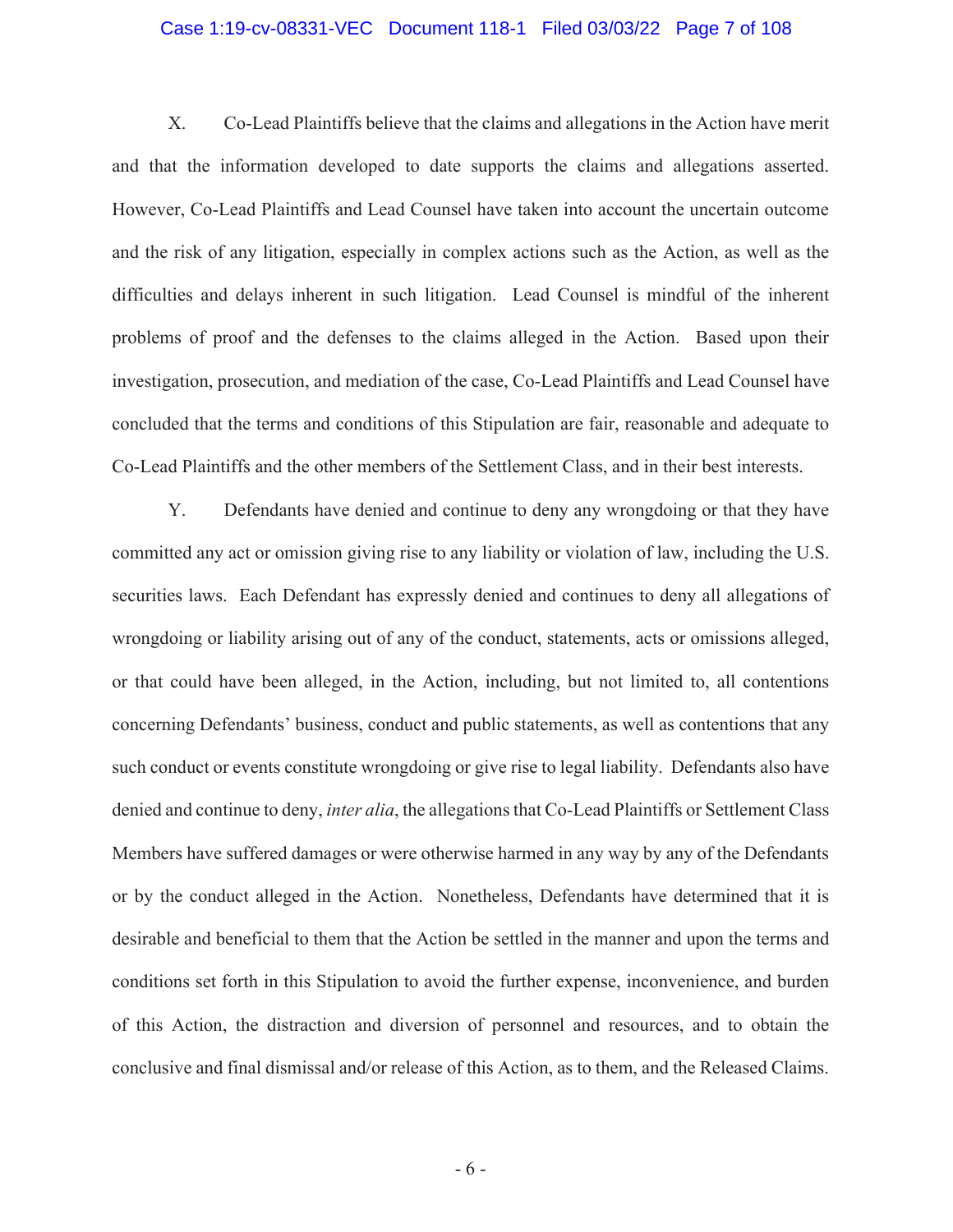X. Co-Lead Plaintiffs believe that the claims and allegations in the Action have merit and that the information developed to date supports the claims and allegations asserted. However, Co-Lead Plaintiffs and Lead Counsel have taken into account the uncertain outcome and the risk of any litigation, especially in complex actions such as the Action, as well as the difficulties and delays inherent in such litigation. Lead Counsel is mindful of the inherent problems of proof and the defenses to the claims alleged in the Action. Based upon their investigation, prosecution, and mediation of the case, Co-Lead Plaintiffs and Lead Counsel have concluded that the terms and conditions of this Stipulation are fair, reasonable and adequate to Co-Lead Plaintiffs and the other members of the Settlement Class, and in their best interests.

Y. Defendants have denied and continue to deny any wrongdoing or that they have committed any act or omission giving rise to any liability or violation of law, including the U.S. securities laws. Each Defendant has expressly denied and continues to deny all allegations of wrongdoing or liability arising out of any of the conduct, statements, acts or omissions alleged, or that could have been alleged, in the Action, including, but not limited to, all contentions concerning Defendants' business, conduct and public statements, as well as contentions that any such conduct or events constitute wrongdoing or give rise to legal liability. Defendants also have denied and continue to deny, *inter alia*, the allegations that Co-Lead Plaintiffs or Settlement Class Members have suffered damages or were otherwise harmed in any way by any of the Defendants or by the conduct alleged in the Action. Nonetheless, Defendants have determined that it is desirable and beneficial to them that the Action be settled in the manner and upon the terms and conditions set forth in this Stipulation to avoid the further expense, inconvenience, and burden of this Action, the distraction and diversion of personnel and resources, and to obtain the conclusive and final dismissal and/or release of this Action, as to them, and the Released Claims.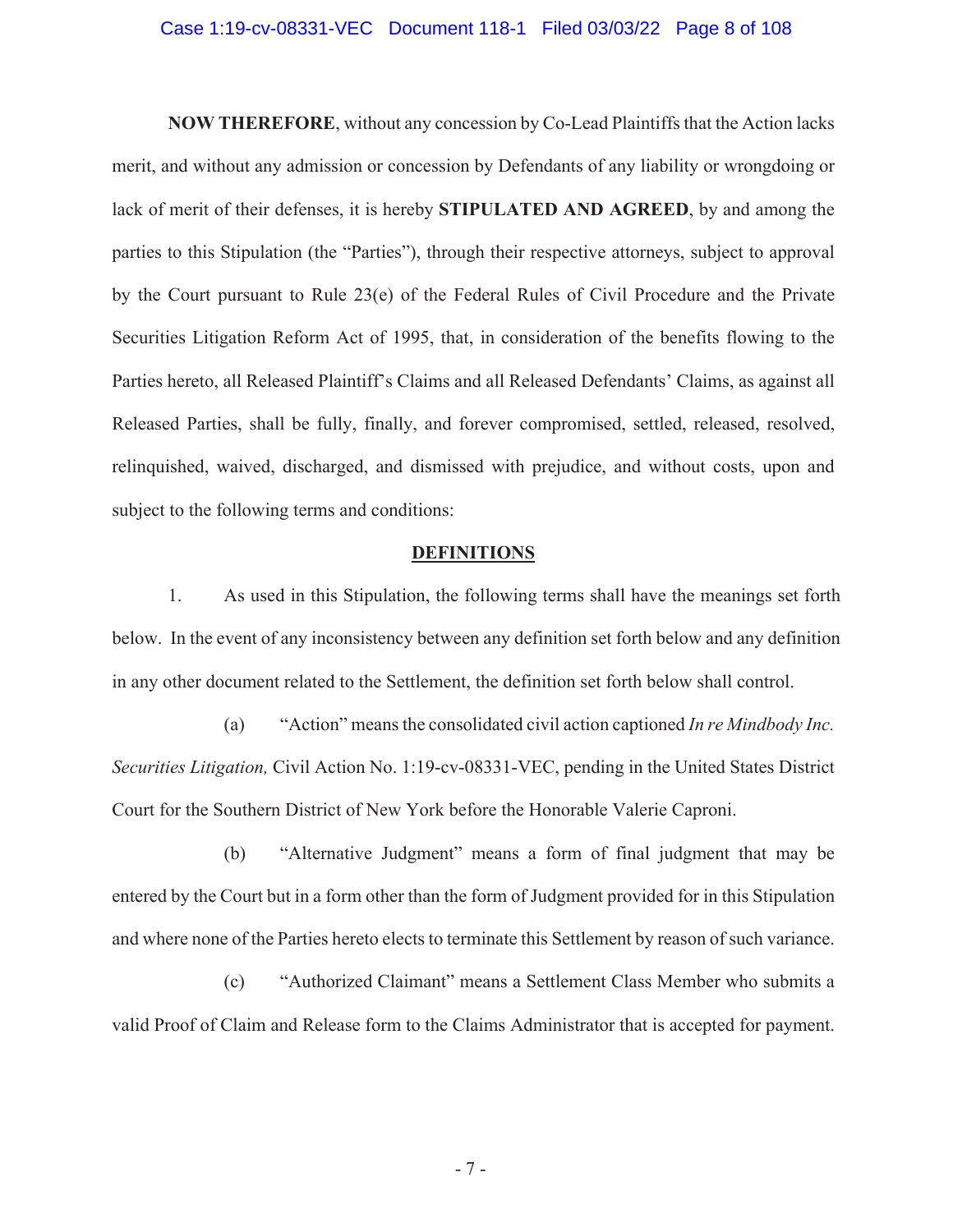**NOW THEREFORE**, without any concession by Co-Lead Plaintiffs that the Action lacks merit, and without any admission or concession by Defendants of any liability or wrongdoing or lack of merit of their defenses, it is hereby **STIPULATED AND AGREED**, by and among the parties to this Stipulation (the "Parties"), through their respective attorneys, subject to approval by the Court pursuant to Rule 23(e) of the Federal Rules of Civil Procedure and the Private Securities Litigation Reform Act of 1995, that, in consideration of the benefits flowing to the Parties hereto, all Released Plaintiff's Claims and all Released Defendants' Claims, as against all Released Parties, shall be fully, finally, and forever compromised, settled, released, resolved, relinquished, waived, discharged, and dismissed with prejudice, and without costs, upon and subject to the following terms and conditions:

## DEFINITIONS

1. As used in this Stipulation, the following terms shall have the meanings set forth below. In the event of any inconsistency between any definition set forth below and any definition in any other document related to the Settlement, the definition set forth below shall control.

(a) "Action" means the consolidated civil action captioned *In re Mindbody Inc. Securities Litigation,* Civil Action No. 1:19-cv-08331-VEC, pending in the United States District Court for the Southern District of New York before the Honorable Valerie Caproni.

(b) "Alternative Judgment" means a form of final judgment that may be entered by the Court but in a form other than the form of Judgment provided for in this Stipulation and where none of the Parties hereto elects to terminate this Settlement by reason of such variance.

(c) "Authorized Claimant" means a Settlement Class Member who submits a valid Proof of Claim and Release form to the Claims Administrator that is accepted for payment.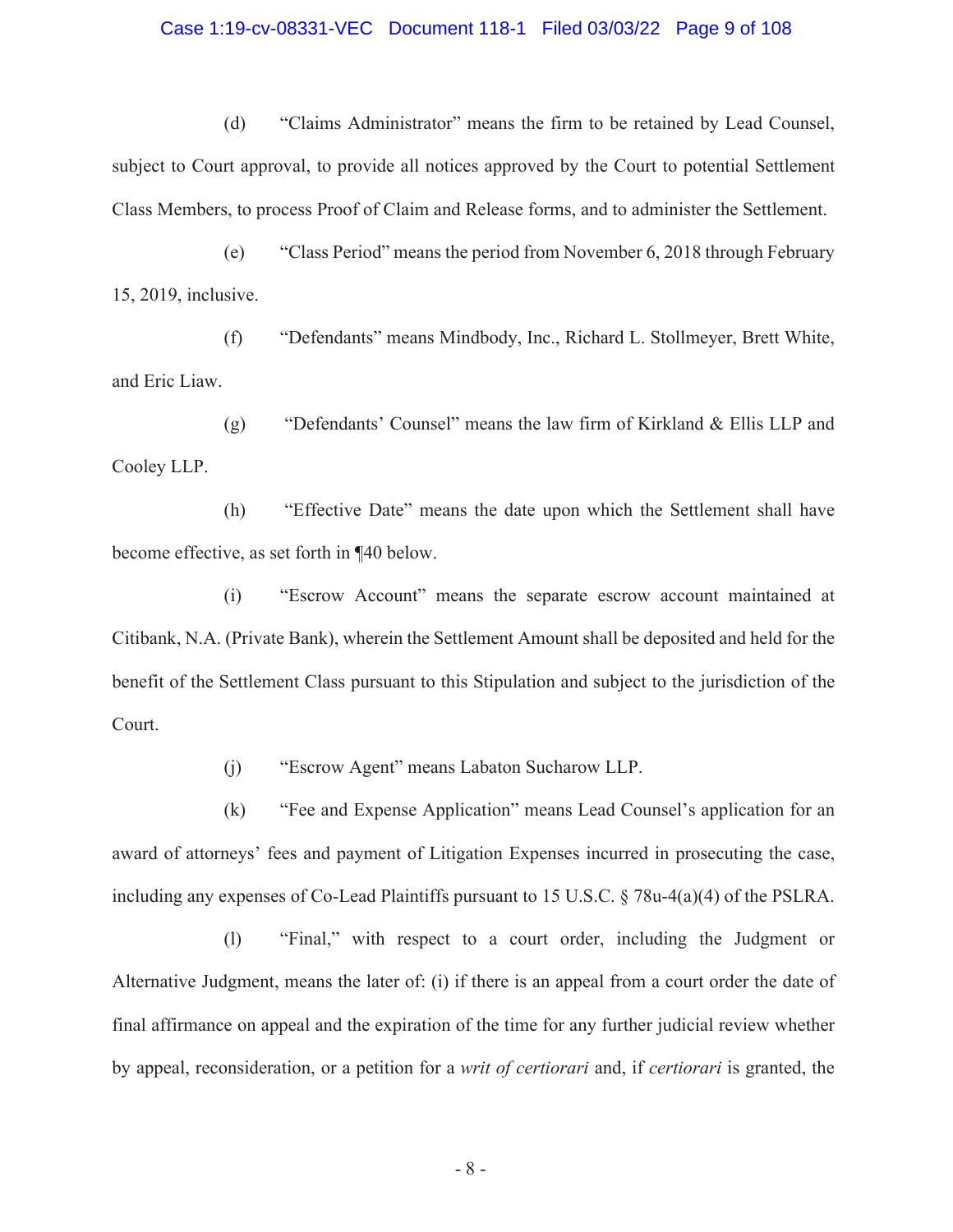(d) "Claims Administrator" means the firm to be retained by Lead Counsel, subject to Court approval, to provide all notices approved by the Court to potential Settlement Class Members, to process Proof of Claim and Release forms, and to administer the Settlement.

(e) "Class Period" means the period from November 6, 2018 through February 15, 2019, inclusive.

(f) "Defendants" means Mindbody, Inc., Richard L. Stollmeyer, Brett White, and Eric Liaw.

(g) "Defendants' Counsel" means the law firm of Kirkland & Ellis LLP and Cooley LLP.

(h) "Effective Date" means the date upon which the Settlement shall have become effective, as set forth in ¶40 below.

(i) "Escrow Account" means the separate escrow account maintained at Citibank, N.A. (Private Bank), wherein the Settlement Amount shall be deposited and held for the benefit of the Settlement Class pursuant to this Stipulation and subject to the jurisdiction of the Court.

(j) "Escrow Agent" means Labaton Sucharow LLP.

(k) "Fee and Expense Application" means Lead Counsel's application for an award of attorneys' fees and payment of Litigation Expenses incurred in prosecuting the case, including any expenses of Co-Lead Plaintiffs pursuant to 15 U.S.C. § 78u-4(a)(4) of the PSLRA.

(l) "Final," with respect to a court order, including the Judgment or Alternative Judgment, means the later of: (i) if there is an appeal from a court order the date of final affirmance on appeal and the expiration of the time for any further judicial review whether by appeal, reconsideration, or a petition for a *writ of certiorari* and, if *certiorari* is granted, the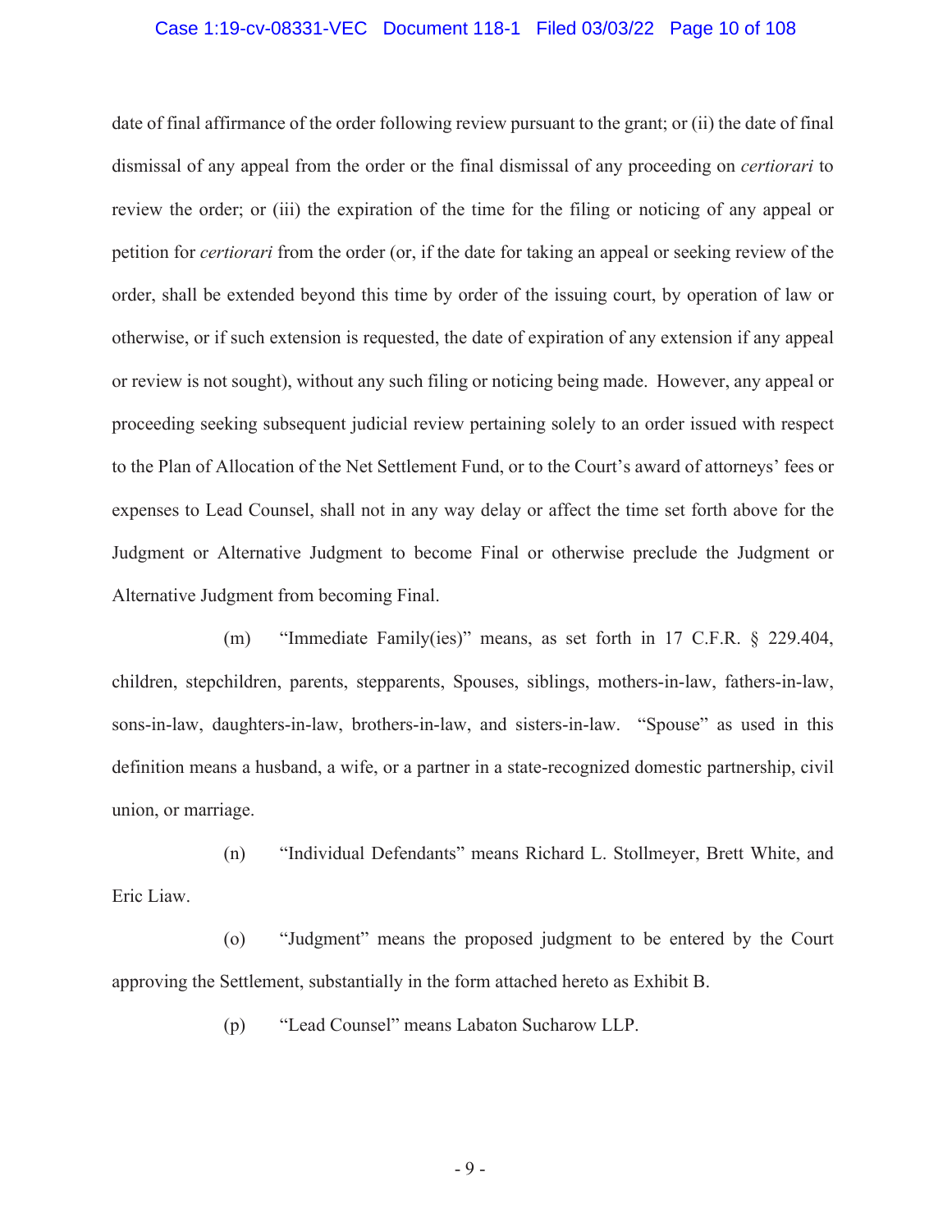date of final affirmance of the order following review pursuant to the grant; or (ii) the date of final dismissal of any appeal from the order or the final dismissal of any proceeding on *certiorari* to review the order; or (iii) the expiration of the time for the filing or noticing of any appeal or petition for *certiorari* from the order (or, if the date for taking an appeal or seeking review of the order, shall be extended beyond this time by order of the issuing court, by operation of law or otherwise, or if such extension is requested, the date of expiration of any extension if any appeal or review is not sought), without any such filing or noticing being made. However, any appeal or proceeding seeking subsequent judicial review pertaining solely to an order issued with respect to the Plan of Allocation of the Net Settlement Fund, or to the Court's award of attorneys' fees or expenses to Lead Counsel, shall not in any way delay or affect the time set forth above for the Judgment or Alternative Judgment to become Final or otherwise preclude the Judgment or Alternative Judgment from becoming Final.

(m) "Immediate Family(ies)" means, as set forth in 17 C.F.R. § 229.404, children, stepchildren, parents, stepparents, Spouses, siblings, mothers-in-law, fathers-in-law, sons-in-law, daughters-in-law, brothers-in-law, and sisters-in-law. "Spouse" as used in this definition means a husband, a wife, or a partner in a state-recognized domestic partnership, civil union, or marriage.

(n) "Individual Defendants" means Richard L. Stollmeyer, Brett White, and Eric Liaw.

(o) "Judgment" means the proposed judgment to be entered by the Court approving the Settlement, substantially in the form attached hereto as Exhibit B.

(p) "Lead Counsel" means Labaton Sucharow LLP.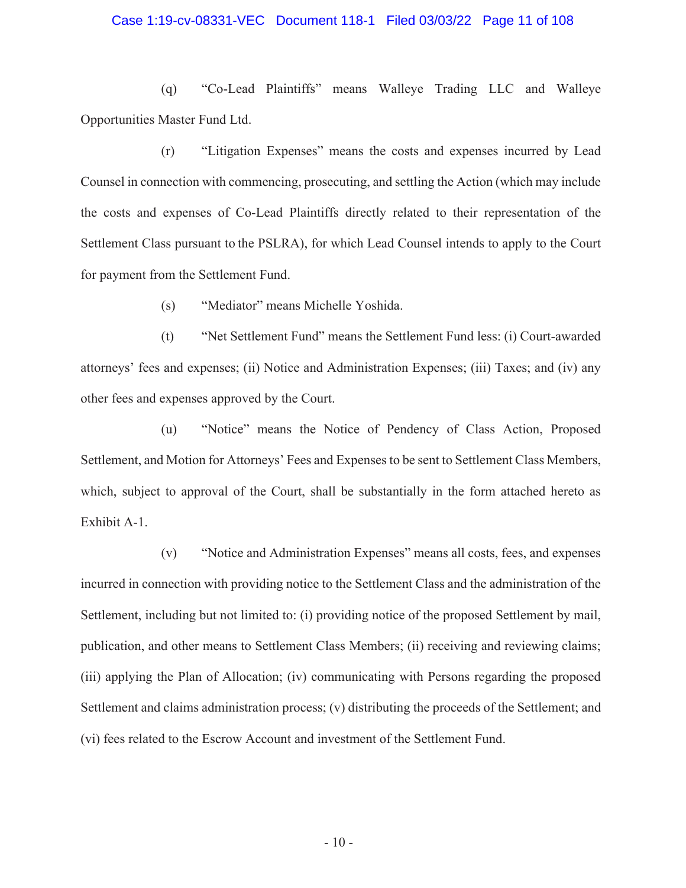(q) "Co-Lead Plaintiffs" means Walleye Trading LLC and Walleye Opportunities Master Fund Ltd.

(r) "Litigation Expenses" means the costs and expenses incurred by Lead Counsel in connection with commencing, prosecuting, and settling the Action (which may include the costs and expenses of Co-Lead Plaintiffs directly related to their representation of the Settlement Class pursuant to the PSLRA), for which Lead Counsel intends to apply to the Court for payment from the Settlement Fund.

(s) "Mediator" means Michelle Yoshida.

(t) "Net Settlement Fund" means the Settlement Fund less: (i) Court-awarded attorneys' fees and expenses; (ii) Notice and Administration Expenses; (iii) Taxes; and (iv) any other fees and expenses approved by the Court.

(u) "Notice" means the Notice of Pendency of Class Action, Proposed Settlement, and Motion for Attorneys' Fees and Expenses to be sent to Settlement Class Members, which, subject to approval of the Court, shall be substantially in the form attached hereto as Exhibit A-1.

(v) "Notice and Administration Expenses" means all costs, fees, and expenses incurred in connection with providing notice to the Settlement Class and the administration of the Settlement, including but not limited to: (i) providing notice of the proposed Settlement by mail, publication, and other means to Settlement Class Members; (ii) receiving and reviewing claims; (iii) applying the Plan of Allocation; (iv) communicating with Persons regarding the proposed Settlement and claims administration process; (v) distributing the proceeds of the Settlement; and (vi) fees related to the Escrow Account and investment of the Settlement Fund.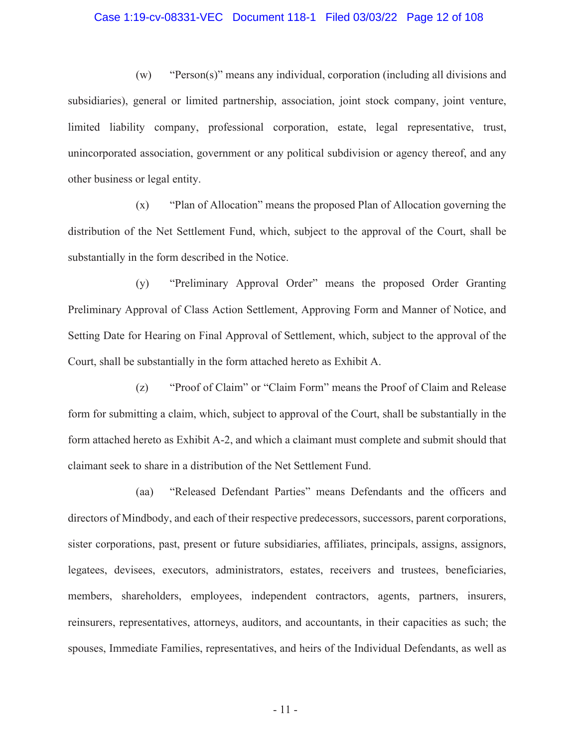(w) "Person(s)" means any individual, corporation (including all divisions and subsidiaries), general or limited partnership, association, joint stock company, joint venture, limited liability company, professional corporation, estate, legal representative, trust, unincorporated association, government or any political subdivision or agency thereof, and any other business or legal entity.

(x) "Plan of Allocation" means the proposed Plan of Allocation governing the distribution of the Net Settlement Fund, which, subject to the approval of the Court, shall be substantially in the form described in the Notice.

(y) "Preliminary Approval Order" means the proposed Order Granting Preliminary Approval of Class Action Settlement, Approving Form and Manner of Notice, and Setting Date for Hearing on Final Approval of Settlement, which, subject to the approval of the Court, shall be substantially in the form attached hereto as Exhibit A.

(z) "Proof of Claim" or "Claim Form" means the Proof of Claim and Release form for submitting a claim, which, subject to approval of the Court, shall be substantially in the form attached hereto as Exhibit A-2, and which a claimant must complete and submit should that claimant seek to share in a distribution of the Net Settlement Fund.

(aa) "Released Defendant Parties" means Defendants and the officers and directors of Mindbody, and each of their respective predecessors, successors, parent corporations, sister corporations, past, present or future subsidiaries, affiliates, principals, assigns, assignors, legatees, devisees, executors, administrators, estates, receivers and trustees, beneficiaries, members, shareholders, employees, independent contractors, agents, partners, insurers, reinsurers, representatives, attorneys, auditors, and accountants, in their capacities as such; the spouses, Immediate Families, representatives, and heirs of the Individual Defendants, as well as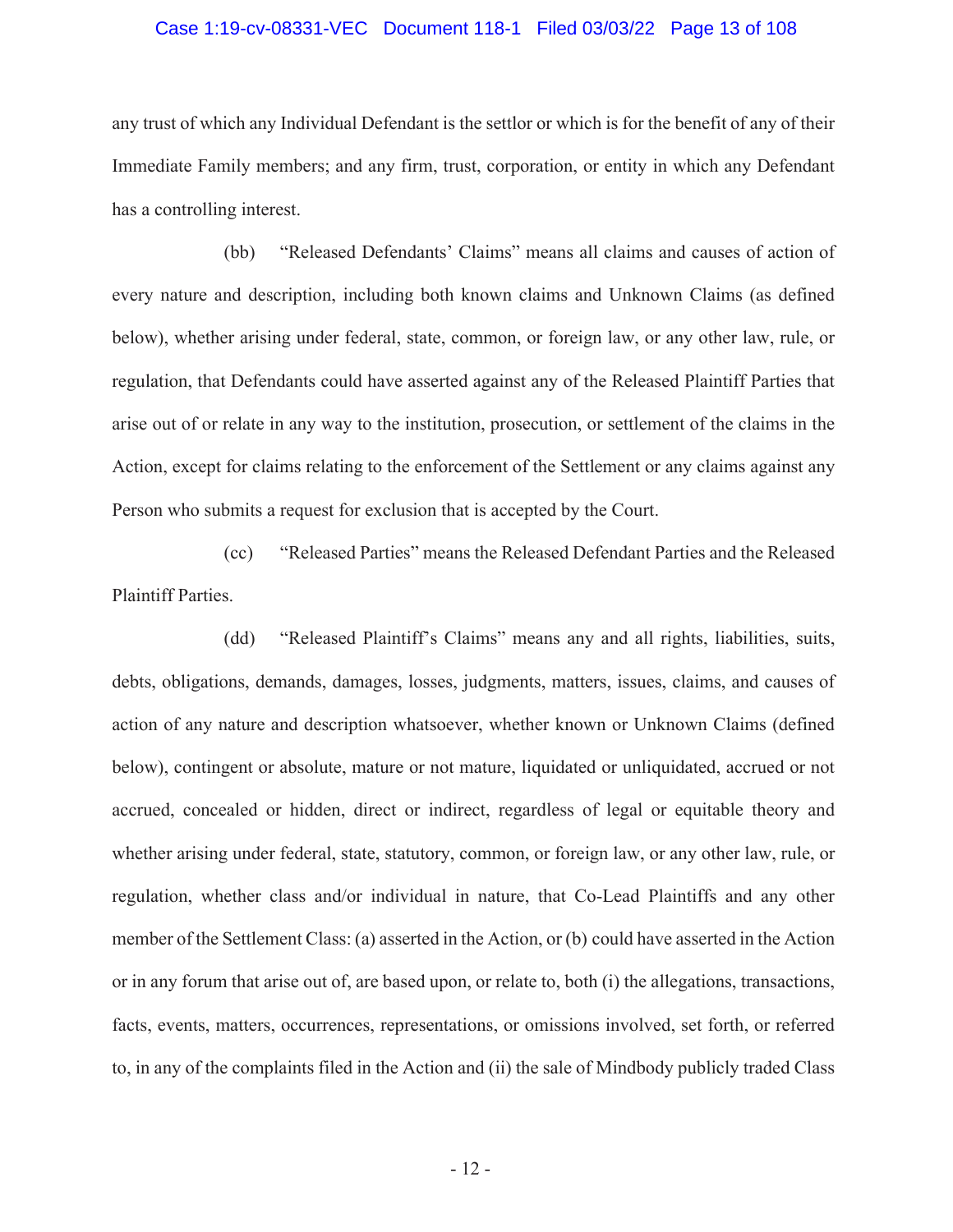any trust of which any Individual Defendant is the settlor or which is for the benefit of any of their Immediate Family members; and any firm, trust, corporation, or entity in which any Defendant has a controlling interest.

(bb) "Released Defendants' Claims" means all claims and causes of action of every nature and description, including both known claims and Unknown Claims (as defined below), whether arising under federal, state, common, or foreign law, or any other law, rule, or regulation, that Defendants could have asserted against any of the Released Plaintiff Parties that arise out of or relate in any way to the institution, prosecution, or settlement of the claims in the Action, except for claims relating to the enforcement of the Settlement or any claims against any Person who submits a request for exclusion that is accepted by the Court.

(cc) "Released Parties" means the Released Defendant Parties and the Released Plaintiff Parties.

(dd) "Released Plaintiff's Claims" means any and all rights, liabilities, suits, debts, obligations, demands, damages, losses, judgments, matters, issues, claims, and causes of action of any nature and description whatsoever, whether known or Unknown Claims (defined below), contingent or absolute, mature or not mature, liquidated or unliquidated, accrued or not accrued, concealed or hidden, direct or indirect, regardless of legal or equitable theory and whether arising under federal, state, statutory, common, or foreign law, or any other law, rule, or regulation, whether class and/or individual in nature, that Co-Lead Plaintiffs and any other member of the Settlement Class: (a) asserted in the Action, or (b) could have asserted in the Action or in any forum that arise out of, are based upon, or relate to, both (i) the allegations, transactions, facts, events, matters, occurrences, representations, or omissions involved, set forth, or referred to, in any of the complaints filed in the Action and (ii) the sale of Mindbody publicly traded Class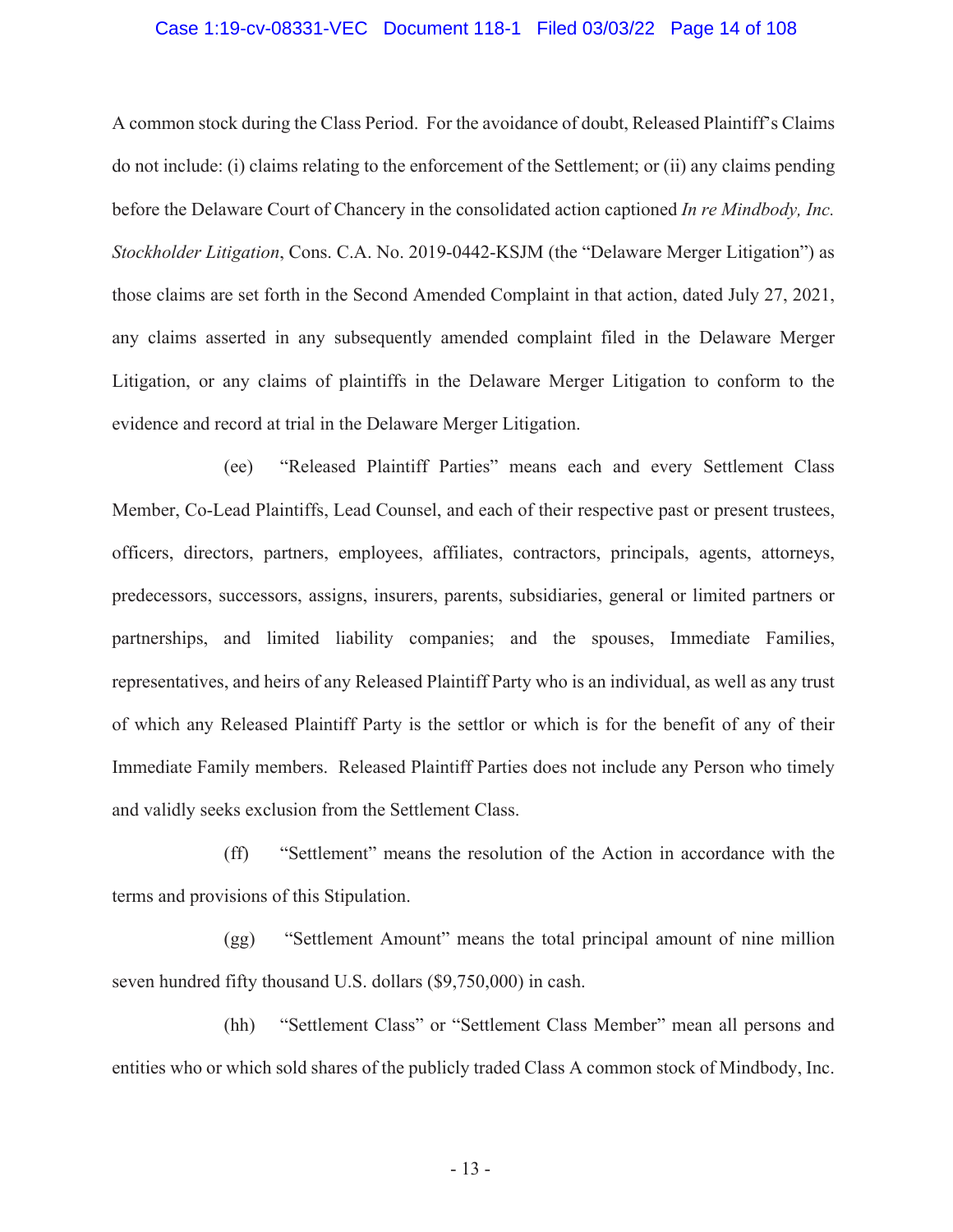A common stock during the Class Period. For the avoidance of doubt, Released Plaintiff's Claims do not include: (i) claims relating to the enforcement of the Settlement; or (ii) any claims pending before the Delaware Court of Chancery in the consolidated action captioned *In re Mindbody, Inc. Stockholder Litigation*, Cons. C.A. No. 2019-0442-KSJM (the "Delaware Merger Litigation") as those claims are set forth in the Second Amended Complaint in that action, dated July 27, 2021, any claims asserted in any subsequently amended complaint filed in the Delaware Merger Litigation, or any claims of plaintiffs in the Delaware Merger Litigation to conform to the evidence and record at trial in the Delaware Merger Litigation.

(ee) "Released Plaintiff Parties" means each and every Settlement Class Member, Co-Lead Plaintiffs, Lead Counsel, and each of their respective past or present trustees, officers, directors, partners, employees, affiliates, contractors, principals, agents, attorneys, predecessors, successors, assigns, insurers, parents, subsidiaries, general or limited partners or partnerships, and limited liability companies; and the spouses, Immediate Families, representatives, and heirs of any Released Plaintiff Party who is an individual, as well as any trust of which any Released Plaintiff Party is the settlor or which is for the benefit of any of their Immediate Family members. Released Plaintiff Parties does not include any Person who timely and validly seeks exclusion from the Settlement Class.

(ff) "Settlement" means the resolution of the Action in accordance with the terms and provisions of this Stipulation.

(gg) "Settlement Amount" means the total principal amount of nine million seven hundred fifty thousand U.S. dollars ($9,750,000) in cash.

(hh) "Settlement Class" or "Settlement Class Member" mean all persons and entities who or which sold shares of the publicly traded Class A common stock of Mindbody, Inc.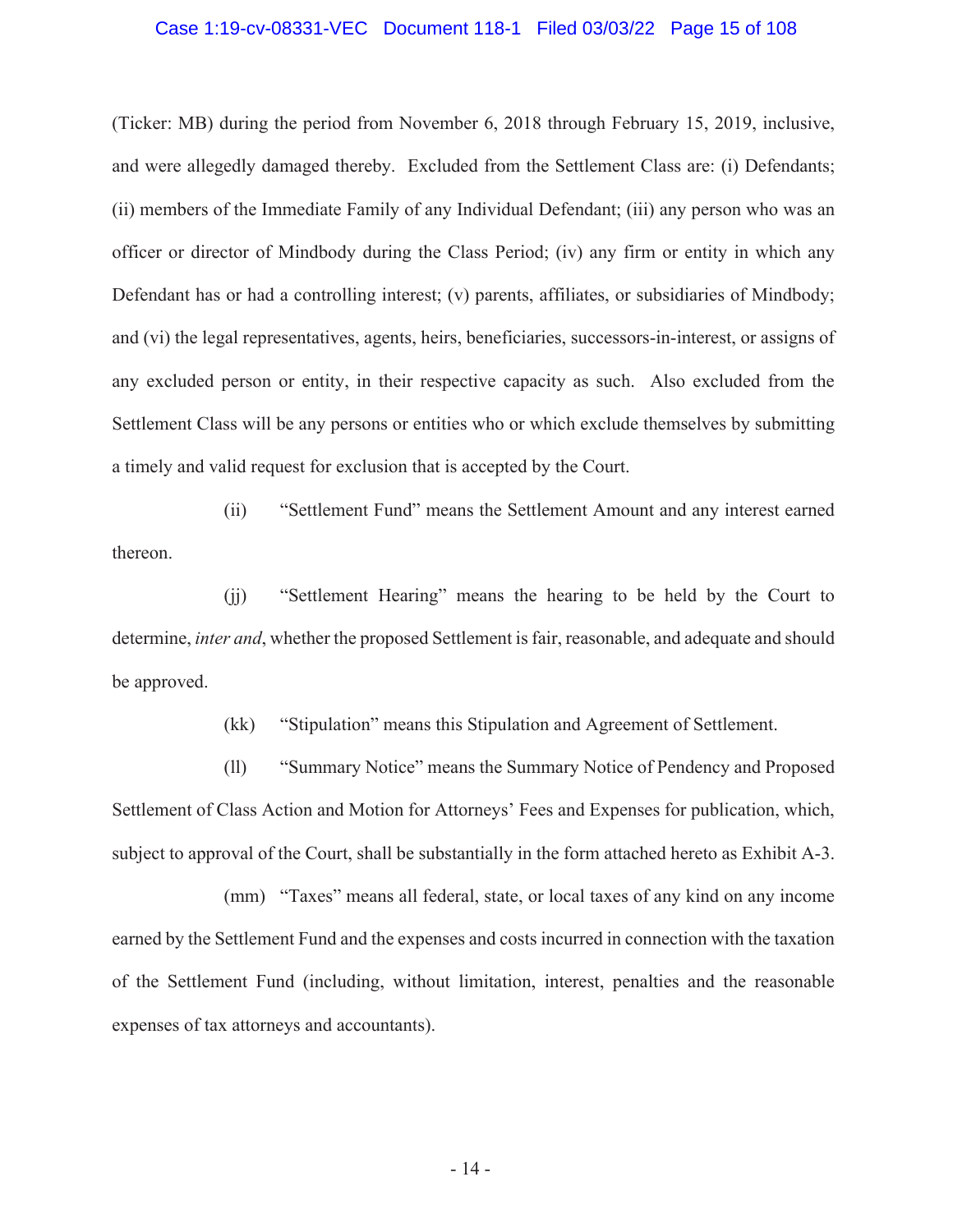(Ticker: MB) during the period from November 6, 2018 through February 15, 2019, inclusive, and were allegedly damaged thereby. Excluded from the Settlement Class are: (i) Defendants; (ii) members of the Immediate Family of any Individual Defendant; (iii) any person who was an officer or director of Mindbody during the Class Period; (iv) any firm or entity in which any Defendant has or had a controlling interest; (v) parents, affiliates, or subsidiaries of Mindbody; and (vi) the legal representatives, agents, heirs, beneficiaries, successors-in-interest, or assigns of any excluded person or entity, in their respective capacity as such. Also excluded from the Settlement Class will be any persons or entities who or which exclude themselves by submitting a timely and valid request for exclusion that is accepted by the Court.

(ii) "Settlement Fund" means the Settlement Amount and any interest earned thereon.

(jj) "Settlement Hearing" means the hearing to be held by the Court to determine, *inter and*, whether the proposed Settlement is fair, reasonable, and adequate and should be approved.

(kk) "Stipulation" means this Stipulation and Agreement of Settlement.

(ll) "Summary Notice" means the Summary Notice of Pendency and Proposed Settlement of Class Action and Motion for Attorneys' Fees and Expenses for publication, which, subject to approval of the Court, shall be substantially in the form attached hereto as Exhibit A-3.

(mm) "Taxes" means all federal, state, or local taxes of any kind on any income earned by the Settlement Fund and the expenses and costs incurred in connection with the taxation of the Settlement Fund (including, without limitation, interest, penalties and the reasonable expenses of tax attorneys and accountants).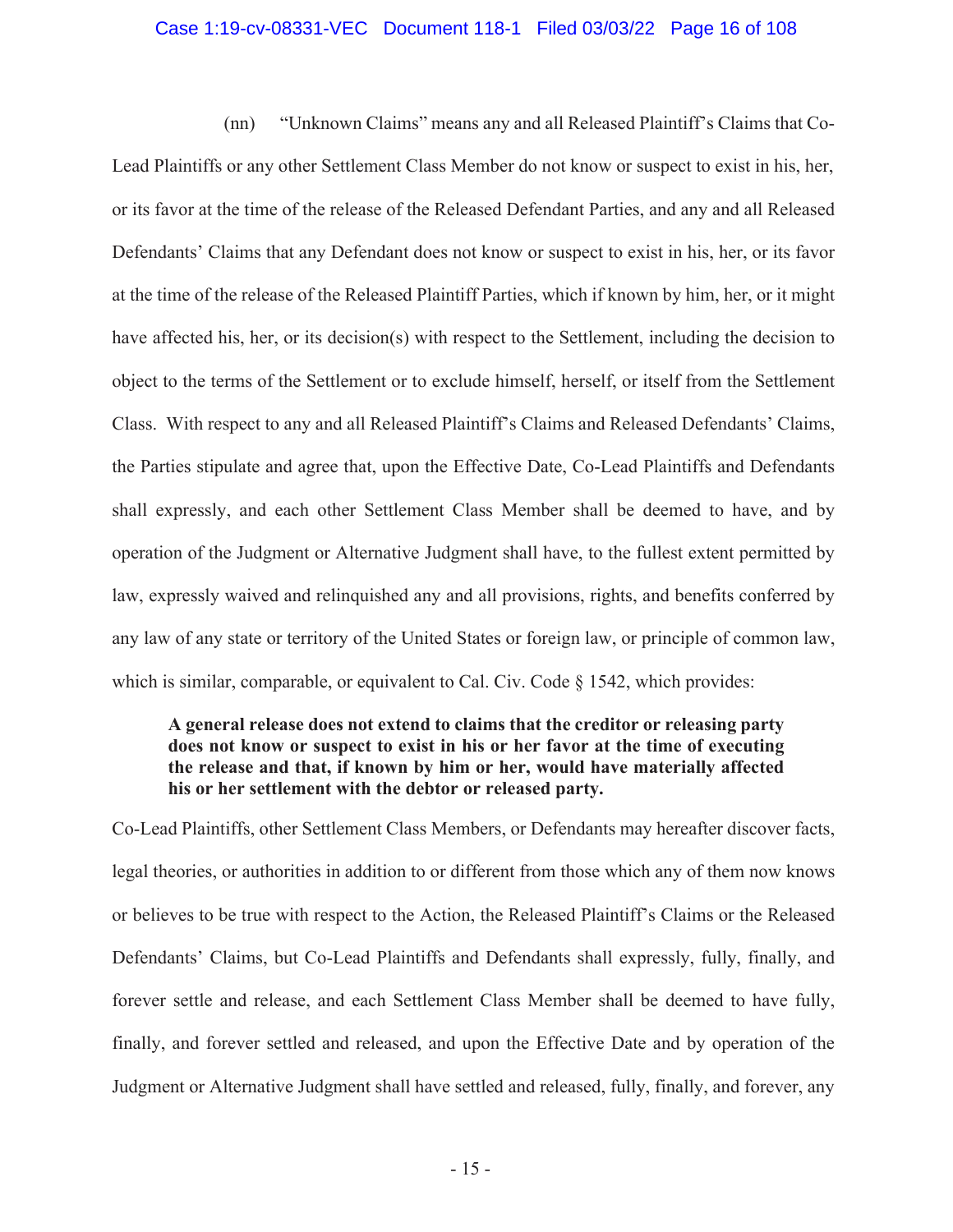(nn) "Unknown Claims" means any and all Released Plaintiff's Claims that Co-Lead Plaintiffs or any other Settlement Class Member do not know or suspect to exist in his, her, or its favor at the time of the release of the Released Defendant Parties, and any and all Released Defendants' Claims that any Defendant does not know or suspect to exist in his, her, or its favor at the time of the release of the Released Plaintiff Parties, which if known by him, her, or it might have affected his, her, or its decision(s) with respect to the Settlement, including the decision to object to the terms of the Settlement or to exclude himself, herself, or itself from the Settlement Class. With respect to any and all Released Plaintiff's Claims and Released Defendants' Claims, the Parties stipulate and agree that, upon the Effective Date, Co-Lead Plaintiffs and Defendants shall expressly, and each other Settlement Class Member shall be deemed to have, and by operation of the Judgment or Alternative Judgment shall have, to the fullest extent permitted by law, expressly waived and relinquished any and all provisions, rights, and benefits conferred by any law of any state or territory of the United States or foreign law, or principle of common law, which is similar, comparable, or equivalent to Cal. Civ. Code § 1542, which provides:

> **A general release does not extend to claims that the creditor or releasing party does not know or suspect to exist in his or her favor at the time of executing the release and that, if known by him or her, would have materially affected his or her settlement with the debtor or released party.**

Co-Lead Plaintiffs, other Settlement Class Members, or Defendants may hereafter discover facts, legal theories, or authorities in addition to or different from those which any of them now knows or believes to be true with respect to the Action, the Released Plaintiff's Claims or the Released Defendants' Claims, but Co-Lead Plaintiffs and Defendants shall expressly, fully, finally, and forever settle and release, and each Settlement Class Member shall be deemed to have fully, finally, and forever settled and released, and upon the Effective Date and by operation of the Judgment or Alternative Judgment shall have settled and released, fully, finally, and forever, any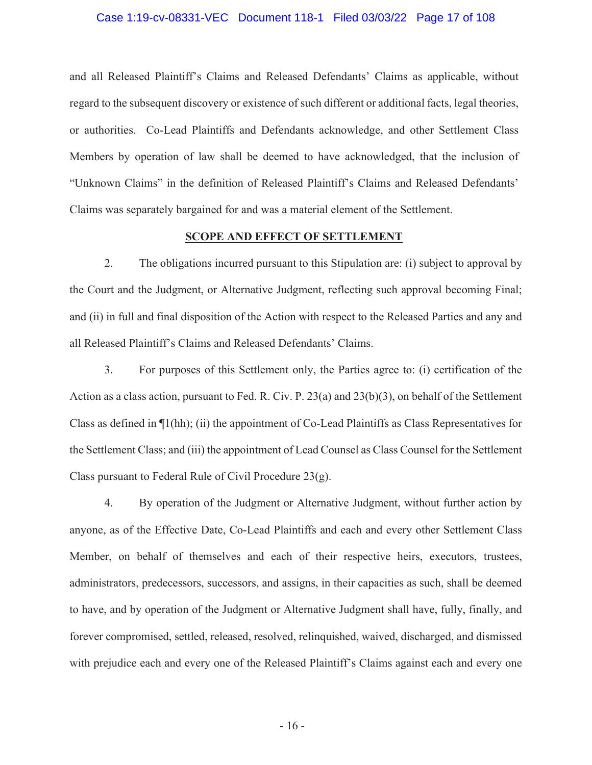and all Released Plaintiff's Claims and Released Defendants' Claims as applicable, without regard to the subsequent discovery or existence of such different or additional facts, legal theories, or authorities. Co-Lead Plaintiffs and Defendants acknowledge, and other Settlement Class Members by operation of law shall be deemed to have acknowledged, that the inclusion of "Unknown Claims" in the definition of Released Plaintiff's Claims and Released Defendants' Claims was separately bargained for and was a material element of the Settlement.

## SCOPE AND EFFECT OF SETTLEMENT

2. The obligations incurred pursuant to this Stipulation are: (i) subject to approval by the Court and the Judgment, or Alternative Judgment, reflecting such approval becoming Final; and (ii) in full and final disposition of the Action with respect to the Released Parties and any and all Released Plaintiff's Claims and Released Defendants' Claims.

3. For purposes of this Settlement only, the Parties agree to: (i) certification of the Action as a class action, pursuant to Fed. R. Civ. P. 23(a) and 23(b)(3), on behalf of the Settlement Class as defined in ¶1(hh); (ii) the appointment of Co-Lead Plaintiffs as Class Representatives for the Settlement Class; and (iii) the appointment of Lead Counsel as Class Counsel for the Settlement Class pursuant to Federal Rule of Civil Procedure 23(g).

4. By operation of the Judgment or Alternative Judgment, without further action by anyone, as of the Effective Date, Co-Lead Plaintiffs and each and every other Settlement Class Member, on behalf of themselves and each of their respective heirs, executors, trustees, administrators, predecessors, successors, and assigns, in their capacities as such, shall be deemed to have, and by operation of the Judgment or Alternative Judgment shall have, fully, finally, and forever compromised, settled, released, resolved, relinquished, waived, discharged, and dismissed with prejudice each and every one of the Released Plaintiff's Claims against each and every one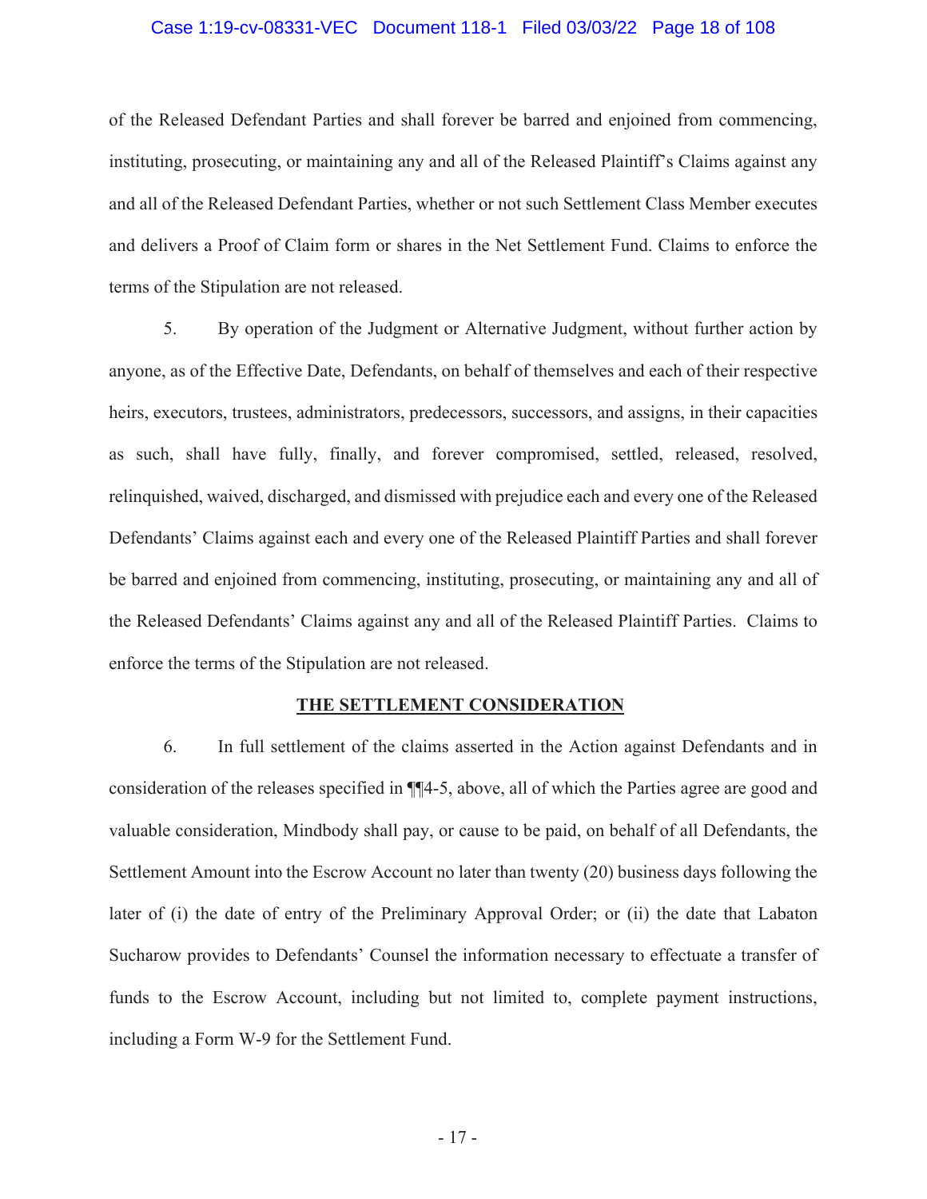of the Released Defendant Parties and shall forever be barred and enjoined from commencing, instituting, prosecuting, or maintaining any and all of the Released Plaintiff's Claims against any and all of the Released Defendant Parties, whether or not such Settlement Class Member executes and delivers a Proof of Claim form or shares in the Net Settlement Fund. Claims to enforce the terms of the Stipulation are not released.

5. By operation of the Judgment or Alternative Judgment, without further action by anyone, as of the Effective Date, Defendants, on behalf of themselves and each of their respective heirs, executors, trustees, administrators, predecessors, successors, and assigns, in their capacities as such, shall have fully, finally, and forever compromised, settled, released, resolved, relinquished, waived, discharged, and dismissed with prejudice each and every one of the Released Defendants' Claims against each and every one of the Released Plaintiff Parties and shall forever be barred and enjoined from commencing, instituting, prosecuting, or maintaining any and all of the Released Defendants' Claims against any and all of the Released Plaintiff Parties. Claims to enforce the terms of the Stipulation are not released.

## THE SETTLEMENT CONSIDERATION

6. In full settlement of the claims asserted in the Action against Defendants and in consideration of the releases specified in ¶¶4-5, above, all of which the Parties agree are good and valuable consideration, Mindbody shall pay, or cause to be paid, on behalf of all Defendants, the Settlement Amount into the Escrow Account no later than twenty (20) business days following the later of (i) the date of entry of the Preliminary Approval Order; or (ii) the date that Labaton Sucharow provides to Defendants' Counsel the information necessary to effectuate a transfer of funds to the Escrow Account, including but not limited to, complete payment instructions, including a Form W-9 for the Settlement Fund.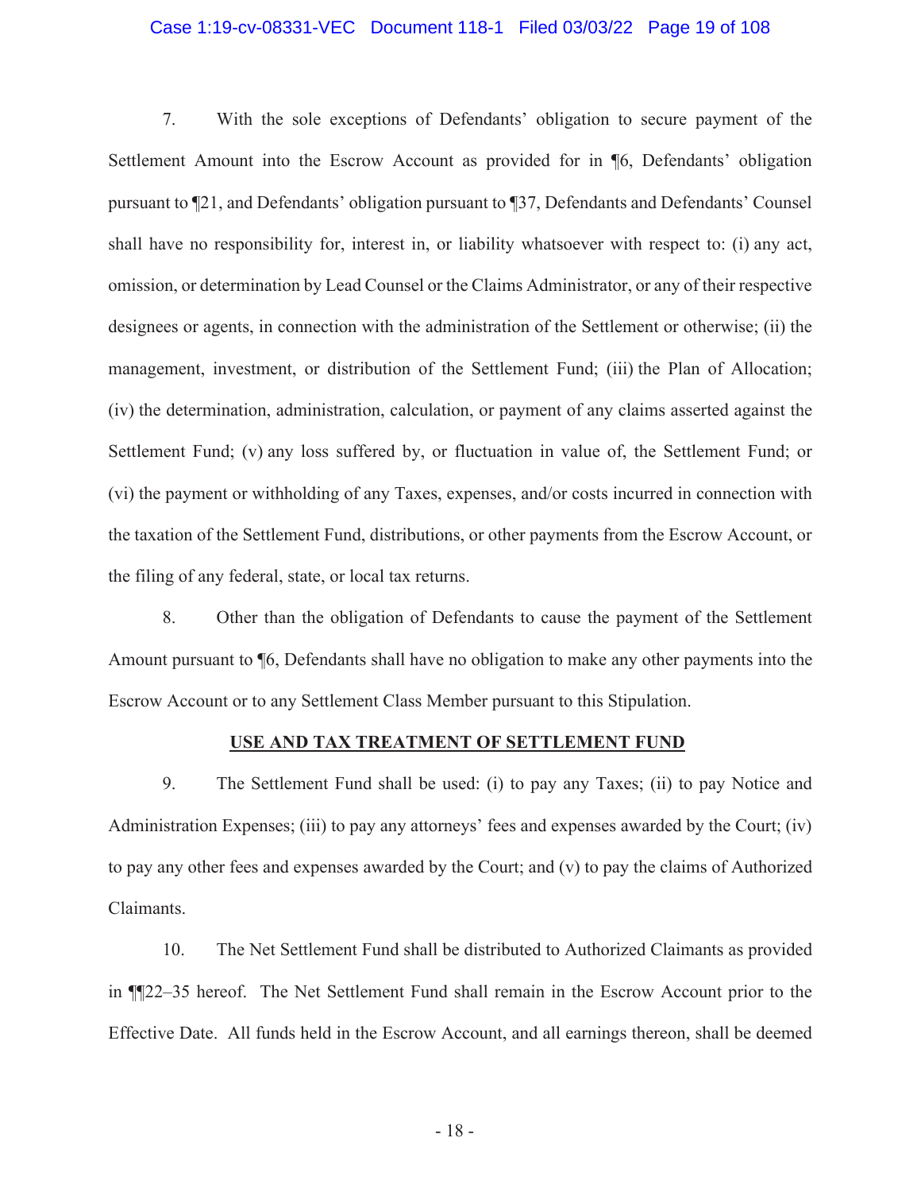7. With the sole exceptions of Defendants' obligation to secure payment of the Settlement Amount into the Escrow Account as provided for in ¶6, Defendants' obligation pursuant to ¶21, and Defendants' obligation pursuant to ¶37, Defendants and Defendants' Counsel shall have no responsibility for, interest in, or liability whatsoever with respect to: (i) any act, omission, or determination by Lead Counsel or the Claims Administrator, or any of their respective designees or agents, in connection with the administration of the Settlement or otherwise; (ii) the management, investment, or distribution of the Settlement Fund; (iii) the Plan of Allocation; (iv) the determination, administration, calculation, or payment of any claims asserted against the Settlement Fund; (v) any loss suffered by, or fluctuation in value of, the Settlement Fund; or (vi) the payment or withholding of any Taxes, expenses, and/or costs incurred in connection with the taxation of the Settlement Fund, distributions, or other payments from the Escrow Account, or the filing of any federal, state, or local tax returns.

8. Other than the obligation of Defendants to cause the payment of the Settlement Amount pursuant to ¶6, Defendants shall have no obligation to make any other payments into the Escrow Account or to any Settlement Class Member pursuant to this Stipulation.

## USE AND TAX TREATMENT OF SETTLEMENT FUND

9. The Settlement Fund shall be used: (i) to pay any Taxes; (ii) to pay Notice and Administration Expenses; (iii) to pay any attorneys' fees and expenses awarded by the Court; (iv) to pay any other fees and expenses awarded by the Court; and (v) to pay the claims of Authorized Claimants.

10. The Net Settlement Fund shall be distributed to Authorized Claimants as provided in ¶¶22–35 hereof. The Net Settlement Fund shall remain in the Escrow Account prior to the Effective Date. All funds held in the Escrow Account, and all earnings thereon, shall be deemed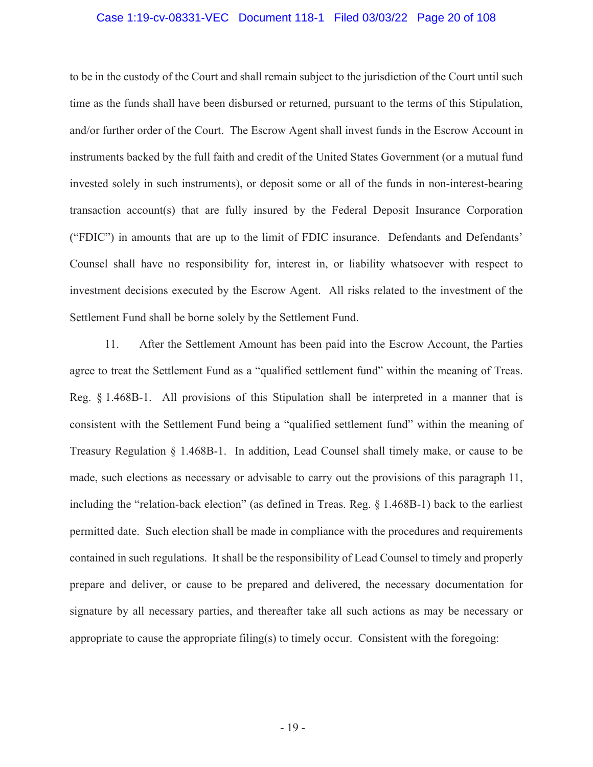to be in the custody of the Court and shall remain subject to the jurisdiction of the Court until such time as the funds shall have been disbursed or returned, pursuant to the terms of this Stipulation, and/or further order of the Court. The Escrow Agent shall invest funds in the Escrow Account in instruments backed by the full faith and credit of the United States Government (or a mutual fund invested solely in such instruments), or deposit some or all of the funds in non-interest-bearing transaction account(s) that are fully insured by the Federal Deposit Insurance Corporation ("FDIC") in amounts that are up to the limit of FDIC insurance. Defendants and Defendants' Counsel shall have no responsibility for, interest in, or liability whatsoever with respect to investment decisions executed by the Escrow Agent. All risks related to the investment of the Settlement Fund shall be borne solely by the Settlement Fund.

11. After the Settlement Amount has been paid into the Escrow Account, the Parties agree to treat the Settlement Fund as a "qualified settlement fund" within the meaning of Treas. Reg. § 1.468B-1. All provisions of this Stipulation shall be interpreted in a manner that is consistent with the Settlement Fund being a "qualified settlement fund" within the meaning of Treasury Regulation § 1.468B-1. In addition, Lead Counsel shall timely make, or cause to be made, such elections as necessary or advisable to carry out the provisions of this paragraph 11, including the "relation-back election" (as defined in Treas. Reg. § 1.468B-1) back to the earliest permitted date. Such election shall be made in compliance with the procedures and requirements contained in such regulations. It shall be the responsibility of Lead Counsel to timely and properly prepare and deliver, or cause to be prepared and delivered, the necessary documentation for signature by all necessary parties, and thereafter take all such actions as may be necessary or appropriate to cause the appropriate filing(s) to timely occur. Consistent with the foregoing: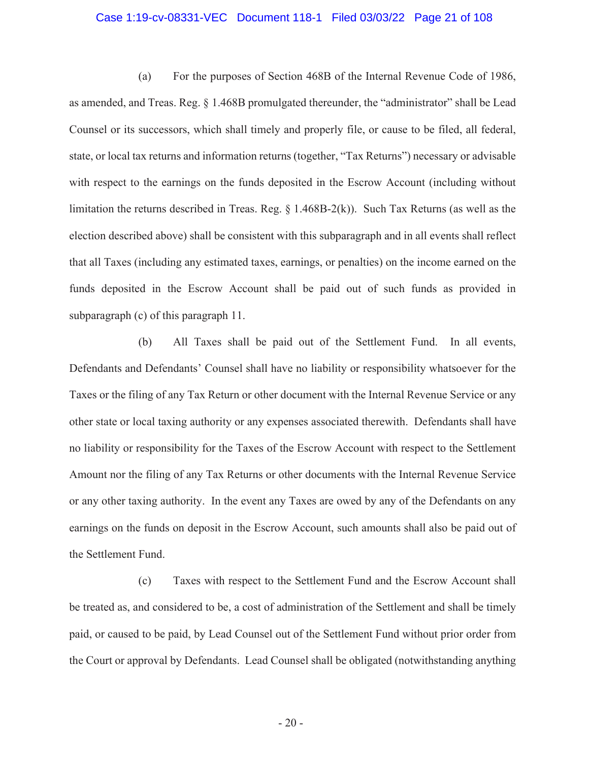(a) For the purposes of Section 468B of the Internal Revenue Code of 1986, as amended, and Treas. Reg. § 1.468B promulgated thereunder, the "administrator" shall be Lead Counsel or its successors, which shall timely and properly file, or cause to be filed, all federal, state, or local tax returns and information returns (together, "Tax Returns") necessary or advisable with respect to the earnings on the funds deposited in the Escrow Account (including without limitation the returns described in Treas. Reg. § 1.468B-2(k)). Such Tax Returns (as well as the election described above) shall be consistent with this subparagraph and in all events shall reflect that all Taxes (including any estimated taxes, earnings, or penalties) on the income earned on the funds deposited in the Escrow Account shall be paid out of such funds as provided in subparagraph (c) of this paragraph 11.

(b) All Taxes shall be paid out of the Settlement Fund. In all events, Defendants and Defendants' Counsel shall have no liability or responsibility whatsoever for the Taxes or the filing of any Tax Return or other document with the Internal Revenue Service or any other state or local taxing authority or any expenses associated therewith. Defendants shall have no liability or responsibility for the Taxes of the Escrow Account with respect to the Settlement Amount nor the filing of any Tax Returns or other documents with the Internal Revenue Service or any other taxing authority. In the event any Taxes are owed by any of the Defendants on any earnings on the funds on deposit in the Escrow Account, such amounts shall also be paid out of the Settlement Fund.

(c) Taxes with respect to the Settlement Fund and the Escrow Account shall be treated as, and considered to be, a cost of administration of the Settlement and shall be timely paid, or caused to be paid, by Lead Counsel out of the Settlement Fund without prior order from the Court or approval by Defendants. Lead Counsel shall be obligated (notwithstanding anything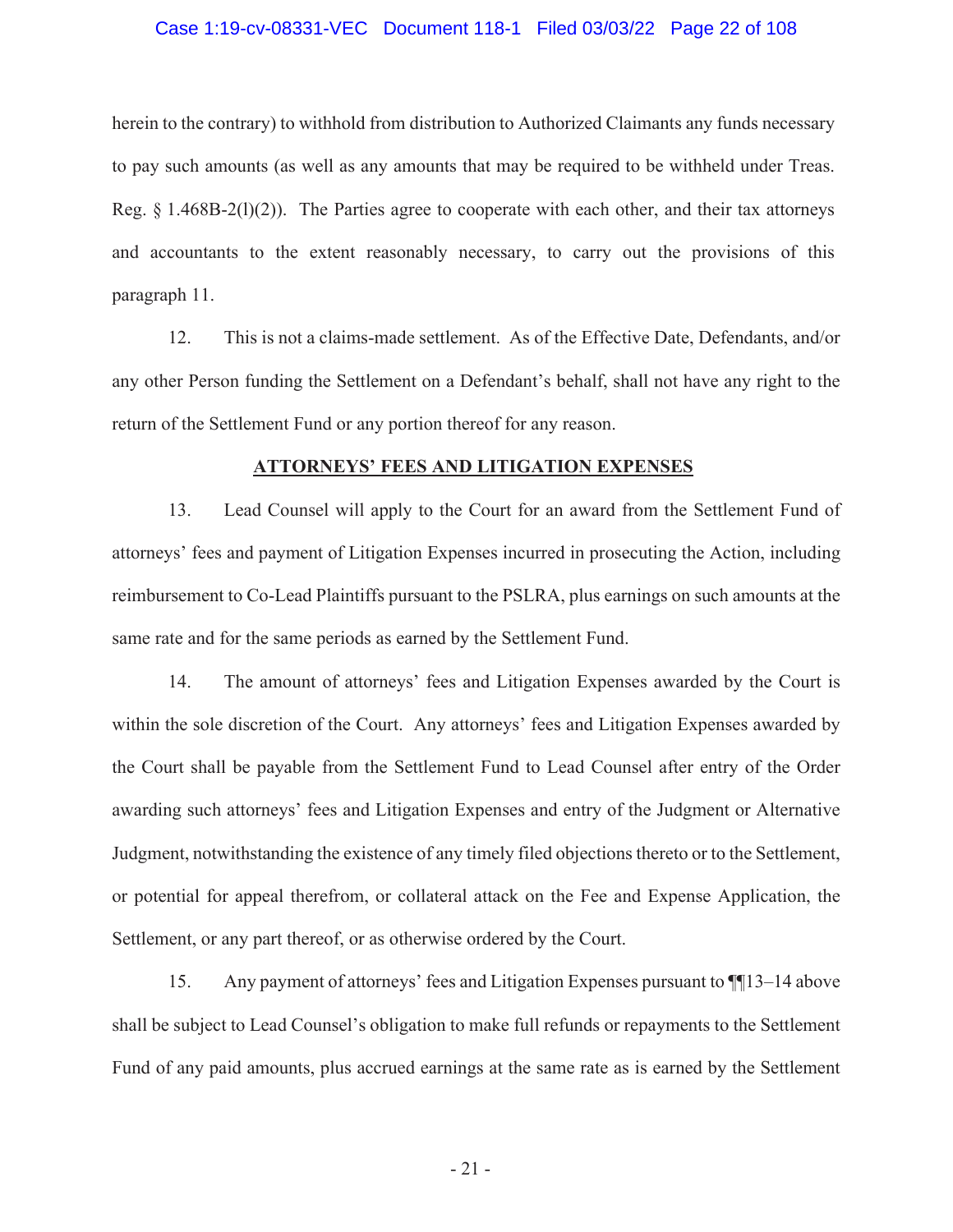herein to the contrary) to withhold from distribution to Authorized Claimants any funds necessary to pay such amounts (as well as any amounts that may be required to be withheld under Treas. Reg. § 1.468B-2(l)(2)). The Parties agree to cooperate with each other, and their tax attorneys and accountants to the extent reasonably necessary, to carry out the provisions of this paragraph 11.

12. This is not a claims-made settlement. As of the Effective Date, Defendants, and/or any other Person funding the Settlement on a Defendant's behalf, shall not have any right to the return of the Settlement Fund or any portion thereof for any reason.

## ATTORNEYS' FEES AND LITIGATION EXPENSES

13. Lead Counsel will apply to the Court for an award from the Settlement Fund of attorneys' fees and payment of Litigation Expenses incurred in prosecuting the Action, including reimbursement to Co-Lead Plaintiffs pursuant to the PSLRA, plus earnings on such amounts at the same rate and for the same periods as earned by the Settlement Fund.

14. The amount of attorneys' fees and Litigation Expenses awarded by the Court is within the sole discretion of the Court. Any attorneys' fees and Litigation Expenses awarded by the Court shall be payable from the Settlement Fund to Lead Counsel after entry of the Order awarding such attorneys' fees and Litigation Expenses and entry of the Judgment or Alternative Judgment, notwithstanding the existence of any timely filed objections thereto or to the Settlement, or potential for appeal therefrom, or collateral attack on the Fee and Expense Application, the Settlement, or any part thereof, or as otherwise ordered by the Court.

15. Any payment of attorneys' fees and Litigation Expenses pursuant to ¶¶13–14 above shall be subject to Lead Counsel's obligation to make full refunds or repayments to the Settlement Fund of any paid amounts, plus accrued earnings at the same rate as is earned by the Settlement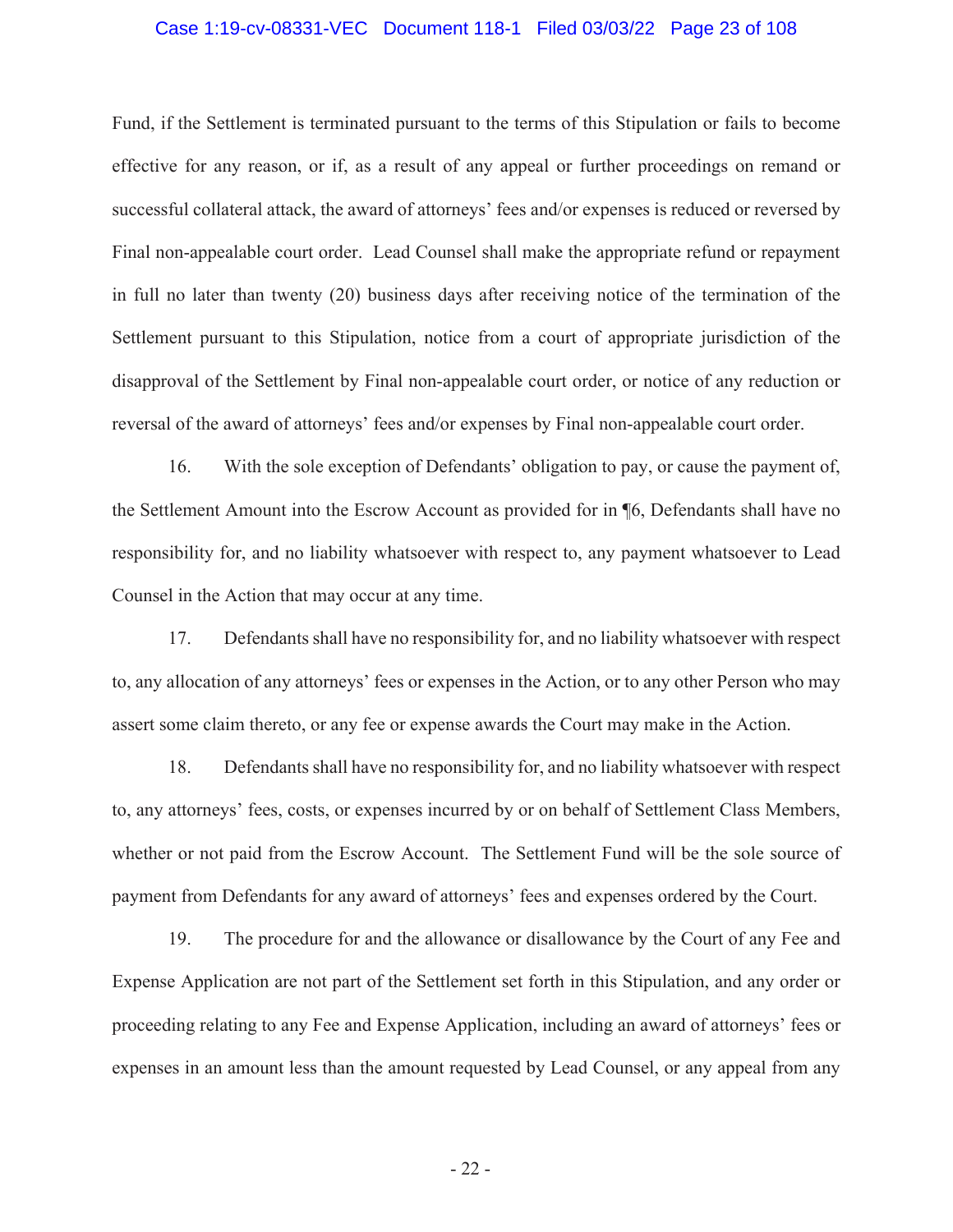Fund, if the Settlement is terminated pursuant to the terms of this Stipulation or fails to become effective for any reason, or if, as a result of any appeal or further proceedings on remand or successful collateral attack, the award of attorneys' fees and/or expenses is reduced or reversed by Final non-appealable court order. Lead Counsel shall make the appropriate refund or repayment in full no later than twenty (20) business days after receiving notice of the termination of the Settlement pursuant to this Stipulation, notice from a court of appropriate jurisdiction of the disapproval of the Settlement by Final non-appealable court order, or notice of any reduction or reversal of the award of attorneys' fees and/or expenses by Final non-appealable court order.

16. With the sole exception of Defendants' obligation to pay, or cause the payment of, the Settlement Amount into the Escrow Account as provided for in ¶6, Defendants shall have no responsibility for, and no liability whatsoever with respect to, any payment whatsoever to Lead Counsel in the Action that may occur at any time.

17. Defendants shall have no responsibility for, and no liability whatsoever with respect to, any allocation of any attorneys' fees or expenses in the Action, or to any other Person who may assert some claim thereto, or any fee or expense awards the Court may make in the Action.

18. Defendants shall have no responsibility for, and no liability whatsoever with respect to, any attorneys' fees, costs, or expenses incurred by or on behalf of Settlement Class Members, whether or not paid from the Escrow Account. The Settlement Fund will be the sole source of payment from Defendants for any award of attorneys' fees and expenses ordered by the Court.

19. The procedure for and the allowance or disallowance by the Court of any Fee and Expense Application are not part of the Settlement set forth in this Stipulation, and any order or proceeding relating to any Fee and Expense Application, including an award of attorneys' fees or expenses in an amount less than the amount requested by Lead Counsel, or any appeal from any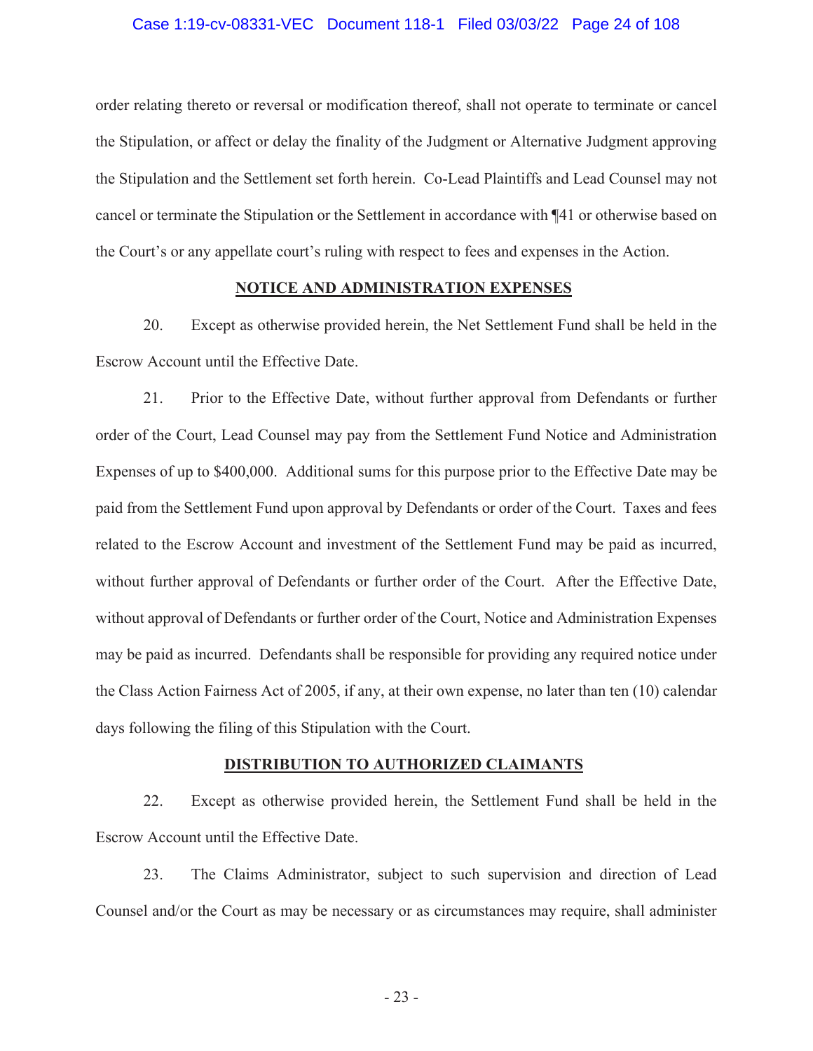order relating thereto or reversal or modification thereof, shall not operate to terminate or cancel the Stipulation, or affect or delay the finality of the Judgment or Alternative Judgment approving the Stipulation and the Settlement set forth herein. Co-Lead Plaintiffs and Lead Counsel may not cancel or terminate the Stipulation or the Settlement in accordance with ¶41 or otherwise based on the Court's or any appellate court's ruling with respect to fees and expenses in the Action.

**NOTICE AND ADMINISTRATION EXPENSES**

20. Except as otherwise provided herein, the Net Settlement Fund shall be held in the Escrow Account until the Effective Date.

21. Prior to the Effective Date, without further approval from Defendants or further order of the Court, Lead Counsel may pay from the Settlement Fund Notice and Administration Expenses of up to $400,000. Additional sums for this purpose prior to the Effective Date may be paid from the Settlement Fund upon approval by Defendants or order of the Court. Taxes and fees related to the Escrow Account and investment of the Settlement Fund may be paid as incurred, without further approval of Defendants or further order of the Court. After the Effective Date, without approval of Defendants or further order of the Court, Notice and Administration Expenses may be paid as incurred. Defendants shall be responsible for providing any required notice under the Class Action Fairness Act of 2005, if any, at their own expense, no later than ten (10) calendar days following the filing of this Stipulation with the Court.

**DISTRIBUTION TO AUTHORIZED CLAIMANTS**

22. Except as otherwise provided herein, the Settlement Fund shall be held in the Escrow Account until the Effective Date.

23. The Claims Administrator, subject to such supervision and direction of Lead Counsel and/or the Court as may be necessary or as circumstances may require, shall administer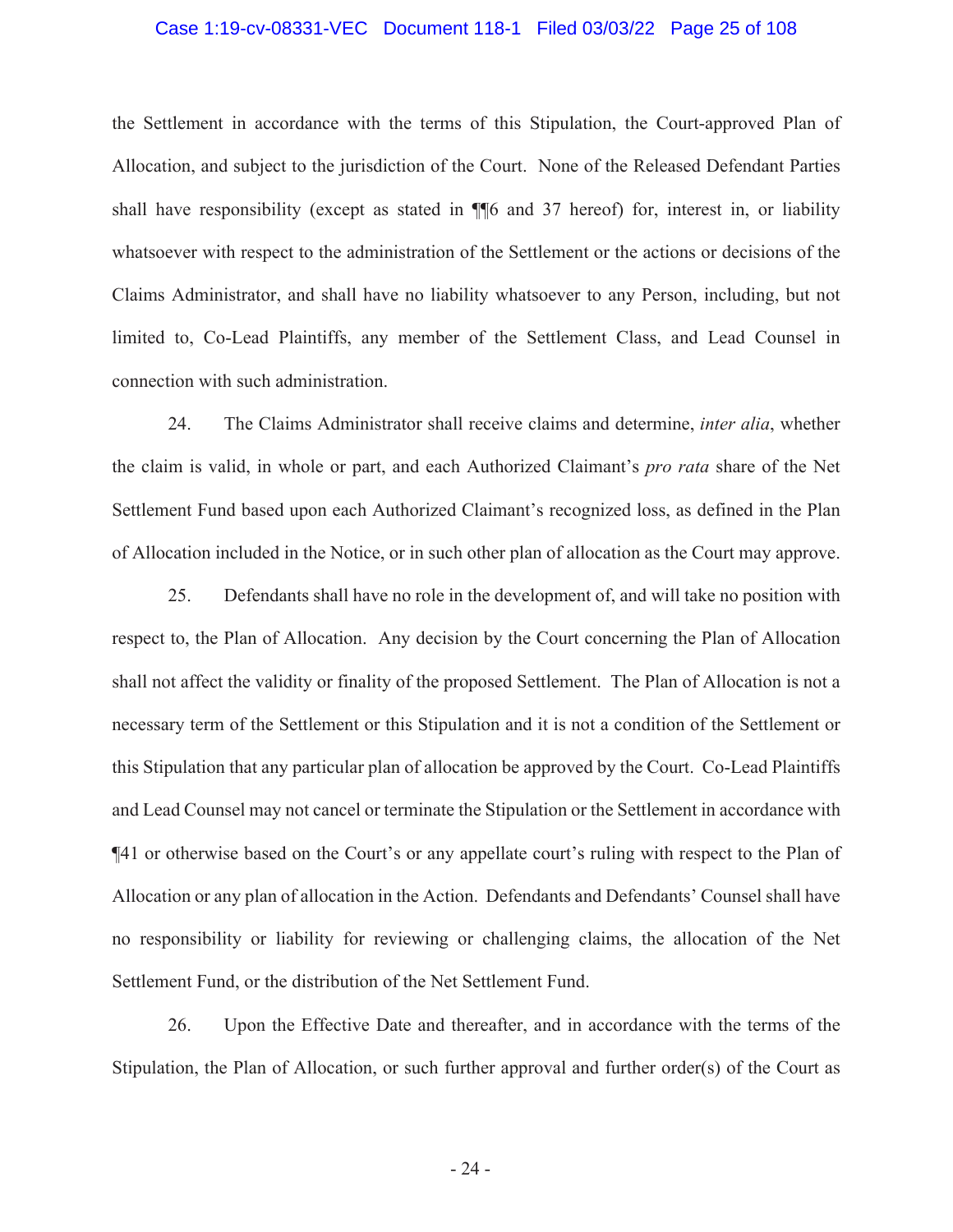the Settlement in accordance with the terms of this Stipulation, the Court-approved Plan of Allocation, and subject to the jurisdiction of the Court. None of the Released Defendant Parties shall have responsibility (except as stated in ¶¶6 and 37 hereof) for, interest in, or liability whatsoever with respect to the administration of the Settlement or the actions or decisions of the Claims Administrator, and shall have no liability whatsoever to any Person, including, but not limited to, Co-Lead Plaintiffs, any member of the Settlement Class, and Lead Counsel in connection with such administration.

24. The Claims Administrator shall receive claims and determine, *inter alia*, whether the claim is valid, in whole or part, and each Authorized Claimant's *pro rata* share of the Net Settlement Fund based upon each Authorized Claimant's recognized loss, as defined in the Plan of Allocation included in the Notice, or in such other plan of allocation as the Court may approve.

25. Defendants shall have no role in the development of, and will take no position with respect to, the Plan of Allocation. Any decision by the Court concerning the Plan of Allocation shall not affect the validity or finality of the proposed Settlement. The Plan of Allocation is not a necessary term of the Settlement or this Stipulation and it is not a condition of the Settlement or this Stipulation that any particular plan of allocation be approved by the Court. Co-Lead Plaintiffs and Lead Counsel may not cancel or terminate the Stipulation or the Settlement in accordance with ¶41 or otherwise based on the Court's or any appellate court's ruling with respect to the Plan of Allocation or any plan of allocation in the Action. Defendants and Defendants' Counsel shall have no responsibility or liability for reviewing or challenging claims, the allocation of the Net Settlement Fund, or the distribution of the Net Settlement Fund.

26. Upon the Effective Date and thereafter, and in accordance with the terms of the Stipulation, the Plan of Allocation, or such further approval and further order(s) of the Court as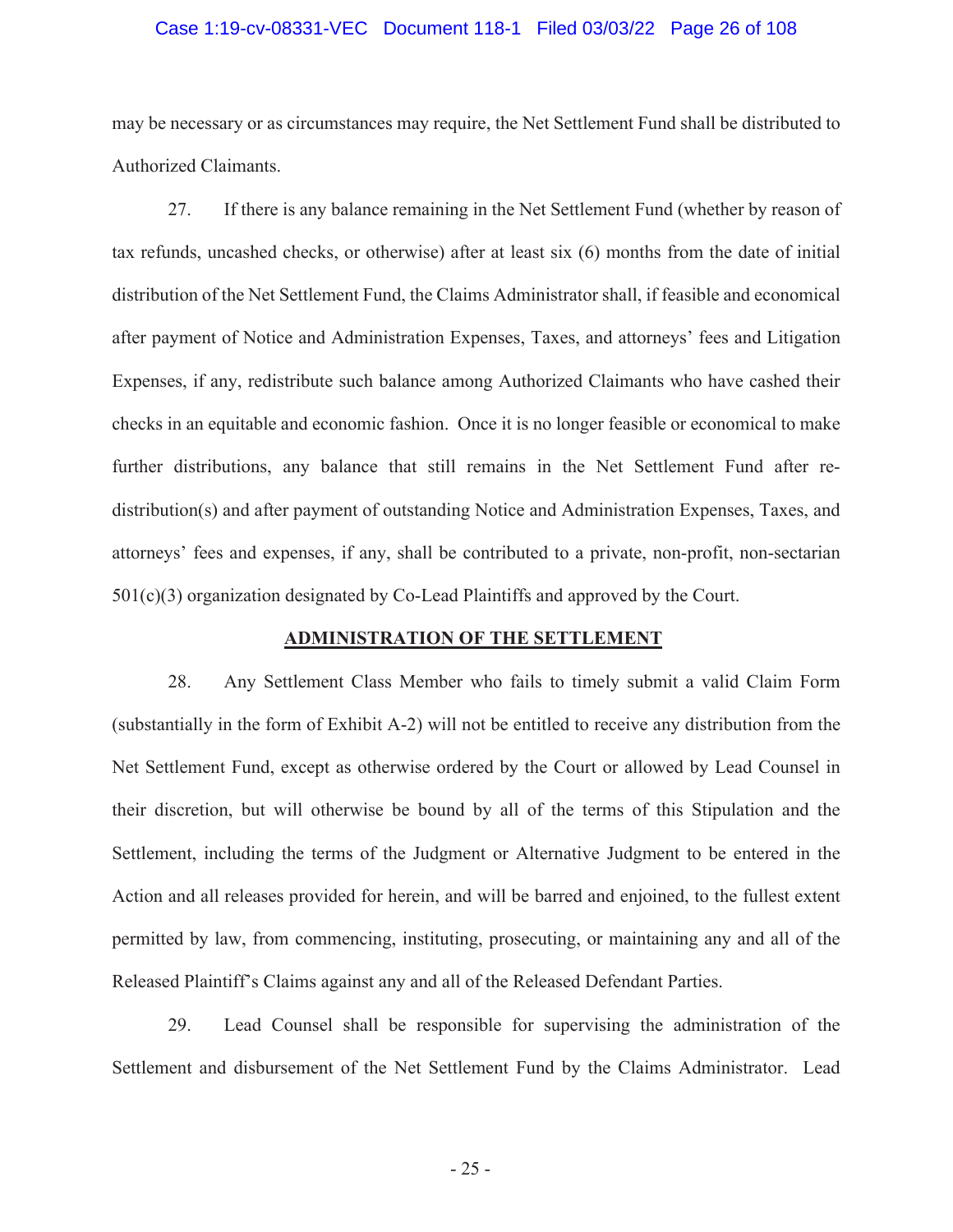may be necessary or as circumstances may require, the Net Settlement Fund shall be distributed to Authorized Claimants.

27. If there is any balance remaining in the Net Settlement Fund (whether by reason of tax refunds, uncashed checks, or otherwise) after at least six (6) months from the date of initial distribution of the Net Settlement Fund, the Claims Administrator shall, if feasible and economical after payment of Notice and Administration Expenses, Taxes, and attorneys' fees and Litigation Expenses, if any, redistribute such balance among Authorized Claimants who have cashed their checks in an equitable and economic fashion. Once it is no longer feasible or economical to make further distributions, any balance that still remains in the Net Settlement Fund after re-distribution(s) and after payment of outstanding Notice and Administration Expenses, Taxes, and attorneys' fees and expenses, if any, shall be contributed to a private, non-profit, non-sectarian 501(c)(3) organization designated by Co-Lead Plaintiffs and approved by the Court.

## ADMINISTRATION OF THE SETTLEMENT

28. Any Settlement Class Member who fails to timely submit a valid Claim Form (substantially in the form of Exhibit A-2) will not be entitled to receive any distribution from the Net Settlement Fund, except as otherwise ordered by the Court or allowed by Lead Counsel in their discretion, but will otherwise be bound by all of the terms of this Stipulation and the Settlement, including the terms of the Judgment or Alternative Judgment to be entered in the Action and all releases provided for herein, and will be barred and enjoined, to the fullest extent permitted by law, from commencing, instituting, prosecuting, or maintaining any and all of the Released Plaintiff's Claims against any and all of the Released Defendant Parties.

29. Lead Counsel shall be responsible for supervising the administration of the Settlement and disbursement of the Net Settlement Fund by the Claims Administrator. Lead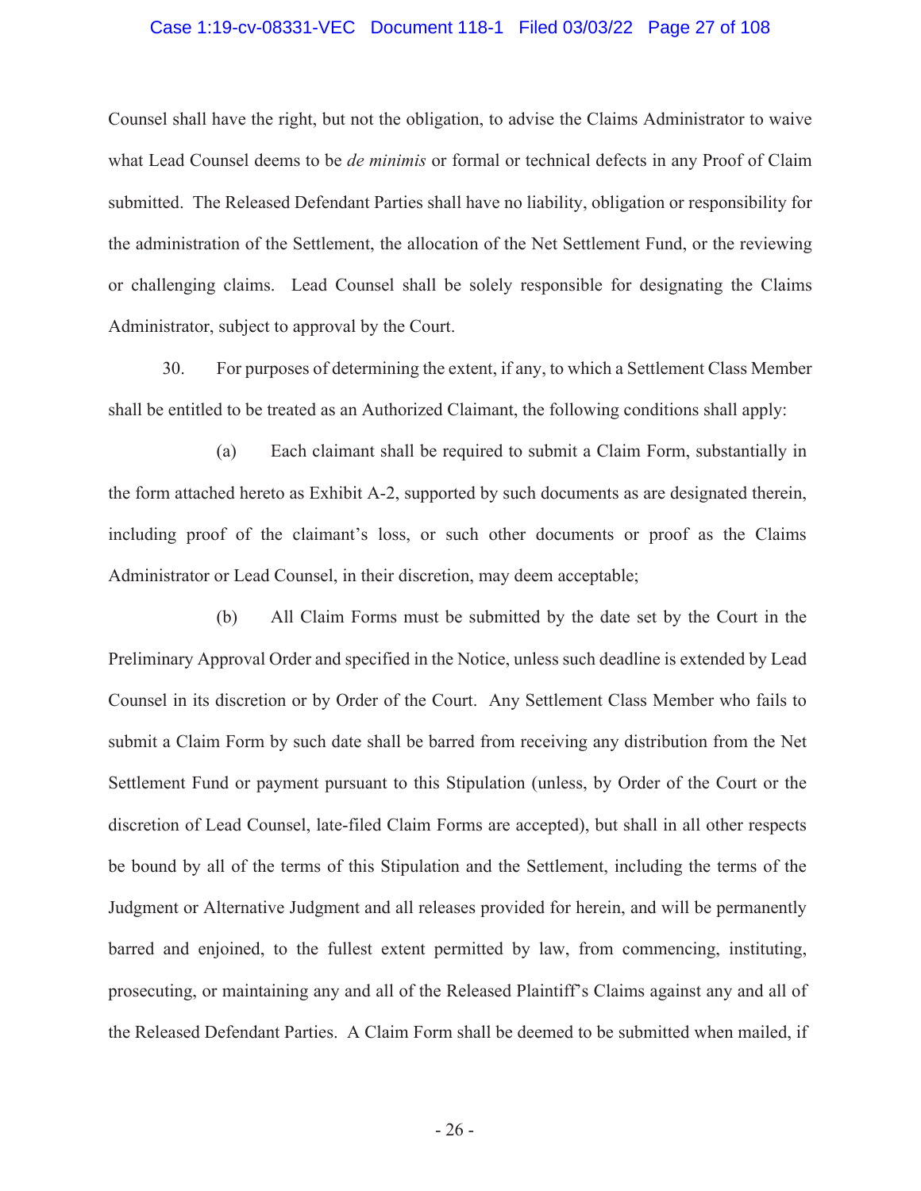Counsel shall have the right, but not the obligation, to advise the Claims Administrator to waive what Lead Counsel deems to be *de minimis* or formal or technical defects in any Proof of Claim submitted. The Released Defendant Parties shall have no liability, obligation or responsibility for the administration of the Settlement, the allocation of the Net Settlement Fund, or the reviewing or challenging claims. Lead Counsel shall be solely responsible for designating the Claims Administrator, subject to approval by the Court.

30. For purposes of determining the extent, if any, to which a Settlement Class Member shall be entitled to be treated as an Authorized Claimant, the following conditions shall apply:

(a) Each claimant shall be required to submit a Claim Form, substantially in the form attached hereto as Exhibit A-2, supported by such documents as are designated therein, including proof of the claimant's loss, or such other documents or proof as the Claims Administrator or Lead Counsel, in their discretion, may deem acceptable;

(b) All Claim Forms must be submitted by the date set by the Court in the Preliminary Approval Order and specified in the Notice, unless such deadline is extended by Lead Counsel in its discretion or by Order of the Court. Any Settlement Class Member who fails to submit a Claim Form by such date shall be barred from receiving any distribution from the Net Settlement Fund or payment pursuant to this Stipulation (unless, by Order of the Court or the discretion of Lead Counsel, late-filed Claim Forms are accepted), but shall in all other respects be bound by all of the terms of this Stipulation and the Settlement, including the terms of the Judgment or Alternative Judgment and all releases provided for herein, and will be permanently barred and enjoined, to the fullest extent permitted by law, from commencing, instituting, prosecuting, or maintaining any and all of the Released Plaintiff's Claims against any and all of the Released Defendant Parties. A Claim Form shall be deemed to be submitted when mailed, if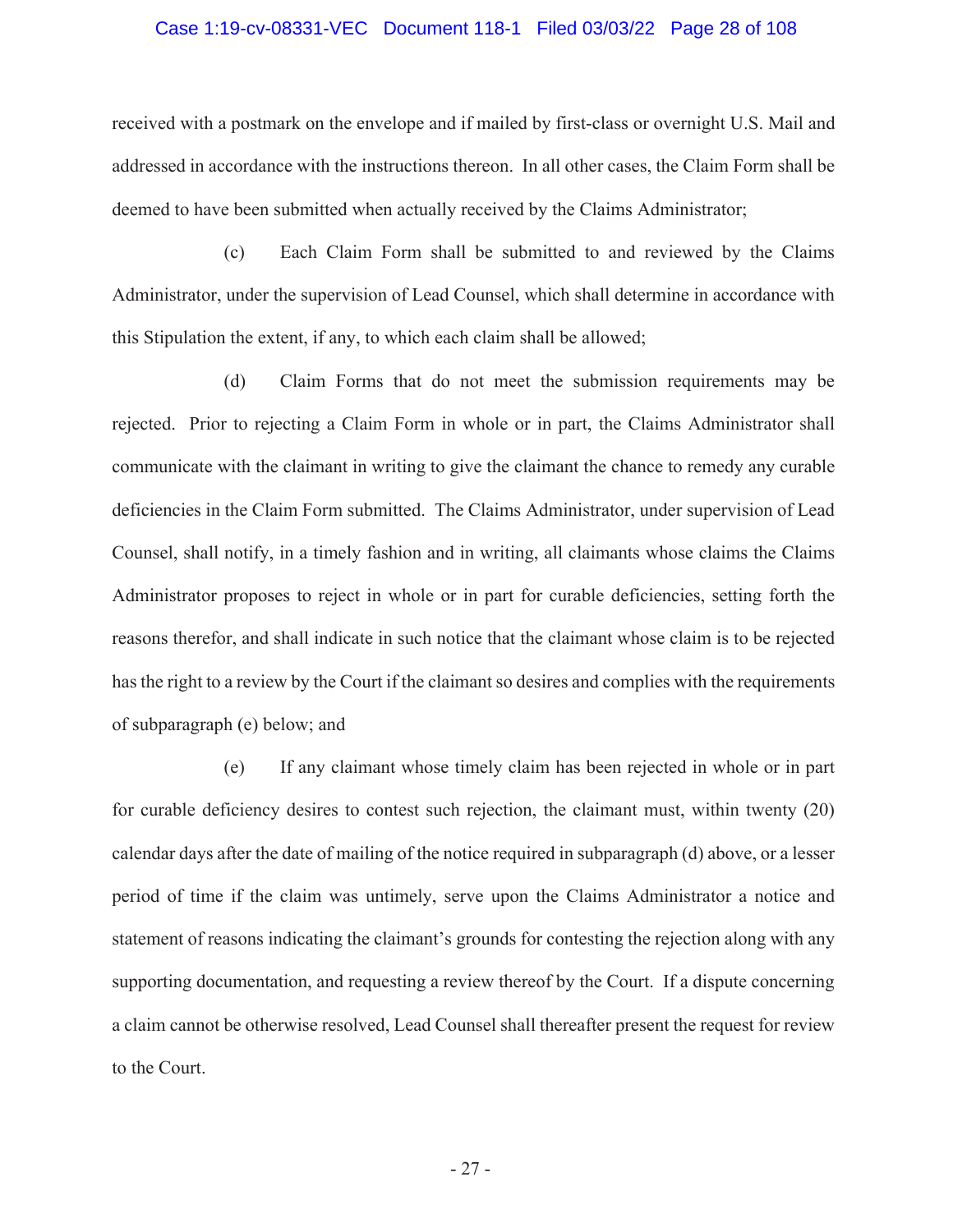received with a postmark on the envelope and if mailed by first-class or overnight U.S. Mail and addressed in accordance with the instructions thereon. In all other cases, the Claim Form shall be deemed to have been submitted when actually received by the Claims Administrator;

(c) Each Claim Form shall be submitted to and reviewed by the Claims Administrator, under the supervision of Lead Counsel, which shall determine in accordance with this Stipulation the extent, if any, to which each claim shall be allowed;

(d) Claim Forms that do not meet the submission requirements may be rejected. Prior to rejecting a Claim Form in whole or in part, the Claims Administrator shall communicate with the claimant in writing to give the claimant the chance to remedy any curable deficiencies in the Claim Form submitted. The Claims Administrator, under supervision of Lead Counsel, shall notify, in a timely fashion and in writing, all claimants whose claims the Claims Administrator proposes to reject in whole or in part for curable deficiencies, setting forth the reasons therefor, and shall indicate in such notice that the claimant whose claim is to be rejected has the right to a review by the Court if the claimant so desires and complies with the requirements of subparagraph (e) below; and

(e) If any claimant whose timely claim has been rejected in whole or in part for curable deficiency desires to contest such rejection, the claimant must, within twenty (20) calendar days after the date of mailing of the notice required in subparagraph (d) above, or a lesser period of time if the claim was untimely, serve upon the Claims Administrator a notice and statement of reasons indicating the claimant's grounds for contesting the rejection along with any supporting documentation, and requesting a review thereof by the Court. If a dispute concerning a claim cannot be otherwise resolved, Lead Counsel shall thereafter present the request for review to the Court.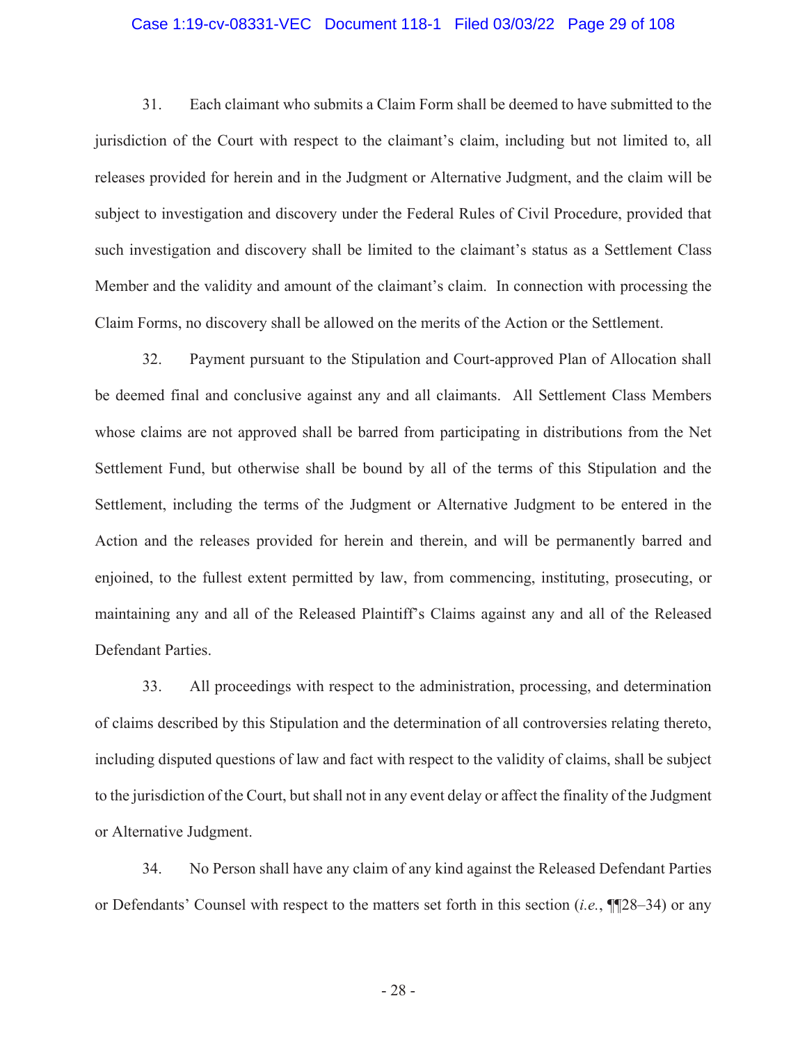31. Each claimant who submits a Claim Form shall be deemed to have submitted to the jurisdiction of the Court with respect to the claimant's claim, including but not limited to, all releases provided for herein and in the Judgment or Alternative Judgment, and the claim will be subject to investigation and discovery under the Federal Rules of Civil Procedure, provided that such investigation and discovery shall be limited to the claimant's status as a Settlement Class Member and the validity and amount of the claimant's claim. In connection with processing the Claim Forms, no discovery shall be allowed on the merits of the Action or the Settlement.

32. Payment pursuant to the Stipulation and Court-approved Plan of Allocation shall be deemed final and conclusive against any and all claimants. All Settlement Class Members whose claims are not approved shall be barred from participating in distributions from the Net Settlement Fund, but otherwise shall be bound by all of the terms of this Stipulation and the Settlement, including the terms of the Judgment or Alternative Judgment to be entered in the Action and the releases provided for herein and therein, and will be permanently barred and enjoined, to the fullest extent permitted by law, from commencing, instituting, prosecuting, or maintaining any and all of the Released Plaintiff's Claims against any and all of the Released Defendant Parties.

33. All proceedings with respect to the administration, processing, and determination of claims described by this Stipulation and the determination of all controversies relating thereto, including disputed questions of law and fact with respect to the validity of claims, shall be subject to the jurisdiction of the Court, but shall not in any event delay or affect the finality of the Judgment or Alternative Judgment.

34. No Person shall have any claim of any kind against the Released Defendant Parties or Defendants' Counsel with respect to the matters set forth in this section (*i.e.*, ¶¶28–34) or any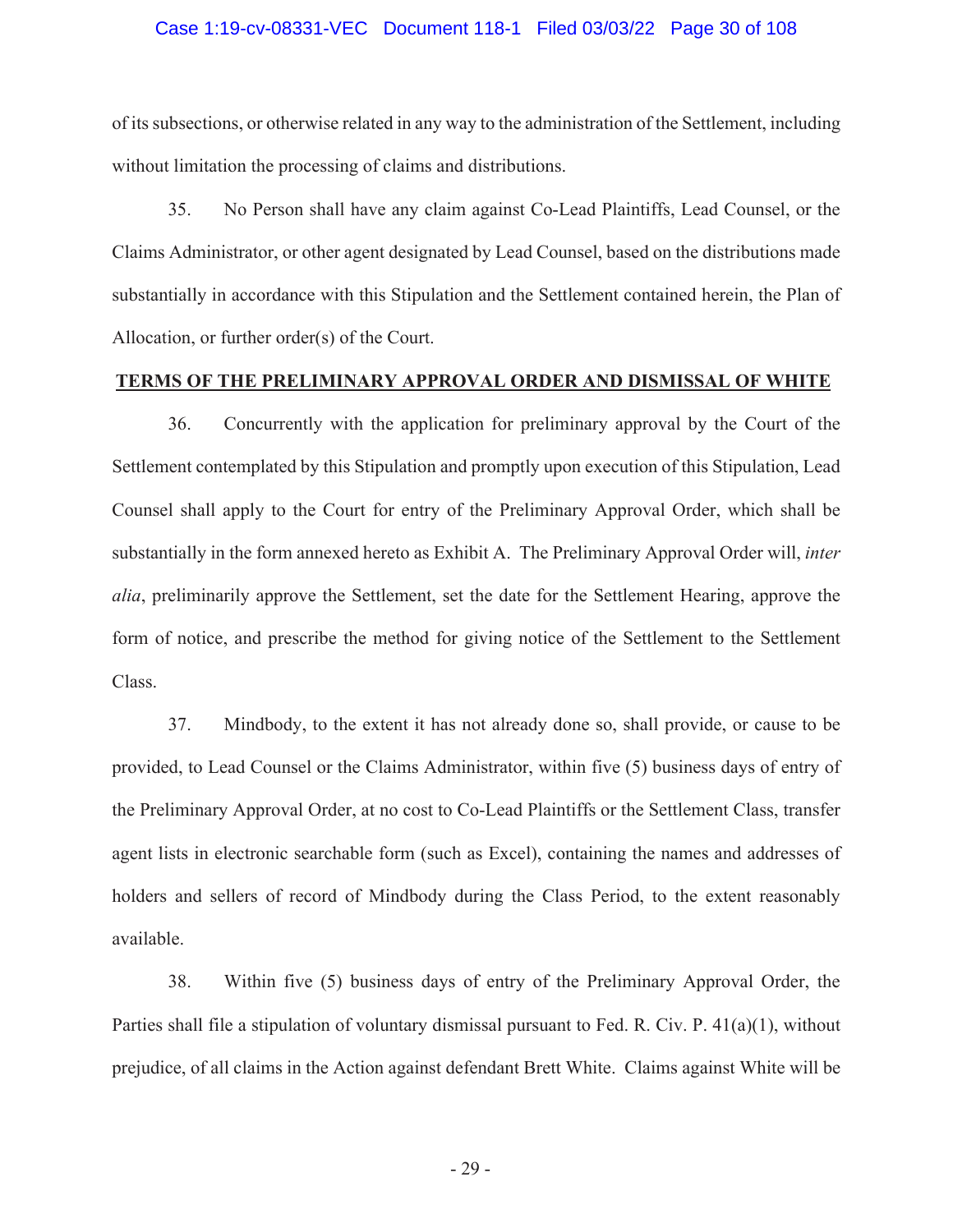of its subsections, or otherwise related in any way to the administration of the Settlement, including without limitation the processing of claims and distributions.

35. No Person shall have any claim against Co-Lead Plaintiffs, Lead Counsel, or the Claims Administrator, or other agent designated by Lead Counsel, based on the distributions made substantially in accordance with this Stipulation and the Settlement contained herein, the Plan of Allocation, or further order(s) of the Court.

**TERMS OF THE PRELIMINARY APPROVAL ORDER AND DISMISSAL OF WHITE**

36. Concurrently with the application for preliminary approval by the Court of the Settlement contemplated by this Stipulation and promptly upon execution of this Stipulation, Lead Counsel shall apply to the Court for entry of the Preliminary Approval Order, which shall be substantially in the form annexed hereto as Exhibit A. The Preliminary Approval Order will, *inter alia*, preliminarily approve the Settlement, set the date for the Settlement Hearing, approve the form of notice, and prescribe the method for giving notice of the Settlement to the Settlement Class.

37. Mindbody, to the extent it has not already done so, shall provide, or cause to be provided, to Lead Counsel or the Claims Administrator, within five (5) business days of entry of the Preliminary Approval Order, at no cost to Co-Lead Plaintiffs or the Settlement Class, transfer agent lists in electronic searchable form (such as Excel), containing the names and addresses of holders and sellers of record of Mindbody during the Class Period, to the extent reasonably available.

38. Within five (5) business days of entry of the Preliminary Approval Order, the Parties shall file a stipulation of voluntary dismissal pursuant to Fed. R. Civ. P. 41(a)(1), without prejudice, of all claims in the Action against defendant Brett White. Claims against White will be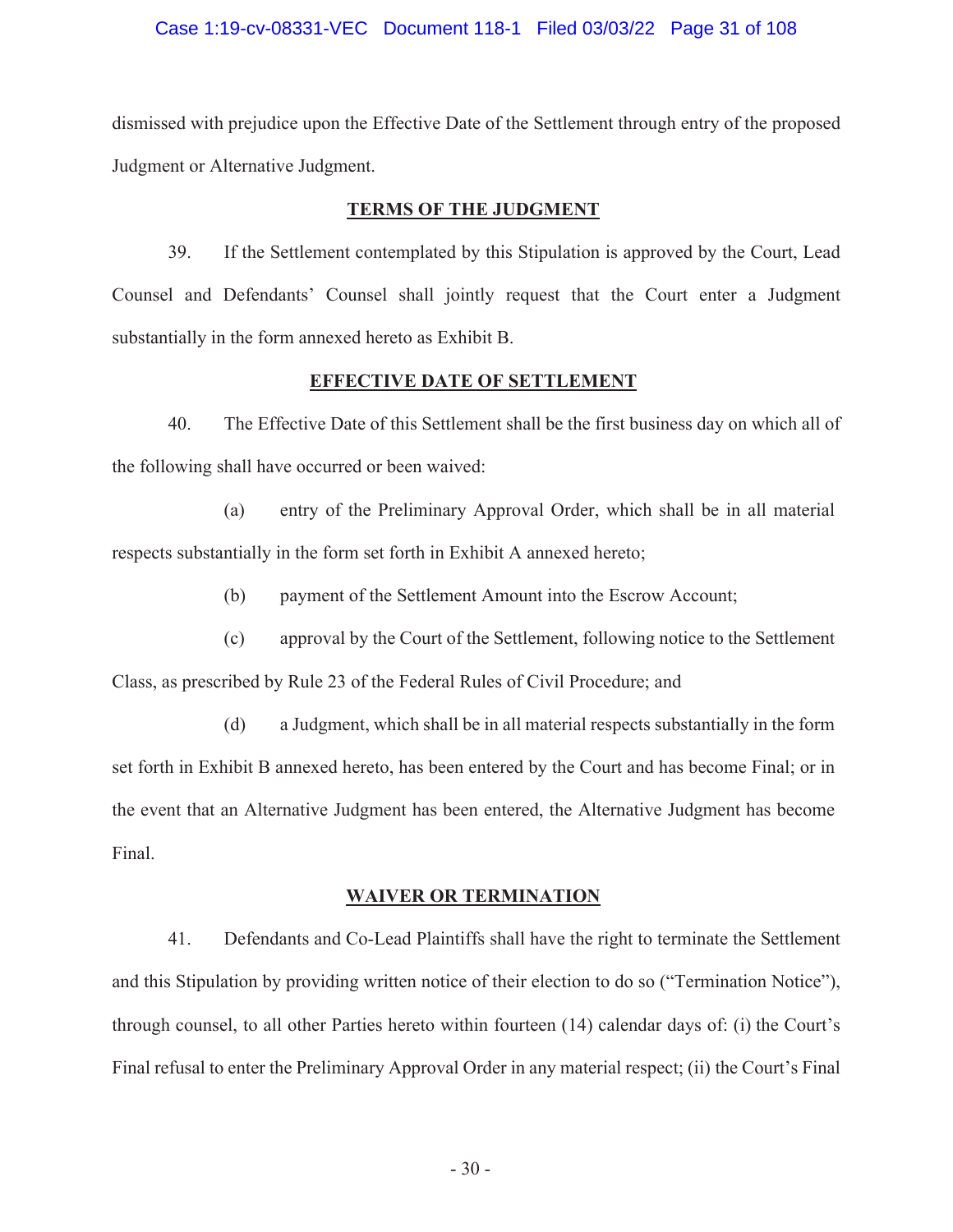dismissed with prejudice upon the Effective Date of the Settlement through entry of the proposed Judgment or Alternative Judgment.

**TERMS OF THE JUDGMENT**

39. If the Settlement contemplated by this Stipulation is approved by the Court, Lead Counsel and Defendants' Counsel shall jointly request that the Court enter a Judgment substantially in the form annexed hereto as Exhibit B.

**EFFECTIVE DATE OF SETTLEMENT**

40. The Effective Date of this Settlement shall be the first business day on which all of the following shall have occurred or been waived:

(a) entry of the Preliminary Approval Order, which shall be in all material respects substantially in the form set forth in Exhibit A annexed hereto;

(b) payment of the Settlement Amount into the Escrow Account;

(c) approval by the Court of the Settlement, following notice to the Settlement Class, as prescribed by Rule 23 of the Federal Rules of Civil Procedure; and

(d) a Judgment, which shall be in all material respects substantially in the form set forth in Exhibit B annexed hereto, has been entered by the Court and has become Final; or in the event that an Alternative Judgment has been entered, the Alternative Judgment has become Final.

**WAIVER OR TERMINATION**

41. Defendants and Co-Lead Plaintiffs shall have the right to terminate the Settlement and this Stipulation by providing written notice of their election to do so ("Termination Notice"), through counsel, to all other Parties hereto within fourteen (14) calendar days of: (i) the Court's Final refusal to enter the Preliminary Approval Order in any material respect; (ii) the Court's Final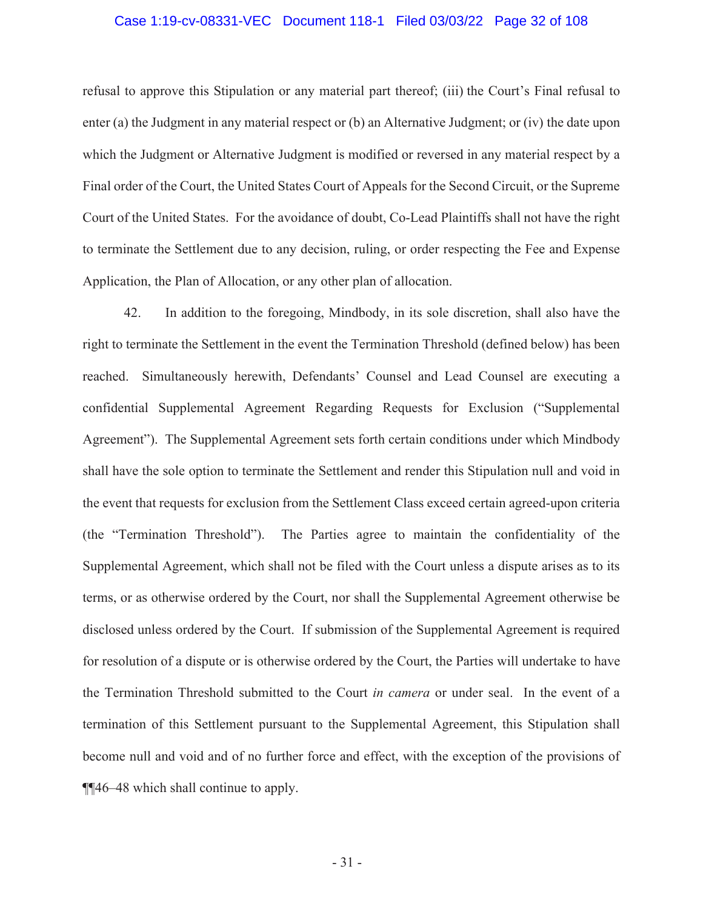refusal to approve this Stipulation or any material part thereof; (iii) the Court's Final refusal to enter (a) the Judgment in any material respect or (b) an Alternative Judgment; or (iv) the date upon which the Judgment or Alternative Judgment is modified or reversed in any material respect by a Final order of the Court, the United States Court of Appeals for the Second Circuit, or the Supreme Court of the United States. For the avoidance of doubt, Co-Lead Plaintiffs shall not have the right to terminate the Settlement due to any decision, ruling, or order respecting the Fee and Expense Application, the Plan of Allocation, or any other plan of allocation.

42. In addition to the foregoing, Mindbody, in its sole discretion, shall also have the right to terminate the Settlement in the event the Termination Threshold (defined below) has been reached. Simultaneously herewith, Defendants' Counsel and Lead Counsel are executing a confidential Supplemental Agreement Regarding Requests for Exclusion ("Supplemental Agreement"). The Supplemental Agreement sets forth certain conditions under which Mindbody shall have the sole option to terminate the Settlement and render this Stipulation null and void in the event that requests for exclusion from the Settlement Class exceed certain agreed-upon criteria (the "Termination Threshold"). The Parties agree to maintain the confidentiality of the Supplemental Agreement, which shall not be filed with the Court unless a dispute arises as to its terms, or as otherwise ordered by the Court, nor shall the Supplemental Agreement otherwise be disclosed unless ordered by the Court. If submission of the Supplemental Agreement is required for resolution of a dispute or is otherwise ordered by the Court, the Parties will undertake to have the Termination Threshold submitted to the Court *in camera* or under seal. In the event of a termination of this Settlement pursuant to the Supplemental Agreement, this Stipulation shall become null and void and of no further force and effect, with the exception of the provisions of ¶¶46–48 which shall continue to apply.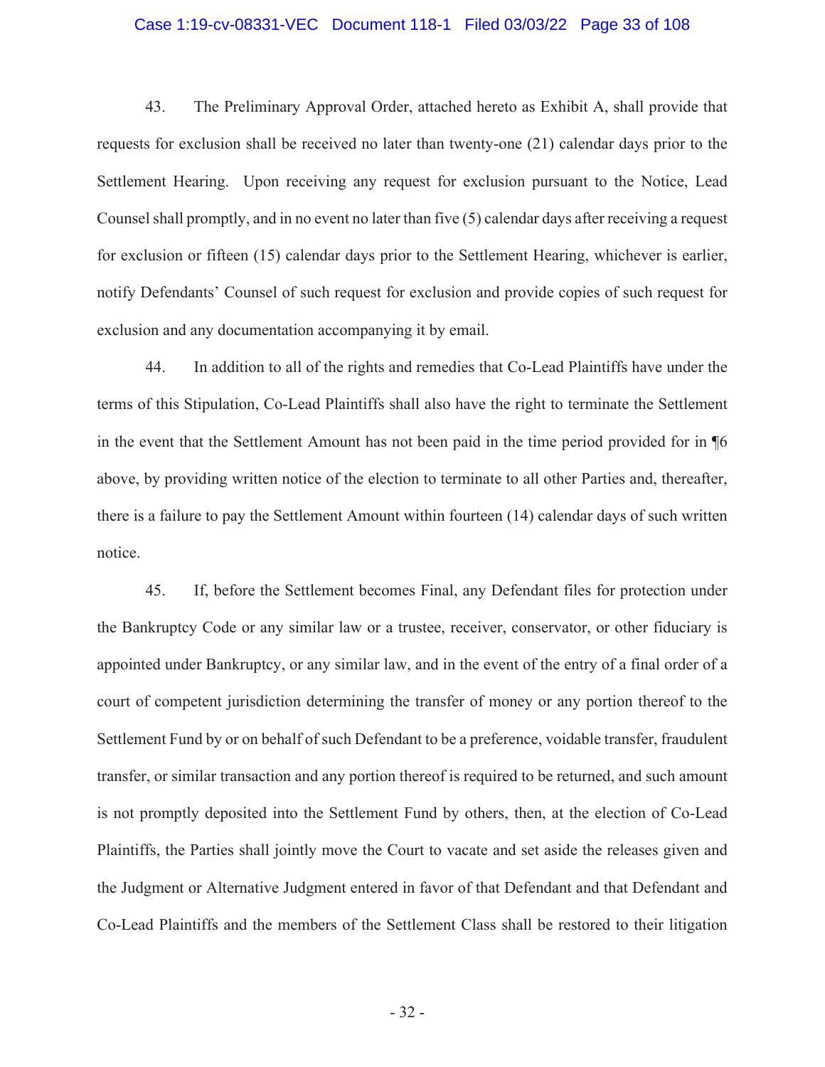43. The Preliminary Approval Order, attached hereto as Exhibit A, shall provide that requests for exclusion shall be received no later than twenty-one (21) calendar days prior to the Settlement Hearing. Upon receiving any request for exclusion pursuant to the Notice, Lead Counsel shall promptly, and in no event no later than five (5) calendar days after receiving a request for exclusion or fifteen (15) calendar days prior to the Settlement Hearing, whichever is earlier, notify Defendants' Counsel of such request for exclusion and provide copies of such request for exclusion and any documentation accompanying it by email.

44. In addition to all of the rights and remedies that Co-Lead Plaintiffs have under the terms of this Stipulation, Co-Lead Plaintiffs shall also have the right to terminate the Settlement in the event that the Settlement Amount has not been paid in the time period provided for in ¶6 above, by providing written notice of the election to terminate to all other Parties and, thereafter, there is a failure to pay the Settlement Amount within fourteen (14) calendar days of such written notice.

45. If, before the Settlement becomes Final, any Defendant files for protection under the Bankruptcy Code or any similar law or a trustee, receiver, conservator, or other fiduciary is appointed under Bankruptcy, or any similar law, and in the event of the entry of a final order of a court of competent jurisdiction determining the transfer of money or any portion thereof to the Settlement Fund by or on behalf of such Defendant to be a preference, voidable transfer, fraudulent transfer, or similar transaction and any portion thereof is required to be returned, and such amount is not promptly deposited into the Settlement Fund by others, then, at the election of Co-Lead Plaintiffs, the Parties shall jointly move the Court to vacate and set aside the releases given and the Judgment or Alternative Judgment entered in favor of that Defendant and that Defendant and Co-Lead Plaintiffs and the members of the Settlement Class shall be restored to their litigation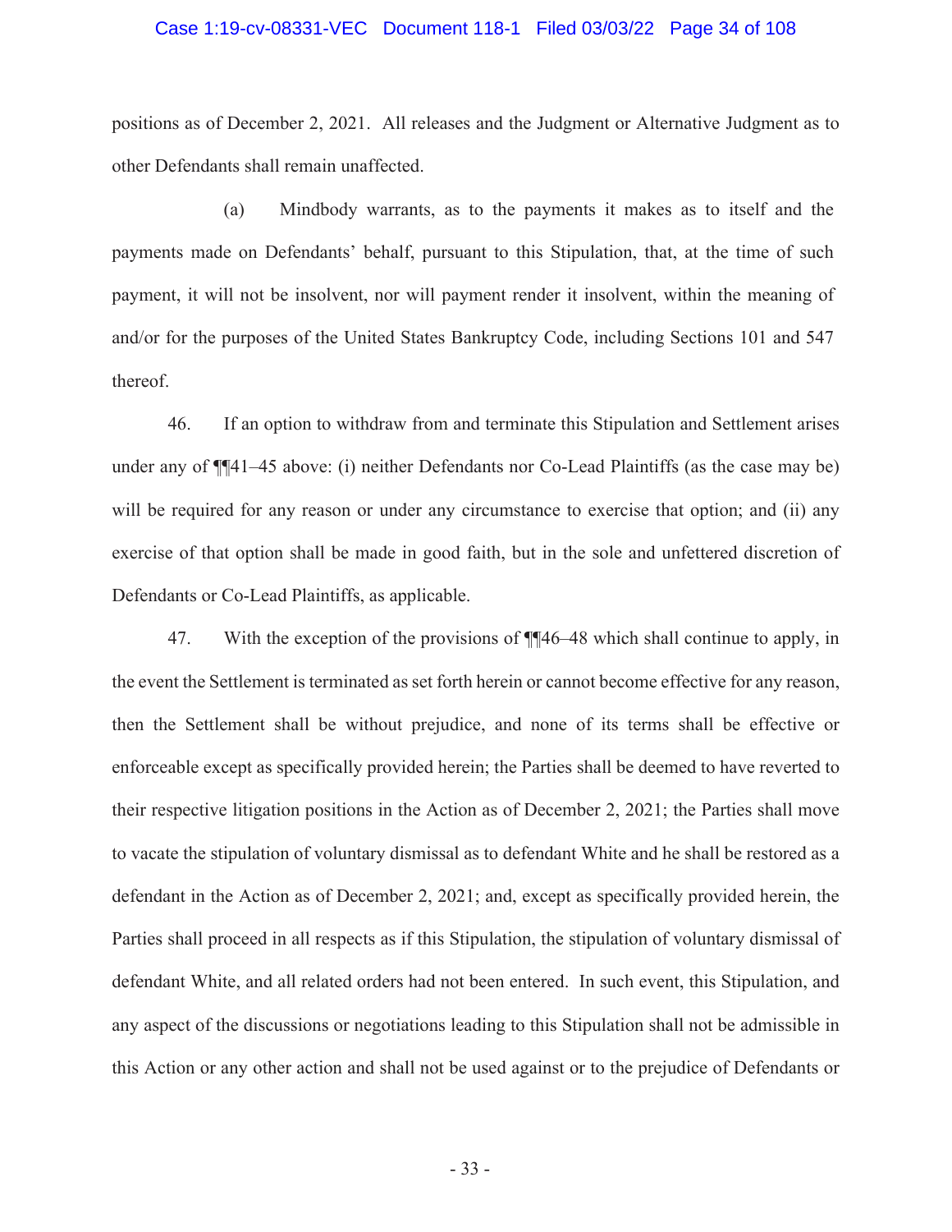positions as of December 2, 2021. All releases and the Judgment or Alternative Judgment as to other Defendants shall remain unaffected.

(a) Mindbody warrants, as to the payments it makes as to itself and the payments made on Defendants' behalf, pursuant to this Stipulation, that, at the time of such payment, it will not be insolvent, nor will payment render it insolvent, within the meaning of and/or for the purposes of the United States Bankruptcy Code, including Sections 101 and 547 thereof.

46. If an option to withdraw from and terminate this Stipulation and Settlement arises under any of ¶¶41–45 above: (i) neither Defendants nor Co-Lead Plaintiffs (as the case may be) will be required for any reason or under any circumstance to exercise that option; and (ii) any exercise of that option shall be made in good faith, but in the sole and unfettered discretion of Defendants or Co-Lead Plaintiffs, as applicable.

47. With the exception of the provisions of ¶¶46–48 which shall continue to apply, in the event the Settlement is terminated as set forth herein or cannot become effective for any reason, then the Settlement shall be without prejudice, and none of its terms shall be effective or enforceable except as specifically provided herein; the Parties shall be deemed to have reverted to their respective litigation positions in the Action as of December 2, 2021; the Parties shall move to vacate the stipulation of voluntary dismissal as to defendant White and he shall be restored as a defendant in the Action as of December 2, 2021; and, except as specifically provided herein, the Parties shall proceed in all respects as if this Stipulation, the stipulation of voluntary dismissal of defendant White, and all related orders had not been entered. In such event, this Stipulation, and any aspect of the discussions or negotiations leading to this Stipulation shall not be admissible in this Action or any other action and shall not be used against or to the prejudice of Defendants or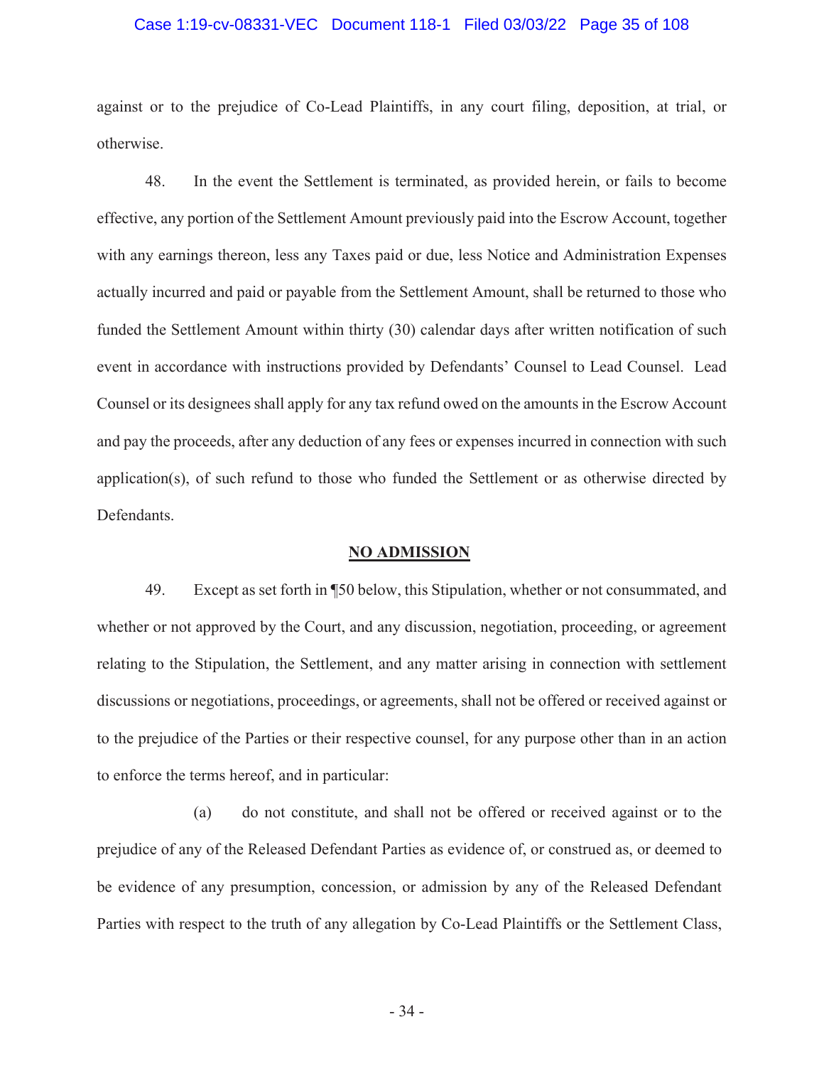against or to the prejudice of Co-Lead Plaintiffs, in any court filing, deposition, at trial, or otherwise.

48. In the event the Settlement is terminated, as provided herein, or fails to become effective, any portion of the Settlement Amount previously paid into the Escrow Account, together with any earnings thereon, less any Taxes paid or due, less Notice and Administration Expenses actually incurred and paid or payable from the Settlement Amount, shall be returned to those who funded the Settlement Amount within thirty (30) calendar days after written notification of such event in accordance with instructions provided by Defendants' Counsel to Lead Counsel. Lead Counsel or its designees shall apply for any tax refund owed on the amounts in the Escrow Account and pay the proceeds, after any deduction of any fees or expenses incurred in connection with such application(s), of such refund to those who funded the Settlement or as otherwise directed by Defendants.

## NO ADMISSION

49. Except as set forth in ¶50 below, this Stipulation, whether or not consummated, and whether or not approved by the Court, and any discussion, negotiation, proceeding, or agreement relating to the Stipulation, the Settlement, and any matter arising in connection with settlement discussions or negotiations, proceedings, or agreements, shall not be offered or received against or to the prejudice of the Parties or their respective counsel, for any purpose other than in an action to enforce the terms hereof, and in particular:

(a) do not constitute, and shall not be offered or received against or to the prejudice of any of the Released Defendant Parties as evidence of, or construed as, or deemed to be evidence of any presumption, concession, or admission by any of the Released Defendant Parties with respect to the truth of any allegation by Co-Lead Plaintiffs or the Settlement Class,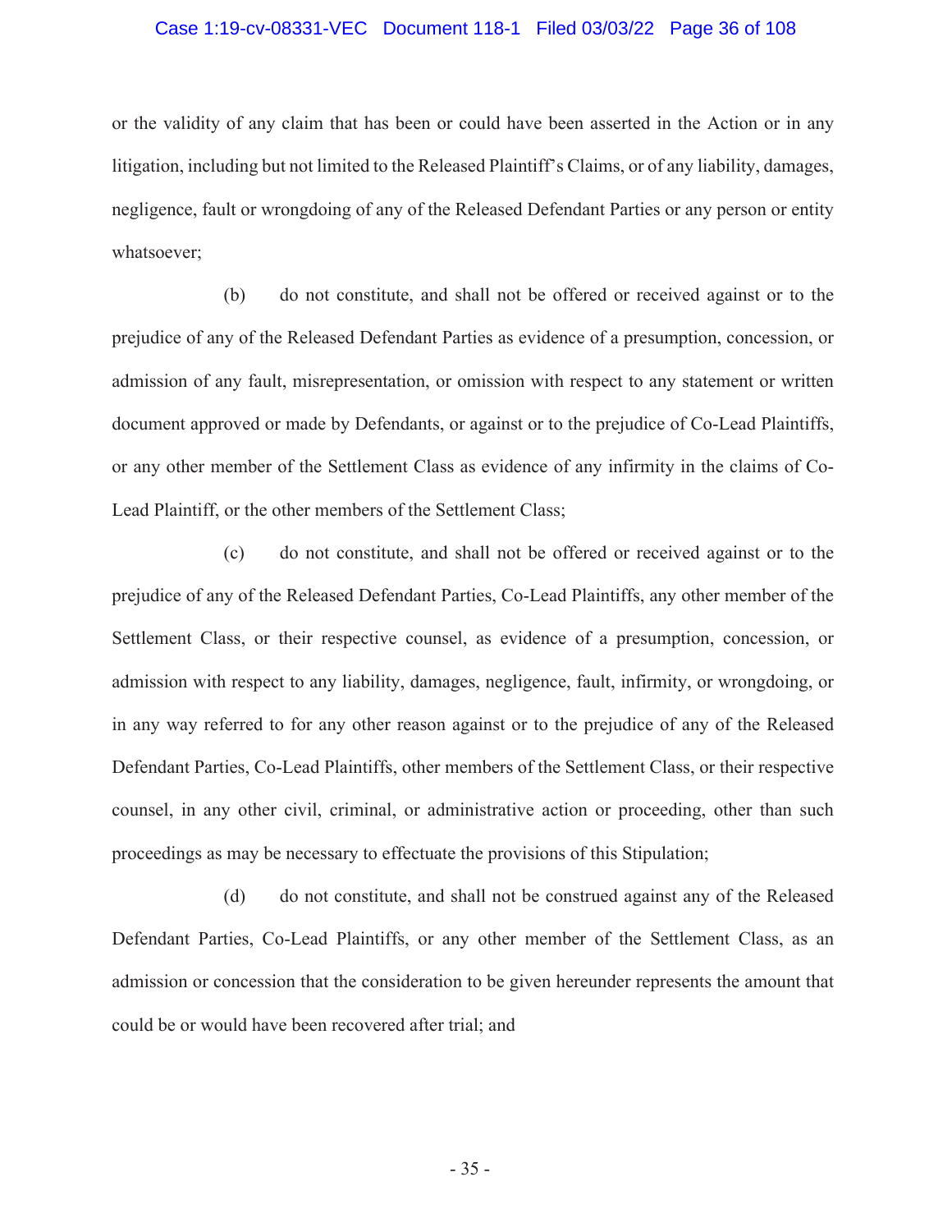or the validity of any claim that has been or could have been asserted in the Action or in any litigation, including but not limited to the Released Plaintiff's Claims, or of any liability, damages, negligence, fault or wrongdoing of any of the Released Defendant Parties or any person or entity whatsoever;

(b) do not constitute, and shall not be offered or received against or to the prejudice of any of the Released Defendant Parties as evidence of a presumption, concession, or admission of any fault, misrepresentation, or omission with respect to any statement or written document approved or made by Defendants, or against or to the prejudice of Co-Lead Plaintiffs, or any other member of the Settlement Class as evidence of any infirmity in the claims of Co-Lead Plaintiff, or the other members of the Settlement Class;

(c) do not constitute, and shall not be offered or received against or to the prejudice of any of the Released Defendant Parties, Co-Lead Plaintiffs, any other member of the Settlement Class, or their respective counsel, as evidence of a presumption, concession, or admission with respect to any liability, damages, negligence, fault, infirmity, or wrongdoing, or in any way referred to for any other reason against or to the prejudice of any of the Released Defendant Parties, Co-Lead Plaintiffs, other members of the Settlement Class, or their respective counsel, in any other civil, criminal, or administrative action or proceeding, other than such proceedings as may be necessary to effectuate the provisions of this Stipulation;

(d) do not constitute, and shall not be construed against any of the Released Defendant Parties, Co-Lead Plaintiffs, or any other member of the Settlement Class, as an admission or concession that the consideration to be given hereunder represents the amount that could be or would have been recovered after trial; and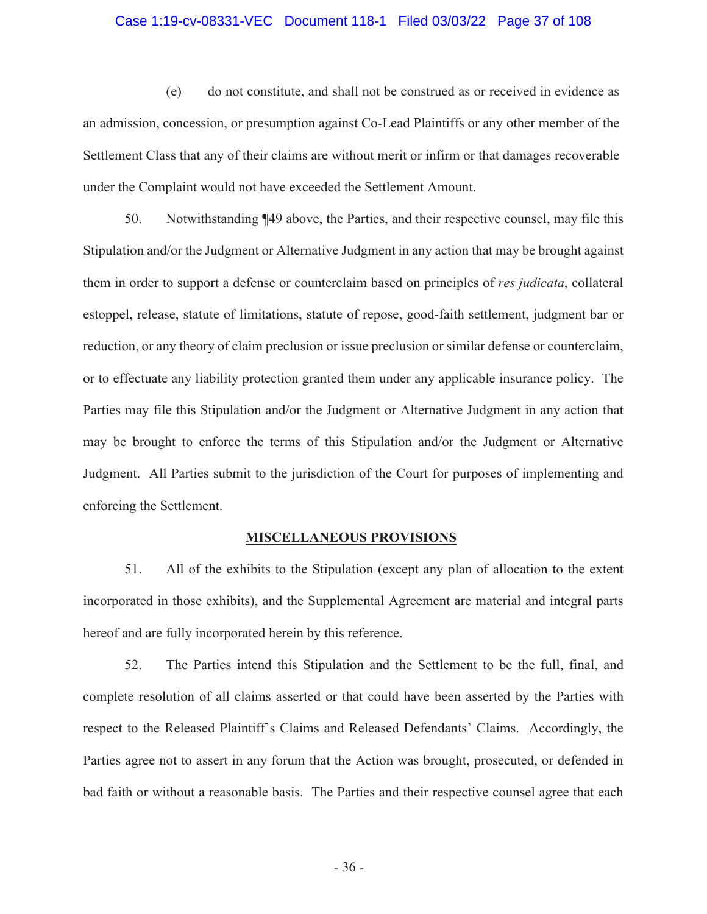(e) do not constitute, and shall not be construed as or received in evidence as an admission, concession, or presumption against Co-Lead Plaintiffs or any other member of the Settlement Class that any of their claims are without merit or infirm or that damages recoverable under the Complaint would not have exceeded the Settlement Amount.

50. Notwithstanding ¶49 above, the Parties, and their respective counsel, may file this Stipulation and/or the Judgment or Alternative Judgment in any action that may be brought against them in order to support a defense or counterclaim based on principles of *res judicata*, collateral estoppel, release, statute of limitations, statute of repose, good-faith settlement, judgment bar or reduction, or any theory of claim preclusion or issue preclusion or similar defense or counterclaim, or to effectuate any liability protection granted them under any applicable insurance policy. The Parties may file this Stipulation and/or the Judgment or Alternative Judgment in any action that may be brought to enforce the terms of this Stipulation and/or the Judgment or Alternative Judgment. All Parties submit to the jurisdiction of the Court for purposes of implementing and enforcing the Settlement.

**MISCELLANEOUS PROVISIONS**

51. All of the exhibits to the Stipulation (except any plan of allocation to the extent incorporated in those exhibits), and the Supplemental Agreement are material and integral parts hereof and are fully incorporated herein by this reference.

52. The Parties intend this Stipulation and the Settlement to be the full, final, and complete resolution of all claims asserted or that could have been asserted by the Parties with respect to the Released Plaintiff's Claims and Released Defendants' Claims. Accordingly, the Parties agree not to assert in any forum that the Action was brought, prosecuted, or defended in bad faith or without a reasonable basis. The Parties and their respective counsel agree that each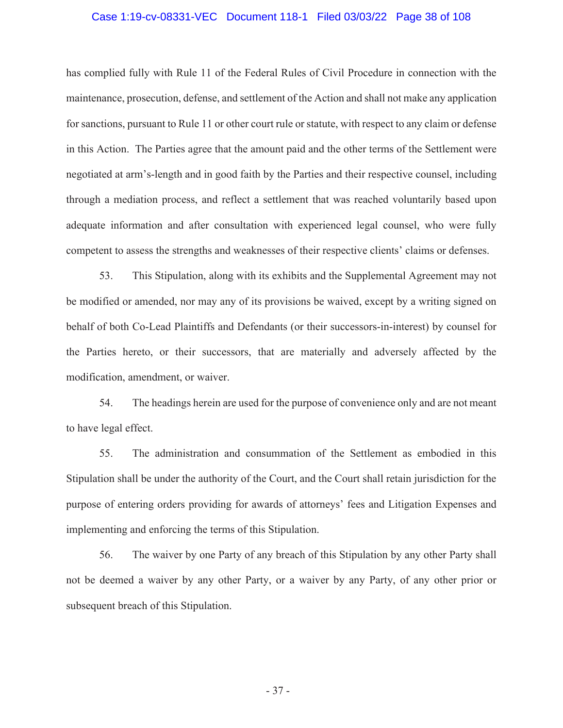has complied fully with Rule 11 of the Federal Rules of Civil Procedure in connection with the maintenance, prosecution, defense, and settlement of the Action and shall not make any application for sanctions, pursuant to Rule 11 or other court rule or statute, with respect to any claim or defense in this Action. The Parties agree that the amount paid and the other terms of the Settlement were negotiated at arm's-length and in good faith by the Parties and their respective counsel, including through a mediation process, and reflect a settlement that was reached voluntarily based upon adequate information and after consultation with experienced legal counsel, who were fully competent to assess the strengths and weaknesses of their respective clients' claims or defenses.

53. This Stipulation, along with its exhibits and the Supplemental Agreement may not be modified or amended, nor may any of its provisions be waived, except by a writing signed on behalf of both Co-Lead Plaintiffs and Defendants (or their successors-in-interest) by counsel for the Parties hereto, or their successors, that are materially and adversely affected by the modification, amendment, or waiver.

54. The headings herein are used for the purpose of convenience only and are not meant to have legal effect.

55. The administration and consummation of the Settlement as embodied in this Stipulation shall be under the authority of the Court, and the Court shall retain jurisdiction for the purpose of entering orders providing for awards of attorneys' fees and Litigation Expenses and implementing and enforcing the terms of this Stipulation.

56. The waiver by one Party of any breach of this Stipulation by any other Party shall not be deemed a waiver by any other Party, or a waiver by any Party, of any other prior or subsequent breach of this Stipulation.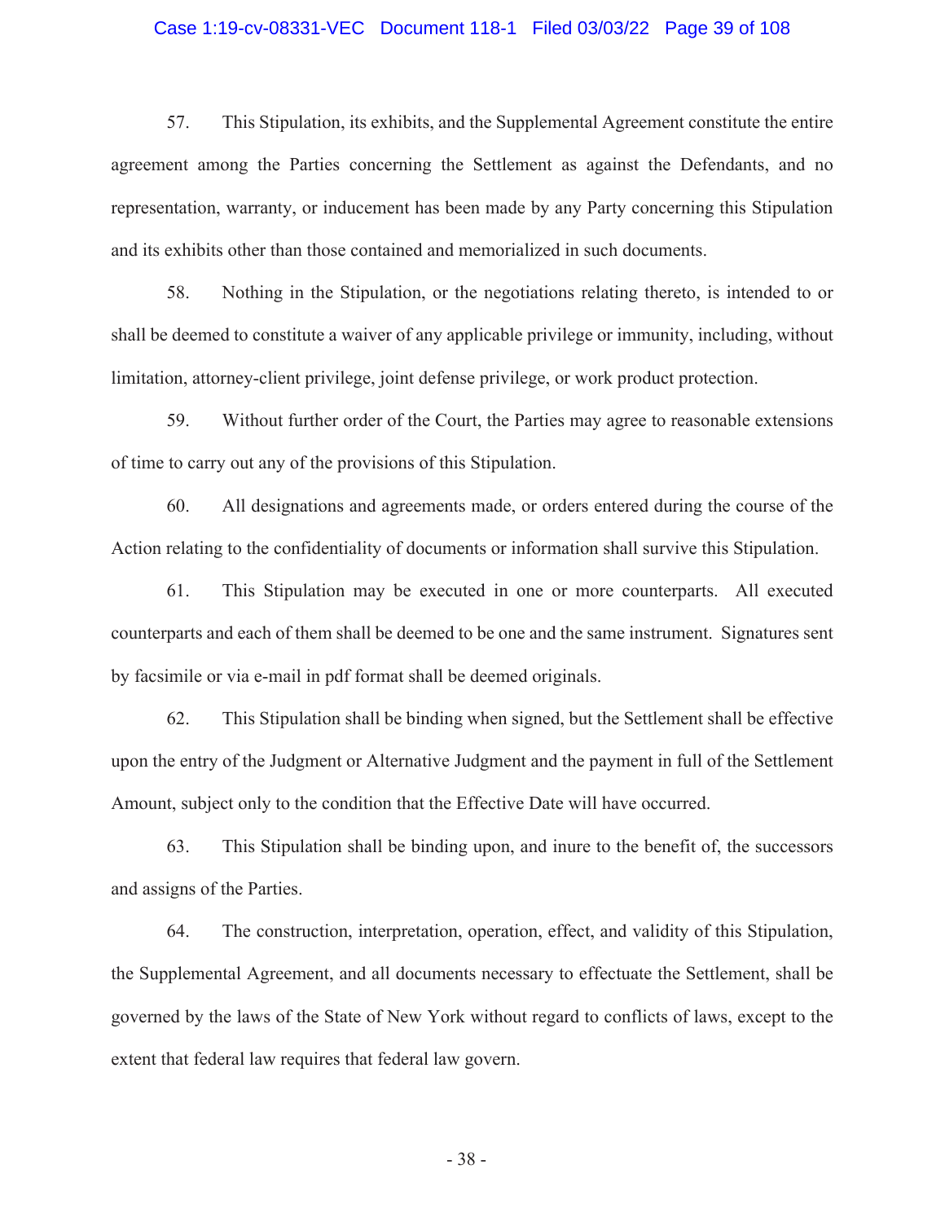57. This Stipulation, its exhibits, and the Supplemental Agreement constitute the entire agreement among the Parties concerning the Settlement as against the Defendants, and no representation, warranty, or inducement has been made by any Party concerning this Stipulation and its exhibits other than those contained and memorialized in such documents.

58. Nothing in the Stipulation, or the negotiations relating thereto, is intended to or shall be deemed to constitute a waiver of any applicable privilege or immunity, including, without limitation, attorney-client privilege, joint defense privilege, or work product protection.

59. Without further order of the Court, the Parties may agree to reasonable extensions of time to carry out any of the provisions of this Stipulation.

60. All designations and agreements made, or orders entered during the course of the Action relating to the confidentiality of documents or information shall survive this Stipulation.

61. This Stipulation may be executed in one or more counterparts. All executed counterparts and each of them shall be deemed to be one and the same instrument. Signatures sent by facsimile or via e-mail in pdf format shall be deemed originals.

62. This Stipulation shall be binding when signed, but the Settlement shall be effective upon the entry of the Judgment or Alternative Judgment and the payment in full of the Settlement Amount, subject only to the condition that the Effective Date will have occurred.

63. This Stipulation shall be binding upon, and inure to the benefit of, the successors and assigns of the Parties.

64. The construction, interpretation, operation, effect, and validity of this Stipulation, the Supplemental Agreement, and all documents necessary to effectuate the Settlement, shall be governed by the laws of the State of New York without regard to conflicts of laws, except to the extent that federal law requires that federal law govern.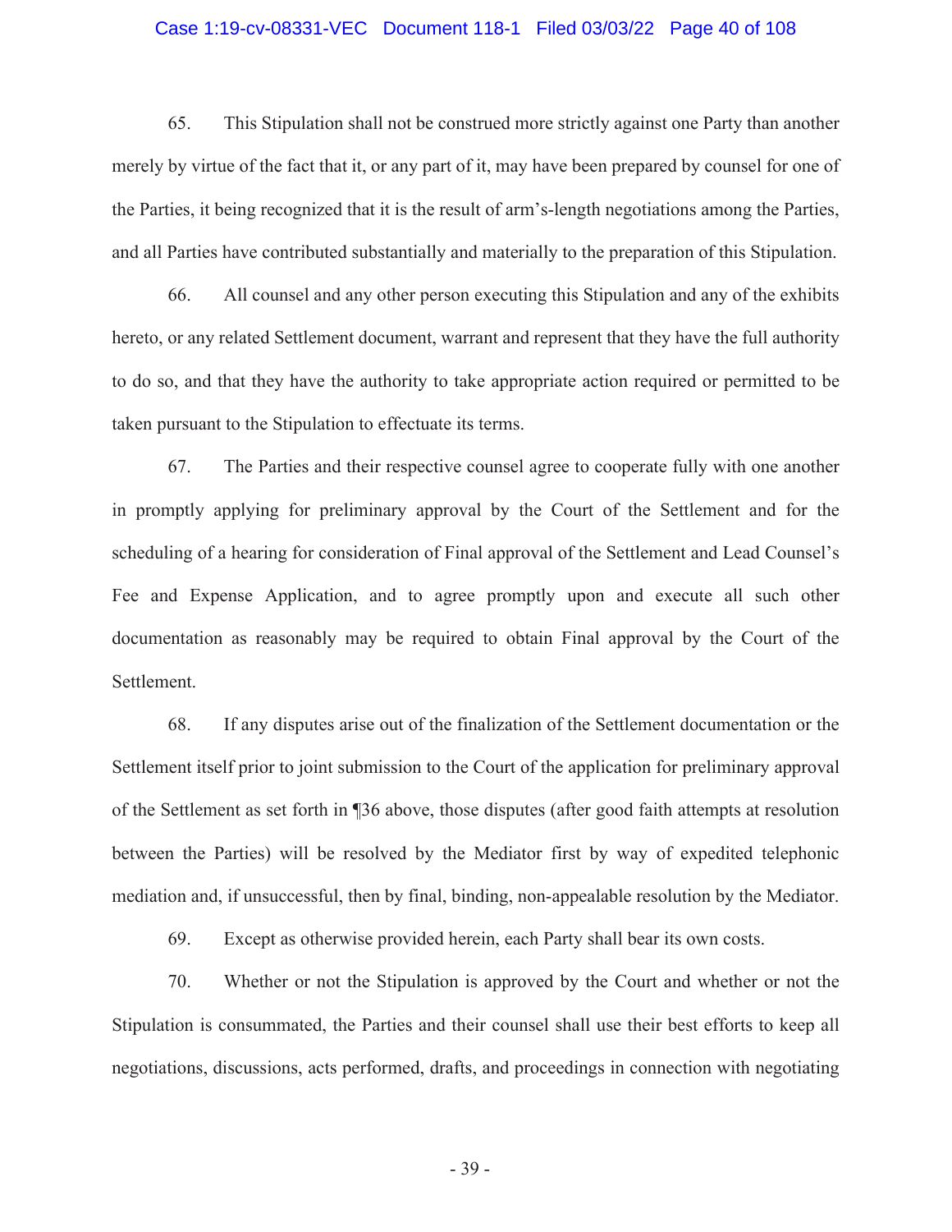65. This Stipulation shall not be construed more strictly against one Party than another merely by virtue of the fact that it, or any part of it, may have been prepared by counsel for one of the Parties, it being recognized that it is the result of arm's-length negotiations among the Parties, and all Parties have contributed substantially and materially to the preparation of this Stipulation.

66. All counsel and any other person executing this Stipulation and any of the exhibits hereto, or any related Settlement document, warrant and represent that they have the full authority to do so, and that they have the authority to take appropriate action required or permitted to be taken pursuant to the Stipulation to effectuate its terms.

67. The Parties and their respective counsel agree to cooperate fully with one another in promptly applying for preliminary approval by the Court of the Settlement and for the scheduling of a hearing for consideration of Final approval of the Settlement and Lead Counsel's Fee and Expense Application, and to agree promptly upon and execute all such other documentation as reasonably may be required to obtain Final approval by the Court of the Settlement.

68. If any disputes arise out of the finalization of the Settlement documentation or the Settlement itself prior to joint submission to the Court of the application for preliminary approval of the Settlement as set forth in ¶36 above, those disputes (after good faith attempts at resolution between the Parties) will be resolved by the Mediator first by way of expedited telephonic mediation and, if unsuccessful, then by final, binding, non-appealable resolution by the Mediator.

69. Except as otherwise provided herein, each Party shall bear its own costs.

70. Whether or not the Stipulation is approved by the Court and whether or not the Stipulation is consummated, the Parties and their counsel shall use their best efforts to keep all negotiations, discussions, acts performed, drafts, and proceedings in connection with negotiating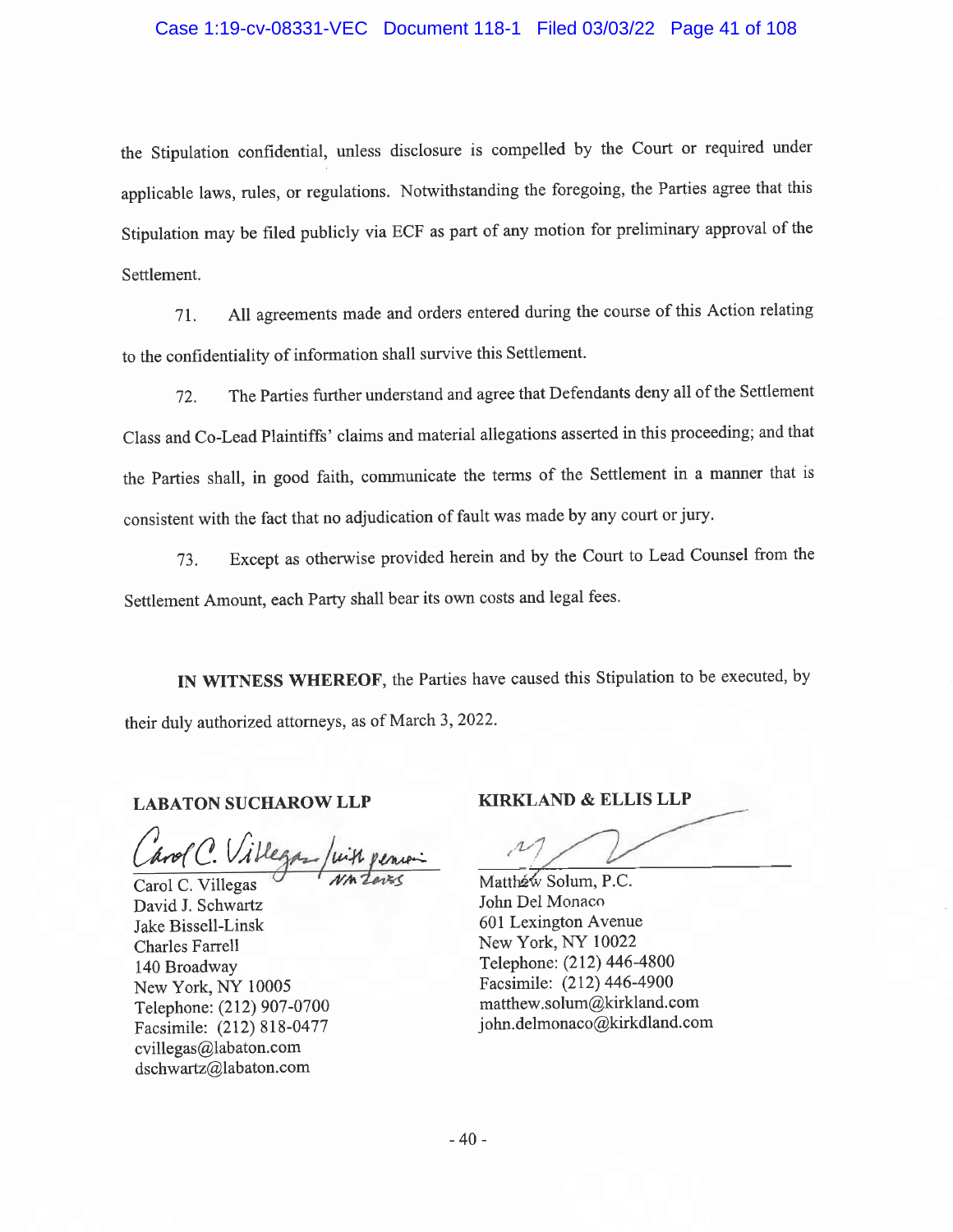the Stipulation confidential, unless disclosure is compelled by the Court or required under applicable laws, rules, or regulations. Notwithstanding the foregoing, the Parties agree that this Stipulation may be filed publicly via ECF as part of any motion for preliminary approval of the Settlement.

71. All agreements made and orders entered during the course of this Action relating to the confidentiality of information shall survive this Settlement.

72. The Parties further understand and agree that Defendants deny all of the Settlement Class and Co-Lead Plaintiffs' claims and material allegations asserted in this proceeding; and that the Parties shall, in good faith, communicate the terms of the Settlement in a manner that is consistent with the fact that no adjudication of fault was made by any court or jury.

73. Except as otherwise provided herein and by the Court to Lead Counsel from the Settlement Amount, each Party shall bear its own costs and legal fees.

**IN WITNESS WHEREOF**, the Parties have caused this Stipulation to be executed, by their duly authorized attorneys, as of March 3, 2022.

**LABATON SUCHAROW LLP**

Carol C. Villegas /with permission MM Zotes

Carol C. Villegas
David J. Schwartz
Jake Bissell-Linsk
Charles Farrell
140 Broadway
New York, NY 10005
Telephone: (212) 907-0700
Facsimile: (212) 818-0477
cvillegas@labaton.com
dschwartz@labaton.com

**KIRKLAND & ELLIS LLP**

Matthew Solum, P.C.
John Del Monaco
601 Lexington Avenue
New York, NY 10022
Telephone: (212) 446-4800
Facsimile: (212) 446-4900
matthew.solum@kirkland.com
john.delmonaco@kirkdland.com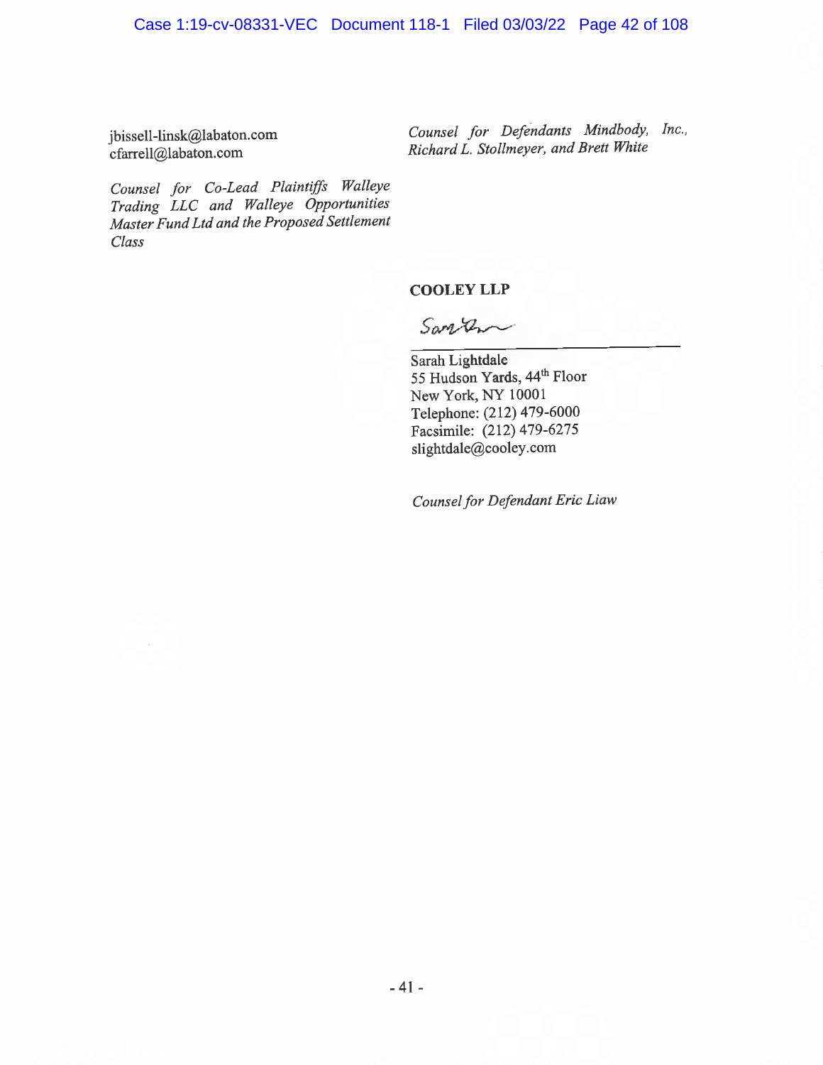jbissell-linsk@labaton.com
cfarrell@labaton.com

*Counsel for Co-Lead Plaintiffs Walleye Trading LLC and Walleye Opportunities Master Fund Ltd and the Proposed Settlement Class*

*Counsel for Defendants Mindbody, Inc., Richard L. Stollmeyer, and Brett White*

**COOLEY LLP**

Sarah Lightdale
55 Hudson Yards, 44th Floor
New York, NY 10001
Telephone: (212) 479-6000
Facsimile: (212) 479-6275
slightdale@cooley.com

*Counsel for Defendant Eric Liaw*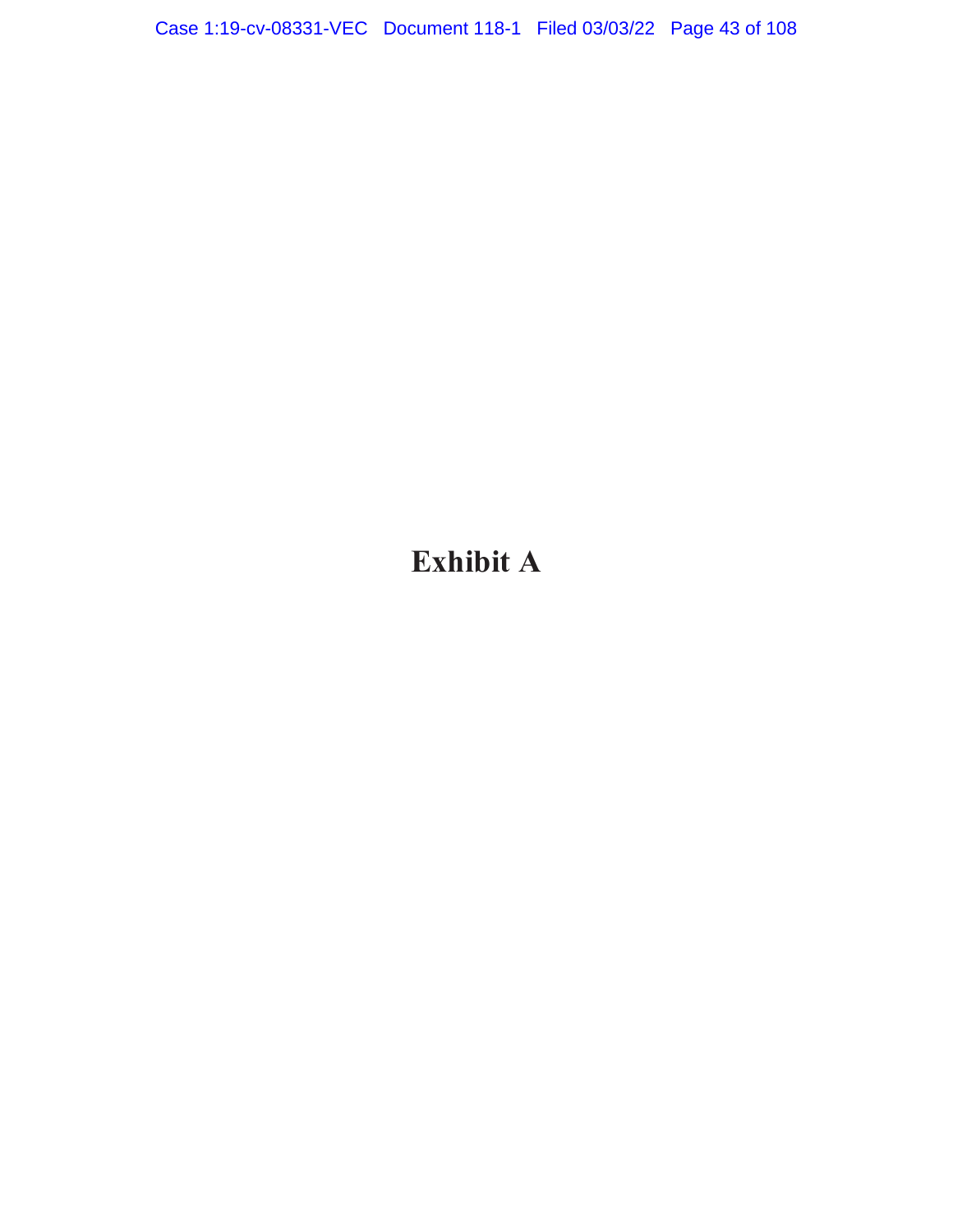# Exhibit A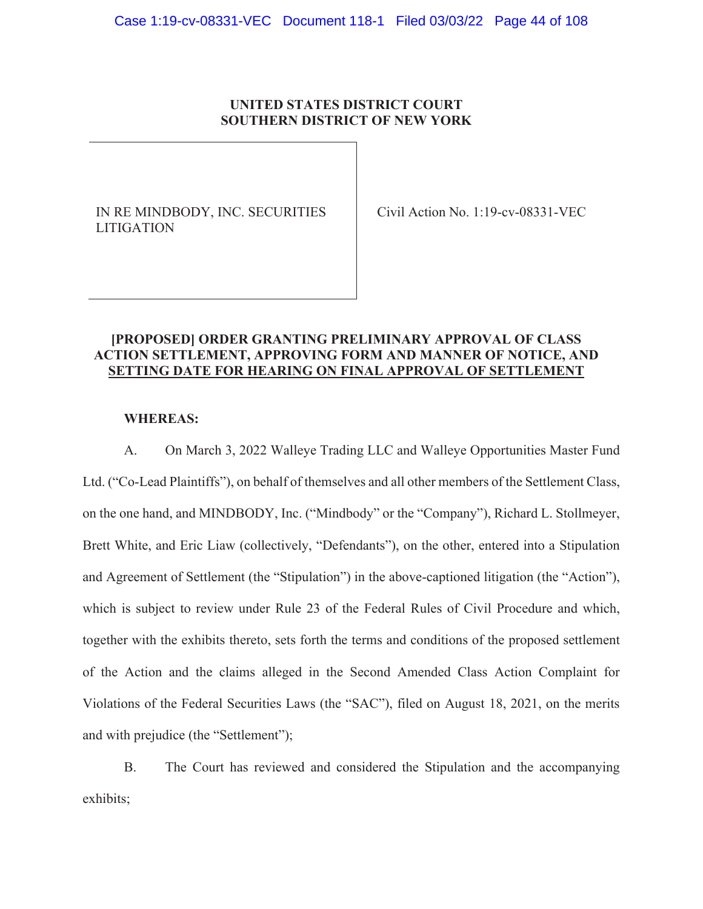**UNITED STATES DISTRICT COURT**
**SOUTHERN DISTRICT OF NEW YORK**

| IN RE MINDBODY, INC. SECURITIES LITIGATION | Civil Action No. 1:19-cv-08331-VEC |
|---|---|

**[PROPOSED] ORDER GRANTING PRELIMINARY APPROVAL OF CLASS ACTION SETTLEMENT, APPROVING FORM AND MANNER OF NOTICE, AND SETTING DATE FOR HEARING ON FINAL APPROVAL OF SETTLEMENT**

**WHEREAS:**

A. On March 3, 2022 Walleye Trading LLC and Walleye Opportunities Master Fund Ltd. ("Co-Lead Plaintiffs"), on behalf of themselves and all other members of the Settlement Class, on the one hand, and MINDBODY, Inc. ("Mindbody" or the "Company"), Richard L. Stollmeyer, Brett White, and Eric Liaw (collectively, "Defendants"), on the other, entered into a Stipulation and Agreement of Settlement (the "Stipulation") in the above-captioned litigation (the "Action"), which is subject to review under Rule 23 of the Federal Rules of Civil Procedure and which, together with the exhibits thereto, sets forth the terms and conditions of the proposed settlement of the Action and the claims alleged in the Second Amended Class Action Complaint for Violations of the Federal Securities Laws (the "SAC"), filed on August 18, 2021, on the merits and with prejudice (the "Settlement");

B. The Court has reviewed and considered the Stipulation and the accompanying exhibits;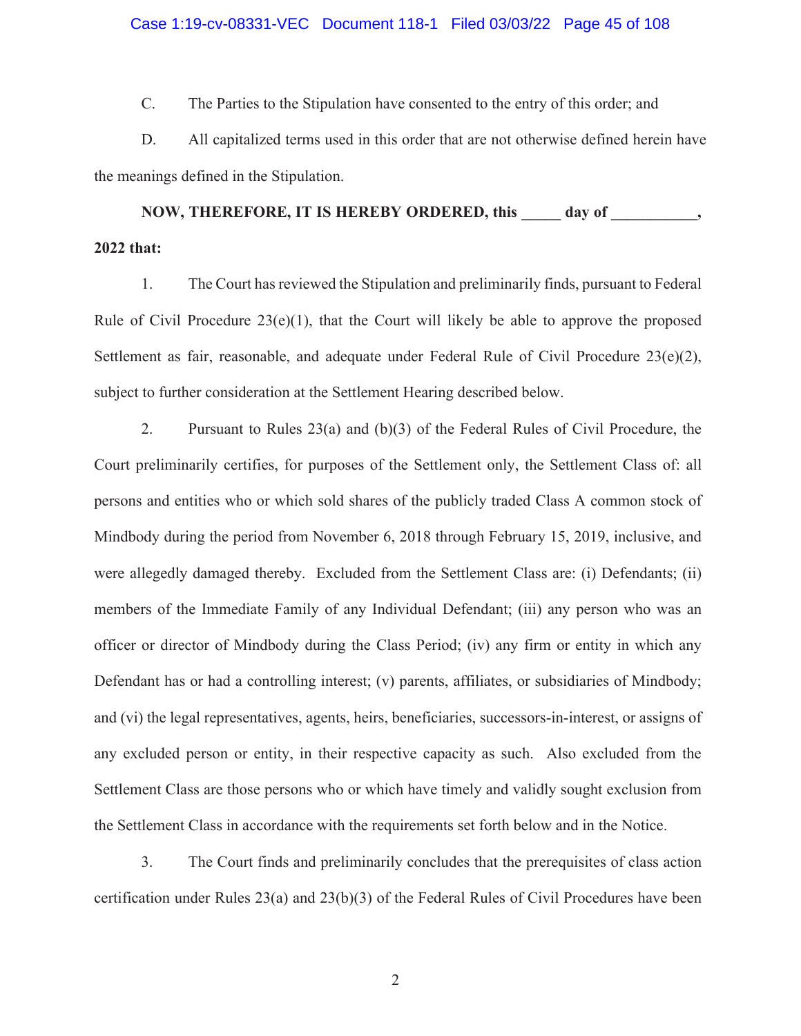C. The Parties to the Stipulation have consented to the entry of this order; and

D. All capitalized terms used in this order that are not otherwise defined herein have the meanings defined in the Stipulation.

**NOW, THEREFORE, IT IS HEREBY ORDERED, this _____ day of ___________, 2022 that:**

1. The Court has reviewed the Stipulation and preliminarily finds, pursuant to Federal Rule of Civil Procedure 23(e)(1), that the Court will likely be able to approve the proposed Settlement as fair, reasonable, and adequate under Federal Rule of Civil Procedure 23(e)(2), subject to further consideration at the Settlement Hearing described below.

2. Pursuant to Rules 23(a) and (b)(3) of the Federal Rules of Civil Procedure, the Court preliminarily certifies, for purposes of the Settlement only, the Settlement Class of: all persons and entities who or which sold shares of the publicly traded Class A common stock of Mindbody during the period from November 6, 2018 through February 15, 2019, inclusive, and were allegedly damaged thereby. Excluded from the Settlement Class are: (i) Defendants; (ii) members of the Immediate Family of any Individual Defendant; (iii) any person who was an officer or director of Mindbody during the Class Period; (iv) any firm or entity in which any Defendant has or had a controlling interest; (v) parents, affiliates, or subsidiaries of Mindbody; and (vi) the legal representatives, agents, heirs, beneficiaries, successors-in-interest, or assigns of any excluded person or entity, in their respective capacity as such. Also excluded from the Settlement Class are those persons who or which have timely and validly sought exclusion from the Settlement Class in accordance with the requirements set forth below and in the Notice.

3. The Court finds and preliminarily concludes that the prerequisites of class action certification under Rules 23(a) and 23(b)(3) of the Federal Rules of Civil Procedures have been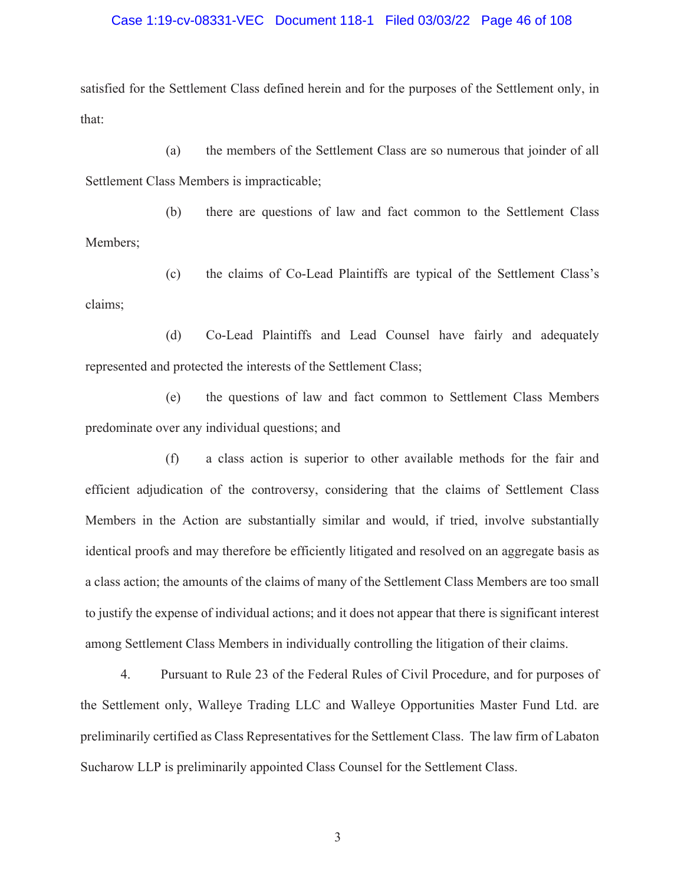satisfied for the Settlement Class defined herein and for the purposes of the Settlement only, in that:

(a) the members of the Settlement Class are so numerous that joinder of all Settlement Class Members is impracticable;

(b) there are questions of law and fact common to the Settlement Class Members;

(c) the claims of Co-Lead Plaintiffs are typical of the Settlement Class's claims;

(d) Co-Lead Plaintiffs and Lead Counsel have fairly and adequately represented and protected the interests of the Settlement Class;

(e) the questions of law and fact common to Settlement Class Members predominate over any individual questions; and

(f) a class action is superior to other available methods for the fair and efficient adjudication of the controversy, considering that the claims of Settlement Class Members in the Action are substantially similar and would, if tried, involve substantially identical proofs and may therefore be efficiently litigated and resolved on an aggregate basis as a class action; the amounts of the claims of many of the Settlement Class Members are too small to justify the expense of individual actions; and it does not appear that there is significant interest among Settlement Class Members in individually controlling the litigation of their claims.

4. Pursuant to Rule 23 of the Federal Rules of Civil Procedure, and for purposes of the Settlement only, Walleye Trading LLC and Walleye Opportunities Master Fund Ltd. are preliminarily certified as Class Representatives for the Settlement Class. The law firm of Labaton Sucharow LLP is preliminarily appointed Class Counsel for the Settlement Class.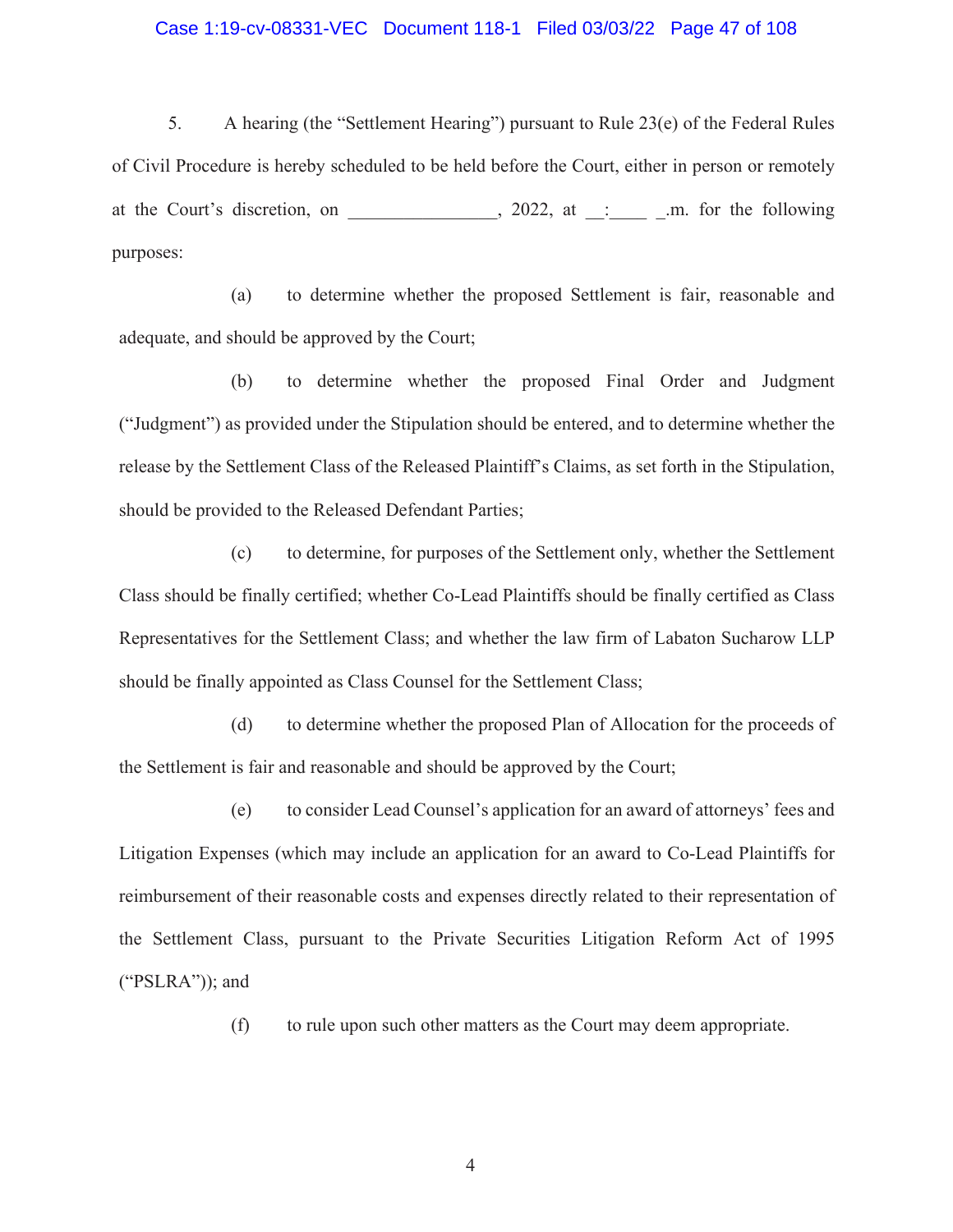5. A hearing (the "Settlement Hearing") pursuant to Rule 23(e) of the Federal Rules of Civil Procedure is hereby scheduled to be held before the Court, either in person or remotely at the Court's discretion, on ________________, 2022, at __:____ _.m. for the following purposes:

(a) to determine whether the proposed Settlement is fair, reasonable and adequate, and should be approved by the Court;

(b) to determine whether the proposed Final Order and Judgment ("Judgment") as provided under the Stipulation should be entered, and to determine whether the release by the Settlement Class of the Released Plaintiff's Claims, as set forth in the Stipulation, should be provided to the Released Defendant Parties;

(c) to determine, for purposes of the Settlement only, whether the Settlement Class should be finally certified; whether Co-Lead Plaintiffs should be finally certified as Class Representatives for the Settlement Class; and whether the law firm of Labaton Sucharow LLP should be finally appointed as Class Counsel for the Settlement Class;

(d) to determine whether the proposed Plan of Allocation for the proceeds of the Settlement is fair and reasonable and should be approved by the Court;

(e) to consider Lead Counsel's application for an award of attorneys' fees and Litigation Expenses (which may include an application for an award to Co-Lead Plaintiffs for reimbursement of their reasonable costs and expenses directly related to their representation of the Settlement Class, pursuant to the Private Securities Litigation Reform Act of 1995 ("PSLRA")); and

(f) to rule upon such other matters as the Court may deem appropriate.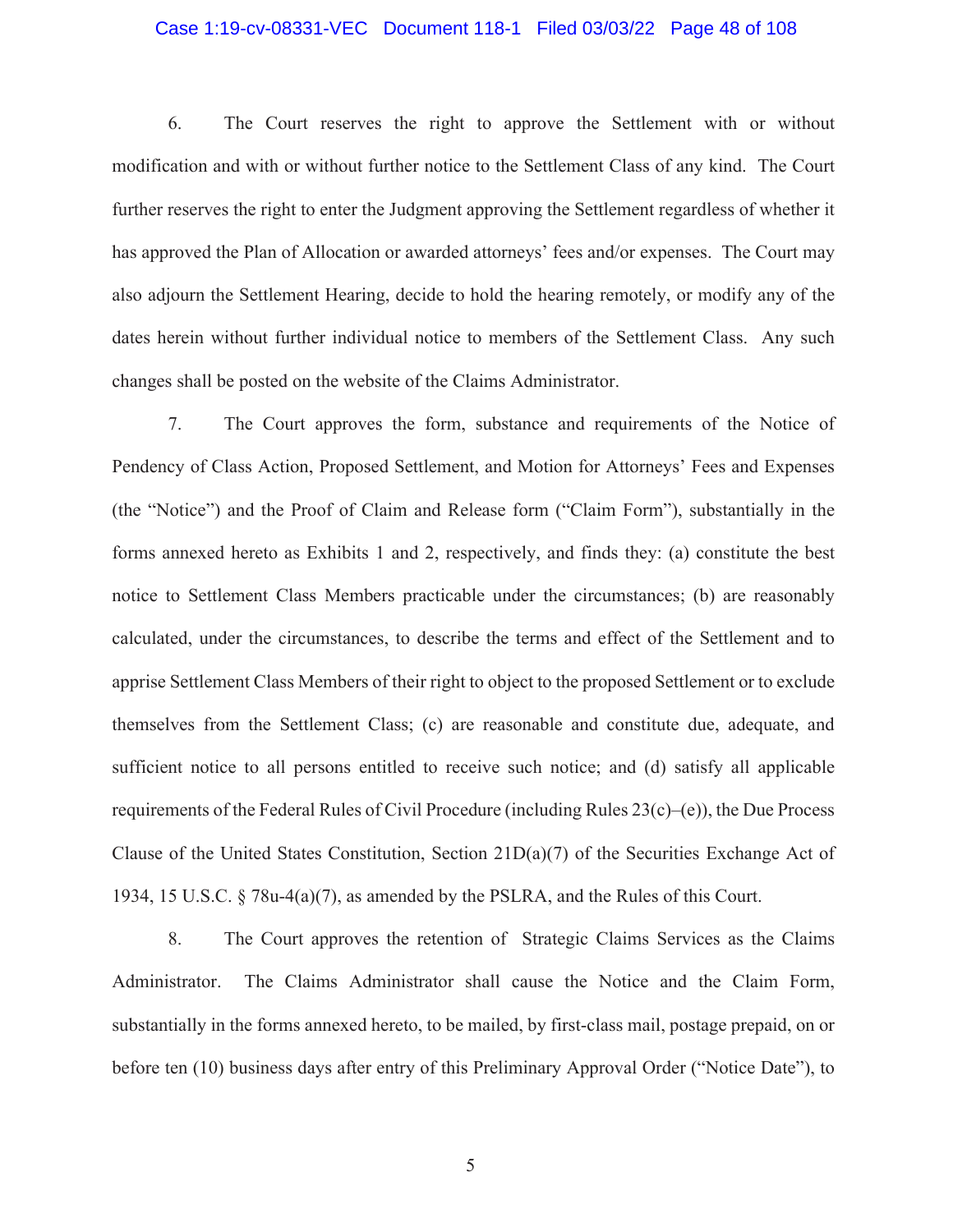6. The Court reserves the right to approve the Settlement with or without modification and with or without further notice to the Settlement Class of any kind. The Court further reserves the right to enter the Judgment approving the Settlement regardless of whether it has approved the Plan of Allocation or awarded attorneys' fees and/or expenses. The Court may also adjourn the Settlement Hearing, decide to hold the hearing remotely, or modify any of the dates herein without further individual notice to members of the Settlement Class. Any such changes shall be posted on the website of the Claims Administrator.

7. The Court approves the form, substance and requirements of the Notice of Pendency of Class Action, Proposed Settlement, and Motion for Attorneys' Fees and Expenses (the "Notice") and the Proof of Claim and Release form ("Claim Form"), substantially in the forms annexed hereto as Exhibits 1 and 2, respectively, and finds they: (a) constitute the best notice to Settlement Class Members practicable under the circumstances; (b) are reasonably calculated, under the circumstances, to describe the terms and effect of the Settlement and to apprise Settlement Class Members of their right to object to the proposed Settlement or to exclude themselves from the Settlement Class; (c) are reasonable and constitute due, adequate, and sufficient notice to all persons entitled to receive such notice; and (d) satisfy all applicable requirements of the Federal Rules of Civil Procedure (including Rules 23(c)–(e)), the Due Process Clause of the United States Constitution, Section 21D(a)(7) of the Securities Exchange Act of 1934, 15 U.S.C. § 78u-4(a)(7), as amended by the PSLRA, and the Rules of this Court.

8. The Court approves the retention of Strategic Claims Services as the Claims Administrator. The Claims Administrator shall cause the Notice and the Claim Form, substantially in the forms annexed hereto, to be mailed, by first-class mail, postage prepaid, on or before ten (10) business days after entry of this Preliminary Approval Order ("Notice Date"), to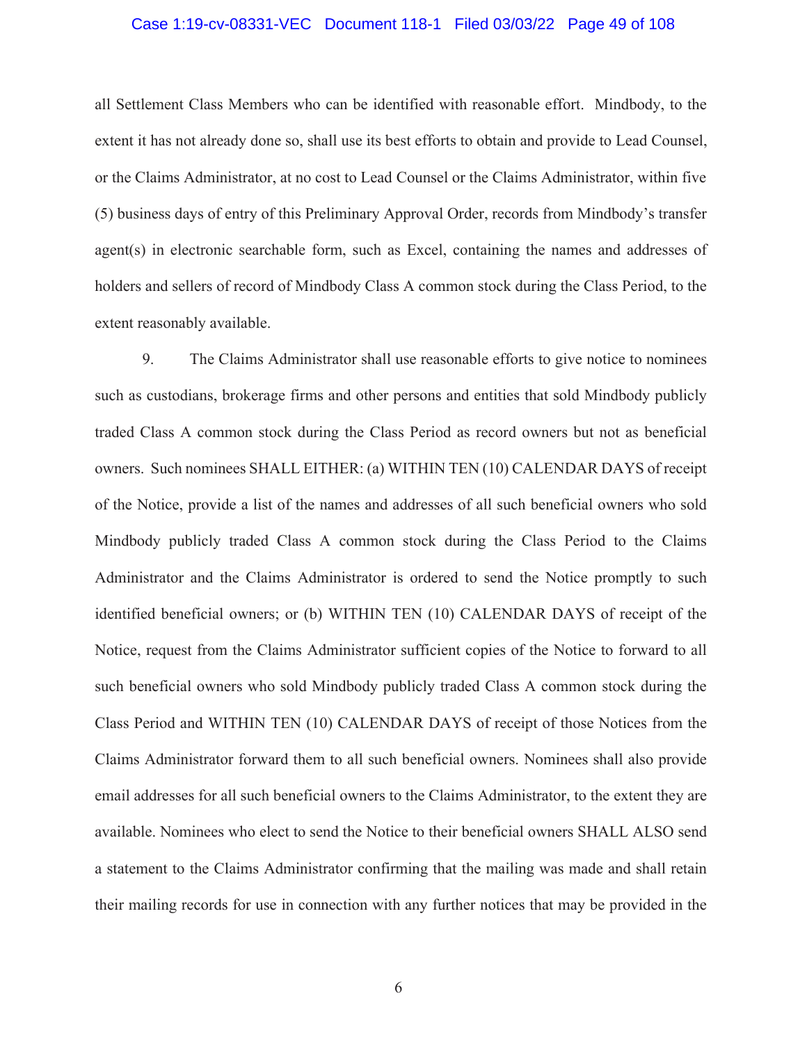all Settlement Class Members who can be identified with reasonable effort. Mindbody, to the extent it has not already done so, shall use its best efforts to obtain and provide to Lead Counsel, or the Claims Administrator, at no cost to Lead Counsel or the Claims Administrator, within five (5) business days of entry of this Preliminary Approval Order, records from Mindbody's transfer agent(s) in electronic searchable form, such as Excel, containing the names and addresses of holders and sellers of record of Mindbody Class A common stock during the Class Period, to the extent reasonably available.

9. The Claims Administrator shall use reasonable efforts to give notice to nominees such as custodians, brokerage firms and other persons and entities that sold Mindbody publicly traded Class A common stock during the Class Period as record owners but not as beneficial owners. Such nominees SHALL EITHER: (a) WITHIN TEN (10) CALENDAR DAYS of receipt of the Notice, provide a list of the names and addresses of all such beneficial owners who sold Mindbody publicly traded Class A common stock during the Class Period to the Claims Administrator and the Claims Administrator is ordered to send the Notice promptly to such identified beneficial owners; or (b) WITHIN TEN (10) CALENDAR DAYS of receipt of the Notice, request from the Claims Administrator sufficient copies of the Notice to forward to all such beneficial owners who sold Mindbody publicly traded Class A common stock during the Class Period and WITHIN TEN (10) CALENDAR DAYS of receipt of those Notices from the Claims Administrator forward them to all such beneficial owners. Nominees shall also provide email addresses for all such beneficial owners to the Claims Administrator, to the extent they are available. Nominees who elect to send the Notice to their beneficial owners SHALL ALSO send a statement to the Claims Administrator confirming that the mailing was made and shall retain their mailing records for use in connection with any further notices that may be provided in the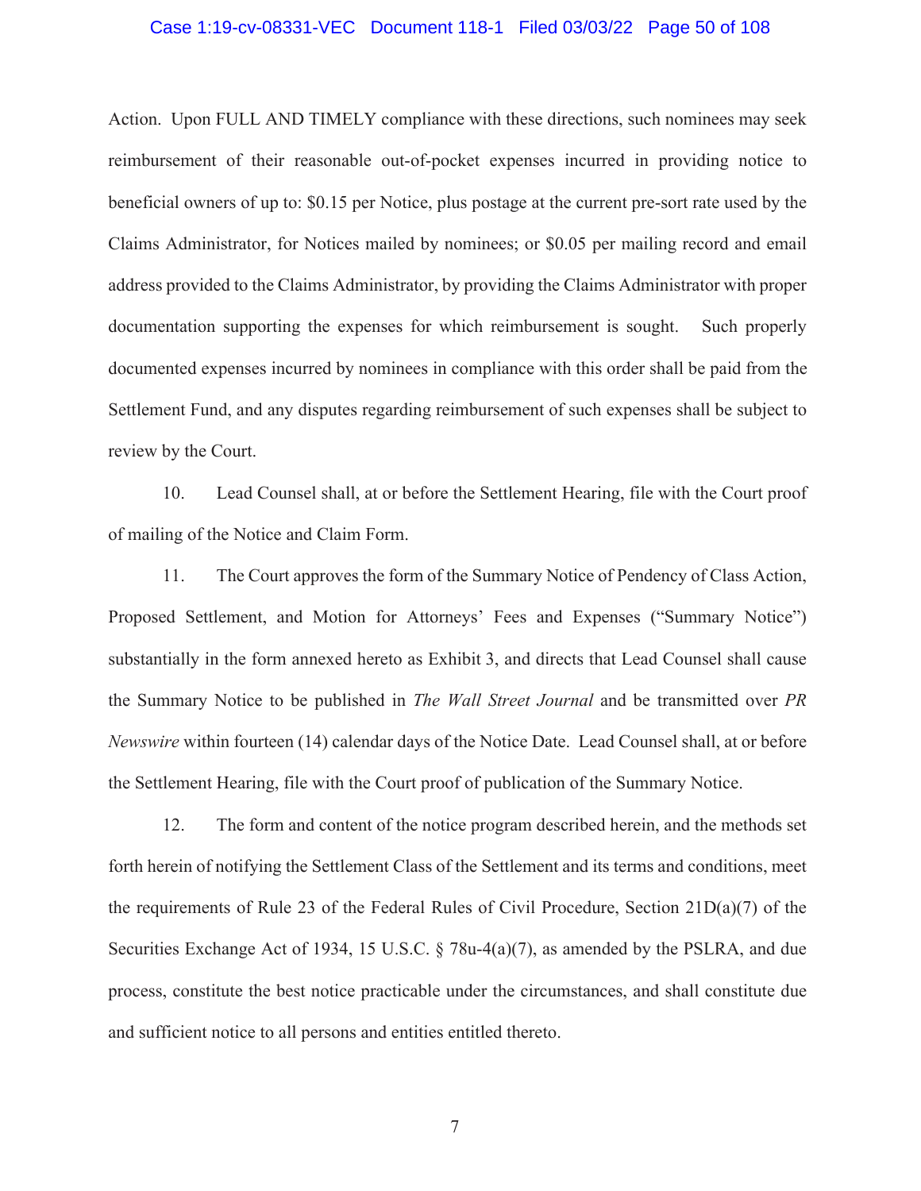Action. Upon FULL AND TIMELY compliance with these directions, such nominees may seek reimbursement of their reasonable out-of-pocket expenses incurred in providing notice to beneficial owners of up to: $0.15 per Notice, plus postage at the current pre-sort rate used by the Claims Administrator, for Notices mailed by nominees; or $0.05 per mailing record and email address provided to the Claims Administrator, by providing the Claims Administrator with proper documentation supporting the expenses for which reimbursement is sought. Such properly documented expenses incurred by nominees in compliance with this order shall be paid from the Settlement Fund, and any disputes regarding reimbursement of such expenses shall be subject to review by the Court.

10. Lead Counsel shall, at or before the Settlement Hearing, file with the Court proof of mailing of the Notice and Claim Form.

11. The Court approves the form of the Summary Notice of Pendency of Class Action, Proposed Settlement, and Motion for Attorneys' Fees and Expenses ("Summary Notice") substantially in the form annexed hereto as Exhibit 3, and directs that Lead Counsel shall cause the Summary Notice to be published in *The Wall Street Journal* and be transmitted over *PR Newswire* within fourteen (14) calendar days of the Notice Date. Lead Counsel shall, at or before the Settlement Hearing, file with the Court proof of publication of the Summary Notice.

12. The form and content of the notice program described herein, and the methods set forth herein of notifying the Settlement Class of the Settlement and its terms and conditions, meet the requirements of Rule 23 of the Federal Rules of Civil Procedure, Section 21D(a)(7) of the Securities Exchange Act of 1934, 15 U.S.C. § 78u-4(a)(7), as amended by the PSLRA, and due process, constitute the best notice practicable under the circumstances, and shall constitute due and sufficient notice to all persons and entities entitled thereto.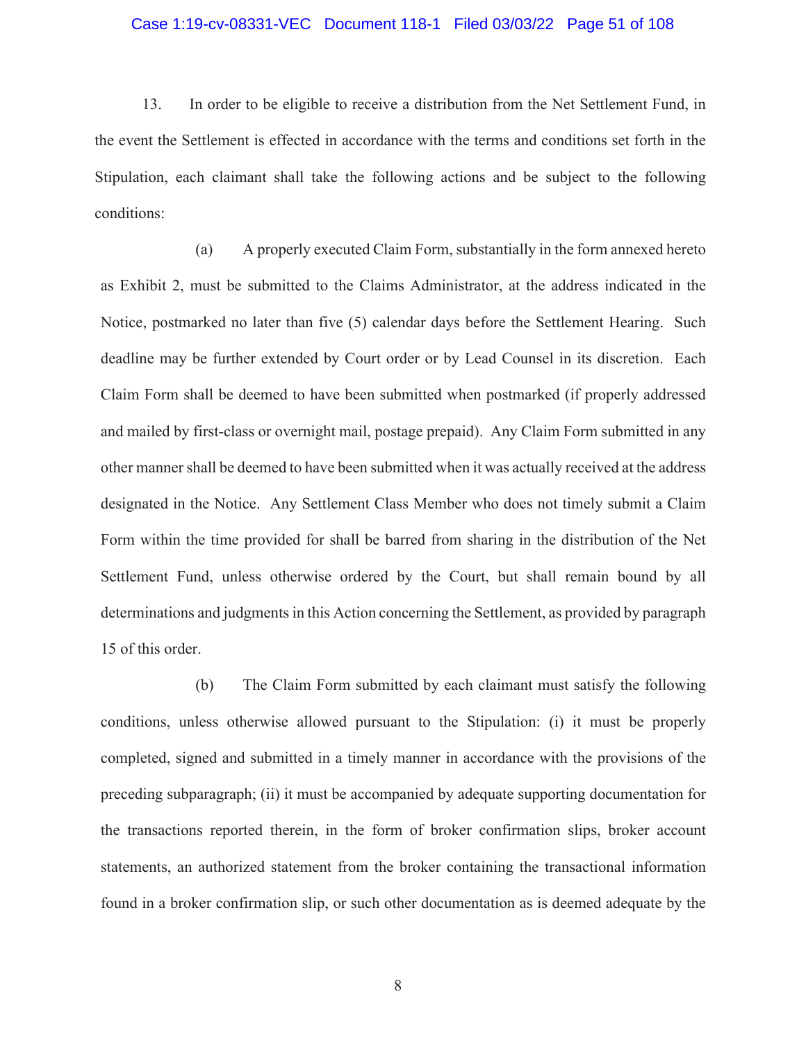13. In order to be eligible to receive a distribution from the Net Settlement Fund, in the event the Settlement is effected in accordance with the terms and conditions set forth in the Stipulation, each claimant shall take the following actions and be subject to the following conditions:

(a) A properly executed Claim Form, substantially in the form annexed hereto as Exhibit 2, must be submitted to the Claims Administrator, at the address indicated in the Notice, postmarked no later than five (5) calendar days before the Settlement Hearing. Such deadline may be further extended by Court order or by Lead Counsel in its discretion. Each Claim Form shall be deemed to have been submitted when postmarked (if properly addressed and mailed by first-class or overnight mail, postage prepaid). Any Claim Form submitted in any other manner shall be deemed to have been submitted when it was actually received at the address designated in the Notice. Any Settlement Class Member who does not timely submit a Claim Form within the time provided for shall be barred from sharing in the distribution of the Net Settlement Fund, unless otherwise ordered by the Court, but shall remain bound by all determinations and judgments in this Action concerning the Settlement, as provided by paragraph 15 of this order.

(b) The Claim Form submitted by each claimant must satisfy the following conditions, unless otherwise allowed pursuant to the Stipulation: (i) it must be properly completed, signed and submitted in a timely manner in accordance with the provisions of the preceding subparagraph; (ii) it must be accompanied by adequate supporting documentation for the transactions reported therein, in the form of broker confirmation slips, broker account statements, an authorized statement from the broker containing the transactional information found in a broker confirmation slip, or such other documentation as is deemed adequate by the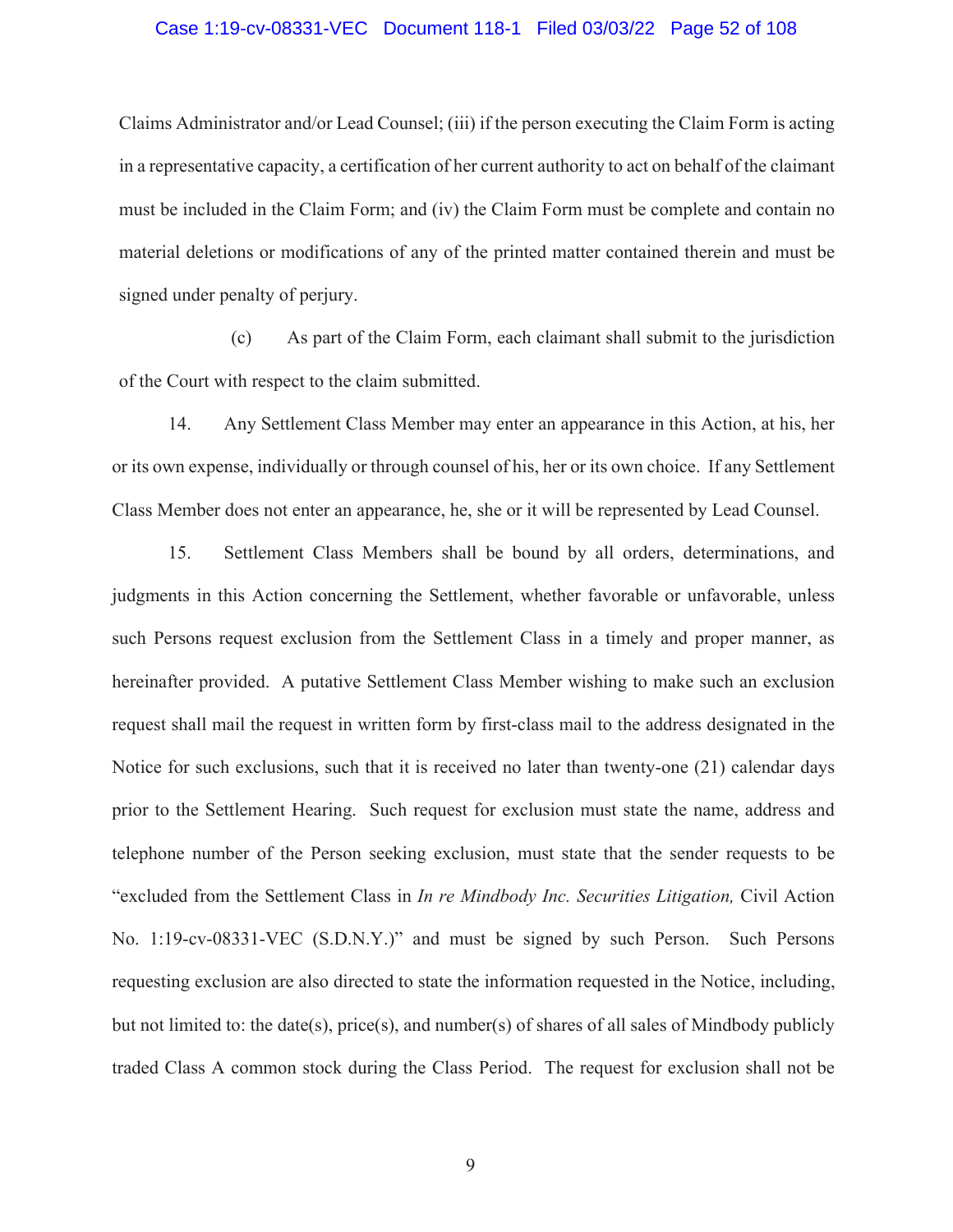Claims Administrator and/or Lead Counsel; (iii) if the person executing the Claim Form is acting in a representative capacity, a certification of her current authority to act on behalf of the claimant must be included in the Claim Form; and (iv) the Claim Form must be complete and contain no material deletions or modifications of any of the printed matter contained therein and must be signed under penalty of perjury.

(c) As part of the Claim Form, each claimant shall submit to the jurisdiction of the Court with respect to the claim submitted.

14. Any Settlement Class Member may enter an appearance in this Action, at his, her or its own expense, individually or through counsel of his, her or its own choice. If any Settlement Class Member does not enter an appearance, he, she or it will be represented by Lead Counsel.

15. Settlement Class Members shall be bound by all orders, determinations, and judgments in this Action concerning the Settlement, whether favorable or unfavorable, unless such Persons request exclusion from the Settlement Class in a timely and proper manner, as hereinafter provided. A putative Settlement Class Member wishing to make such an exclusion request shall mail the request in written form by first-class mail to the address designated in the Notice for such exclusions, such that it is received no later than twenty-one (21) calendar days prior to the Settlement Hearing. Such request for exclusion must state the name, address and telephone number of the Person seeking exclusion, must state that the sender requests to be "excluded from the Settlement Class in *In re Mindbody Inc. Securities Litigation,* Civil Action No. 1:19-cv-08331-VEC (S.D.N.Y.)" and must be signed by such Person. Such Persons requesting exclusion are also directed to state the information requested in the Notice, including, but not limited to: the date(s), price(s), and number(s) of shares of all sales of Mindbody publicly traded Class A common stock during the Class Period. The request for exclusion shall not be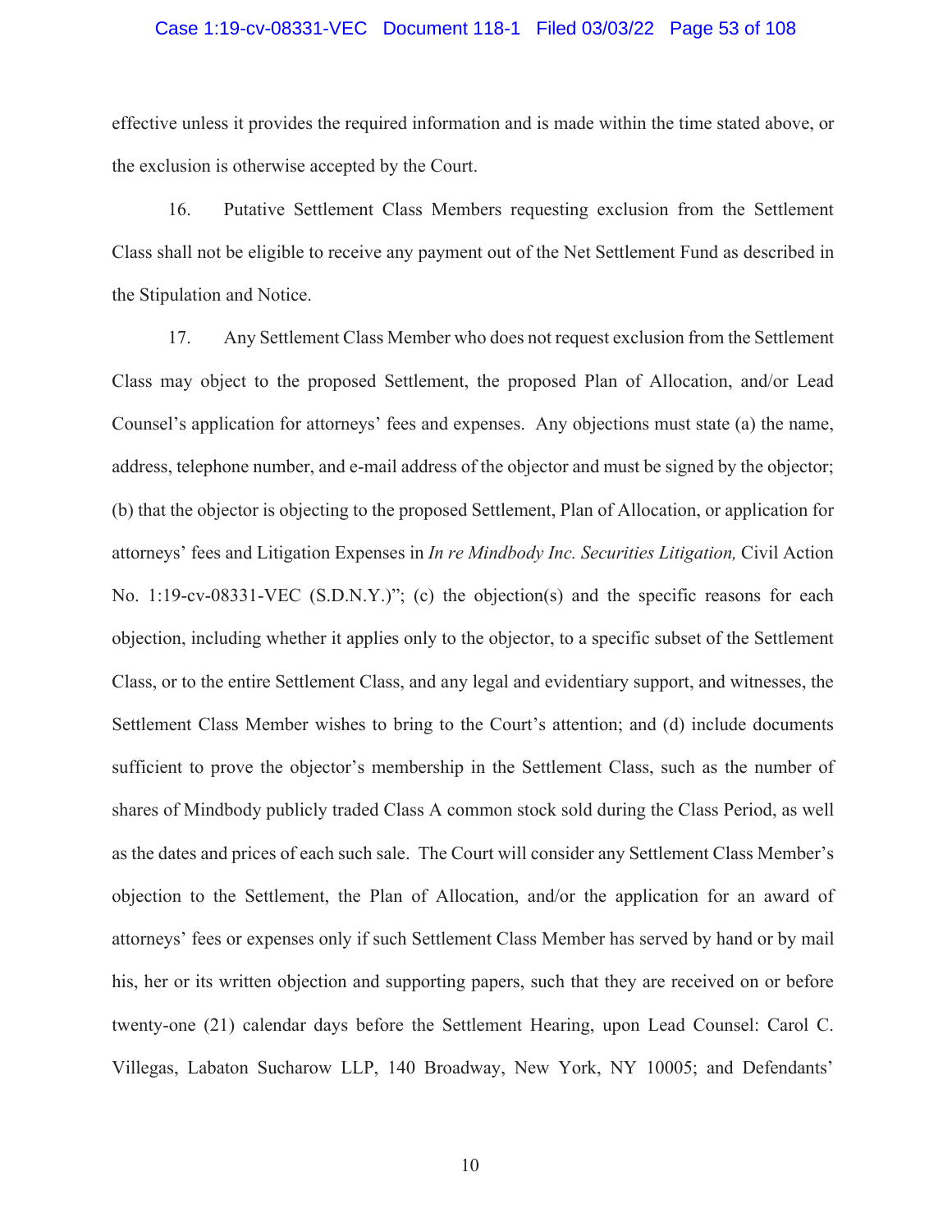effective unless it provides the required information and is made within the time stated above, or the exclusion is otherwise accepted by the Court.

16. Putative Settlement Class Members requesting exclusion from the Settlement Class shall not be eligible to receive any payment out of the Net Settlement Fund as described in the Stipulation and Notice.

17. Any Settlement Class Member who does not request exclusion from the Settlement Class may object to the proposed Settlement, the proposed Plan of Allocation, and/or Lead Counsel's application for attorneys' fees and expenses. Any objections must state (a) the name, address, telephone number, and e-mail address of the objector and must be signed by the objector; (b) that the objector is objecting to the proposed Settlement, Plan of Allocation, or application for attorneys' fees and Litigation Expenses in *In re Mindbody Inc. Securities Litigation,* Civil Action No. 1:19-cv-08331-VEC (S.D.N.Y.)"; (c) the objection(s) and the specific reasons for each objection, including whether it applies only to the objector, to a specific subset of the Settlement Class, or to the entire Settlement Class, and any legal and evidentiary support, and witnesses, the Settlement Class Member wishes to bring to the Court's attention; and (d) include documents sufficient to prove the objector's membership in the Settlement Class, such as the number of shares of Mindbody publicly traded Class A common stock sold during the Class Period, as well as the dates and prices of each such sale. The Court will consider any Settlement Class Member's objection to the Settlement, the Plan of Allocation, and/or the application for an award of attorneys' fees or expenses only if such Settlement Class Member has served by hand or by mail his, her or its written objection and supporting papers, such that they are received on or before twenty-one (21) calendar days before the Settlement Hearing, upon Lead Counsel: Carol C. Villegas, Labaton Sucharow LLP, 140 Broadway, New York, NY 10005; and Defendants'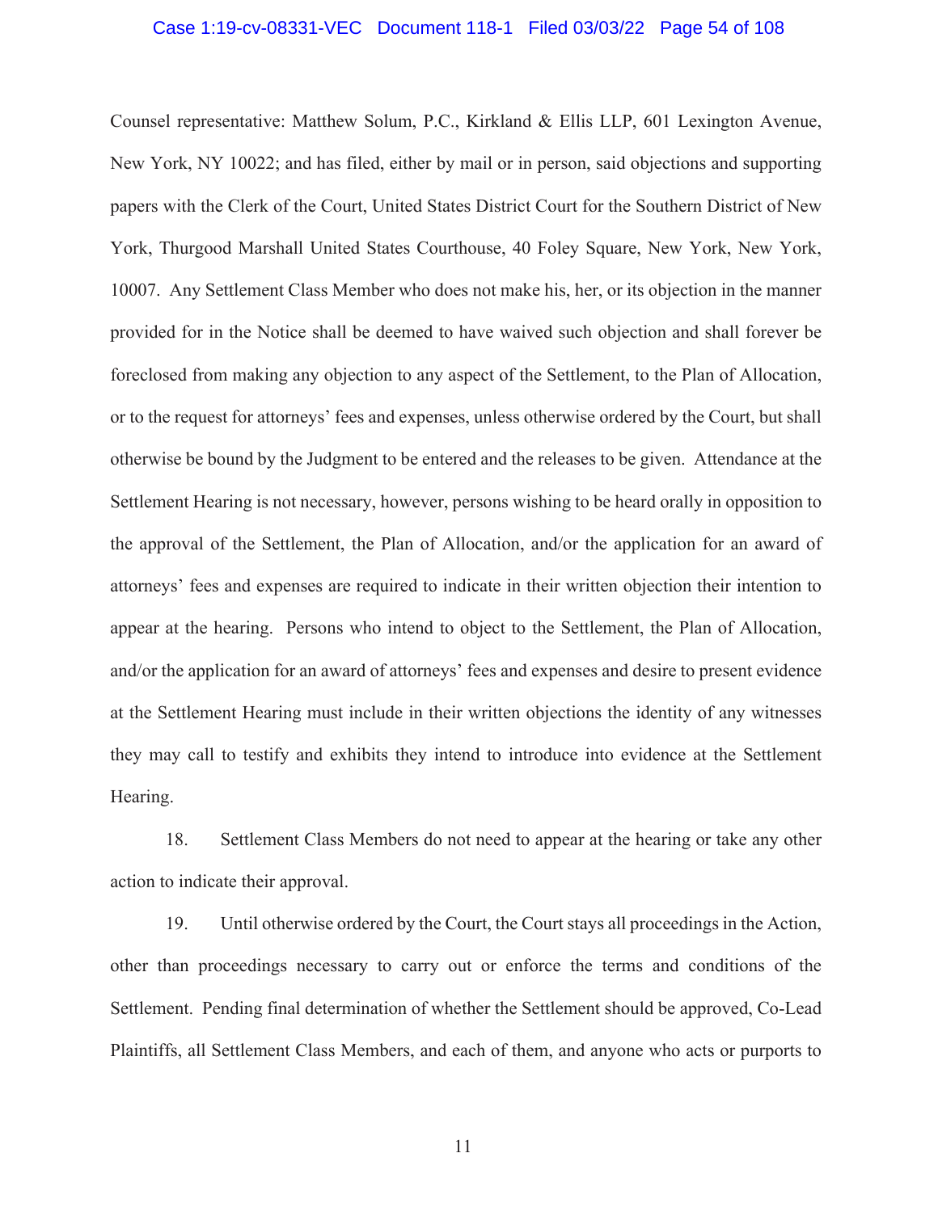Counsel representative: Matthew Solum, P.C., Kirkland & Ellis LLP, 601 Lexington Avenue, New York, NY 10022; and has filed, either by mail or in person, said objections and supporting papers with the Clerk of the Court, United States District Court for the Southern District of New York, Thurgood Marshall United States Courthouse, 40 Foley Square, New York, New York, 10007. Any Settlement Class Member who does not make his, her, or its objection in the manner provided for in the Notice shall be deemed to have waived such objection and shall forever be foreclosed from making any objection to any aspect of the Settlement, to the Plan of Allocation, or to the request for attorneys' fees and expenses, unless otherwise ordered by the Court, but shall otherwise be bound by the Judgment to be entered and the releases to be given. Attendance at the Settlement Hearing is not necessary, however, persons wishing to be heard orally in opposition to the approval of the Settlement, the Plan of Allocation, and/or the application for an award of attorneys' fees and expenses are required to indicate in their written objection their intention to appear at the hearing. Persons who intend to object to the Settlement, the Plan of Allocation, and/or the application for an award of attorneys' fees and expenses and desire to present evidence at the Settlement Hearing must include in their written objections the identity of any witnesses they may call to testify and exhibits they intend to introduce into evidence at the Settlement Hearing.

18. Settlement Class Members do not need to appear at the hearing or take any other action to indicate their approval.

19. Until otherwise ordered by the Court, the Court stays all proceedings in the Action, other than proceedings necessary to carry out or enforce the terms and conditions of the Settlement. Pending final determination of whether the Settlement should be approved, Co-Lead Plaintiffs, all Settlement Class Members, and each of them, and anyone who acts or purports to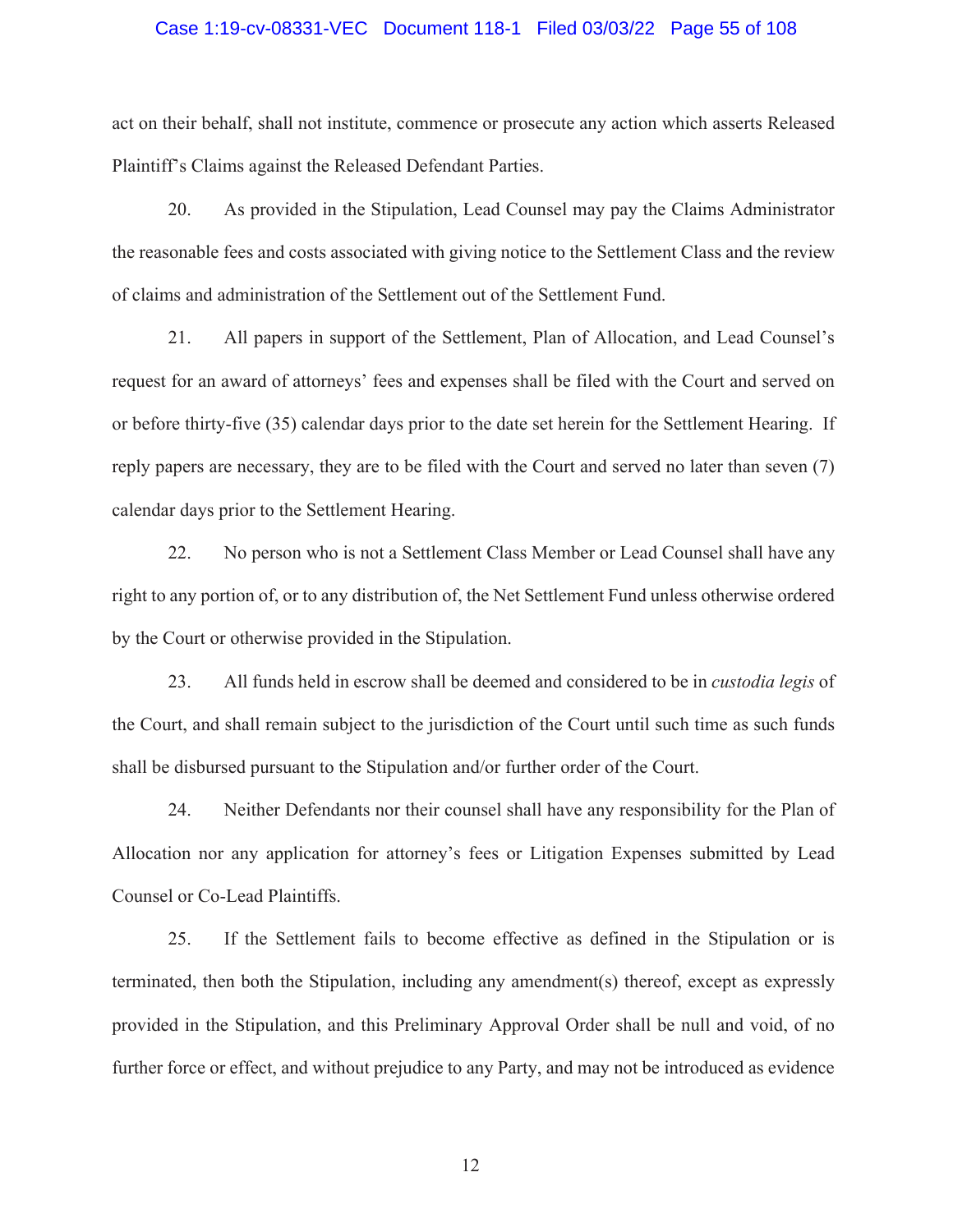act on their behalf, shall not institute, commence or prosecute any action which asserts Released Plaintiff's Claims against the Released Defendant Parties.

20. As provided in the Stipulation, Lead Counsel may pay the Claims Administrator the reasonable fees and costs associated with giving notice to the Settlement Class and the review of claims and administration of the Settlement out of the Settlement Fund.

21. All papers in support of the Settlement, Plan of Allocation, and Lead Counsel's request for an award of attorneys' fees and expenses shall be filed with the Court and served on or before thirty-five (35) calendar days prior to the date set herein for the Settlement Hearing. If reply papers are necessary, they are to be filed with the Court and served no later than seven (7) calendar days prior to the Settlement Hearing.

22. No person who is not a Settlement Class Member or Lead Counsel shall have any right to any portion of, or to any distribution of, the Net Settlement Fund unless otherwise ordered by the Court or otherwise provided in the Stipulation.

23. All funds held in escrow shall be deemed and considered to be in *custodia legis* of the Court, and shall remain subject to the jurisdiction of the Court until such time as such funds shall be disbursed pursuant to the Stipulation and/or further order of the Court.

24. Neither Defendants nor their counsel shall have any responsibility for the Plan of Allocation nor any application for attorney's fees or Litigation Expenses submitted by Lead Counsel or Co-Lead Plaintiffs.

25. If the Settlement fails to become effective as defined in the Stipulation or is terminated, then both the Stipulation, including any amendment(s) thereof, except as expressly provided in the Stipulation, and this Preliminary Approval Order shall be null and void, of no further force or effect, and without prejudice to any Party, and may not be introduced as evidence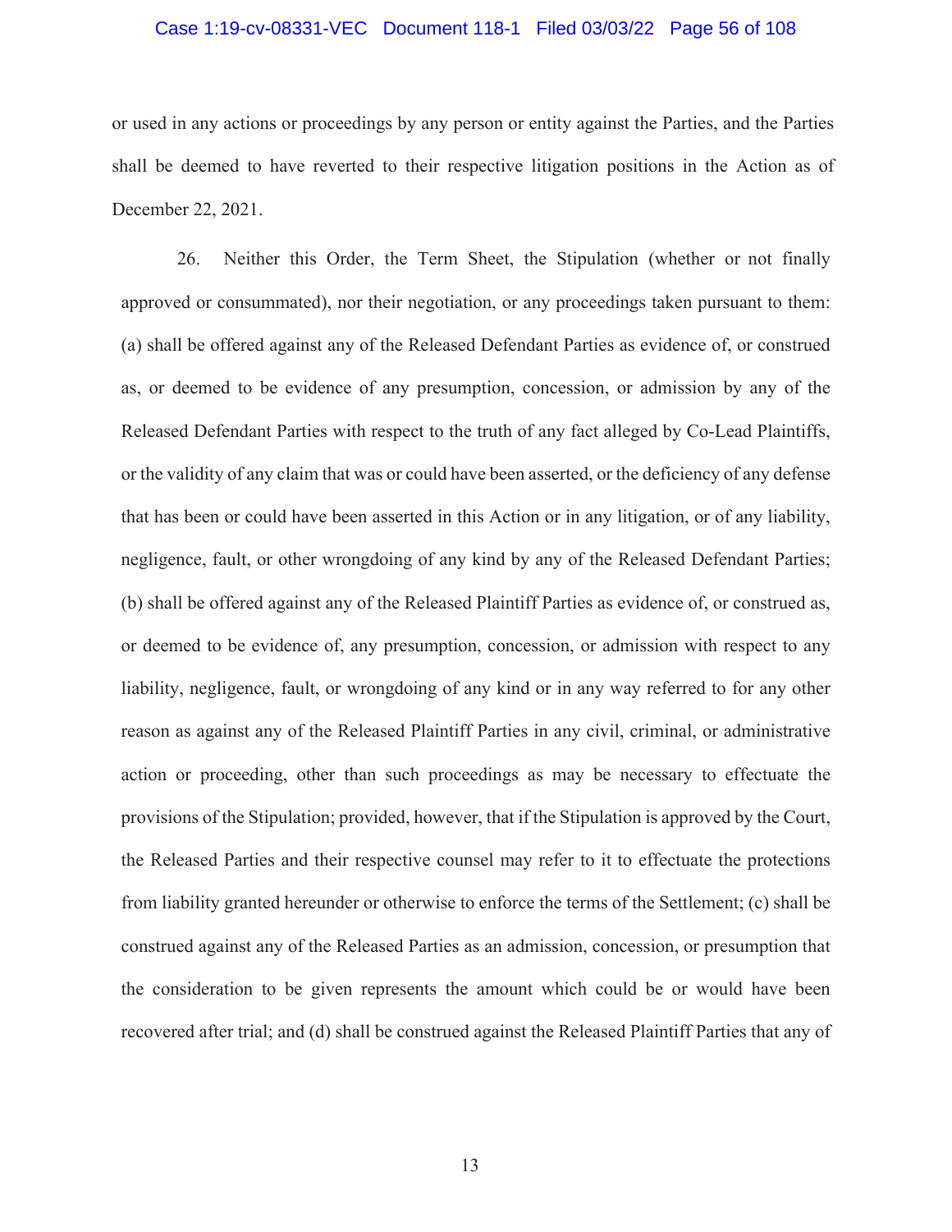or used in any actions or proceedings by any person or entity against the Parties, and the Parties shall be deemed to have reverted to their respective litigation positions in the Action as of December 22, 2021.

26. Neither this Order, the Term Sheet, the Stipulation (whether or not finally approved or consummated), nor their negotiation, or any proceedings taken pursuant to them: (a) shall be offered against any of the Released Defendant Parties as evidence of, or construed as, or deemed to be evidence of any presumption, concession, or admission by any of the Released Defendant Parties with respect to the truth of any fact alleged by Co-Lead Plaintiffs, or the validity of any claim that was or could have been asserted, or the deficiency of any defense that has been or could have been asserted in this Action or in any litigation, or of any liability, negligence, fault, or other wrongdoing of any kind by any of the Released Defendant Parties; (b) shall be offered against any of the Released Plaintiff Parties as evidence of, or construed as, or deemed to be evidence of, any presumption, concession, or admission with respect to any liability, negligence, fault, or wrongdoing of any kind or in any way referred to for any other reason as against any of the Released Plaintiff Parties in any civil, criminal, or administrative action or proceeding, other than such proceedings as may be necessary to effectuate the provisions of the Stipulation; provided, however, that if the Stipulation is approved by the Court, the Released Parties and their respective counsel may refer to it to effectuate the protections from liability granted hereunder or otherwise to enforce the terms of the Settlement; (c) shall be construed against any of the Released Parties as an admission, concession, or presumption that the consideration to be given represents the amount which could be or would have been recovered after trial; and (d) shall be construed against the Released Plaintiff Parties that any of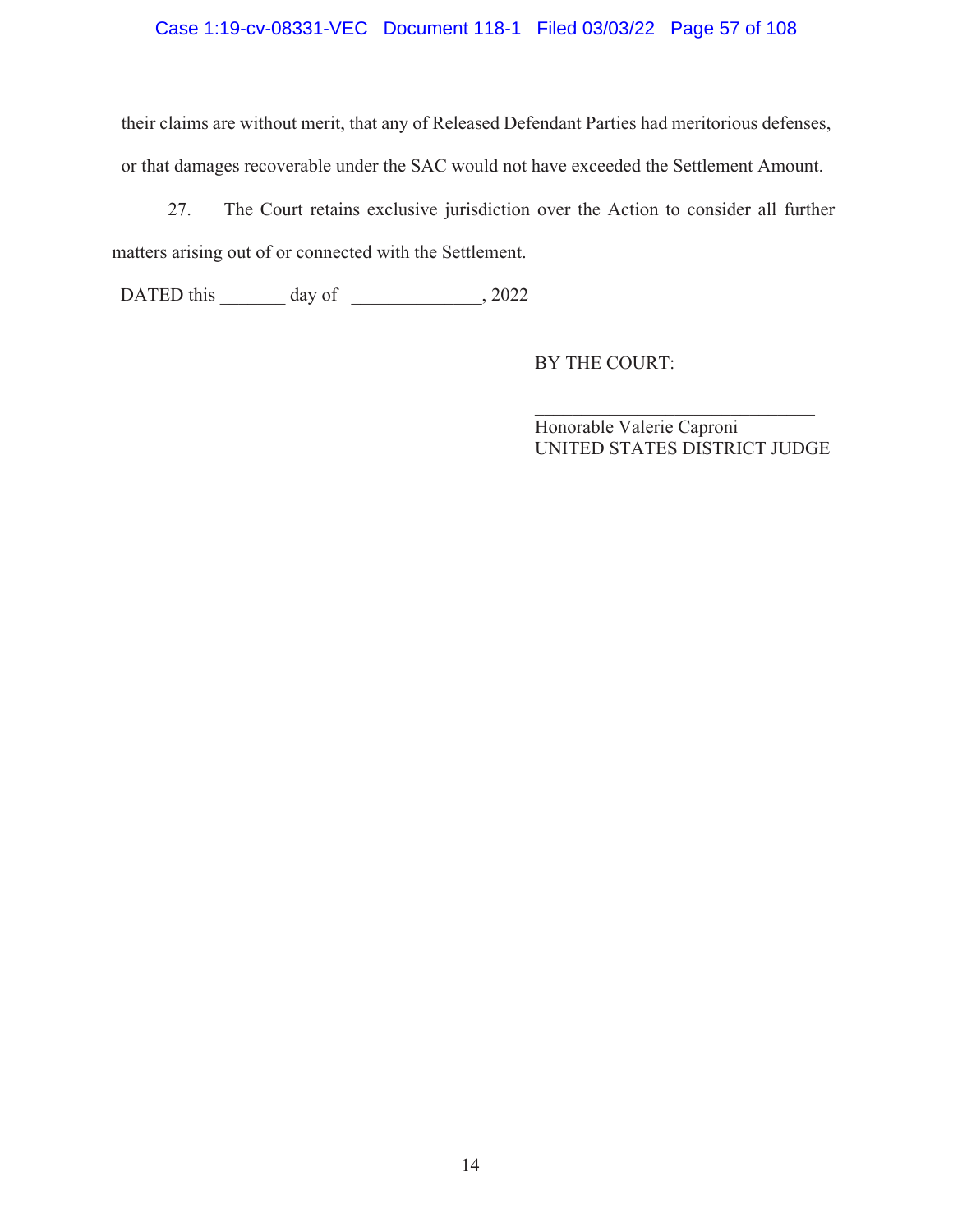their claims are without merit, that any of Released Defendant Parties had meritorious defenses, or that damages recoverable under the SAC would not have exceeded the Settlement Amount.

27. The Court retains exclusive jurisdiction over the Action to consider all further matters arising out of or connected with the Settlement.

DATED this _______ day of ______________, 2022

BY THE COURT:

______________________________
Honorable Valerie Caproni
UNITED STATES DISTRICT JUDGE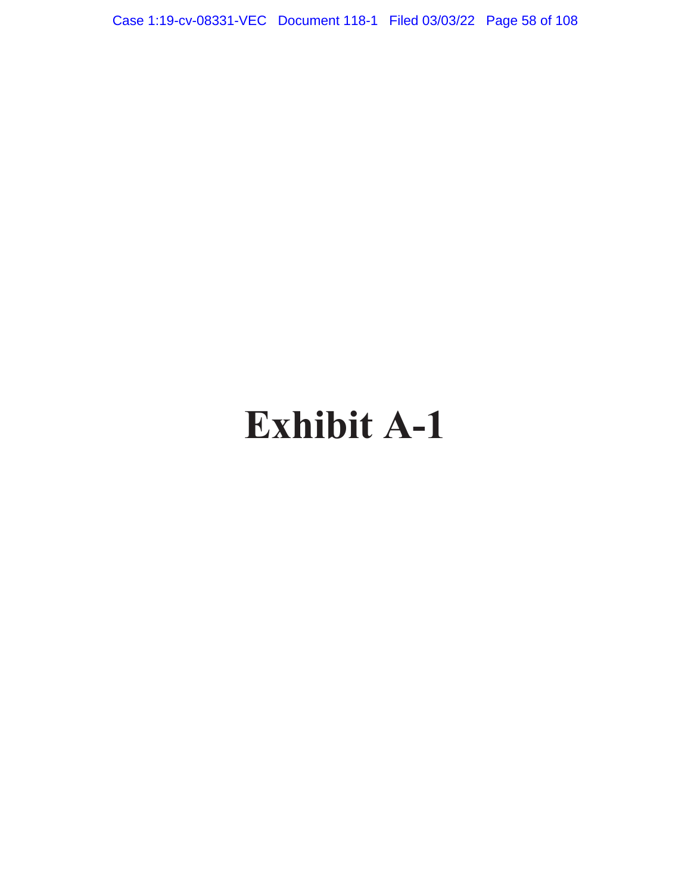# Exhibit A-1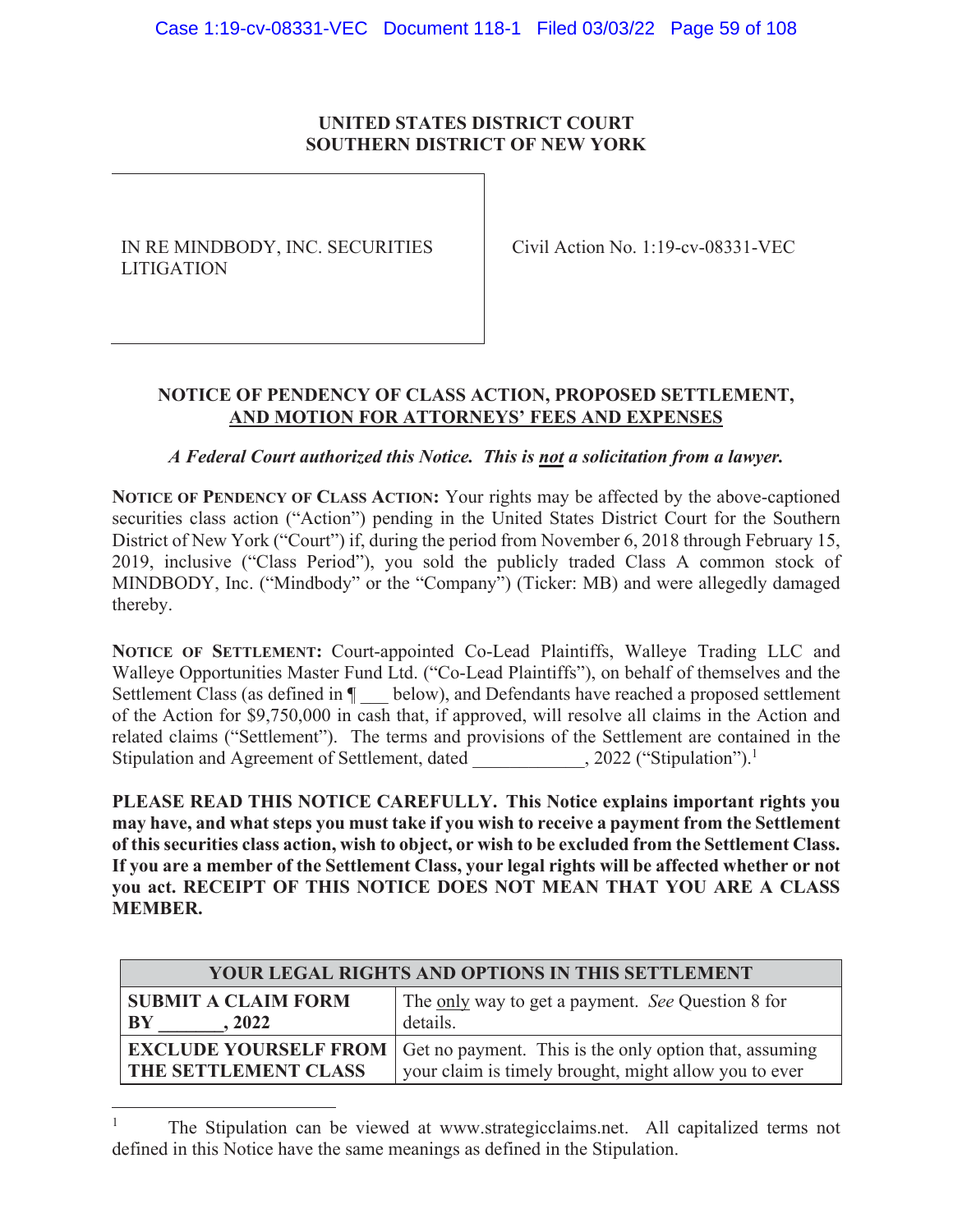**UNITED STATES DISTRICT COURT**
**SOUTHERN DISTRICT OF NEW YORK**

| IN RE MINDBODY, INC. SECURITIES LITIGATION | Civil Action No. 1:19-cv-08331-VEC |
|---|---|

**NOTICE OF PENDENCY OF CLASS ACTION, PROPOSED SETTLEMENT, AND MOTION FOR ATTORNEYS' FEES AND EXPENSES**

*A Federal Court authorized this Notice. This is not a solicitation from a lawyer.*

**NOTICE OF PENDENCY OF CLASS ACTION:** Your rights may be affected by the above-captioned securities class action ("Action") pending in the United States District Court for the Southern District of New York ("Court") if, during the period from November 6, 2018 through February 15, 2019, inclusive ("Class Period"), you sold the publicly traded Class A common stock of MINDBODY, Inc. ("Mindbody" or the "Company") (Ticker: MB) and were allegedly damaged thereby.

**NOTICE OF SETTLEMENT:** Court-appointed Co-Lead Plaintiffs, Walleye Trading LLC and Walleye Opportunities Master Fund Ltd. ("Co-Lead Plaintiffs"), on behalf of themselves and the Settlement Class (as defined in ¶ ___ below), and Defendants have reached a proposed settlement of the Action for $9,750,000 in cash that, if approved, will resolve all claims in the Action and related claims ("Settlement"). The terms and provisions of the Settlement are contained in the Stipulation and Agreement of Settlement, dated ____________, 2022 ("Stipulation").[1]

**PLEASE READ THIS NOTICE CAREFULLY. This Notice explains important rights you may have, and what steps you must take if you wish to receive a payment from the Settlement of this securities class action, wish to object, or wish to be excluded from the Settlement Class. If you are a member of the Settlement Class, your legal rights will be affected whether or not you act. RECEIPT OF THIS NOTICE DOES NOT MEAN THAT YOU ARE A CLASS MEMBER.**

| YOUR LEGAL RIGHTS AND OPTIONS IN THIS SETTLEMENT | |
|---|---|
| **SUBMIT A CLAIM FORM BY _______, 2022** | The only way to get a payment. *See* Question 8 for details. |
| **EXCLUDE YOURSELF FROM THE SETTLEMENT CLASS** | Get no payment. This is the only option that, assuming your claim is timely brought, might allow you to ever |

[1] The Stipulation can be viewed at www.strategicclaims.net. All capitalized terms not defined in this Notice have the same meanings as defined in the Stipulation.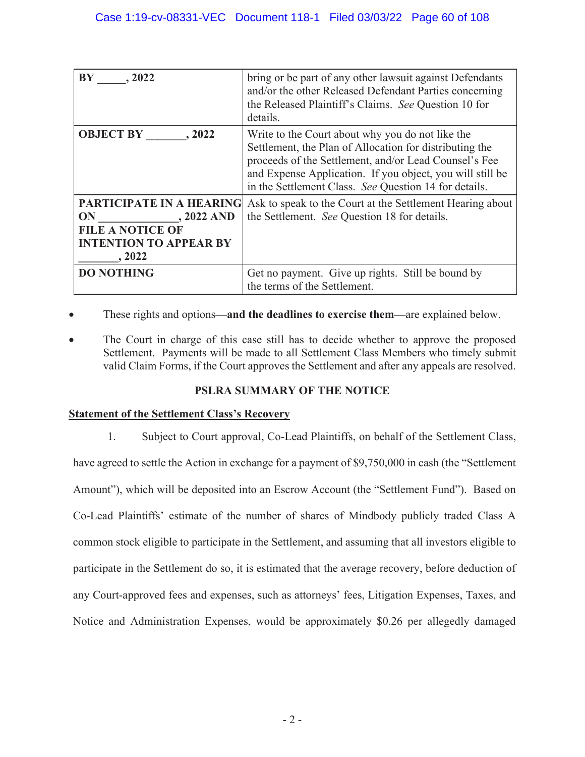| | |
|---|---|
| **BY _____, 2022** | bring or be part of any other lawsuit against Defendants and/or the other Released Defendant Parties concerning the Released Plaintiff's Claims. *See* Question 10 for details. |
| **OBJECT BY _______, 2022** | Write to the Court about why you do not like the Settlement, the Plan of Allocation for distributing the proceeds of the Settlement, and/or Lead Counsel's Fee and Expense Application. If you object, you will still be in the Settlement Class. *See* Question 14 for details. |
| **PARTICIPATE IN A HEARING ON ______________, 2022 AND FILE A NOTICE OF INTENTION TO APPEAR BY _______, 2022** | Ask to speak to the Court at the Settlement Hearing about the Settlement. *See* Question 18 for details. |
| **DO NOTHING** | Get no payment. Give up rights. Still be bound by the terms of the Settlement. |

- These rights and options—**and the deadlines to exercise them**—are explained below.
- The Court in charge of this case still has to decide whether to approve the proposed Settlement. Payments will be made to all Settlement Class Members who timely submit valid Claim Forms, if the Court approves the Settlement and after any appeals are resolved.

**PSLRA SUMMARY OF THE NOTICE**

**Statement of the Settlement Class's Recovery**

1. Subject to Court approval, Co-Lead Plaintiffs, on behalf of the Settlement Class, have agreed to settle the Action in exchange for a payment of $9,750,000 in cash (the "Settlement Amount"), which will be deposited into an Escrow Account (the "Settlement Fund"). Based on Co-Lead Plaintiffs' estimate of the number of shares of Mindbody publicly traded Class A common stock eligible to participate in the Settlement, and assuming that all investors eligible to participate in the Settlement do so, it is estimated that the average recovery, before deduction of any Court-approved fees and expenses, such as attorneys' fees, Litigation Expenses, Taxes, and Notice and Administration Expenses, would be approximately $0.26 per allegedly damaged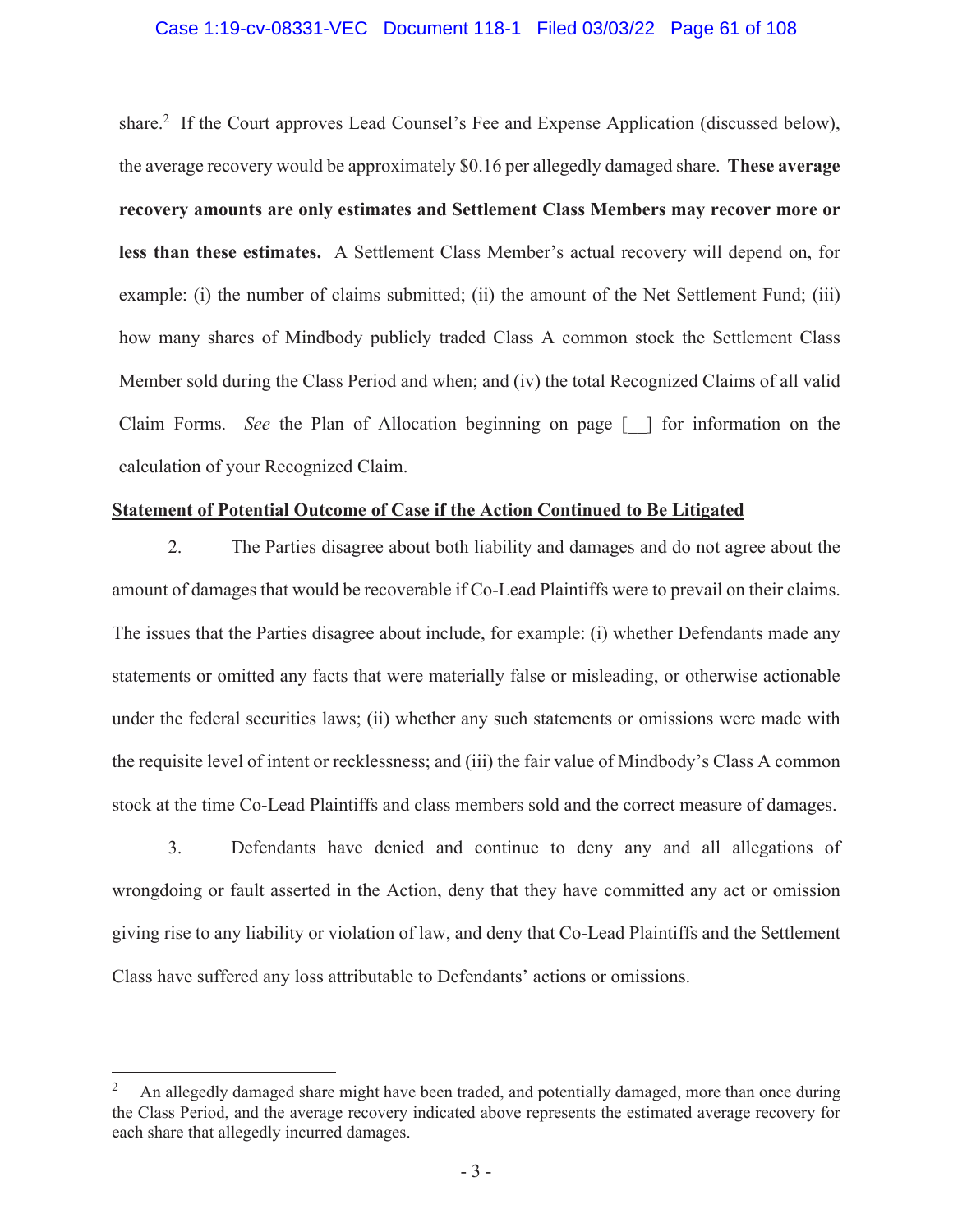share.[2] If the Court approves Lead Counsel's Fee and Expense Application (discussed below), the average recovery would be approximately $0.16 per allegedly damaged share. **These average recovery amounts are only estimates and Settlement Class Members may recover more or less than these estimates.** A Settlement Class Member's actual recovery will depend on, for example: (i) the number of claims submitted; (ii) the amount of the Net Settlement Fund; (iii) how many shares of Mindbody publicly traded Class A common stock the Settlement Class Member sold during the Class Period and when; and (iv) the total Recognized Claims of all valid Claim Forms. *See* the Plan of Allocation beginning on page [__] for information on the calculation of your Recognized Claim.

**Statement of Potential Outcome of Case if the Action Continued to Be Litigated**

2. The Parties disagree about both liability and damages and do not agree about the amount of damages that would be recoverable if Co-Lead Plaintiffs were to prevail on their claims. The issues that the Parties disagree about include, for example: (i) whether Defendants made any statements or omitted any facts that were materially false or misleading, or otherwise actionable under the federal securities laws; (ii) whether any such statements or omissions were made with the requisite level of intent or recklessness; and (iii) the fair value of Mindbody's Class A common stock at the time Co-Lead Plaintiffs and class members sold and the correct measure of damages.

3. Defendants have denied and continue to deny any and all allegations of wrongdoing or fault asserted in the Action, deny that they have committed any act or omission giving rise to any liability or violation of law, and deny that Co-Lead Plaintiffs and the Settlement Class have suffered any loss attributable to Defendants' actions or omissions.

---

[2] An allegedly damaged share might have been traded, and potentially damaged, more than once during the Class Period, and the average recovery indicated above represents the estimated average recovery for each share that allegedly incurred damages.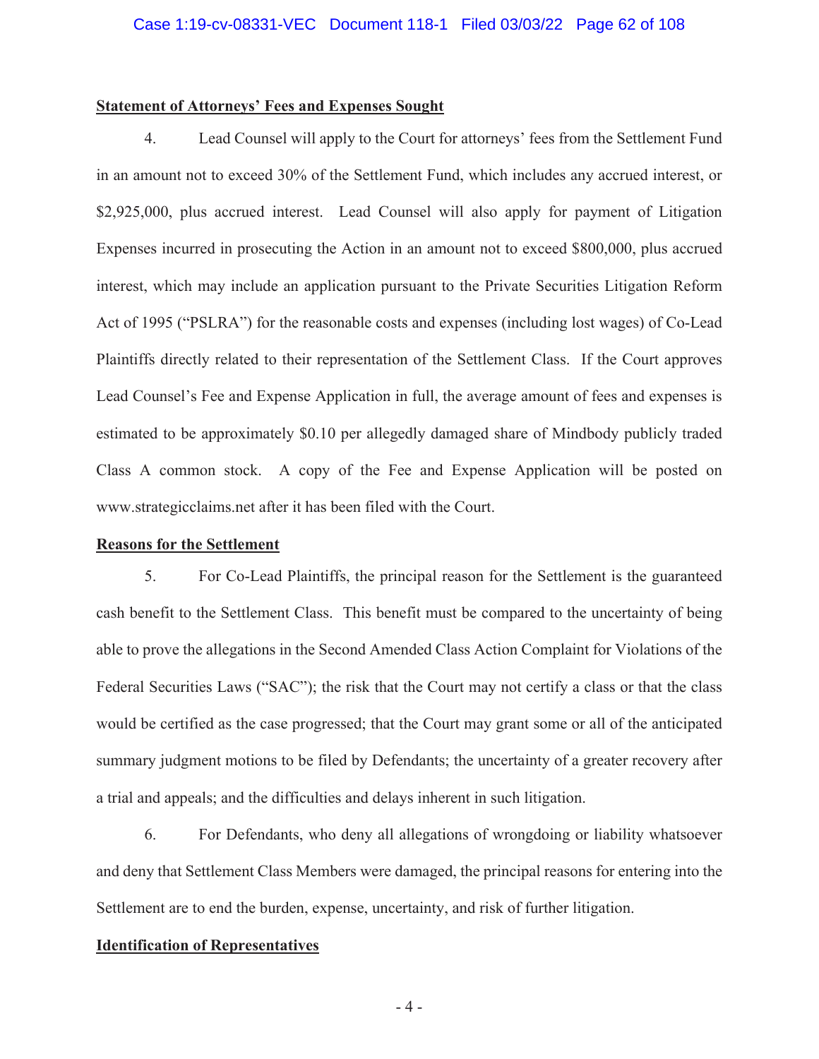**Statement of Attorneys' Fees and Expenses Sought**

4. Lead Counsel will apply to the Court for attorneys' fees from the Settlement Fund in an amount not to exceed 30% of the Settlement Fund, which includes any accrued interest, or $2,925,000, plus accrued interest. Lead Counsel will also apply for payment of Litigation Expenses incurred in prosecuting the Action in an amount not to exceed $800,000, plus accrued interest, which may include an application pursuant to the Private Securities Litigation Reform Act of 1995 ("PSLRA") for the reasonable costs and expenses (including lost wages) of Co-Lead Plaintiffs directly related to their representation of the Settlement Class. If the Court approves Lead Counsel's Fee and Expense Application in full, the average amount of fees and expenses is estimated to be approximately $0.10 per allegedly damaged share of Mindbody publicly traded Class A common stock. A copy of the Fee and Expense Application will be posted on www.strategicclaims.net after it has been filed with the Court.

**Reasons for the Settlement**

5. For Co-Lead Plaintiffs, the principal reason for the Settlement is the guaranteed cash benefit to the Settlement Class. This benefit must be compared to the uncertainty of being able to prove the allegations in the Second Amended Class Action Complaint for Violations of the Federal Securities Laws ("SAC"); the risk that the Court may not certify a class or that the class would be certified as the case progressed; that the Court may grant some or all of the anticipated summary judgment motions to be filed by Defendants; the uncertainty of a greater recovery after a trial and appeals; and the difficulties and delays inherent in such litigation.

6. For Defendants, who deny all allegations of wrongdoing or liability whatsoever and deny that Settlement Class Members were damaged, the principal reasons for entering into the Settlement are to end the burden, expense, uncertainty, and risk of further litigation.

**Identification of Representatives**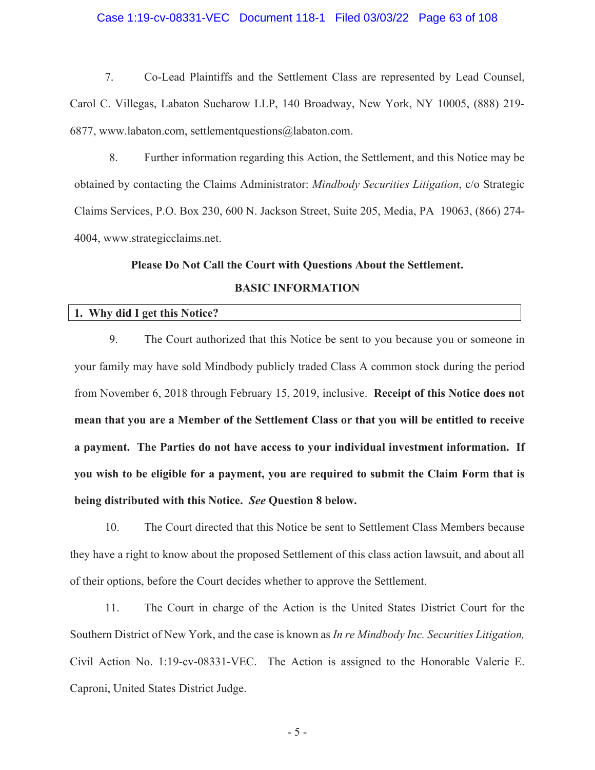7. Co-Lead Plaintiffs and the Settlement Class are represented by Lead Counsel, Carol C. Villegas, Labaton Sucharow LLP, 140 Broadway, New York, NY 10005, (888) 219-6877, www.labaton.com, settlementquestions@labaton.com.

8. Further information regarding this Action, the Settlement, and this Notice may be obtained by contacting the Claims Administrator: *Mindbody Securities Litigation*, c/o Strategic Claims Services, P.O. Box 230, 600 N. Jackson Street, Suite 205, Media, PA 19063, (866) 274-4004, www.strategicclaims.net.

**Please Do Not Call the Court with Questions About the Settlement.**

## BASIC INFORMATION

### 1. Why did I get this Notice?

9. The Court authorized that this Notice be sent to you because you or someone in your family may have sold Mindbody publicly traded Class A common stock during the period from November 6, 2018 through February 15, 2019, inclusive. **Receipt of this Notice does not mean that you are a Member of the Settlement Class or that you will be entitled to receive a payment. The Parties do not have access to your individual investment information. If you wish to be eligible for a payment, you are required to submit the Claim Form that is being distributed with this Notice. *See* Question 8 below.**

10. The Court directed that this Notice be sent to Settlement Class Members because they have a right to know about the proposed Settlement of this class action lawsuit, and about all of their options, before the Court decides whether to approve the Settlement.

11. The Court in charge of the Action is the United States District Court for the Southern District of New York, and the case is known as *In re Mindbody Inc. Securities Litigation,* Civil Action No. 1:19-cv-08331-VEC. The Action is assigned to the Honorable Valerie E. Caproni, United States District Judge.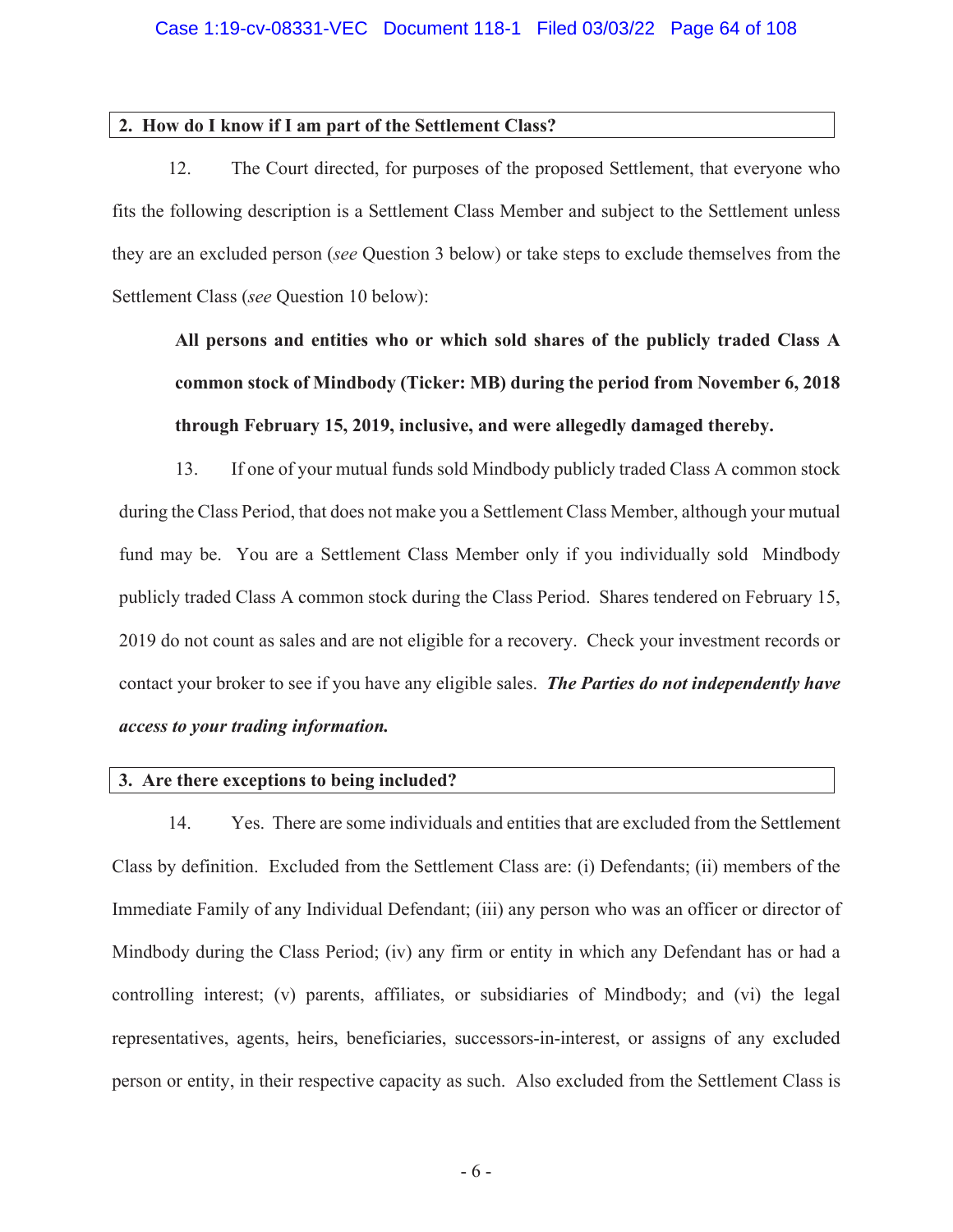**2. How do I know if I am part of the Settlement Class?**

12. The Court directed, for purposes of the proposed Settlement, that everyone who fits the following description is a Settlement Class Member and subject to the Settlement unless they are an excluded person (*see* Question 3 below) or take steps to exclude themselves from the Settlement Class (*see* Question 10 below):

> **All persons and entities who or which sold shares of the publicly traded Class A common stock of Mindbody (Ticker: MB) during the period from November 6, 2018 through February 15, 2019, inclusive, and were allegedly damaged thereby.**

13. If one of your mutual funds sold Mindbody publicly traded Class A common stock during the Class Period, that does not make you a Settlement Class Member, although your mutual fund may be. You are a Settlement Class Member only if you individually sold Mindbody publicly traded Class A common stock during the Class Period. Shares tendered on February 15, 2019 do not count as sales and are not eligible for a recovery. Check your investment records or contact your broker to see if you have any eligible sales. ***The Parties do not independently have access to your trading information.***

**3. Are there exceptions to being included?**

14. Yes. There are some individuals and entities that are excluded from the Settlement Class by definition. Excluded from the Settlement Class are: (i) Defendants; (ii) members of the Immediate Family of any Individual Defendant; (iii) any person who was an officer or director of Mindbody during the Class Period; (iv) any firm or entity in which any Defendant has or had a controlling interest; (v) parents, affiliates, or subsidiaries of Mindbody; and (vi) the legal representatives, agents, heirs, beneficiaries, successors-in-interest, or assigns of any excluded person or entity, in their respective capacity as such. Also excluded from the Settlement Class is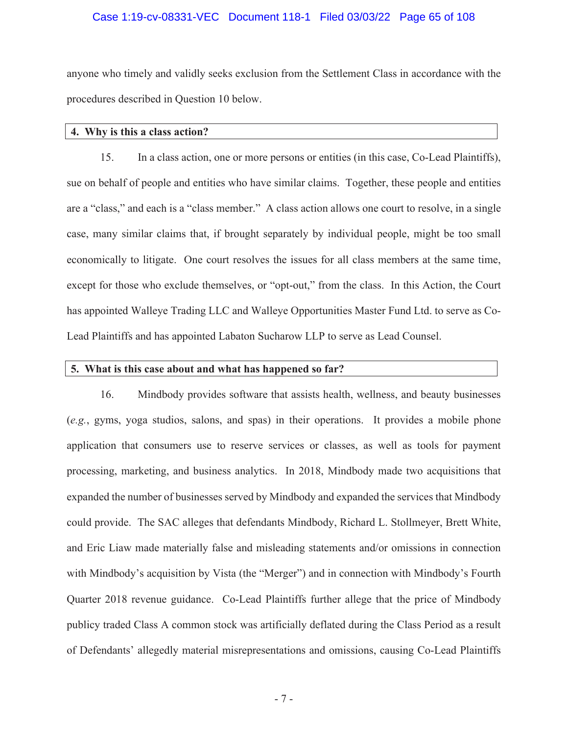anyone who timely and validly seeks exclusion from the Settlement Class in accordance with the procedures described in Question 10 below.

### 4. Why is this a class action?

15. In a class action, one or more persons or entities (in this case, Co-Lead Plaintiffs), sue on behalf of people and entities who have similar claims. Together, these people and entities are a "class," and each is a "class member." A class action allows one court to resolve, in a single case, many similar claims that, if brought separately by individual people, might be too small economically to litigate. One court resolves the issues for all class members at the same time, except for those who exclude themselves, or "opt-out," from the class. In this Action, the Court has appointed Walleye Trading LLC and Walleye Opportunities Master Fund Ltd. to serve as Co-Lead Plaintiffs and has appointed Labaton Sucharow LLP to serve as Lead Counsel.

### 5. What is this case about and what has happened so far?

16. Mindbody provides software that assists health, wellness, and beauty businesses (*e.g.*, gyms, yoga studios, salons, and spas) in their operations. It provides a mobile phone application that consumers use to reserve services or classes, as well as tools for payment processing, marketing, and business analytics. In 2018, Mindbody made two acquisitions that expanded the number of businesses served by Mindbody and expanded the services that Mindbody could provide. The SAC alleges that defendants Mindbody, Richard L. Stollmeyer, Brett White, and Eric Liaw made materially false and misleading statements and/or omissions in connection with Mindbody's acquisition by Vista (the "Merger") and in connection with Mindbody's Fourth Quarter 2018 revenue guidance. Co-Lead Plaintiffs further allege that the price of Mindbody publicy traded Class A common stock was artificially deflated during the Class Period as a result of Defendants' allegedly material misrepresentations and omissions, causing Co-Lead Plaintiffs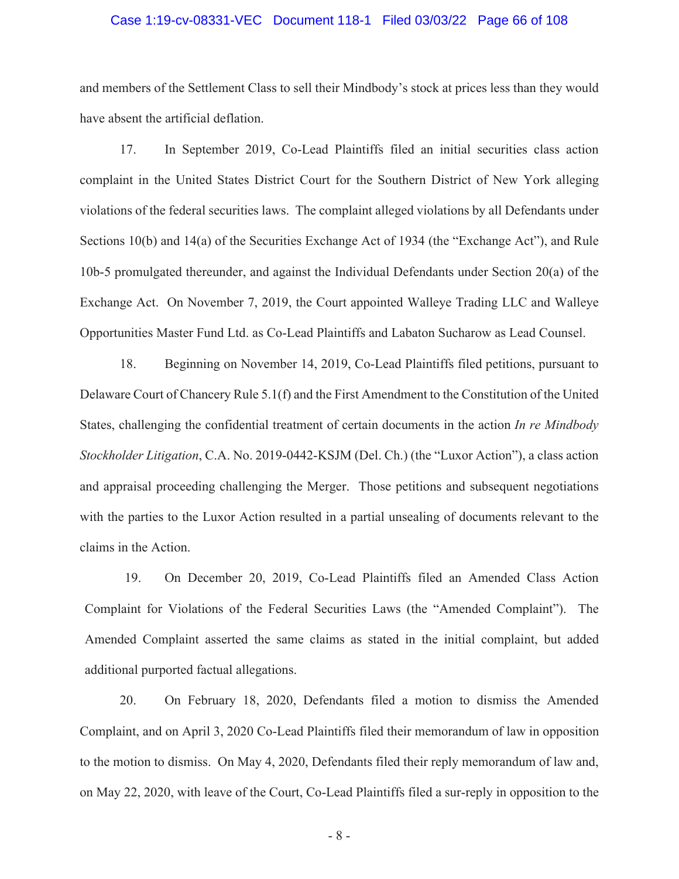and members of the Settlement Class to sell their Mindbody's stock at prices less than they would have absent the artificial deflation.

17. In September 2019, Co-Lead Plaintiffs filed an initial securities class action complaint in the United States District Court for the Southern District of New York alleging violations of the federal securities laws. The complaint alleged violations by all Defendants under Sections 10(b) and 14(a) of the Securities Exchange Act of 1934 (the "Exchange Act"), and Rule 10b-5 promulgated thereunder, and against the Individual Defendants under Section 20(a) of the Exchange Act. On November 7, 2019, the Court appointed Walleye Trading LLC and Walleye Opportunities Master Fund Ltd. as Co-Lead Plaintiffs and Labaton Sucharow as Lead Counsel.

18. Beginning on November 14, 2019, Co-Lead Plaintiffs filed petitions, pursuant to Delaware Court of Chancery Rule 5.1(f) and the First Amendment to the Constitution of the United States, challenging the confidential treatment of certain documents in the action *In re Mindbody Stockholder Litigation*, C.A. No. 2019-0442-KSJM (Del. Ch.) (the "Luxor Action"), a class action and appraisal proceeding challenging the Merger. Those petitions and subsequent negotiations with the parties to the Luxor Action resulted in a partial unsealing of documents relevant to the claims in the Action.

19. On December 20, 2019, Co-Lead Plaintiffs filed an Amended Class Action Complaint for Violations of the Federal Securities Laws (the "Amended Complaint"). The Amended Complaint asserted the same claims as stated in the initial complaint, but added additional purported factual allegations.

20. On February 18, 2020, Defendants filed a motion to dismiss the Amended Complaint, and on April 3, 2020 Co-Lead Plaintiffs filed their memorandum of law in opposition to the motion to dismiss. On May 4, 2020, Defendants filed their reply memorandum of law and, on May 22, 2020, with leave of the Court, Co-Lead Plaintiffs filed a sur-reply in opposition to the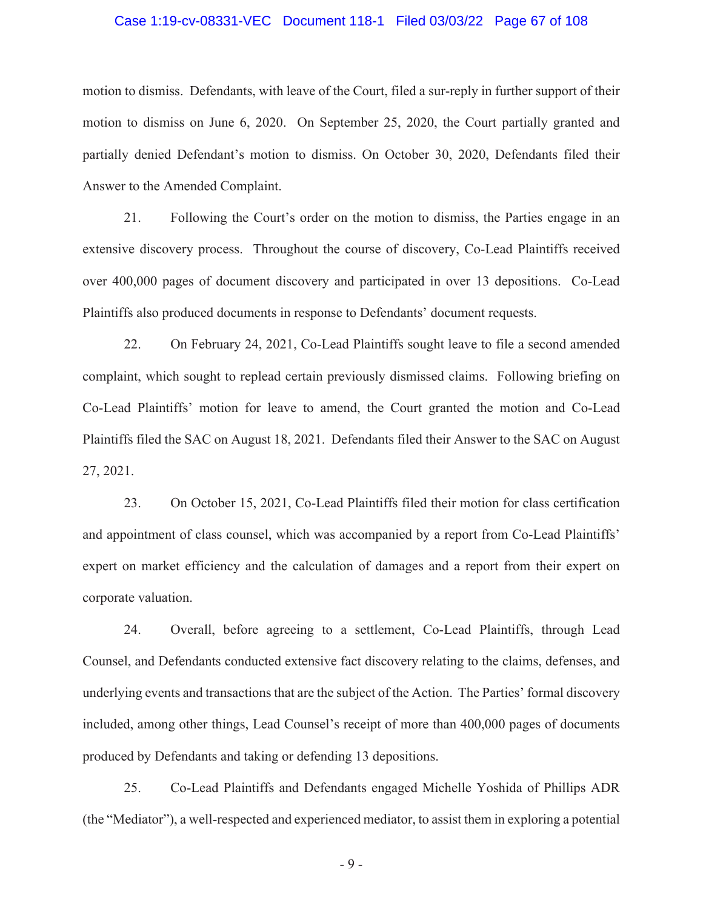motion to dismiss. Defendants, with leave of the Court, filed a sur-reply in further support of their motion to dismiss on June 6, 2020. On September 25, 2020, the Court partially granted and partially denied Defendant's motion to dismiss. On October 30, 2020, Defendants filed their Answer to the Amended Complaint.

21. Following the Court's order on the motion to dismiss, the Parties engage in an extensive discovery process. Throughout the course of discovery, Co-Lead Plaintiffs received over 400,000 pages of document discovery and participated in over 13 depositions. Co-Lead Plaintiffs also produced documents in response to Defendants' document requests.

22. On February 24, 2021, Co-Lead Plaintiffs sought leave to file a second amended complaint, which sought to replead certain previously dismissed claims. Following briefing on Co-Lead Plaintiffs' motion for leave to amend, the Court granted the motion and Co-Lead Plaintiffs filed the SAC on August 18, 2021. Defendants filed their Answer to the SAC on August 27, 2021.

23. On October 15, 2021, Co-Lead Plaintiffs filed their motion for class certification and appointment of class counsel, which was accompanied by a report from Co-Lead Plaintiffs' expert on market efficiency and the calculation of damages and a report from their expert on corporate valuation.

24. Overall, before agreeing to a settlement, Co-Lead Plaintiffs, through Lead Counsel, and Defendants conducted extensive fact discovery relating to the claims, defenses, and underlying events and transactions that are the subject of the Action. The Parties' formal discovery included, among other things, Lead Counsel's receipt of more than 400,000 pages of documents produced by Defendants and taking or defending 13 depositions.

25. Co-Lead Plaintiffs and Defendants engaged Michelle Yoshida of Phillips ADR (the "Mediator"), a well-respected and experienced mediator, to assist them in exploring a potential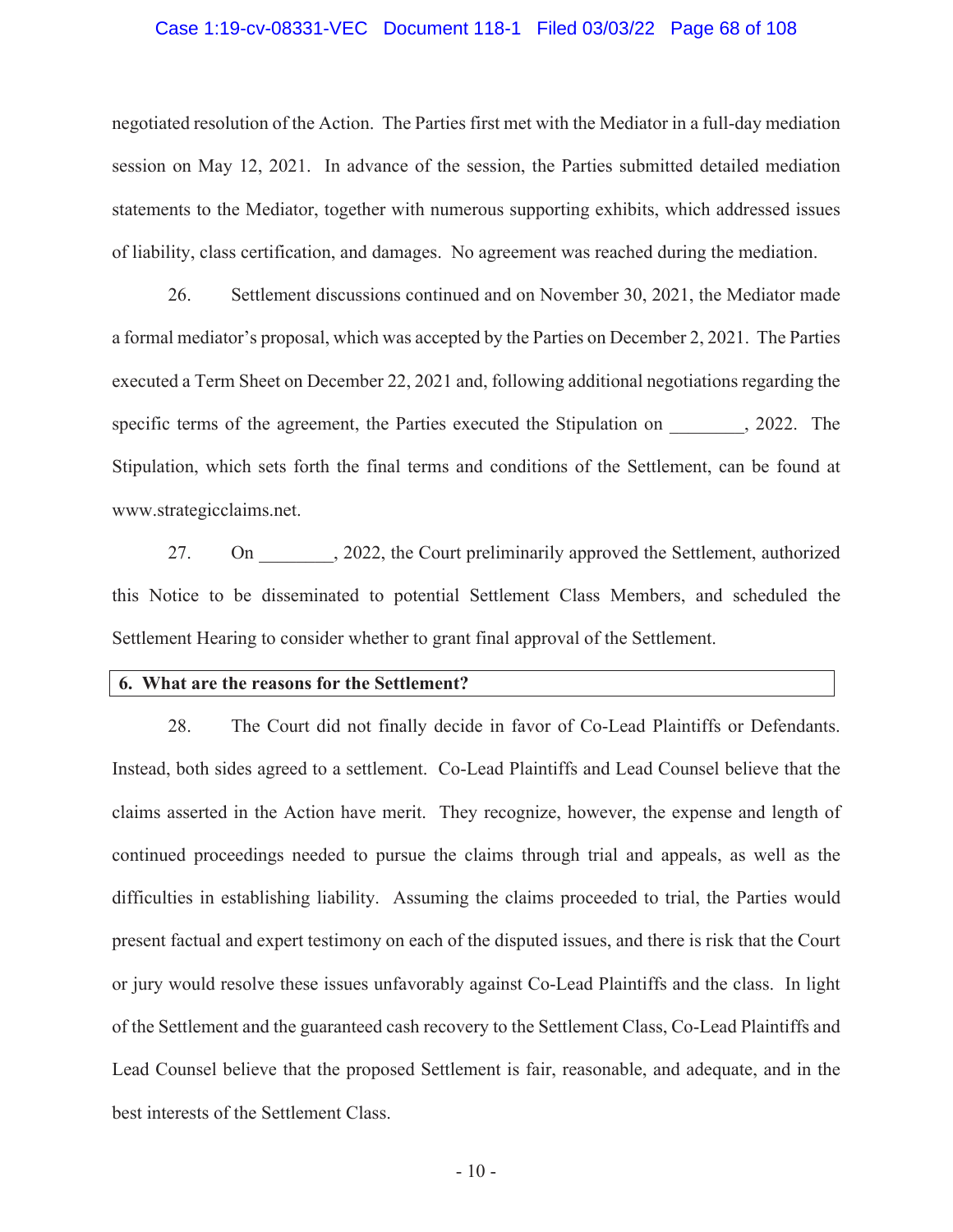negotiated resolution of the Action. The Parties first met with the Mediator in a full-day mediation session on May 12, 2021. In advance of the session, the Parties submitted detailed mediation statements to the Mediator, together with numerous supporting exhibits, which addressed issues of liability, class certification, and damages. No agreement was reached during the mediation.

26. Settlement discussions continued and on November 30, 2021, the Mediator made a formal mediator's proposal, which was accepted by the Parties on December 2, 2021. The Parties executed a Term Sheet on December 22, 2021 and, following additional negotiations regarding the specific terms of the agreement, the Parties executed the Stipulation on ________, 2022. The Stipulation, which sets forth the final terms and conditions of the Settlement, can be found at www.strategicclaims.net.

27. On ________, 2022, the Court preliminarily approved the Settlement, authorized this Notice to be disseminated to potential Settlement Class Members, and scheduled the Settlement Hearing to consider whether to grant final approval of the Settlement.

### 6. What are the reasons for the Settlement?

28. The Court did not finally decide in favor of Co-Lead Plaintiffs or Defendants. Instead, both sides agreed to a settlement. Co-Lead Plaintiffs and Lead Counsel believe that the claims asserted in the Action have merit. They recognize, however, the expense and length of continued proceedings needed to pursue the claims through trial and appeals, as well as the difficulties in establishing liability. Assuming the claims proceeded to trial, the Parties would present factual and expert testimony on each of the disputed issues, and there is risk that the Court or jury would resolve these issues unfavorably against Co-Lead Plaintiffs and the class. In light of the Settlement and the guaranteed cash recovery to the Settlement Class, Co-Lead Plaintiffs and Lead Counsel believe that the proposed Settlement is fair, reasonable, and adequate, and in the best interests of the Settlement Class.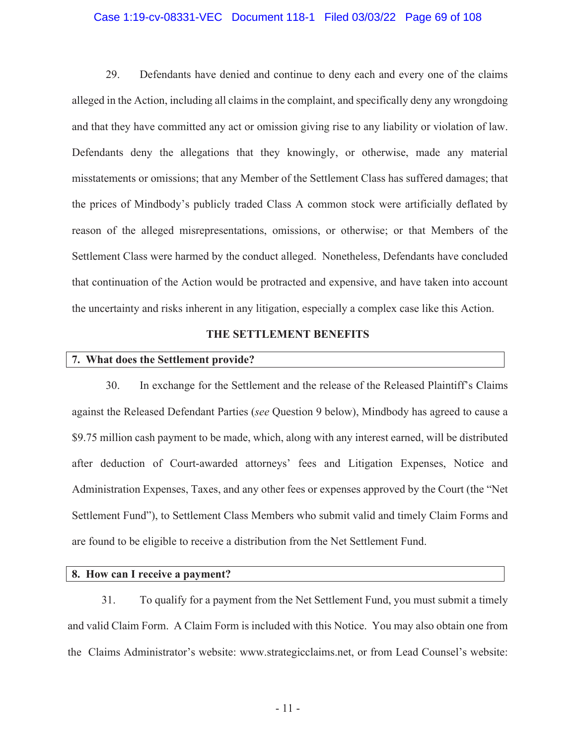29. Defendants have denied and continue to deny each and every one of the claims alleged in the Action, including all claims in the complaint, and specifically deny any wrongdoing and that they have committed any act or omission giving rise to any liability or violation of law. Defendants deny the allegations that they knowingly, or otherwise, made any material misstatements or omissions; that any Member of the Settlement Class has suffered damages; that the prices of Mindbody's publicly traded Class A common stock were artificially deflated by reason of the alleged misrepresentations, omissions, or otherwise; or that Members of the Settlement Class were harmed by the conduct alleged. Nonetheless, Defendants have concluded that continuation of the Action would be protracted and expensive, and have taken into account the uncertainty and risks inherent in any litigation, especially a complex case like this Action.

## THE SETTLEMENT BENEFITS

### 7. What does the Settlement provide?

30. In exchange for the Settlement and the release of the Released Plaintiff's Claims against the Released Defendant Parties (*see* Question 9 below), Mindbody has agreed to cause a $9.75 million cash payment to be made, which, along with any interest earned, will be distributed after deduction of Court-awarded attorneys' fees and Litigation Expenses, Notice and Administration Expenses, Taxes, and any other fees or expenses approved by the Court (the "Net Settlement Fund"), to Settlement Class Members who submit valid and timely Claim Forms and are found to be eligible to receive a distribution from the Net Settlement Fund.

### 8. How can I receive a payment?

31. To qualify for a payment from the Net Settlement Fund, you must submit a timely and valid Claim Form. A Claim Form is included with this Notice. You may also obtain one from the Claims Administrator's website: www.strategicclaims.net, or from Lead Counsel's website: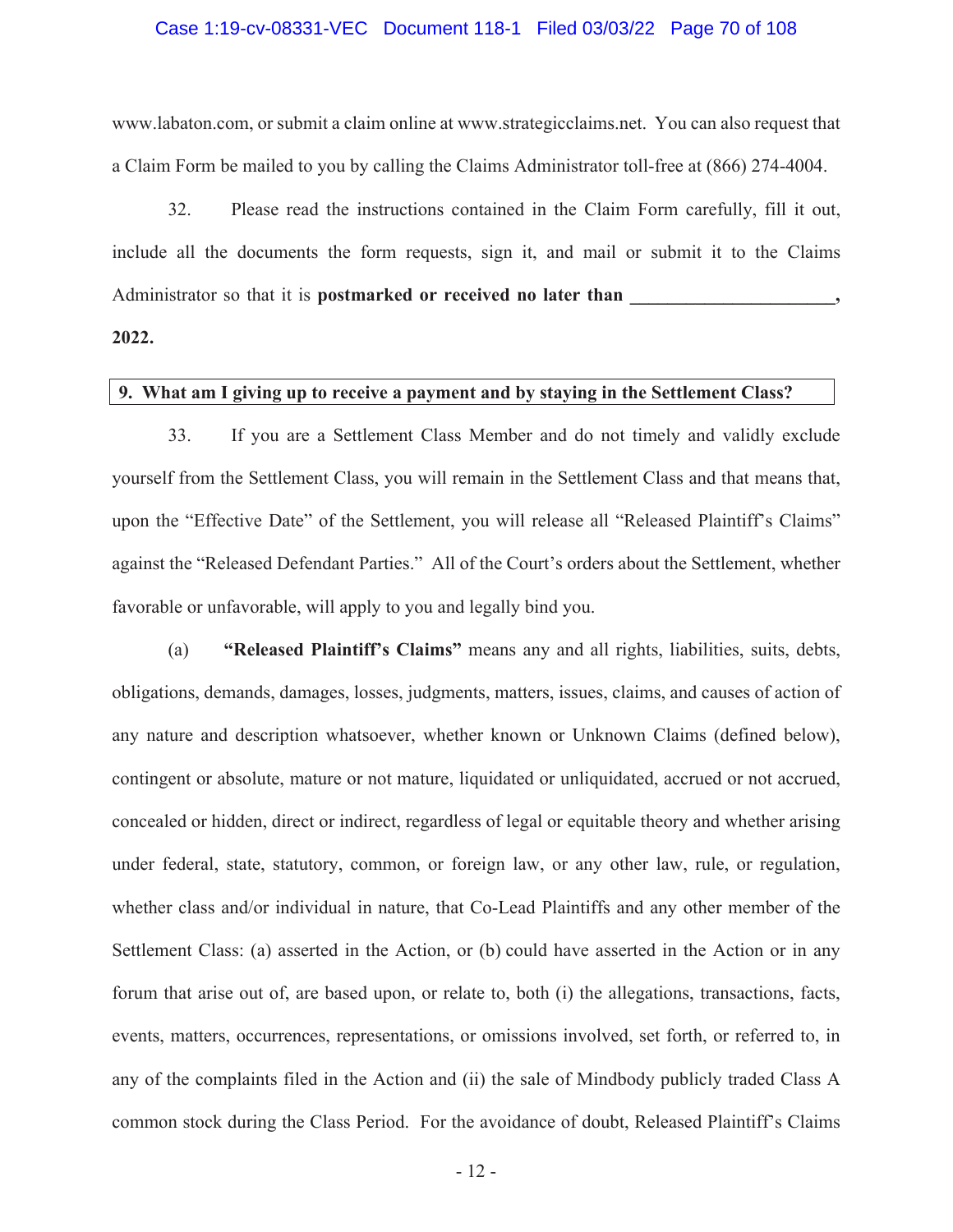www.labaton.com, or submit a claim online at www.strategicclaims.net. You can also request that a Claim Form be mailed to you by calling the Claims Administrator toll-free at (866) 274-4004.

32. Please read the instructions contained in the Claim Form carefully, fill it out, include all the documents the form requests, sign it, and mail or submit it to the Claims Administrator so that it is **postmarked or received no later than ______________________, 2022.**

### 9. What am I giving up to receive a payment and by staying in the Settlement Class?

33. If you are a Settlement Class Member and do not timely and validly exclude yourself from the Settlement Class, you will remain in the Settlement Class and that means that, upon the "Effective Date" of the Settlement, you will release all "Released Plaintiff's Claims" against the "Released Defendant Parties." All of the Court's orders about the Settlement, whether favorable or unfavorable, will apply to you and legally bind you.

(a) **"Released Plaintiff's Claims"** means any and all rights, liabilities, suits, debts, obligations, demands, damages, losses, judgments, matters, issues, claims, and causes of action of any nature and description whatsoever, whether known or Unknown Claims (defined below), contingent or absolute, mature or not mature, liquidated or unliquidated, accrued or not accrued, concealed or hidden, direct or indirect, regardless of legal or equitable theory and whether arising under federal, state, statutory, common, or foreign law, or any other law, rule, or regulation, whether class and/or individual in nature, that Co-Lead Plaintiffs and any other member of the Settlement Class: (a) asserted in the Action, or (b) could have asserted in the Action or in any forum that arise out of, are based upon, or relate to, both (i) the allegations, transactions, facts, events, matters, occurrences, representations, or omissions involved, set forth, or referred to, in any of the complaints filed in the Action and (ii) the sale of Mindbody publicly traded Class A common stock during the Class Period. For the avoidance of doubt, Released Plaintiff's Claims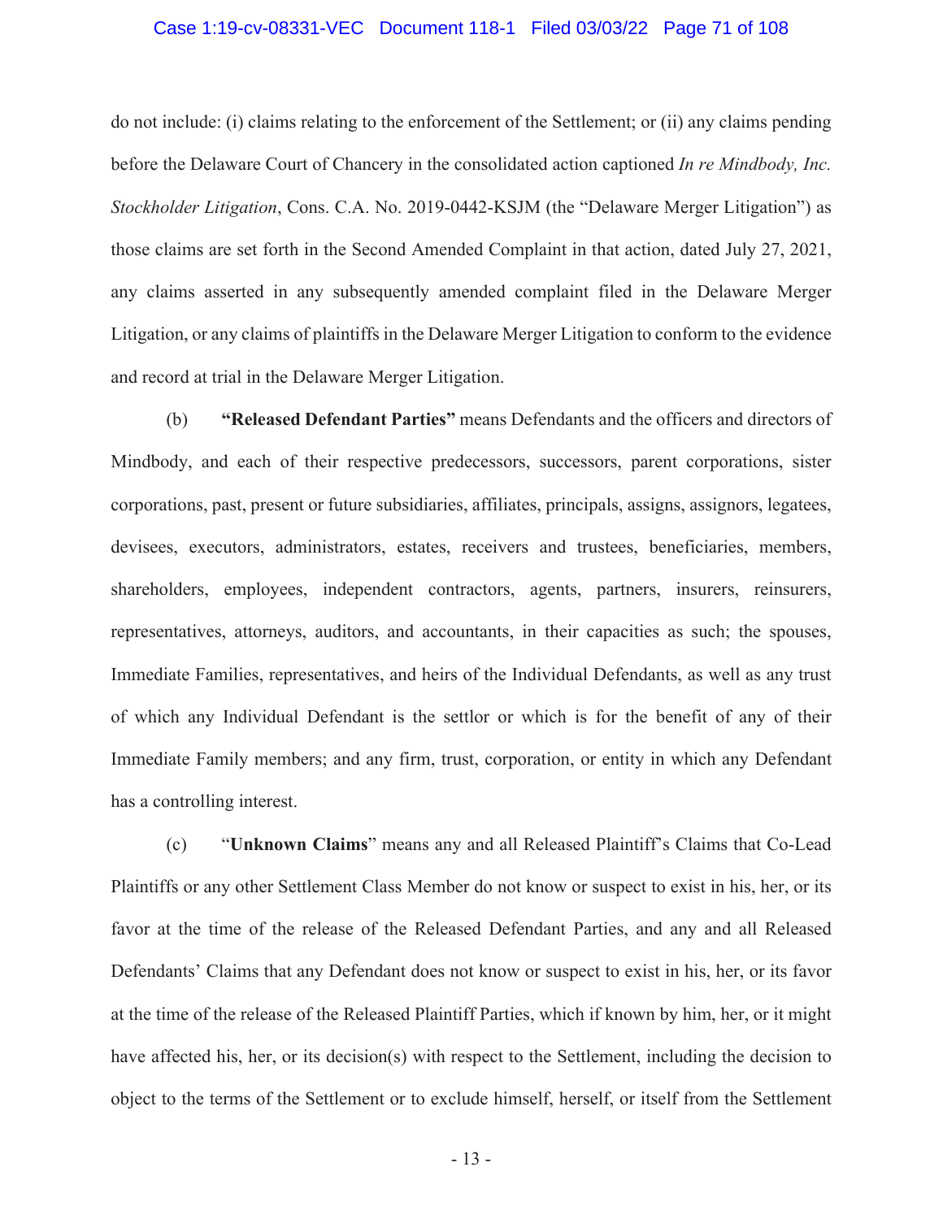do not include: (i) claims relating to the enforcement of the Settlement; or (ii) any claims pending before the Delaware Court of Chancery in the consolidated action captioned *In re Mindbody, Inc. Stockholder Litigation*, Cons. C.A. No. 2019-0442-KSJM (the "Delaware Merger Litigation") as those claims are set forth in the Second Amended Complaint in that action, dated July 27, 2021, any claims asserted in any subsequently amended complaint filed in the Delaware Merger Litigation, or any claims of plaintiffs in the Delaware Merger Litigation to conform to the evidence and record at trial in the Delaware Merger Litigation.

(b) **"Released Defendant Parties"** means Defendants and the officers and directors of Mindbody, and each of their respective predecessors, successors, parent corporations, sister corporations, past, present or future subsidiaries, affiliates, principals, assigns, assignors, legatees, devisees, executors, administrators, estates, receivers and trustees, beneficiaries, members, shareholders, employees, independent contractors, agents, partners, insurers, reinsurers, representatives, attorneys, auditors, and accountants, in their capacities as such; the spouses, Immediate Families, representatives, and heirs of the Individual Defendants, as well as any trust of which any Individual Defendant is the settlor or which is for the benefit of any of their Immediate Family members; and any firm, trust, corporation, or entity in which any Defendant has a controlling interest.

(c) "**Unknown Claims**" means any and all Released Plaintiff's Claims that Co-Lead Plaintiffs or any other Settlement Class Member do not know or suspect to exist in his, her, or its favor at the time of the release of the Released Defendant Parties, and any and all Released Defendants' Claims that any Defendant does not know or suspect to exist in his, her, or its favor at the time of the release of the Released Plaintiff Parties, which if known by him, her, or it might have affected his, her, or its decision(s) with respect to the Settlement, including the decision to object to the terms of the Settlement or to exclude himself, herself, or itself from the Settlement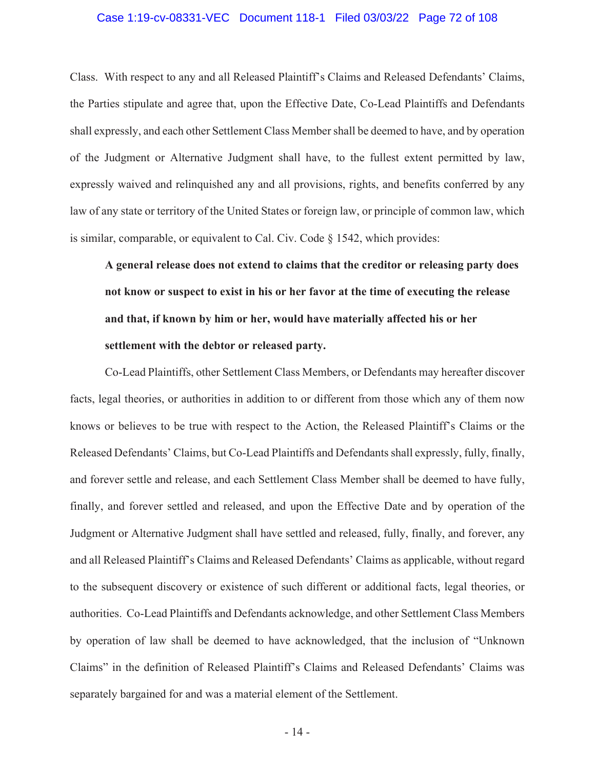Class. With respect to any and all Released Plaintiff's Claims and Released Defendants' Claims, the Parties stipulate and agree that, upon the Effective Date, Co-Lead Plaintiffs and Defendants shall expressly, and each other Settlement Class Member shall be deemed to have, and by operation of the Judgment or Alternative Judgment shall have, to the fullest extent permitted by law, expressly waived and relinquished any and all provisions, rights, and benefits conferred by any law of any state or territory of the United States or foreign law, or principle of common law, which is similar, comparable, or equivalent to Cal. Civ. Code § 1542, which provides:

> **A general release does not extend to claims that the creditor or releasing party does not know or suspect to exist in his or her favor at the time of executing the release and that, if known by him or her, would have materially affected his or her settlement with the debtor or released party.**

Co-Lead Plaintiffs, other Settlement Class Members, or Defendants may hereafter discover facts, legal theories, or authorities in addition to or different from those which any of them now knows or believes to be true with respect to the Action, the Released Plaintiff's Claims or the Released Defendants' Claims, but Co-Lead Plaintiffs and Defendants shall expressly, fully, finally, and forever settle and release, and each Settlement Class Member shall be deemed to have fully, finally, and forever settled and released, and upon the Effective Date and by operation of the Judgment or Alternative Judgment shall have settled and released, fully, finally, and forever, any and all Released Plaintiff's Claims and Released Defendants' Claims as applicable, without regard to the subsequent discovery or existence of such different or additional facts, legal theories, or authorities. Co-Lead Plaintiffs and Defendants acknowledge, and other Settlement Class Members by operation of law shall be deemed to have acknowledged, that the inclusion of "Unknown Claims" in the definition of Released Plaintiff's Claims and Released Defendants' Claims was separately bargained for and was a material element of the Settlement.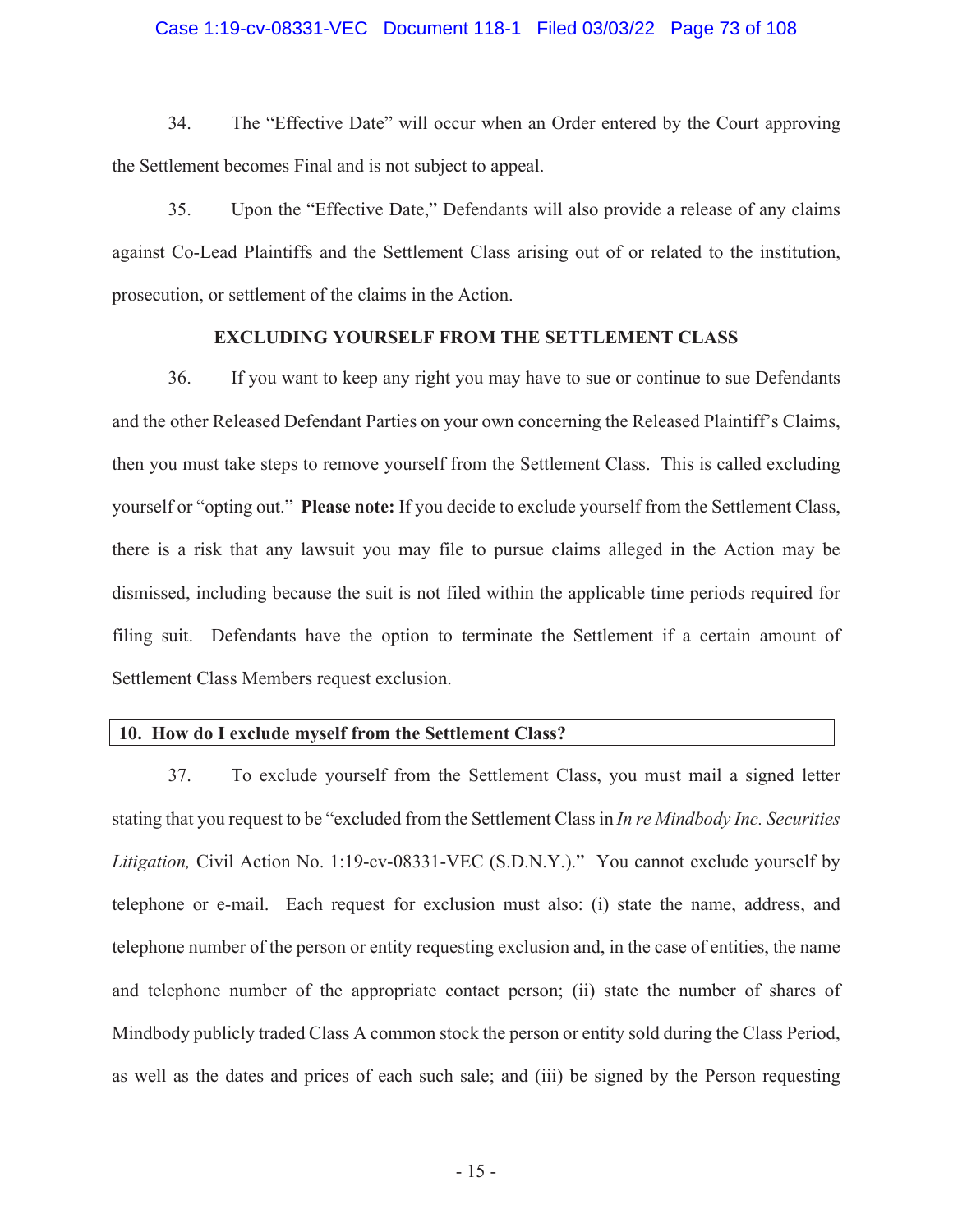34. The "Effective Date" will occur when an Order entered by the Court approving the Settlement becomes Final and is not subject to appeal.

35. Upon the "Effective Date," Defendants will also provide a release of any claims against Co-Lead Plaintiffs and the Settlement Class arising out of or related to the institution, prosecution, or settlement of the claims in the Action.

## EXCLUDING YOURSELF FROM THE SETTLEMENT CLASS

36. If you want to keep any right you may have to sue or continue to sue Defendants and the other Released Defendant Parties on your own concerning the Released Plaintiff's Claims, then you must take steps to remove yourself from the Settlement Class. This is called excluding yourself or "opting out." **Please note:** If you decide to exclude yourself from the Settlement Class, there is a risk that any lawsuit you may file to pursue claims alleged in the Action may be dismissed, including because the suit is not filed within the applicable time periods required for filing suit. Defendants have the option to terminate the Settlement if a certain amount of Settlement Class Members request exclusion.

### 10. How do I exclude myself from the Settlement Class?

37. To exclude yourself from the Settlement Class, you must mail a signed letter stating that you request to be "excluded from the Settlement Class in *In re Mindbody Inc. Securities Litigation,* Civil Action No. 1:19-cv-08331-VEC (S.D.N.Y.)." You cannot exclude yourself by telephone or e-mail. Each request for exclusion must also: (i) state the name, address, and telephone number of the person or entity requesting exclusion and, in the case of entities, the name and telephone number of the appropriate contact person; (ii) state the number of shares of Mindbody publicly traded Class A common stock the person or entity sold during the Class Period, as well as the dates and prices of each such sale; and (iii) be signed by the Person requesting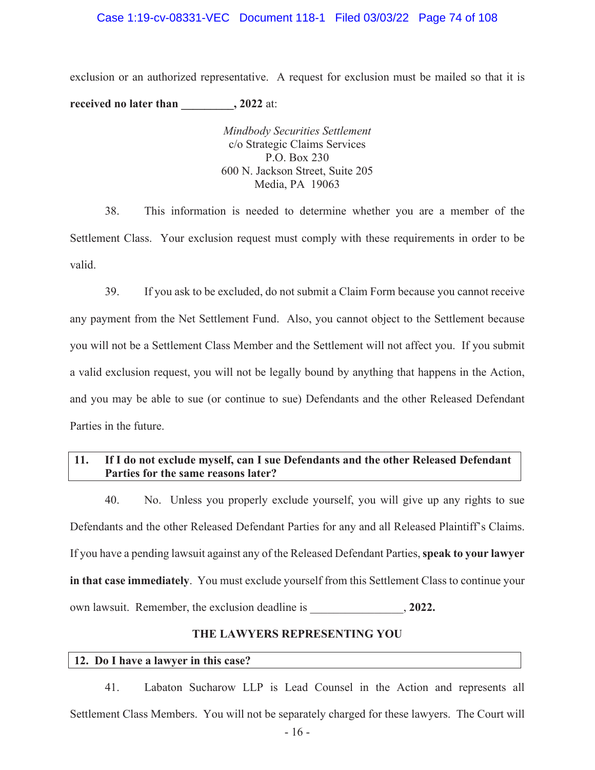exclusion or an authorized representative. A request for exclusion must be mailed so that it is **received no later than _________, 2022** at:

*Mindbody Securities Settlement*
c/o Strategic Claims Services
P.O. Box 230
600 N. Jackson Street, Suite 205
Media, PA 19063

38. This information is needed to determine whether you are a member of the Settlement Class. Your exclusion request must comply with these requirements in order to be valid.

39. If you ask to be excluded, do not submit a Claim Form because you cannot receive any payment from the Net Settlement Fund. Also, you cannot object to the Settlement because you will not be a Settlement Class Member and the Settlement will not affect you. If you submit a valid exclusion request, you will not be legally bound by anything that happens in the Action, and you may be able to sue (or continue to sue) Defendants and the other Released Defendant Parties in the future.

**11. If I do not exclude myself, can I sue Defendants and the other Released Defendant Parties for the same reasons later?**

40. No. Unless you properly exclude yourself, you will give up any rights to sue Defendants and the other Released Defendant Parties for any and all Released Plaintiff's Claims. If you have a pending lawsuit against any of the Released Defendant Parties, **speak to your lawyer in that case immediately**. You must exclude yourself from this Settlement Class to continue your own lawsuit. Remember, the exclusion deadline is ________________, **2022.**

## THE LAWYERS REPRESENTING YOU

**12. Do I have a lawyer in this case?**

41. Labaton Sucharow LLP is Lead Counsel in the Action and represents all Settlement Class Members. You will not be separately charged for these lawyers. The Court will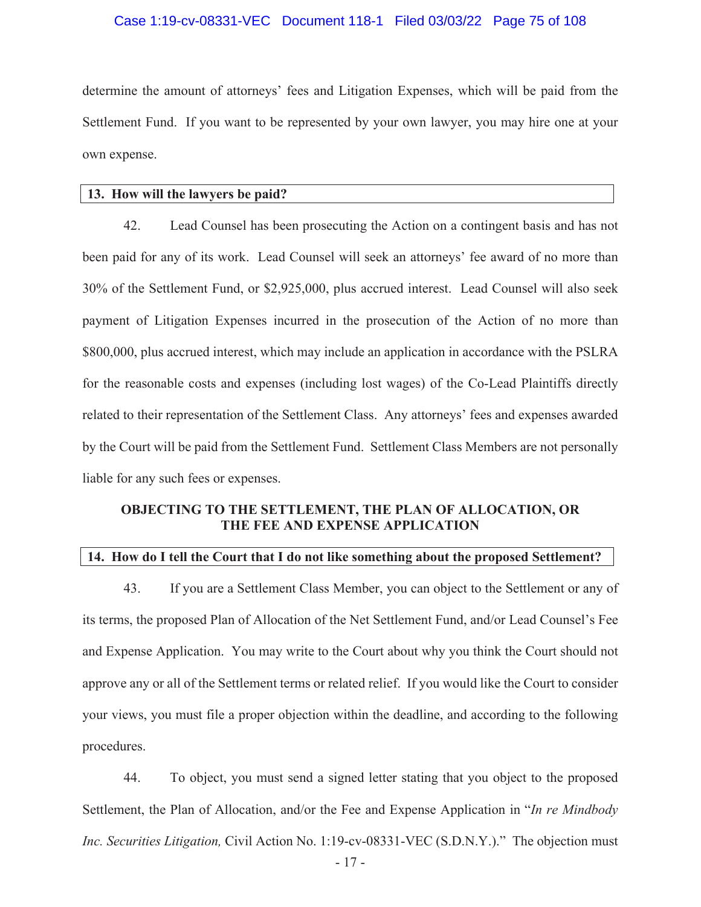determine the amount of attorneys' fees and Litigation Expenses, which will be paid from the Settlement Fund. If you want to be represented by your own lawyer, you may hire one at your own expense.

### 13. How will the lawyers be paid?

42. Lead Counsel has been prosecuting the Action on a contingent basis and has not been paid for any of its work. Lead Counsel will seek an attorneys' fee award of no more than 30% of the Settlement Fund, or $2,925,000, plus accrued interest. Lead Counsel will also seek payment of Litigation Expenses incurred in the prosecution of the Action of no more than $800,000, plus accrued interest, which may include an application in accordance with the PSLRA for the reasonable costs and expenses (including lost wages) of the Co-Lead Plaintiffs directly related to their representation of the Settlement Class. Any attorneys' fees and expenses awarded by the Court will be paid from the Settlement Fund. Settlement Class Members are not personally liable for any such fees or expenses.

## OBJECTING TO THE SETTLEMENT, THE PLAN OF ALLOCATION, OR THE FEE AND EXPENSE APPLICATION

### 14. How do I tell the Court that I do not like something about the proposed Settlement?

43. If you are a Settlement Class Member, you can object to the Settlement or any of its terms, the proposed Plan of Allocation of the Net Settlement Fund, and/or Lead Counsel's Fee and Expense Application. You may write to the Court about why you think the Court should not approve any or all of the Settlement terms or related relief. If you would like the Court to consider your views, you must file a proper objection within the deadline, and according to the following procedures.

44. To object, you must send a signed letter stating that you object to the proposed Settlement, the Plan of Allocation, and/or the Fee and Expense Application in "*In re Mindbody Inc. Securities Litigation,* Civil Action No. 1:19-cv-08331-VEC (S.D.N.Y.)." The objection must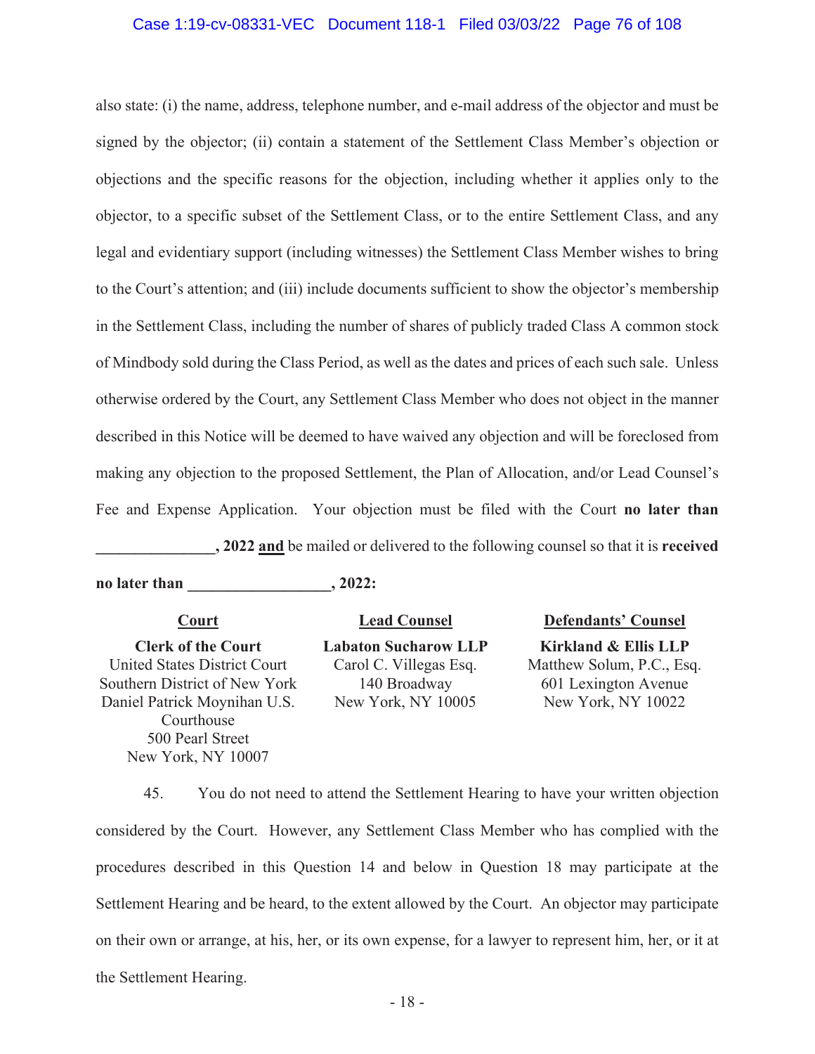also state: (i) the name, address, telephone number, and e-mail address of the objector and must be signed by the objector; (ii) contain a statement of the Settlement Class Member's objection or objections and the specific reasons for the objection, including whether it applies only to the objector, to a specific subset of the Settlement Class, or to the entire Settlement Class, and any legal and evidentiary support (including witnesses) the Settlement Class Member wishes to bring to the Court's attention; and (iii) include documents sufficient to show the objector's membership in the Settlement Class, including the number of shares of publicly traded Class A common stock of Mindbody sold during the Class Period, as well as the dates and prices of each such sale. Unless otherwise ordered by the Court, any Settlement Class Member who does not object in the manner described in this Notice will be deemed to have waived any objection and will be foreclosed from making any objection to the proposed Settlement, the Plan of Allocation, and/or Lead Counsel's Fee and Expense Application. Your objection must be filed with the Court **no later than _______________, 2022** **and** be mailed or delivered to the following counsel so that it is **received no later than __________________, 2022:**

| Court | Lead Counsel | Defendants' Counsel |
|---|---|---|
| **Clerk of the Court**<br>United States District Court<br>Southern District of New York<br>Daniel Patrick Moynihan U.S. Courthouse<br>500 Pearl Street<br>New York, NY 10007 | **Labaton Sucharow LLP**<br>Carol C. Villegas Esq.<br>140 Broadway<br>New York, NY 10005 | **Kirkland & Ellis LLP**<br>Matthew Solum, P.C., Esq.<br>601 Lexington Avenue<br>New York, NY 10022 |

45. You do not need to attend the Settlement Hearing to have your written objection considered by the Court. However, any Settlement Class Member who has complied with the procedures described in this Question 14 and below in Question 18 may participate at the Settlement Hearing and be heard, to the extent allowed by the Court. An objector may participate on their own or arrange, at his, her, or its own expense, for a lawyer to represent him, her, or it at the Settlement Hearing.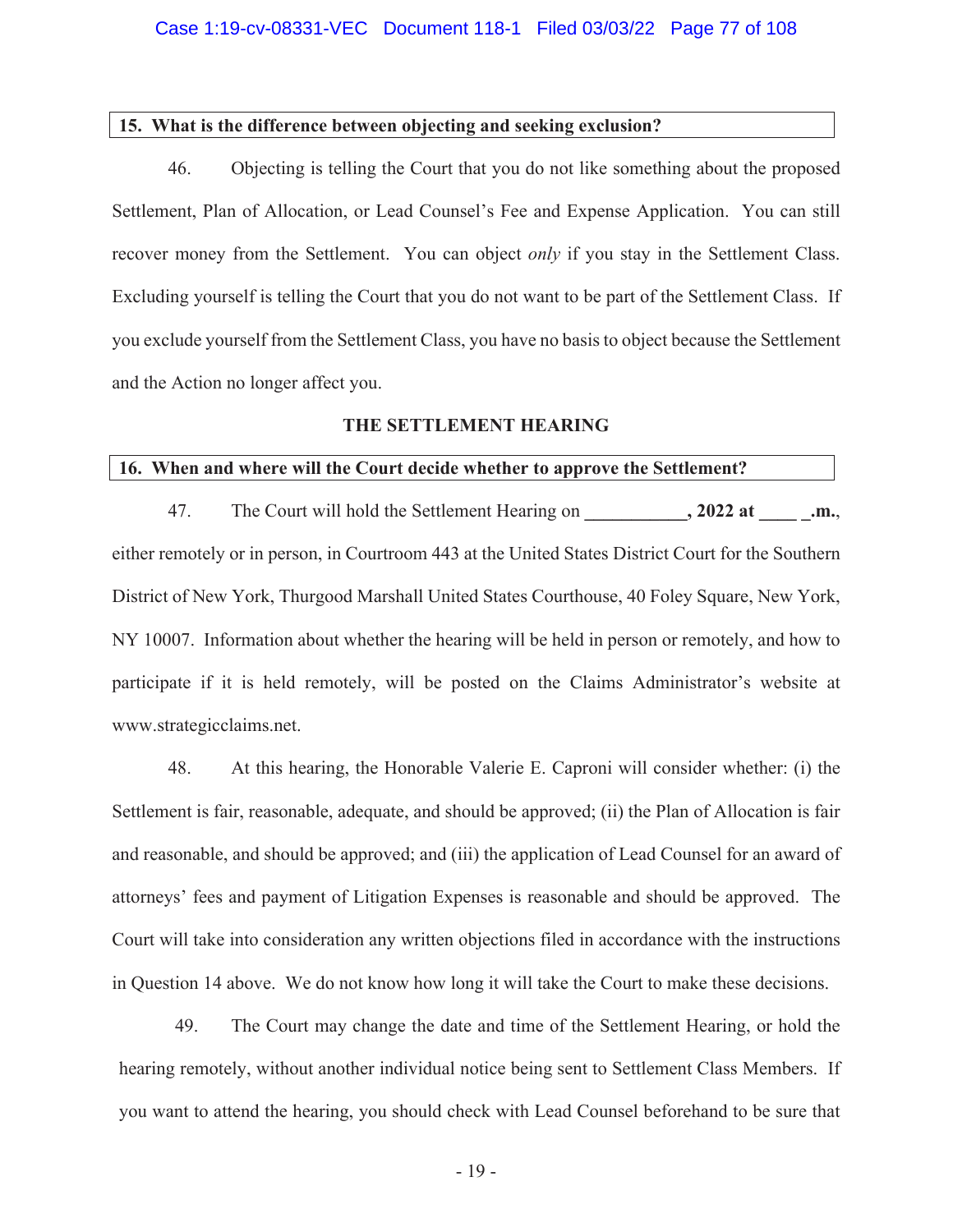**15. What is the difference between objecting and seeking exclusion?**

46. Objecting is telling the Court that you do not like something about the proposed Settlement, Plan of Allocation, or Lead Counsel's Fee and Expense Application. You can still recover money from the Settlement. You can object *only* if you stay in the Settlement Class. Excluding yourself is telling the Court that you do not want to be part of the Settlement Class. If you exclude yourself from the Settlement Class, you have no basis to object because the Settlement and the Action no longer affect you.

## THE SETTLEMENT HEARING

**16. When and where will the Court decide whether to approve the Settlement?**

47. The Court will hold the Settlement Hearing on **___________, 2022 at ____ _.m.**, either remotely or in person, in Courtroom 443 at the United States District Court for the Southern District of New York, Thurgood Marshall United States Courthouse, 40 Foley Square, New York, NY 10007. Information about whether the hearing will be held in person or remotely, and how to participate if it is held remotely, will be posted on the Claims Administrator's website at www.strategicclaims.net.

48. At this hearing, the Honorable Valerie E. Caproni will consider whether: (i) the Settlement is fair, reasonable, adequate, and should be approved; (ii) the Plan of Allocation is fair and reasonable, and should be approved; and (iii) the application of Lead Counsel for an award of attorneys' fees and payment of Litigation Expenses is reasonable and should be approved. The Court will take into consideration any written objections filed in accordance with the instructions in Question 14 above. We do not know how long it will take the Court to make these decisions.

49. The Court may change the date and time of the Settlement Hearing, or hold the hearing remotely, without another individual notice being sent to Settlement Class Members. If you want to attend the hearing, you should check with Lead Counsel beforehand to be sure that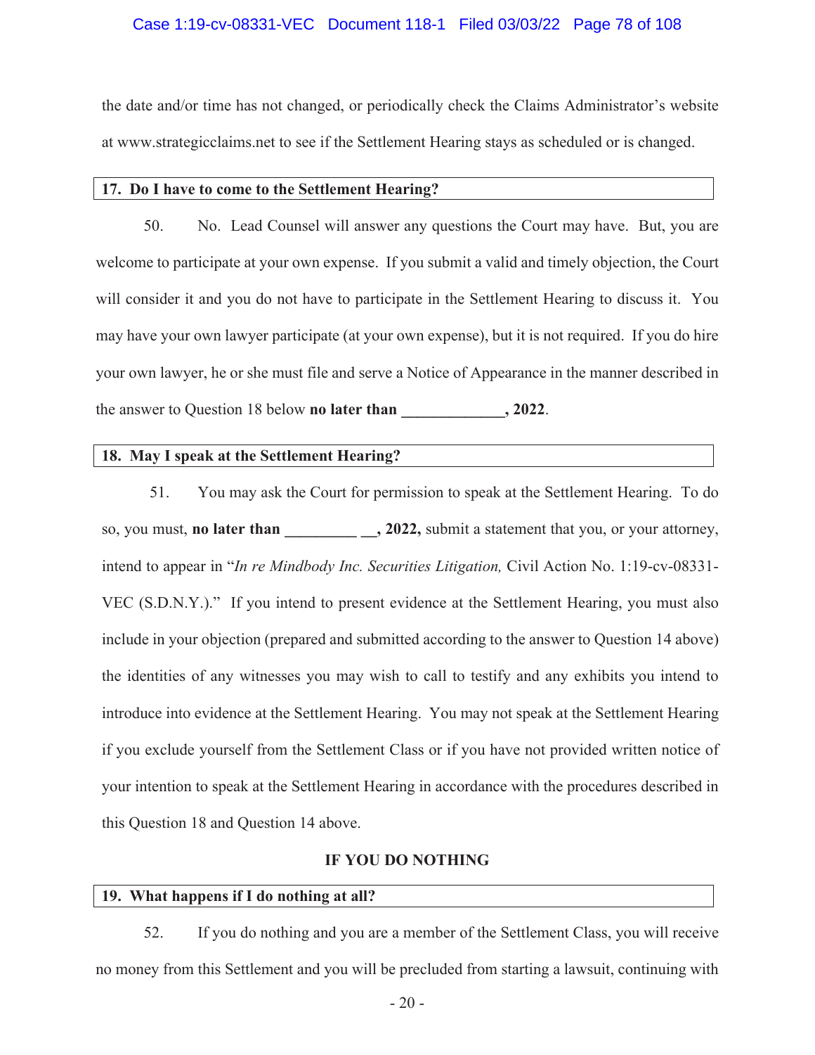the date and/or time has not changed, or periodically check the Claims Administrator's website at www.strategicclaims.net to see if the Settlement Hearing stays as scheduled or is changed.

### 17. Do I have to come to the Settlement Hearing?

50. No. Lead Counsel will answer any questions the Court may have. But, you are welcome to participate at your own expense. If you submit a valid and timely objection, the Court will consider it and you do not have to participate in the Settlement Hearing to discuss it. You may have your own lawyer participate (at your own expense), but it is not required. If you do hire your own lawyer, he or she must file and serve a Notice of Appearance in the manner described in the answer to Question 18 below **no later than _____________, 2022**.

### 18. May I speak at the Settlement Hearing?

51. You may ask the Court for permission to speak at the Settlement Hearing. To do so, you must, **no later than _________ __, 2022,** submit a statement that you, or your attorney, intend to appear in "*In re Mindbody Inc. Securities Litigation,* Civil Action No. 1:19-cv-08331-VEC (S.D.N.Y.)." If you intend to present evidence at the Settlement Hearing, you must also include in your objection (prepared and submitted according to the answer to Question 14 above) the identities of any witnesses you may wish to call to testify and any exhibits you intend to introduce into evidence at the Settlement Hearing. You may not speak at the Settlement Hearing if you exclude yourself from the Settlement Class or if you have not provided written notice of your intention to speak at the Settlement Hearing in accordance with the procedures described in this Question 18 and Question 14 above.

## IF YOU DO NOTHING

### 19. What happens if I do nothing at all?

52. If you do nothing and you are a member of the Settlement Class, you will receive no money from this Settlement and you will be precluded from starting a lawsuit, continuing with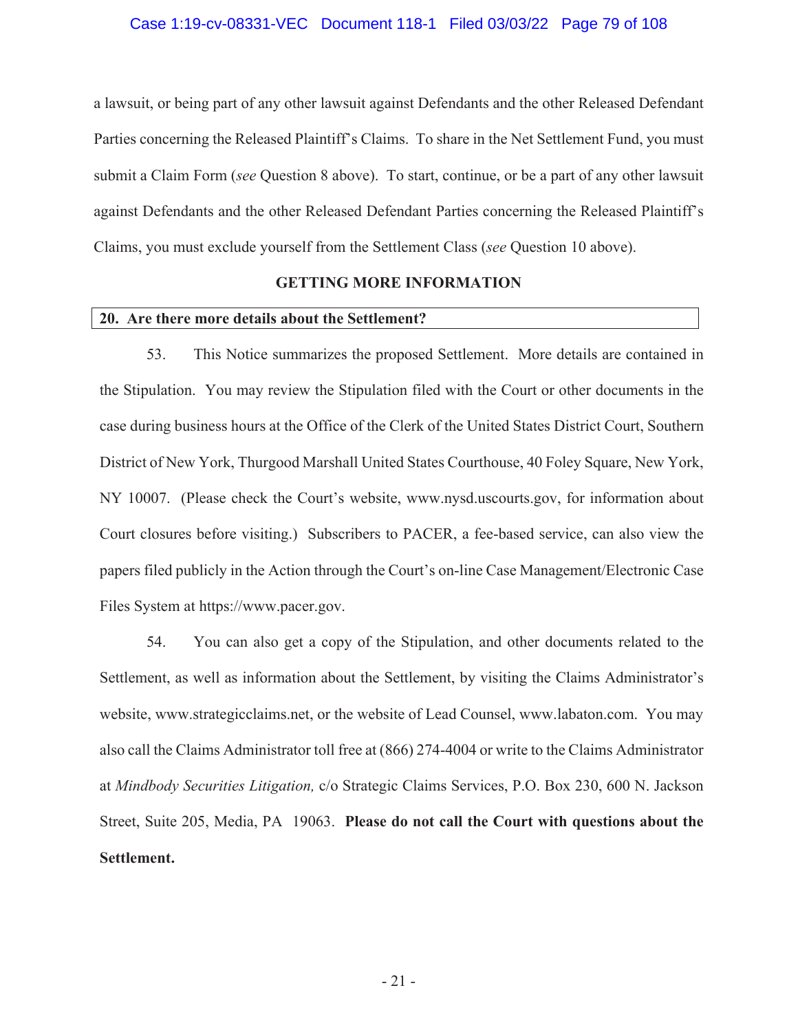a lawsuit, or being part of any other lawsuit against Defendants and the other Released Defendant Parties concerning the Released Plaintiff's Claims. To share in the Net Settlement Fund, you must submit a Claim Form (*see* Question 8 above). To start, continue, or be a part of any other lawsuit against Defendants and the other Released Defendant Parties concerning the Released Plaintiff's Claims, you must exclude yourself from the Settlement Class (*see* Question 10 above).

## GETTING MORE INFORMATION

### 20. Are there more details about the Settlement?

53. This Notice summarizes the proposed Settlement. More details are contained in the Stipulation. You may review the Stipulation filed with the Court or other documents in the case during business hours at the Office of the Clerk of the United States District Court, Southern District of New York, Thurgood Marshall United States Courthouse, 40 Foley Square, New York, NY 10007. (Please check the Court's website, www.nysd.uscourts.gov, for information about Court closures before visiting.) Subscribers to PACER, a fee-based service, can also view the papers filed publicly in the Action through the Court's on-line Case Management/Electronic Case Files System at https://www.pacer.gov.

54. You can also get a copy of the Stipulation, and other documents related to the Settlement, as well as information about the Settlement, by visiting the Claims Administrator's website, www.strategicclaims.net, or the website of Lead Counsel, www.labaton.com. You may also call the Claims Administrator toll free at (866) 274-4004 or write to the Claims Administrator at *Mindbody Securities Litigation,* c/o Strategic Claims Services, P.O. Box 230, 600 N. Jackson Street, Suite 205, Media, PA 19063. **Please do not call the Court with questions about the Settlement.**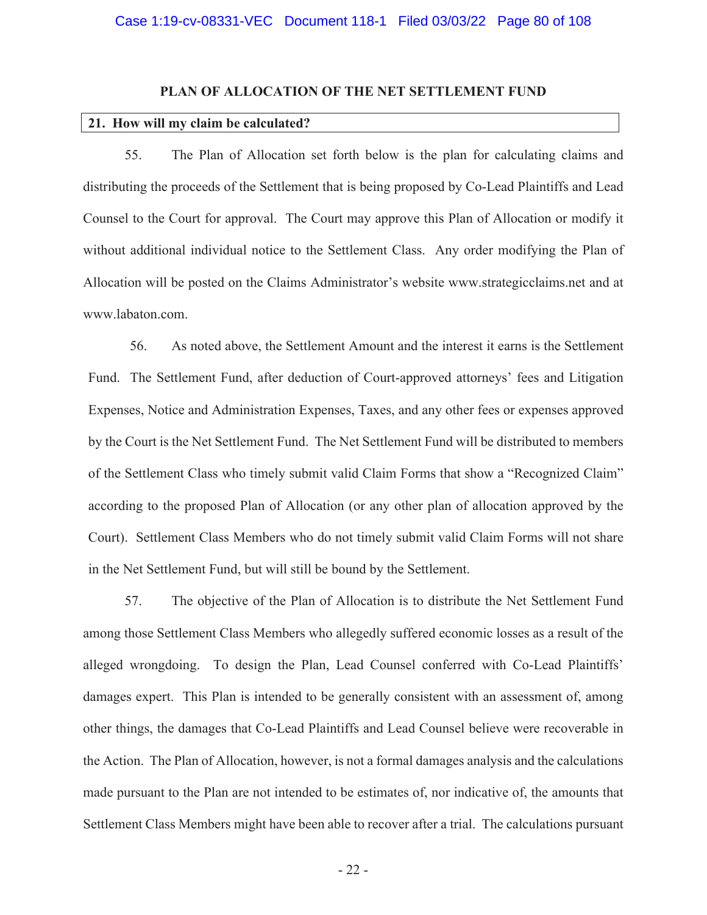## PLAN OF ALLOCATION OF THE NET SETTLEMENT FUND

### 21. How will my claim be calculated?

55. The Plan of Allocation set forth below is the plan for calculating claims and distributing the proceeds of the Settlement that is being proposed by Co-Lead Plaintiffs and Lead Counsel to the Court for approval. The Court may approve this Plan of Allocation or modify it without additional individual notice to the Settlement Class. Any order modifying the Plan of Allocation will be posted on the Claims Administrator's website www.strategicclaims.net and at www.labaton.com.

56. As noted above, the Settlement Amount and the interest it earns is the Settlement Fund. The Settlement Fund, after deduction of Court-approved attorneys' fees and Litigation Expenses, Notice and Administration Expenses, Taxes, and any other fees or expenses approved by the Court is the Net Settlement Fund. The Net Settlement Fund will be distributed to members of the Settlement Class who timely submit valid Claim Forms that show a "Recognized Claim" according to the proposed Plan of Allocation (or any other plan of allocation approved by the Court). Settlement Class Members who do not timely submit valid Claim Forms will not share in the Net Settlement Fund, but will still be bound by the Settlement.

57. The objective of the Plan of Allocation is to distribute the Net Settlement Fund among those Settlement Class Members who allegedly suffered economic losses as a result of the alleged wrongdoing. To design the Plan, Lead Counsel conferred with Co-Lead Plaintiffs' damages expert. This Plan is intended to be generally consistent with an assessment of, among other things, the damages that Co-Lead Plaintiffs and Lead Counsel believe were recoverable in the Action. The Plan of Allocation, however, is not a formal damages analysis and the calculations made pursuant to the Plan are not intended to be estimates of, nor indicative of, the amounts that Settlement Class Members might have been able to recover after a trial. The calculations pursuant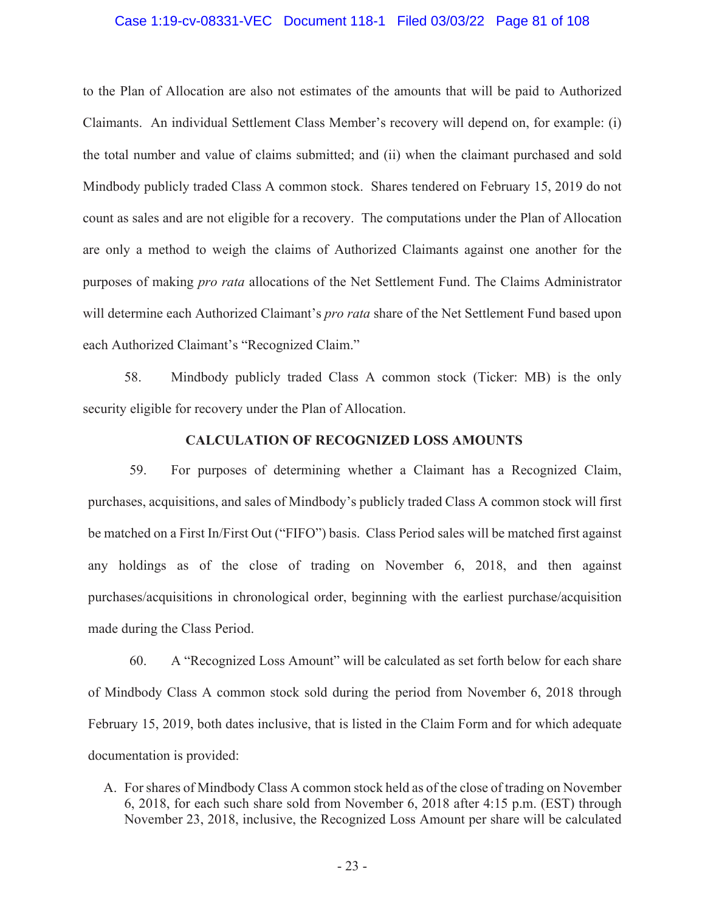to the Plan of Allocation are also not estimates of the amounts that will be paid to Authorized Claimants. An individual Settlement Class Member's recovery will depend on, for example: (i) the total number and value of claims submitted; and (ii) when the claimant purchased and sold Mindbody publicly traded Class A common stock. Shares tendered on February 15, 2019 do not count as sales and are not eligible for a recovery. The computations under the Plan of Allocation are only a method to weigh the claims of Authorized Claimants against one another for the purposes of making *pro rata* allocations of the Net Settlement Fund. The Claims Administrator will determine each Authorized Claimant's *pro rata* share of the Net Settlement Fund based upon each Authorized Claimant's "Recognized Claim."

58. Mindbody publicly traded Class A common stock (Ticker: MB) is the only security eligible for recovery under the Plan of Allocation.

**CALCULATION OF RECOGNIZED LOSS AMOUNTS**

59. For purposes of determining whether a Claimant has a Recognized Claim, purchases, acquisitions, and sales of Mindbody's publicly traded Class A common stock will first be matched on a First In/First Out ("FIFO") basis. Class Period sales will be matched first against any holdings as of the close of trading on November 6, 2018, and then against purchases/acquisitions in chronological order, beginning with the earliest purchase/acquisition made during the Class Period.

60. A "Recognized Loss Amount" will be calculated as set forth below for each share of Mindbody Class A common stock sold during the period from November 6, 2018 through February 15, 2019, both dates inclusive, that is listed in the Claim Form and for which adequate documentation is provided:

A. For shares of Mindbody Class A common stock held as of the close of trading on November 6, 2018, for each such share sold from November 6, 2018 after 4:15 p.m. (EST) through November 23, 2018, inclusive, the Recognized Loss Amount per share will be calculated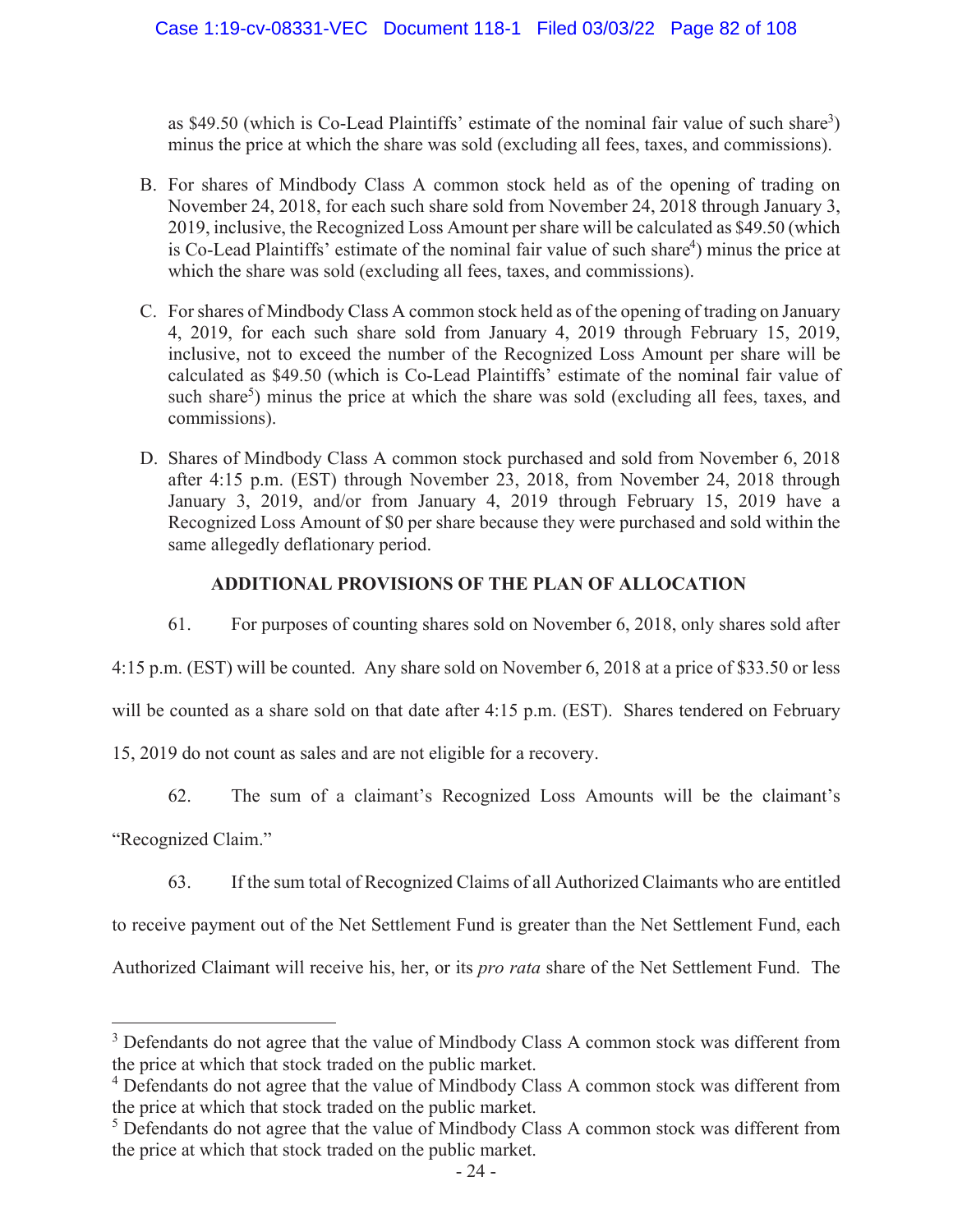as $49.50 (which is Co-Lead Plaintiffs' estimate of the nominal fair value of such share[3]) minus the price at which the share was sold (excluding all fees, taxes, and commissions).

B. For shares of Mindbody Class A common stock held as of the opening of trading on November 24, 2018, for each such share sold from November 24, 2018 through January 3, 2019, inclusive, the Recognized Loss Amount per share will be calculated as $49.50 (which is Co-Lead Plaintiffs' estimate of the nominal fair value of such share[4]) minus the price at which the share was sold (excluding all fees, taxes, and commissions).

C. For shares of Mindbody Class A common stock held as of the opening of trading on January 4, 2019, for each such share sold from January 4, 2019 through February 15, 2019, inclusive, not to exceed the number of the Recognized Loss Amount per share will be calculated as $49.50 (which is Co-Lead Plaintiffs' estimate of the nominal fair value of such share[5]) minus the price at which the share was sold (excluding all fees, taxes, and commissions).

D. Shares of Mindbody Class A common stock purchased and sold from November 6, 2018 after 4:15 p.m. (EST) through November 23, 2018, from November 24, 2018 through January 3, 2019, and/or from January 4, 2019 through February 15, 2019 have a Recognized Loss Amount of $0 per share because they were purchased and sold within the same allegedly deflationary period.

## ADDITIONAL PROVISIONS OF THE PLAN OF ALLOCATION

61. For purposes of counting shares sold on November 6, 2018, only shares sold after 4:15 p.m. (EST) will be counted. Any share sold on November 6, 2018 at a price of $33.50 or less will be counted as a share sold on that date after 4:15 p.m. (EST). Shares tendered on February 15, 2019 do not count as sales and are not eligible for a recovery.

62. The sum of a claimant's Recognized Loss Amounts will be the claimant's "Recognized Claim."

63. If the sum total of Recognized Claims of all Authorized Claimants who are entitled to receive payment out of the Net Settlement Fund is greater than the Net Settlement Fund, each Authorized Claimant will receive his, her, or its *pro rata* share of the Net Settlement Fund. The

---

[3] Defendants do not agree that the value of Mindbody Class A common stock was different from the price at which that stock traded on the public market.

[4] Defendants do not agree that the value of Mindbody Class A common stock was different from the price at which that stock traded on the public market.

[5] Defendants do not agree that the value of Mindbody Class A common stock was different from the price at which that stock traded on the public market.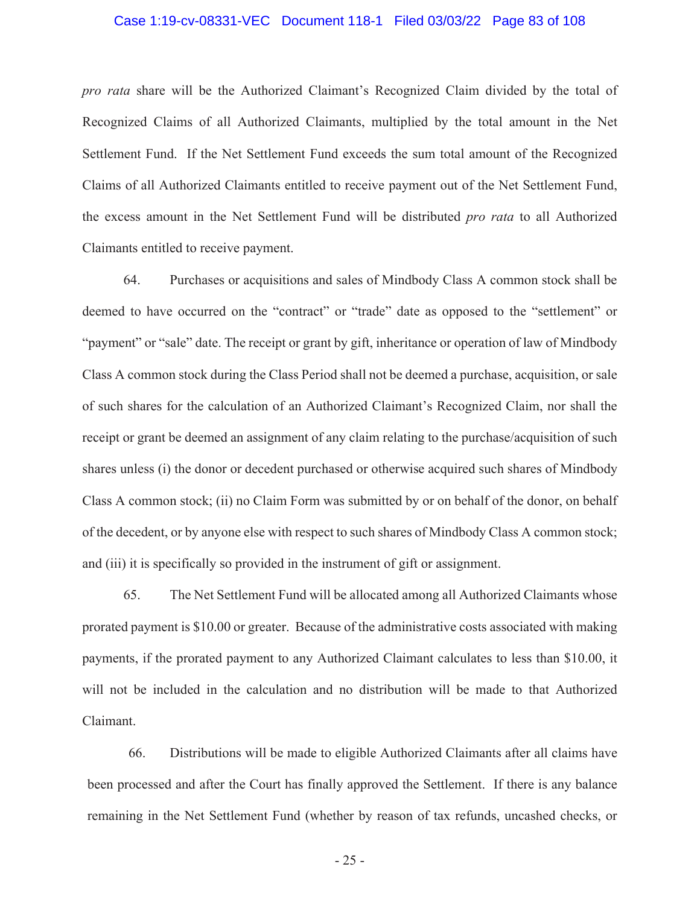*pro rata* share will be the Authorized Claimant's Recognized Claim divided by the total of Recognized Claims of all Authorized Claimants, multiplied by the total amount in the Net Settlement Fund. If the Net Settlement Fund exceeds the sum total amount of the Recognized Claims of all Authorized Claimants entitled to receive payment out of the Net Settlement Fund, the excess amount in the Net Settlement Fund will be distributed *pro rata* to all Authorized Claimants entitled to receive payment.

64. Purchases or acquisitions and sales of Mindbody Class A common stock shall be deemed to have occurred on the "contract" or "trade" date as opposed to the "settlement" or "payment" or "sale" date. The receipt or grant by gift, inheritance or operation of law of Mindbody Class A common stock during the Class Period shall not be deemed a purchase, acquisition, or sale of such shares for the calculation of an Authorized Claimant's Recognized Claim, nor shall the receipt or grant be deemed an assignment of any claim relating to the purchase/acquisition of such shares unless (i) the donor or decedent purchased or otherwise acquired such shares of Mindbody Class A common stock; (ii) no Claim Form was submitted by or on behalf of the donor, on behalf of the decedent, or by anyone else with respect to such shares of Mindbody Class A common stock; and (iii) it is specifically so provided in the instrument of gift or assignment.

65. The Net Settlement Fund will be allocated among all Authorized Claimants whose prorated payment is $10.00 or greater. Because of the administrative costs associated with making payments, if the prorated payment to any Authorized Claimant calculates to less than $10.00, it will not be included in the calculation and no distribution will be made to that Authorized Claimant.

66. Distributions will be made to eligible Authorized Claimants after all claims have been processed and after the Court has finally approved the Settlement. If there is any balance remaining in the Net Settlement Fund (whether by reason of tax refunds, uncashed checks, or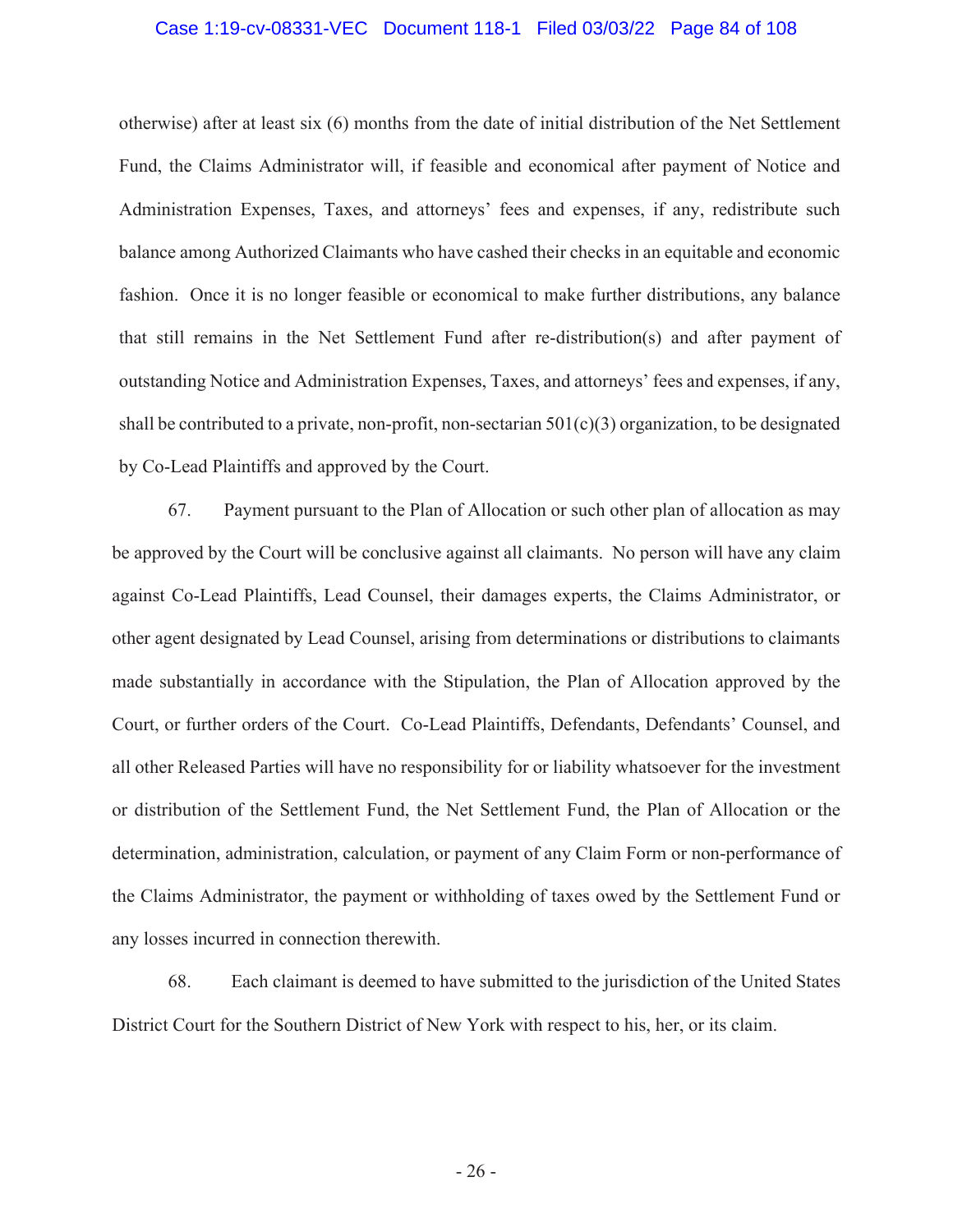otherwise) after at least six (6) months from the date of initial distribution of the Net Settlement Fund, the Claims Administrator will, if feasible and economical after payment of Notice and Administration Expenses, Taxes, and attorneys' fees and expenses, if any, redistribute such balance among Authorized Claimants who have cashed their checks in an equitable and economic fashion. Once it is no longer feasible or economical to make further distributions, any balance that still remains in the Net Settlement Fund after re-distribution(s) and after payment of outstanding Notice and Administration Expenses, Taxes, and attorneys' fees and expenses, if any, shall be contributed to a private, non-profit, non-sectarian 501(c)(3) organization, to be designated by Co-Lead Plaintiffs and approved by the Court.

67. Payment pursuant to the Plan of Allocation or such other plan of allocation as may be approved by the Court will be conclusive against all claimants. No person will have any claim against Co-Lead Plaintiffs, Lead Counsel, their damages experts, the Claims Administrator, or other agent designated by Lead Counsel, arising from determinations or distributions to claimants made substantially in accordance with the Stipulation, the Plan of Allocation approved by the Court, or further orders of the Court. Co-Lead Plaintiffs, Defendants, Defendants' Counsel, and all other Released Parties will have no responsibility for or liability whatsoever for the investment or distribution of the Settlement Fund, the Net Settlement Fund, the Plan of Allocation or the determination, administration, calculation, or payment of any Claim Form or non-performance of the Claims Administrator, the payment or withholding of taxes owed by the Settlement Fund or any losses incurred in connection therewith.

68. Each claimant is deemed to have submitted to the jurisdiction of the United States District Court for the Southern District of New York with respect to his, her, or its claim.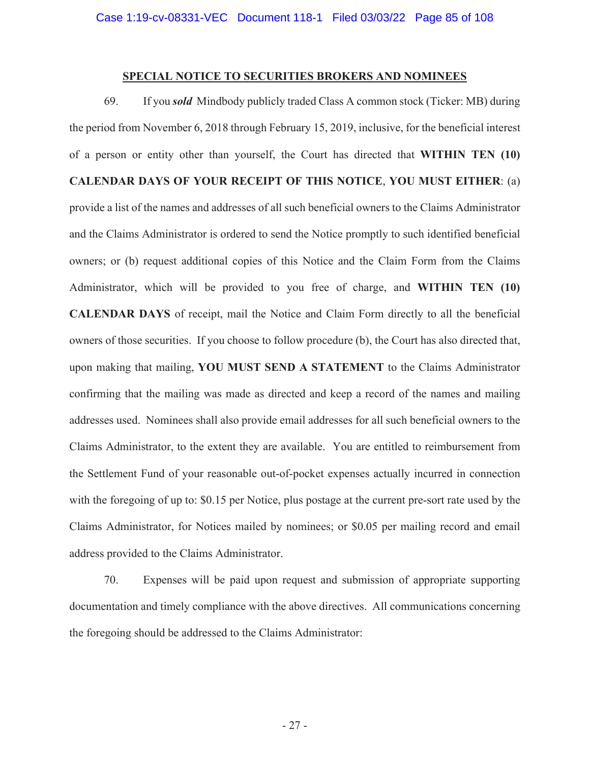## SPECIAL NOTICE TO SECURITIES BROKERS AND NOMINEES

69. If you ***sold*** Mindbody publicly traded Class A common stock (Ticker: MB) during the period from November 6, 2018 through February 15, 2019, inclusive, for the beneficial interest of a person or entity other than yourself, the Court has directed that **WITHIN TEN (10) CALENDAR DAYS OF YOUR RECEIPT OF THIS NOTICE**, **YOU MUST EITHER**: (a) provide a list of the names and addresses of all such beneficial owners to the Claims Administrator and the Claims Administrator is ordered to send the Notice promptly to such identified beneficial owners; or (b) request additional copies of this Notice and the Claim Form from the Claims Administrator, which will be provided to you free of charge, and **WITHIN TEN (10) CALENDAR DAYS** of receipt, mail the Notice and Claim Form directly to all the beneficial owners of those securities. If you choose to follow procedure (b), the Court has also directed that, upon making that mailing, **YOU MUST SEND A STATEMENT** to the Claims Administrator confirming that the mailing was made as directed and keep a record of the names and mailing addresses used. Nominees shall also provide email addresses for all such beneficial owners to the Claims Administrator, to the extent they are available. You are entitled to reimbursement from the Settlement Fund of your reasonable out-of-pocket expenses actually incurred in connection with the foregoing of up to: $0.15 per Notice, plus postage at the current pre-sort rate used by the Claims Administrator, for Notices mailed by nominees; or $0.05 per mailing record and email address provided to the Claims Administrator.

70. Expenses will be paid upon request and submission of appropriate supporting documentation and timely compliance with the above directives. All communications concerning the foregoing should be addressed to the Claims Administrator: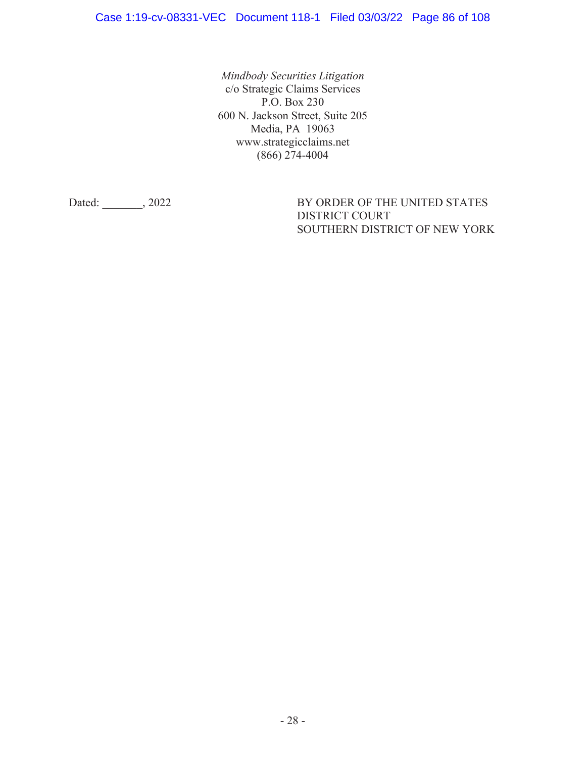*Mindbody Securities Litigation*
c/o Strategic Claims Services
P.O. Box 230
600 N. Jackson Street, Suite 205
Media, PA 19063
www.strategicclaims.net
(866) 274-4004

Dated: _______, 2022

BY ORDER OF THE UNITED STATES DISTRICT COURT SOUTHERN DISTRICT OF NEW YORK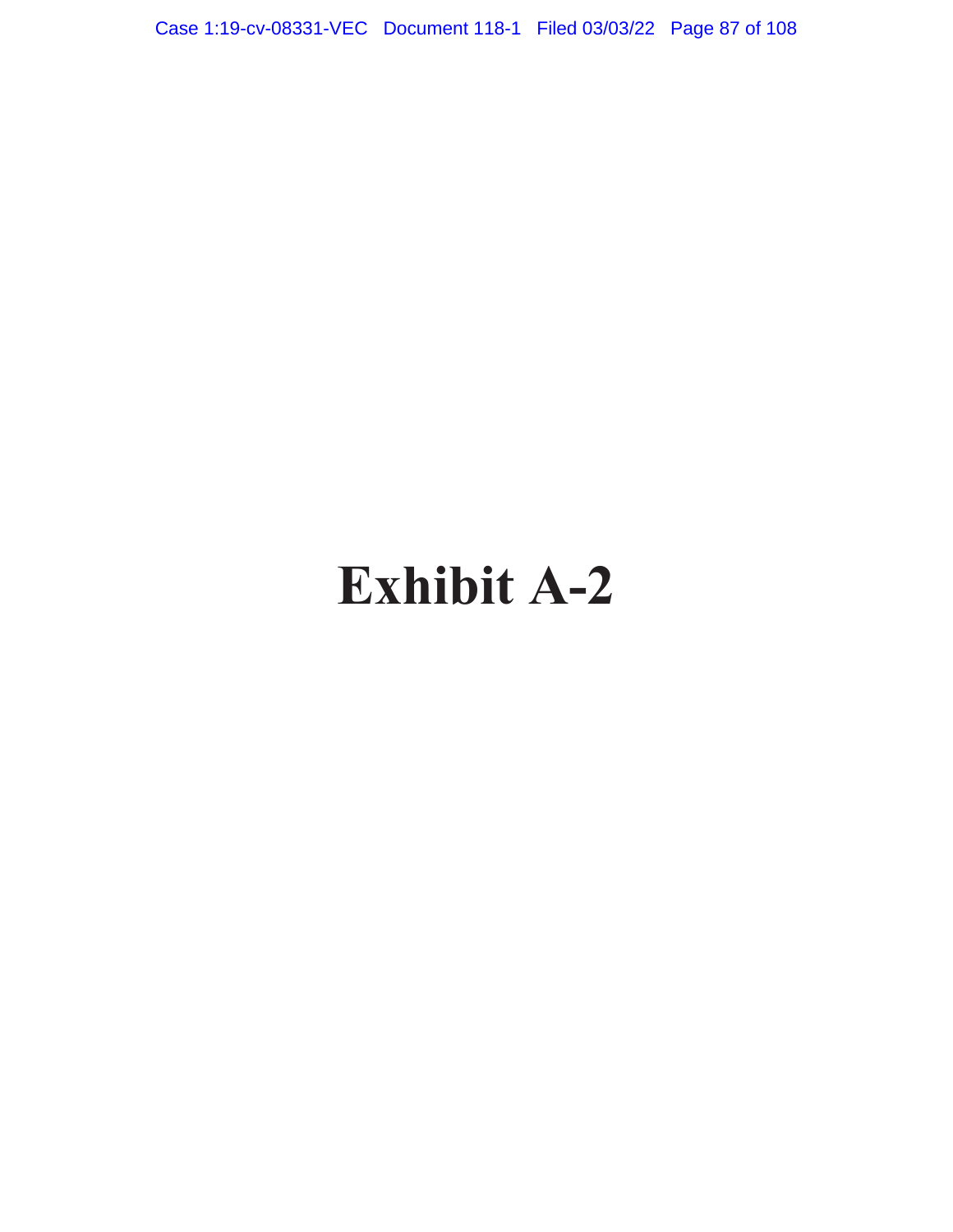# Exhibit A-2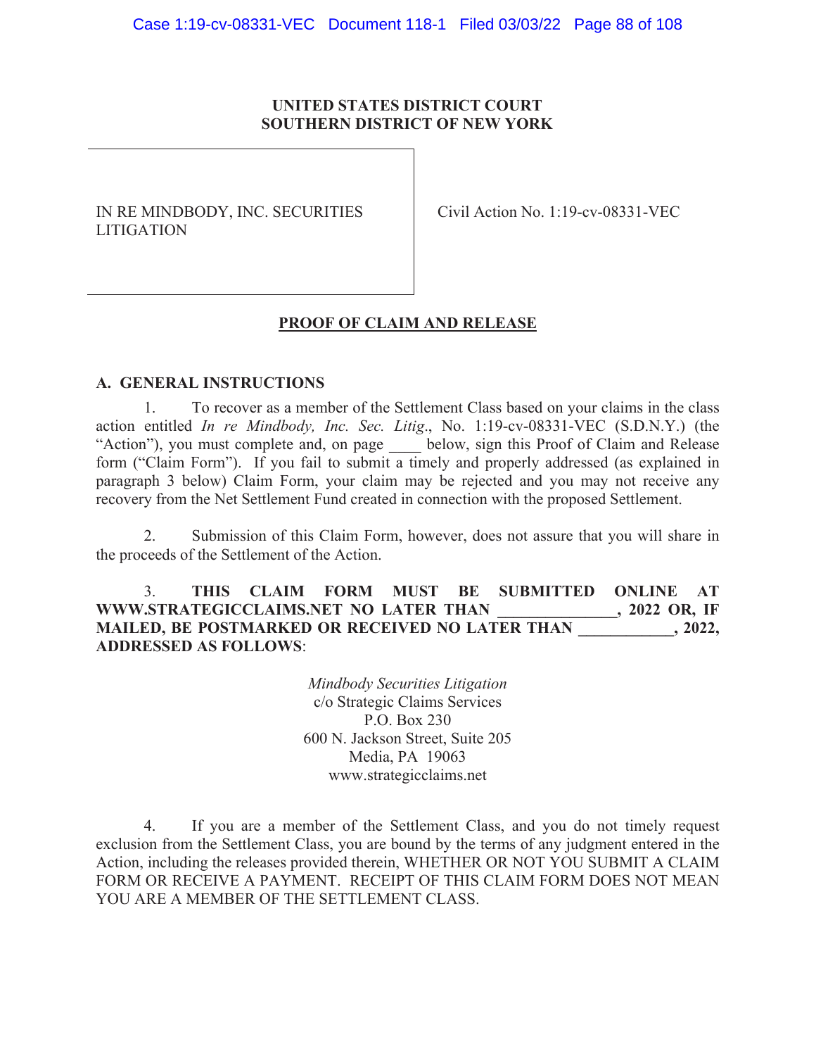**UNITED STATES DISTRICT COURT**
**SOUTHERN DISTRICT OF NEW YORK**

| IN RE MINDBODY, INC. SECURITIES LITIGATION | Civil Action No. 1:19-cv-08331-VEC |
|---|---|

## PROOF OF CLAIM AND RELEASE

### A. GENERAL INSTRUCTIONS

1. To recover as a member of the Settlement Class based on your claims in the class action entitled *In re Mindbody, Inc. Sec. Litig.*, No. 1:19-cv-08331-VEC (S.D.N.Y.) (the "Action"), you must complete and, on page ____ below, sign this Proof of Claim and Release form ("Claim Form"). If you fail to submit a timely and properly addressed (as explained in paragraph 3 below) Claim Form, your claim may be rejected and you may not receive any recovery from the Net Settlement Fund created in connection with the proposed Settlement.

2. Submission of this Claim Form, however, does not assure that you will share in the proceeds of the Settlement of the Action.

3. **THIS CLAIM FORM MUST BE SUBMITTED ONLINE AT WWW.STRATEGICCLAIMS.NET NO LATER THAN ______________, 2022 OR, IF MAILED, BE POSTMARKED OR RECEIVED NO LATER THAN ____________, 2022, ADDRESSED AS FOLLOWS**:

*Mindbody Securities Litigation*
c/o Strategic Claims Services
P.O. Box 230
600 N. Jackson Street, Suite 205
Media, PA 19063
www.strategicclaims.net

4. If you are a member of the Settlement Class, and you do not timely request exclusion from the Settlement Class, you are bound by the terms of any judgment entered in the Action, including the releases provided therein, WHETHER OR NOT YOU SUBMIT A CLAIM FORM OR RECEIVE A PAYMENT. RECEIPT OF THIS CLAIM FORM DOES NOT MEAN YOU ARE A MEMBER OF THE SETTLEMENT CLASS.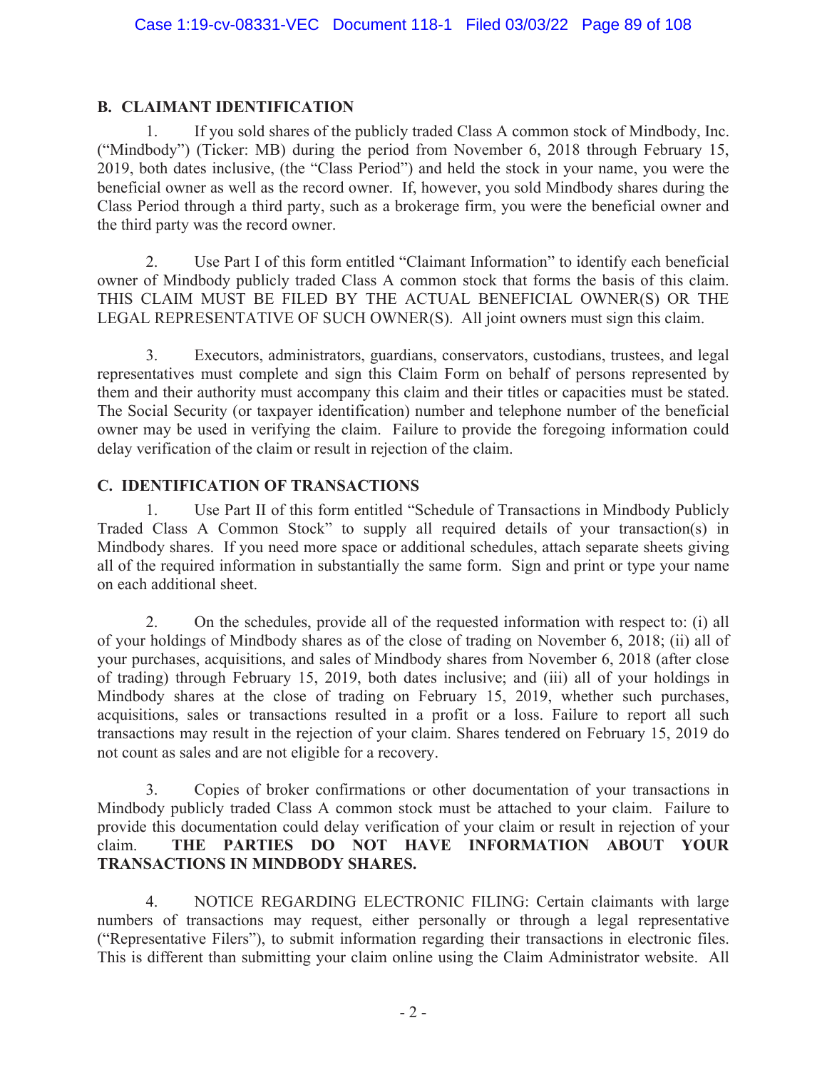## B. CLAIMANT IDENTIFICATION

1. If you sold shares of the publicly traded Class A common stock of Mindbody, Inc. ("Mindbody") (Ticker: MB) during the period from November 6, 2018 through February 15, 2019, both dates inclusive, (the "Class Period") and held the stock in your name, you were the beneficial owner as well as the record owner. If, however, you sold Mindbody shares during the Class Period through a third party, such as a brokerage firm, you were the beneficial owner and the third party was the record owner.

2. Use Part I of this form entitled "Claimant Information" to identify each beneficial owner of Mindbody publicly traded Class A common stock that forms the basis of this claim. THIS CLAIM MUST BE FILED BY THE ACTUAL BENEFICIAL OWNER(S) OR THE LEGAL REPRESENTATIVE OF SUCH OWNER(S). All joint owners must sign this claim.

3. Executors, administrators, guardians, conservators, custodians, trustees, and legal representatives must complete and sign this Claim Form on behalf of persons represented by them and their authority must accompany this claim and their titles or capacities must be stated. The Social Security (or taxpayer identification) number and telephone number of the beneficial owner may be used in verifying the claim. Failure to provide the foregoing information could delay verification of the claim or result in rejection of the claim.

## C. IDENTIFICATION OF TRANSACTIONS

1. Use Part II of this form entitled "Schedule of Transactions in Mindbody Publicly Traded Class A Common Stock" to supply all required details of your transaction(s) in Mindbody shares. If you need more space or additional schedules, attach separate sheets giving all of the required information in substantially the same form. Sign and print or type your name on each additional sheet.

2. On the schedules, provide all of the requested information with respect to: (i) all of your holdings of Mindbody shares as of the close of trading on November 6, 2018; (ii) all of your purchases, acquisitions, and sales of Mindbody shares from November 6, 2018 (after close of trading) through February 15, 2019, both dates inclusive; and (iii) all of your holdings in Mindbody shares at the close of trading on February 15, 2019, whether such purchases, acquisitions, sales or transactions resulted in a profit or a loss. Failure to report all such transactions may result in the rejection of your claim. Shares tendered on February 15, 2019 do not count as sales and are not eligible for a recovery.

3. Copies of broker confirmations or other documentation of your transactions in Mindbody publicly traded Class A common stock must be attached to your claim. Failure to provide this documentation could delay verification of your claim or result in rejection of your claim. **THE PARTIES DO NOT HAVE INFORMATION ABOUT YOUR TRANSACTIONS IN MINDBODY SHARES.**

4. NOTICE REGARDING ELECTRONIC FILING: Certain claimants with large numbers of transactions may request, either personally or through a legal representative ("Representative Filers"), to submit information regarding their transactions in electronic files. This is different than submitting your claim online using the Claim Administrator website. All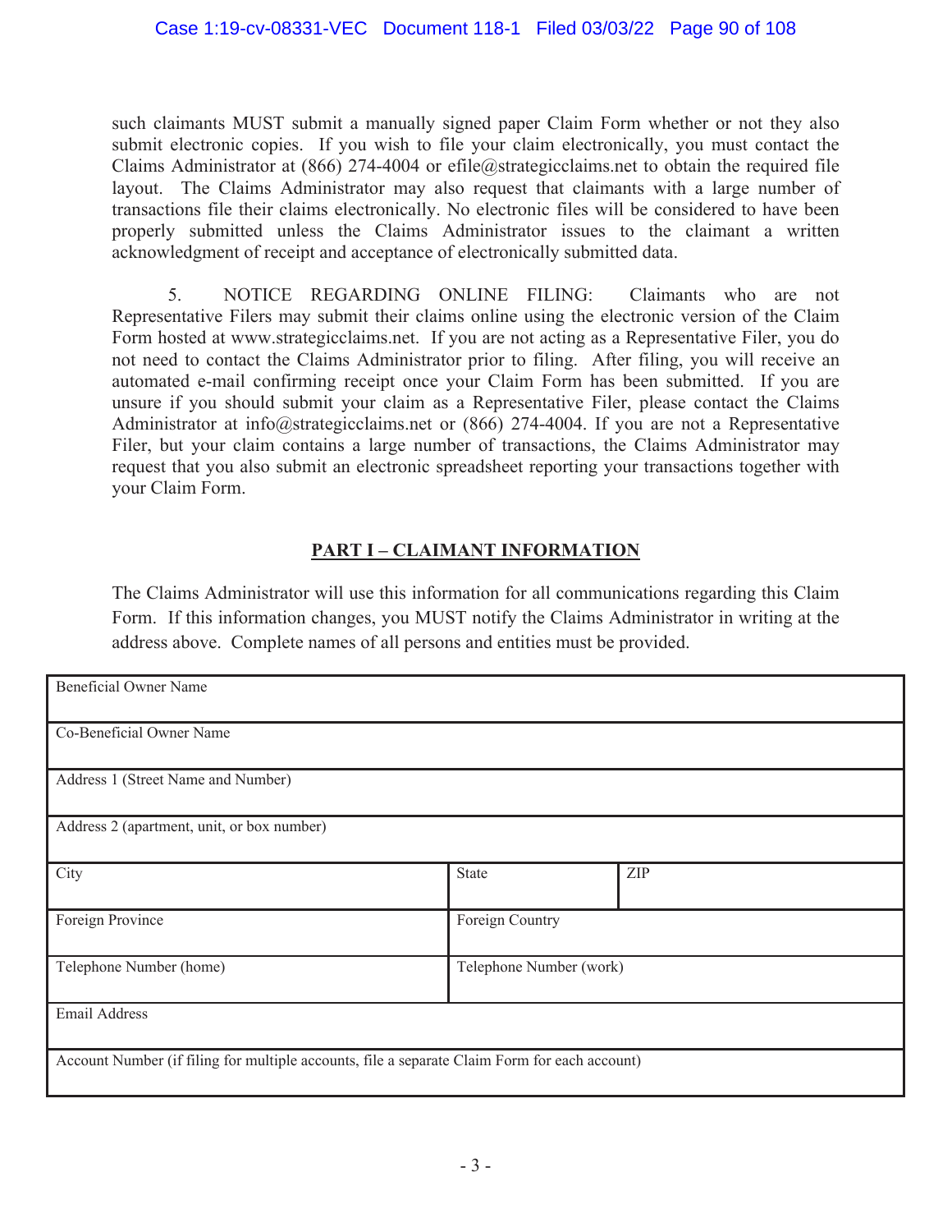such claimants MUST submit a manually signed paper Claim Form whether or not they also submit electronic copies. If you wish to file your claim electronically, you must contact the Claims Administrator at (866) 274-4004 or efile@strategicclaims.net to obtain the required file layout. The Claims Administrator may also request that claimants with a large number of transactions file their claims electronically. No electronic files will be considered to have been properly submitted unless the Claims Administrator issues to the claimant a written acknowledgment of receipt and acceptance of electronically submitted data.

5. NOTICE REGARDING ONLINE FILING: Claimants who are not Representative Filers may submit their claims online using the electronic version of the Claim Form hosted at www.strategicclaims.net. If you are not acting as a Representative Filer, you do not need to contact the Claims Administrator prior to filing. After filing, you will receive an automated e-mail confirming receipt once your Claim Form has been submitted. If you are unsure if you should submit your claim as a Representative Filer, please contact the Claims Administrator at info@strategicclaims.net or (866) 274-4004. If you are not a Representative Filer, but your claim contains a large number of transactions, the Claims Administrator may request that you also submit an electronic spreadsheet reporting your transactions together with your Claim Form.

## PART I – CLAIMANT INFORMATION

The Claims Administrator will use this information for all communications regarding this Claim Form. If this information changes, you MUST notify the Claims Administrator in writing at the address above. Complete names of all persons and entities must be provided.

| Beneficial Owner Name | | |
|---|---|---|
| Co-Beneficial Owner Name | | |
| Address 1 (Street Name and Number) | | |
| Address 2 (apartment, unit, or box number) | | |
| City | State | ZIP |
| Foreign Province | Foreign Country | |
| Telephone Number (home) | Telephone Number (work) | |
| Email Address | | |
| Account Number (if filing for multiple accounts, file a separate Claim Form for each account) | | |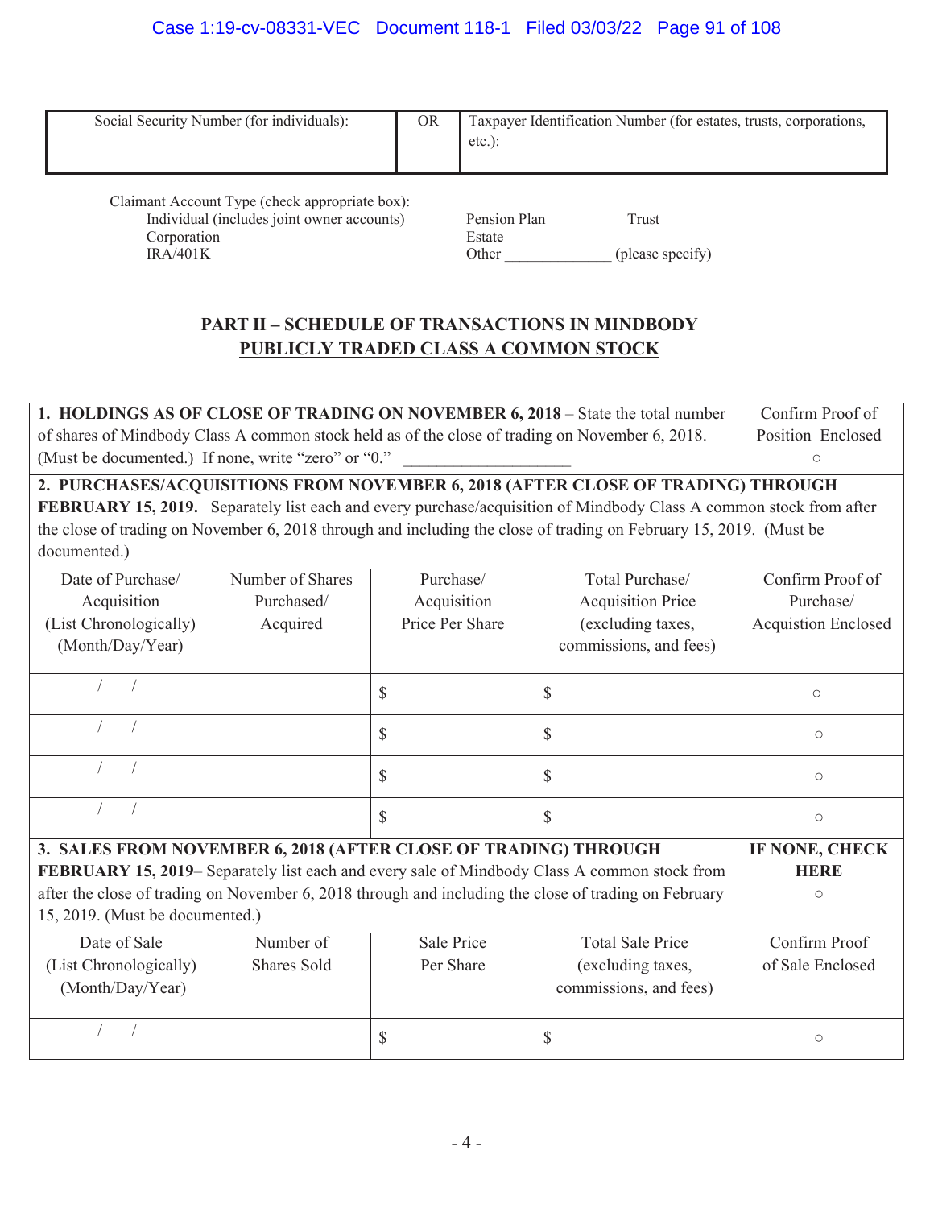| Social Security Number (for individuals): | OR | Taxpayer Identification Number (for estates, trusts, corporations, etc.): |
|---|---|---|
| | | |

Claimant Account Type (check appropriate box):

Individual (includes joint owner accounts) Pension Plan Trust
Corporation Estate
IRA/401K Other ______________ (please specify)

## PART II – SCHEDULE OF TRANSACTIONS IN MINDBODY PUBLICLY TRADED CLASS A COMMON STOCK

| **1. HOLDINGS AS OF CLOSE OF TRADING ON NOVEMBER 6, 2018** – State the total number of shares of Mindbody Class A common stock held as of the close of trading on November 6, 2018. (Must be documented.) If none, write "zero" or "0." ____________________ | Confirm Proof of Position Enclosed ○ |
|---|---|

**2. PURCHASES/ACQUISITIONS FROM NOVEMBER 6, 2018 (AFTER CLOSE OF TRADING) THROUGH FEBRUARY 15, 2019.** Separately list each and every purchase/acquisition of Mindbody Class A common stock from after the close of trading on November 6, 2018 through and including the close of trading on February 15, 2019. (Must be documented.)

| Date of Purchase/ Acquisition (List Chronologically) (Month/Day/Year) | Number of Shares Purchased/ Acquired | Purchase/ Acquisition Price Per Share | Total Purchase/ Acquisition Price (excluding taxes, commissions, and fees) | Confirm Proof of Purchase/ Acquistion Enclosed |
|---|---|---|---|---|
| / / | | $ | $ | ○ |
| / / | | $ | $ | ○ |
| / / | | $ | $ | ○ |
| / / | | $ | $ | ○ |

| **3. SALES FROM NOVEMBER 6, 2018 (AFTER CLOSE OF TRADING) THROUGH FEBRUARY 15, 2019**– Separately list each and every sale of Mindbody Class A common stock from after the close of trading on November 6, 2018 through and including the close of trading on February 15, 2019. (Must be documented.) | **IF NONE, CHECK HERE** ○ |
|---|---|

| Date of Sale (List Chronologically) (Month/Day/Year) | Number of Shares Sold | Sale Price Per Share | Total Sale Price (excluding taxes, commissions, and fees) | Confirm Proof of Sale Enclosed |
|---|---|---|---|---|
| / / | | $ | $ | ○ |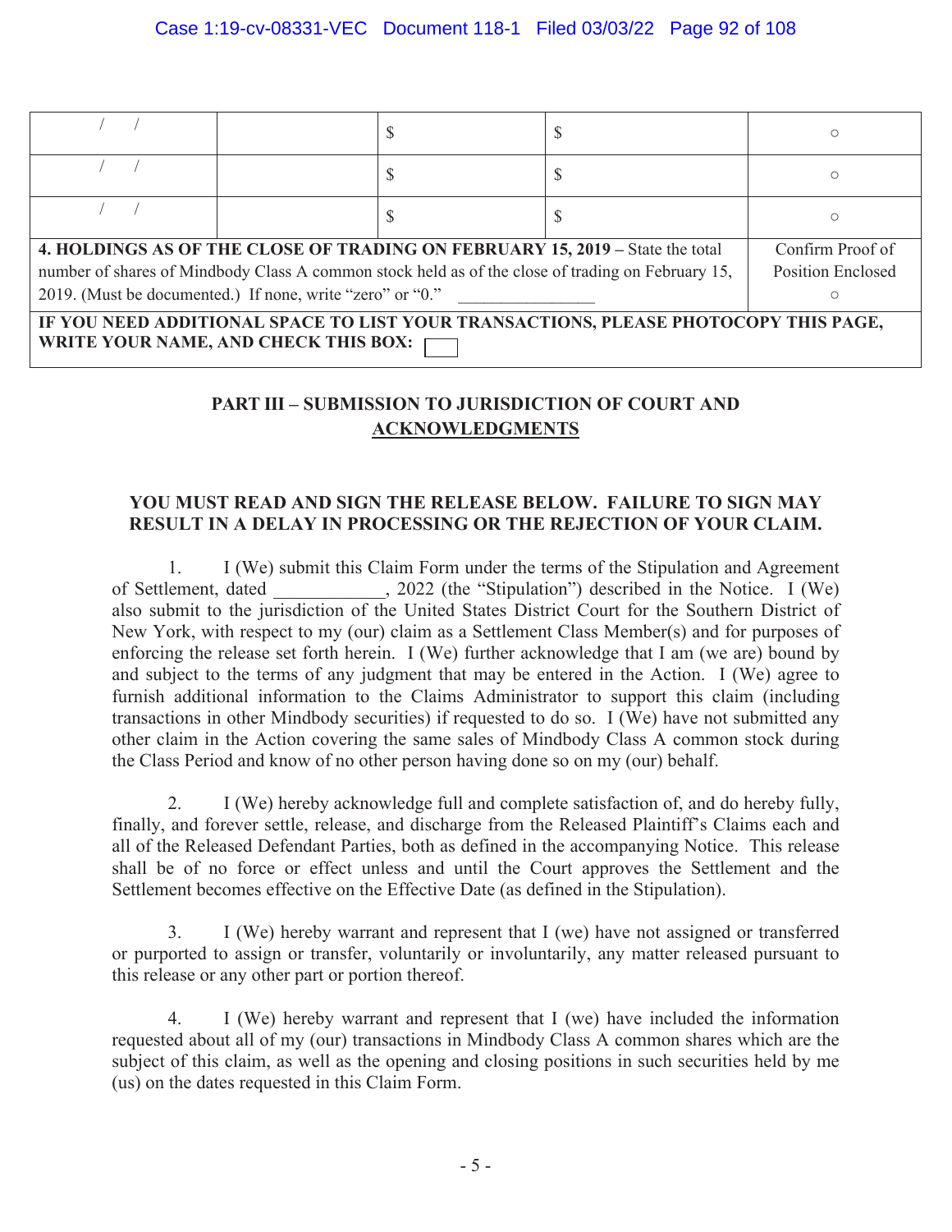| / / | | $ | $ | ○ |
|---|---|---|---|---|
| / / | | $ | $ | ○ |
| / / | | $ | $ | ○ |
| **4. HOLDINGS AS OF THE CLOSE OF TRADING ON FEBRUARY 15, 2019** – State the total number of shares of Mindbody Class A common stock held as of the close of trading on February 15, 2019. (Must be documented.) If none, write "zero" or "0." ________________ | | | | Confirm Proof of Position Enclosed ○ |
| **IF YOU NEED ADDITIONAL SPACE TO LIST YOUR TRANSACTIONS, PLEASE PHOTOCOPY THIS PAGE, WRITE YOUR NAME, AND CHECK THIS BOX:** ☐ | | | | |

## PART III – SUBMISSION TO JURISDICTION OF COURT AND ACKNOWLEDGMENTS

**YOU MUST READ AND SIGN THE RELEASE BELOW. FAILURE TO SIGN MAY RESULT IN A DELAY IN PROCESSING OR THE REJECTION OF YOUR CLAIM.**

1. I (We) submit this Claim Form under the terms of the Stipulation and Agreement of Settlement, dated ____________, 2022 (the "Stipulation") described in the Notice. I (We) also submit to the jurisdiction of the United States District Court for the Southern District of New York, with respect to my (our) claim as a Settlement Class Member(s) and for purposes of enforcing the release set forth herein. I (We) further acknowledge that I am (we are) bound by and subject to the terms of any judgment that may be entered in the Action. I (We) agree to furnish additional information to the Claims Administrator to support this claim (including transactions in other Mindbody securities) if requested to do so. I (We) have not submitted any other claim in the Action covering the same sales of Mindbody Class A common stock during the Class Period and know of no other person having done so on my (our) behalf.

2. I (We) hereby acknowledge full and complete satisfaction of, and do hereby fully, finally, and forever settle, release, and discharge from the Released Plaintiff's Claims each and all of the Released Defendant Parties, both as defined in the accompanying Notice. This release shall be of no force or effect unless and until the Court approves the Settlement and the Settlement becomes effective on the Effective Date (as defined in the Stipulation).

3. I (We) hereby warrant and represent that I (we) have not assigned or transferred or purported to assign or transfer, voluntarily or involuntarily, any matter released pursuant to this release or any other part or portion thereof.

4. I (We) hereby warrant and represent that I (we) have included the information requested about all of my (our) transactions in Mindbody Class A common shares which are the subject of this claim, as well as the opening and closing positions in such securities held by me (us) on the dates requested in this Claim Form.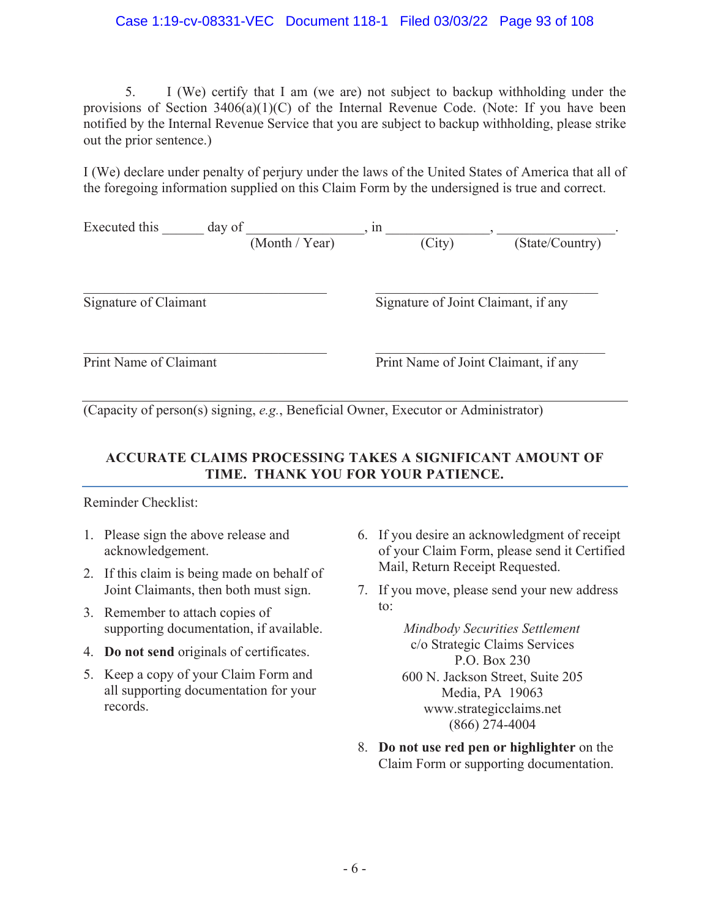5. I (We) certify that I am (we are) not subject to backup withholding under the provisions of Section 3406(a)(1)(C) of the Internal Revenue Code. (Note: If you have been notified by the Internal Revenue Service that you are subject to backup withholding, please strike out the prior sentence.)

I (We) declare under penalty of perjury under the laws of the United States of America that all of the foregoing information supplied on this Claim Form by the undersigned is true and correct.

Executed this ______ day of ________________, in _______________, ________________.
(Month / Year) (City) (State/Country)

_________________________________ _________________________________
Signature of Claimant Signature of Joint Claimant, if any

_________________________________ _________________________________
Print Name of Claimant Print Name of Joint Claimant, if any

_____________________________________________________________________
(Capacity of person(s) signing, *e.g.*, Beneficial Owner, Executor or Administrator)

**ACCURATE CLAIMS PROCESSING TAKES A SIGNIFICANT AMOUNT OF TIME. THANK YOU FOR YOUR PATIENCE.**

Reminder Checklist:

1. Please sign the above release and acknowledgement.
2. If this claim is being made on behalf of Joint Claimants, then both must sign.
3. Remember to attach copies of supporting documentation, if available.
4. **Do not send** originals of certificates.
5. Keep a copy of your Claim Form and all supporting documentation for your records.
6. If you desire an acknowledgment of receipt of your Claim Form, please send it Certified Mail, Return Receipt Requested.
7. If you move, please send your new address to:

   *Mindbody Securities Settlement*
   c/o Strategic Claims Services
   P.O. Box 230
   600 N. Jackson Street, Suite 205
   Media, PA 19063
   www.strategicclaims.net
   (866) 274-4004

8. **Do not use red pen or highlighter** on the Claim Form or supporting documentation.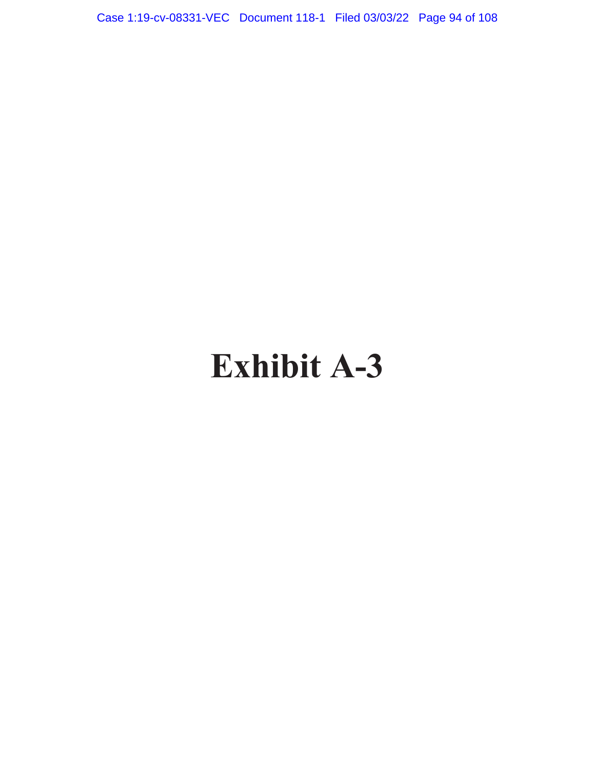# Exhibit A-3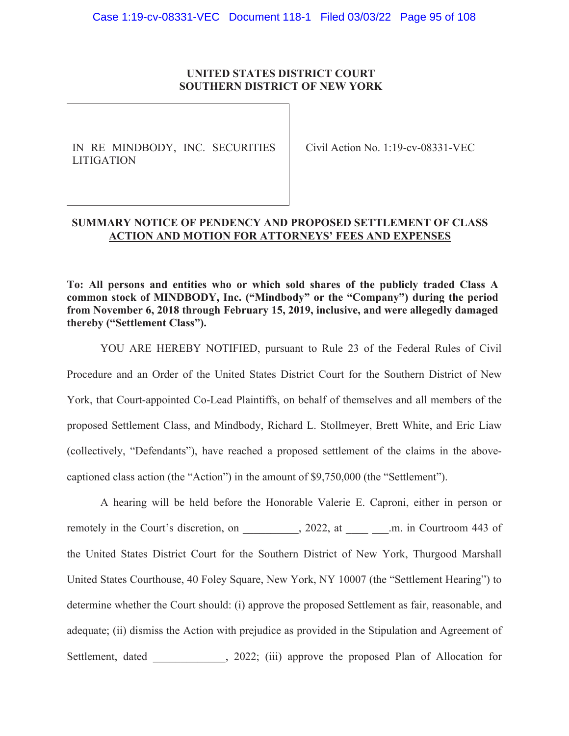**UNITED STATES DISTRICT COURT**
**SOUTHERN DISTRICT OF NEW YORK**

| IN RE MINDBODY, INC. SECURITIES LITIGATION | Civil Action No. 1:19-cv-08331-VEC |
|---|---|

**SUMMARY NOTICE OF PENDENCY AND PROPOSED SETTLEMENT OF CLASS ACTION AND MOTION FOR ATTORNEYS' FEES AND EXPENSES**

**To: All persons and entities who or which sold shares of the publicly traded Class A common stock of MINDBODY, Inc. ("Mindbody" or the "Company") during the period from November 6, 2018 through February 15, 2019, inclusive, and were allegedly damaged thereby ("Settlement Class").**

YOU ARE HEREBY NOTIFIED, pursuant to Rule 23 of the Federal Rules of Civil Procedure and an Order of the United States District Court for the Southern District of New York, that Court-appointed Co-Lead Plaintiffs, on behalf of themselves and all members of the proposed Settlement Class, and Mindbody, Richard L. Stollmeyer, Brett White, and Eric Liaw (collectively, "Defendants"), have reached a proposed settlement of the claims in the above-captioned class action (the "Action") in the amount of $9,750,000 (the "Settlement").

A hearing will be held before the Honorable Valerie E. Caproni, either in person or remotely in the Court's discretion, on __________, 2022, at ____ ___.m. in Courtroom 443 of the United States District Court for the Southern District of New York, Thurgood Marshall United States Courthouse, 40 Foley Square, New York, NY 10007 (the "Settlement Hearing") to determine whether the Court should: (i) approve the proposed Settlement as fair, reasonable, and adequate; (ii) dismiss the Action with prejudice as provided in the Stipulation and Agreement of Settlement, dated _____________, 2022; (iii) approve the proposed Plan of Allocation for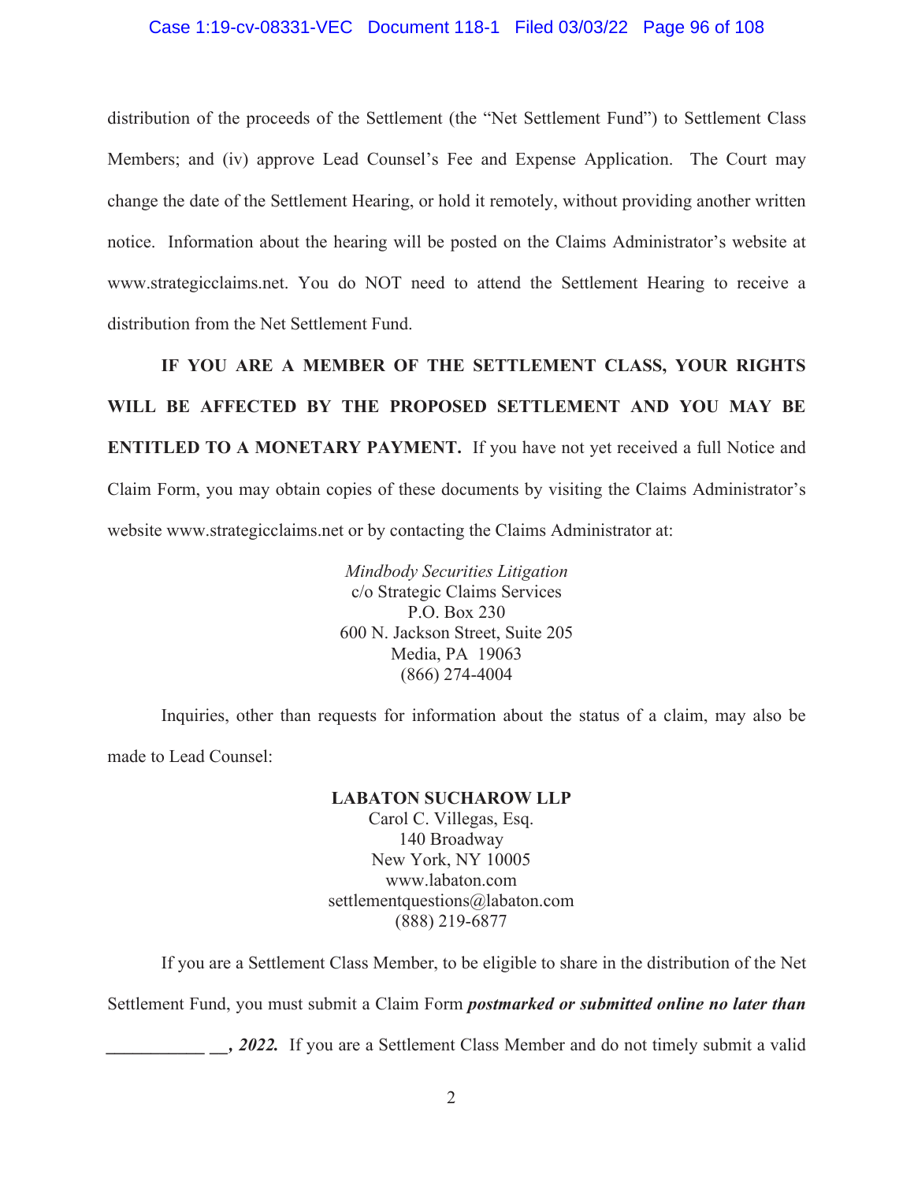distribution of the proceeds of the Settlement (the "Net Settlement Fund") to Settlement Class Members; and (iv) approve Lead Counsel's Fee and Expense Application. The Court may change the date of the Settlement Hearing, or hold it remotely, without providing another written notice. Information about the hearing will be posted on the Claims Administrator's website at www.strategicclaims.net. You do NOT need to attend the Settlement Hearing to receive a distribution from the Net Settlement Fund.

**IF YOU ARE A MEMBER OF THE SETTLEMENT CLASS, YOUR RIGHTS WILL BE AFFECTED BY THE PROPOSED SETTLEMENT AND YOU MAY BE ENTITLED TO A MONETARY PAYMENT.** If you have not yet received a full Notice and Claim Form, you may obtain copies of these documents by visiting the Claims Administrator's website www.strategicclaims.net or by contacting the Claims Administrator at:

*Mindbody Securities Litigation*
c/o Strategic Claims Services
P.O. Box 230
600 N. Jackson Street, Suite 205
Media, PA 19063
(866) 274-4004

Inquiries, other than requests for information about the status of a claim, may also be made to Lead Counsel:

**LABATON SUCHAROW LLP**
Carol C. Villegas, Esq.
140 Broadway
New York, NY 10005
www.labaton.com
settlementquestions@labaton.com
(888) 219-6877

If you are a Settlement Class Member, to be eligible to share in the distribution of the Net Settlement Fund, you must submit a Claim Form ***postmarked or submitted online no later than ___________ __, 2022.*** If you are a Settlement Class Member and do not timely submit a valid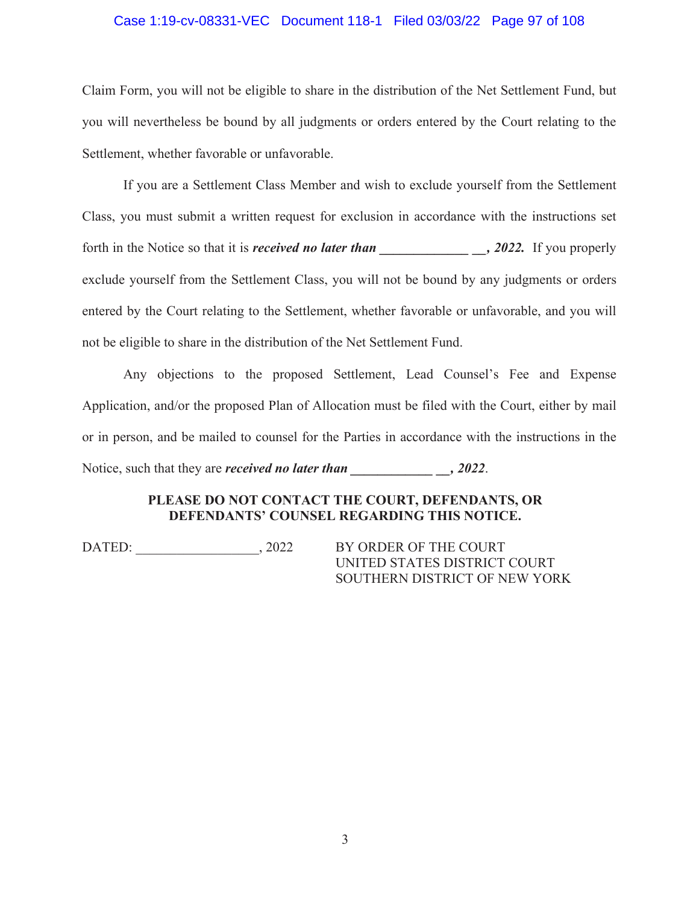Claim Form, you will not be eligible to share in the distribution of the Net Settlement Fund, but you will nevertheless be bound by all judgments or orders entered by the Court relating to the Settlement, whether favorable or unfavorable.

If you are a Settlement Class Member and wish to exclude yourself from the Settlement Class, you must submit a written request for exclusion in accordance with the instructions set forth in the Notice so that it is ***received no later than _____________ __, 2022.*** If you properly exclude yourself from the Settlement Class, you will not be bound by any judgments or orders entered by the Court relating to the Settlement, whether favorable or unfavorable, and you will not be eligible to share in the distribution of the Net Settlement Fund.

Any objections to the proposed Settlement, Lead Counsel's Fee and Expense Application, and/or the proposed Plan of Allocation must be filed with the Court, either by mail or in person, and be mailed to counsel for the Parties in accordance with the instructions in the Notice, such that they are ***received no later than ____________ __, 2022***.

**PLEASE DO NOT CONTACT THE COURT, DEFENDANTS, OR DEFENDANTS' COUNSEL REGARDING THIS NOTICE.**

DATED: _________________, 2022

BY ORDER OF THE COURT
UNITED STATES DISTRICT COURT
SOUTHERN DISTRICT OF NEW YORK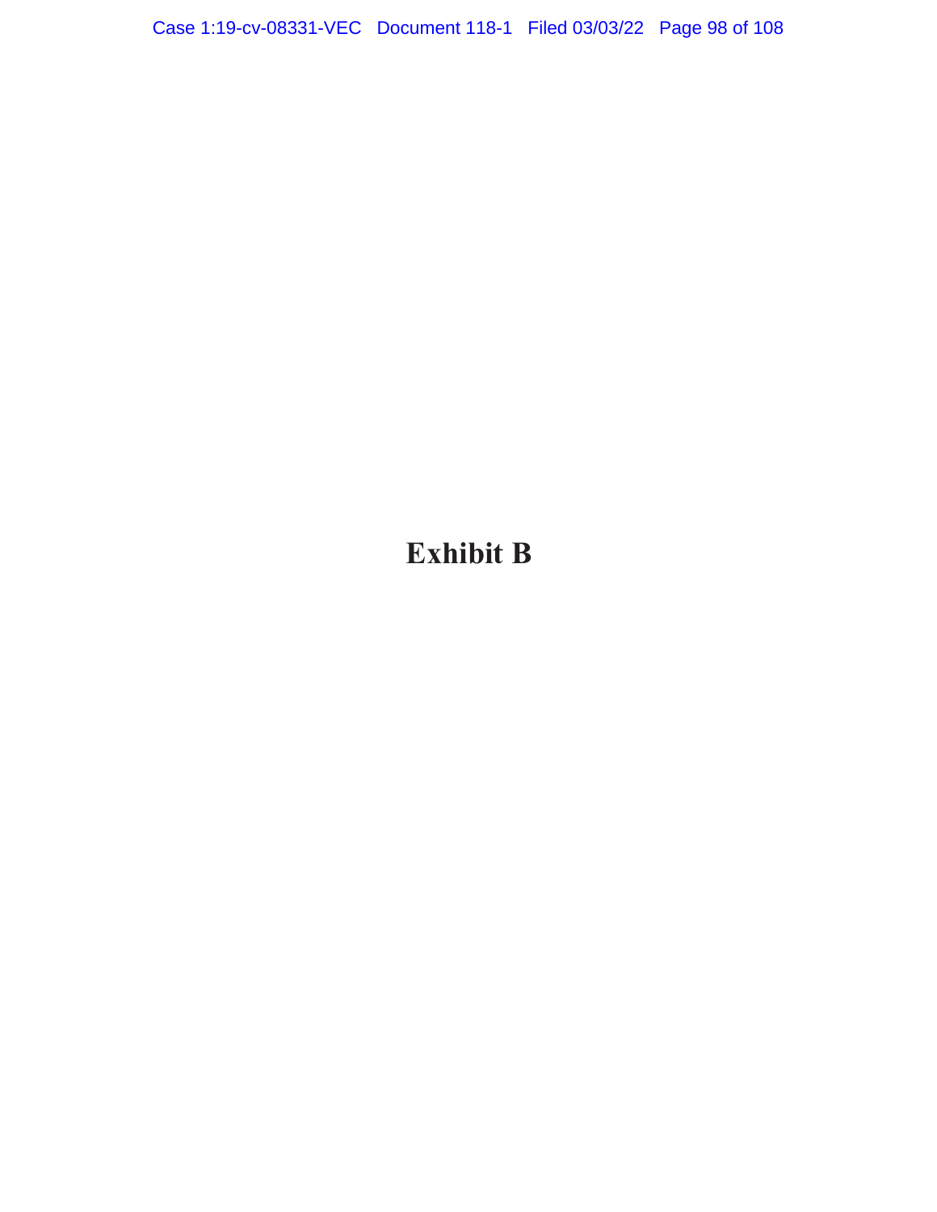# Exhibit B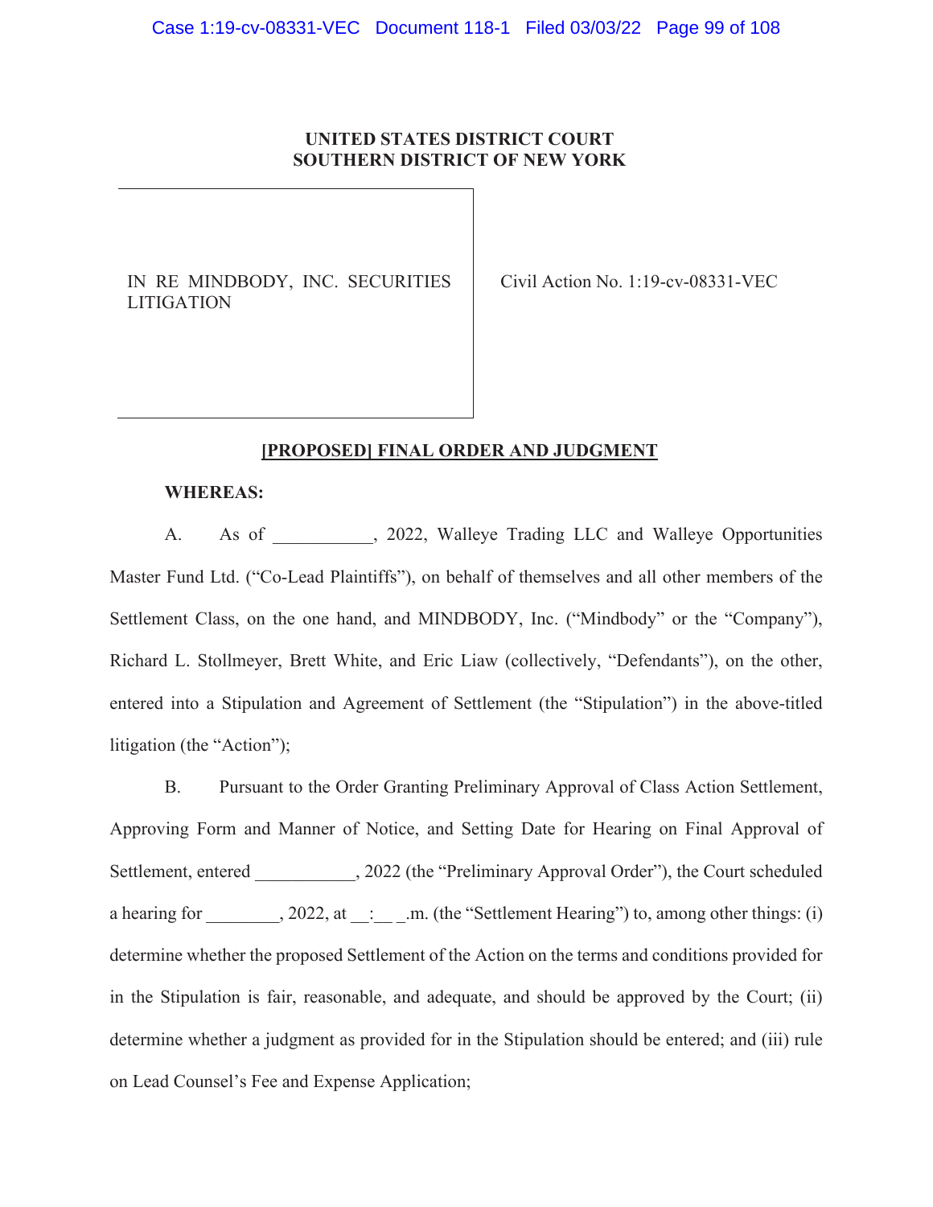**UNITED STATES DISTRICT COURT**
**SOUTHERN DISTRICT OF NEW YORK**

| | |
|---|---|
| IN RE MINDBODY, INC. SECURITIES LITIGATION | Civil Action No. 1:19-cv-08331-VEC |

**[PROPOSED] FINAL ORDER AND JUDGMENT**

**WHEREAS:**

A. As of ___________, 2022, Walleye Trading LLC and Walleye Opportunities Master Fund Ltd. ("Co-Lead Plaintiffs"), on behalf of themselves and all other members of the Settlement Class, on the one hand, and MINDBODY, Inc. ("Mindbody" or the "Company"), Richard L. Stollmeyer, Brett White, and Eric Liaw (collectively, "Defendants"), on the other, entered into a Stipulation and Agreement of Settlement (the "Stipulation") in the above-titled litigation (the "Action");

B. Pursuant to the Order Granting Preliminary Approval of Class Action Settlement, Approving Form and Manner of Notice, and Setting Date for Hearing on Final Approval of Settlement, entered ___________, 2022 (the "Preliminary Approval Order"), the Court scheduled a hearing for ________, 2022, at __:__ _.m. (the "Settlement Hearing") to, among other things: (i) determine whether the proposed Settlement of the Action on the terms and conditions provided for in the Stipulation is fair, reasonable, and adequate, and should be approved by the Court; (ii) determine whether a judgment as provided for in the Stipulation should be entered; and (iii) rule on Lead Counsel's Fee and Expense Application;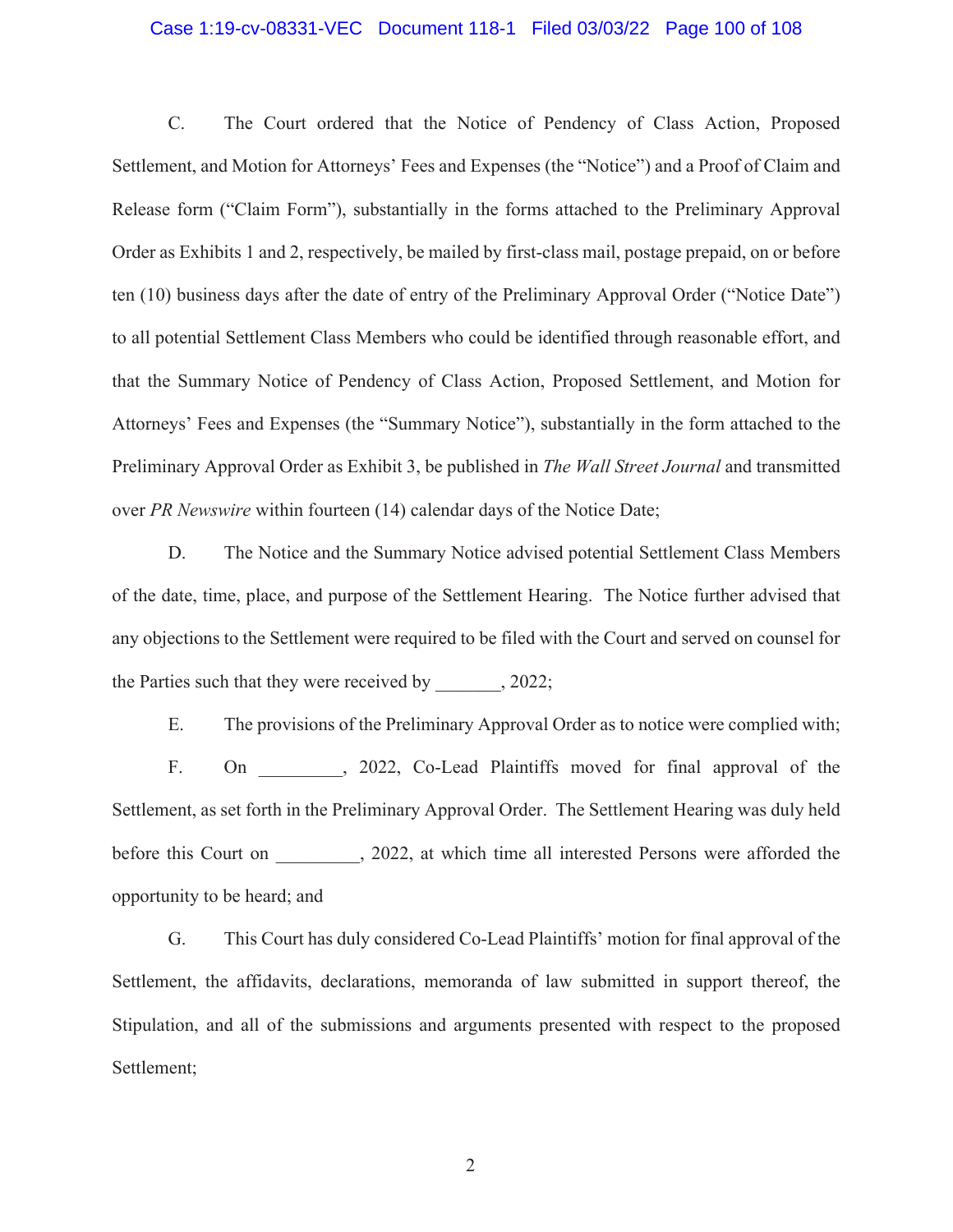C. The Court ordered that the Notice of Pendency of Class Action, Proposed Settlement, and Motion for Attorneys' Fees and Expenses (the "Notice") and a Proof of Claim and Release form ("Claim Form"), substantially in the forms attached to the Preliminary Approval Order as Exhibits 1 and 2, respectively, be mailed by first-class mail, postage prepaid, on or before ten (10) business days after the date of entry of the Preliminary Approval Order ("Notice Date") to all potential Settlement Class Members who could be identified through reasonable effort, and that the Summary Notice of Pendency of Class Action, Proposed Settlement, and Motion for Attorneys' Fees and Expenses (the "Summary Notice"), substantially in the form attached to the Preliminary Approval Order as Exhibit 3, be published in *The Wall Street Journal* and transmitted over *PR Newswire* within fourteen (14) calendar days of the Notice Date;

D. The Notice and the Summary Notice advised potential Settlement Class Members of the date, time, place, and purpose of the Settlement Hearing. The Notice further advised that any objections to the Settlement were required to be filed with the Court and served on counsel for the Parties such that they were received by _______, 2022;

E. The provisions of the Preliminary Approval Order as to notice were complied with;

F. On _________, 2022, Co-Lead Plaintiffs moved for final approval of the Settlement, as set forth in the Preliminary Approval Order. The Settlement Hearing was duly held before this Court on _________, 2022, at which time all interested Persons were afforded the opportunity to be heard; and

G. This Court has duly considered Co-Lead Plaintiffs' motion for final approval of the Settlement, the affidavits, declarations, memoranda of law submitted in support thereof, the Stipulation, and all of the submissions and arguments presented with respect to the proposed Settlement;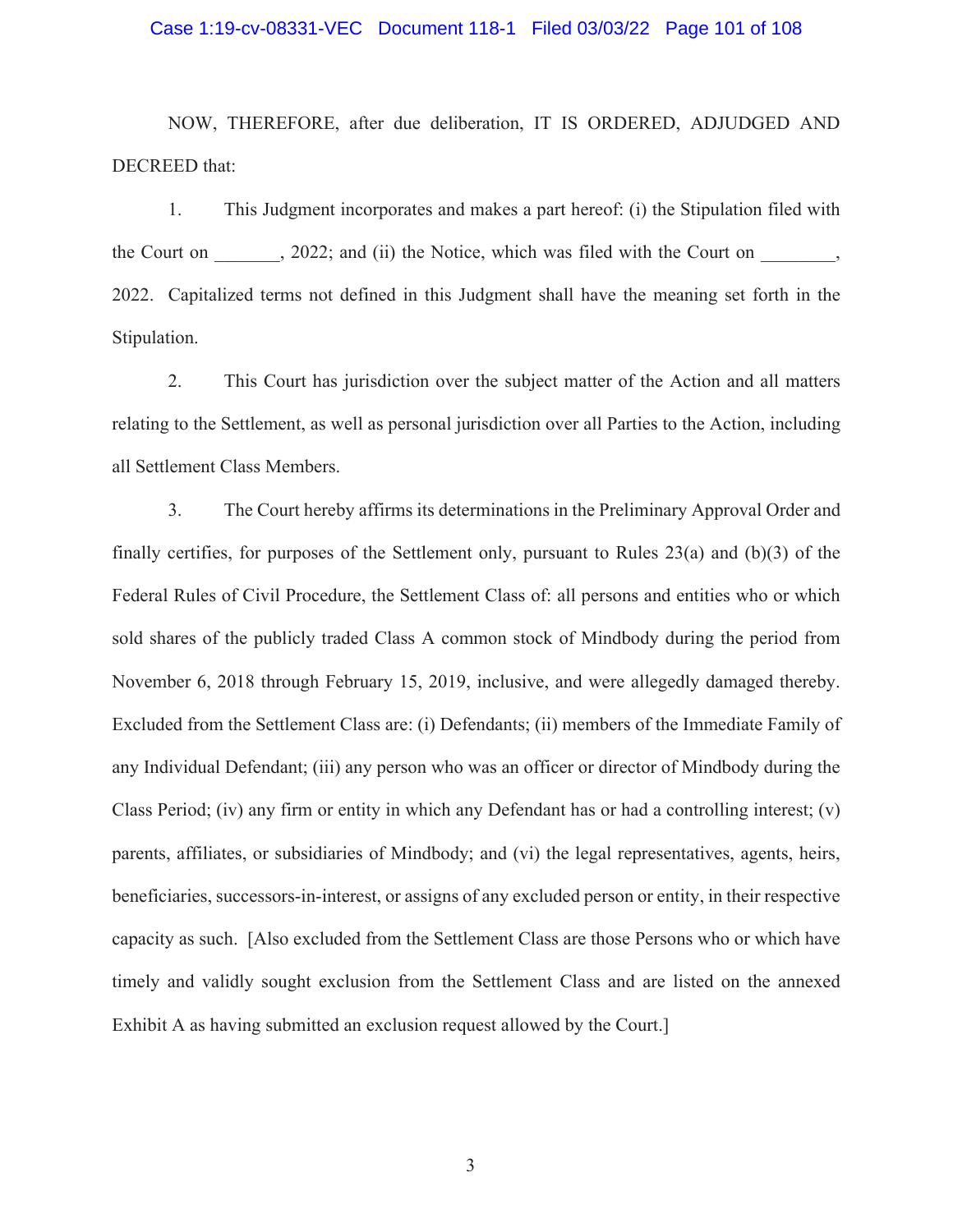NOW, THEREFORE, after due deliberation, IT IS ORDERED, ADJUDGED AND DECREED that:

1. This Judgment incorporates and makes a part hereof: (i) the Stipulation filed with the Court on _______, 2022; and (ii) the Notice, which was filed with the Court on ________, 2022. Capitalized terms not defined in this Judgment shall have the meaning set forth in the Stipulation.

2. This Court has jurisdiction over the subject matter of the Action and all matters relating to the Settlement, as well as personal jurisdiction over all Parties to the Action, including all Settlement Class Members.

3. The Court hereby affirms its determinations in the Preliminary Approval Order and finally certifies, for purposes of the Settlement only, pursuant to Rules 23(a) and (b)(3) of the Federal Rules of Civil Procedure, the Settlement Class of: all persons and entities who or which sold shares of the publicly traded Class A common stock of Mindbody during the period from November 6, 2018 through February 15, 2019, inclusive, and were allegedly damaged thereby. Excluded from the Settlement Class are: (i) Defendants; (ii) members of the Immediate Family of any Individual Defendant; (iii) any person who was an officer or director of Mindbody during the Class Period; (iv) any firm or entity in which any Defendant has or had a controlling interest; (v) parents, affiliates, or subsidiaries of Mindbody; and (vi) the legal representatives, agents, heirs, beneficiaries, successors-in-interest, or assigns of any excluded person or entity, in their respective capacity as such. [Also excluded from the Settlement Class are those Persons who or which have timely and validly sought exclusion from the Settlement Class and are listed on the annexed Exhibit A as having submitted an exclusion request allowed by the Court.]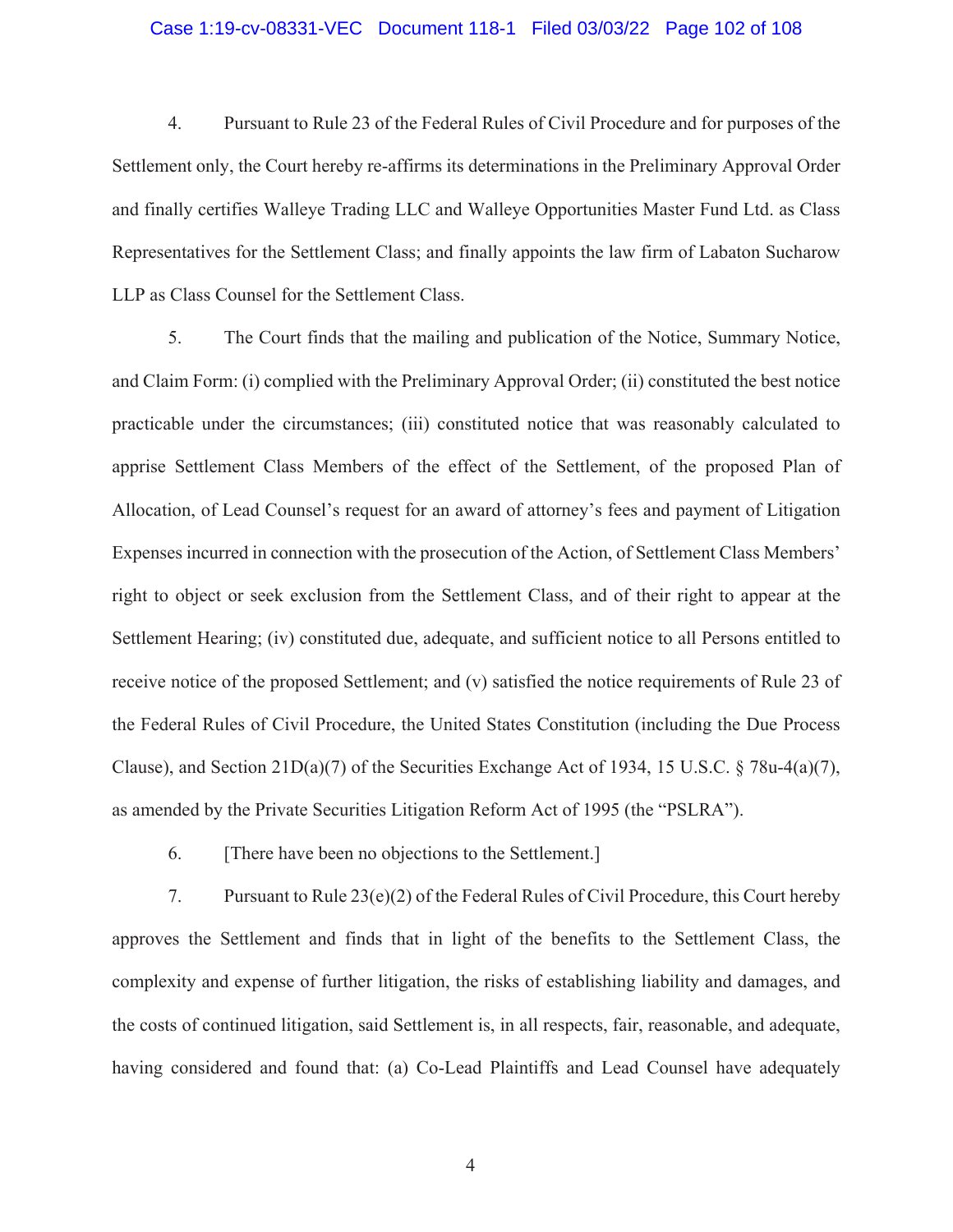4. Pursuant to Rule 23 of the Federal Rules of Civil Procedure and for purposes of the Settlement only, the Court hereby re-affirms its determinations in the Preliminary Approval Order and finally certifies Walleye Trading LLC and Walleye Opportunities Master Fund Ltd. as Class Representatives for the Settlement Class; and finally appoints the law firm of Labaton Sucharow LLP as Class Counsel for the Settlement Class.

5. The Court finds that the mailing and publication of the Notice, Summary Notice, and Claim Form: (i) complied with the Preliminary Approval Order; (ii) constituted the best notice practicable under the circumstances; (iii) constituted notice that was reasonably calculated to apprise Settlement Class Members of the effect of the Settlement, of the proposed Plan of Allocation, of Lead Counsel's request for an award of attorney's fees and payment of Litigation Expenses incurred in connection with the prosecution of the Action, of Settlement Class Members' right to object or seek exclusion from the Settlement Class, and of their right to appear at the Settlement Hearing; (iv) constituted due, adequate, and sufficient notice to all Persons entitled to receive notice of the proposed Settlement; and (v) satisfied the notice requirements of Rule 23 of the Federal Rules of Civil Procedure, the United States Constitution (including the Due Process Clause), and Section 21D(a)(7) of the Securities Exchange Act of 1934, 15 U.S.C. § 78u-4(a)(7), as amended by the Private Securities Litigation Reform Act of 1995 (the "PSLRA").

6. [There have been no objections to the Settlement.]

7. Pursuant to Rule 23(e)(2) of the Federal Rules of Civil Procedure, this Court hereby approves the Settlement and finds that in light of the benefits to the Settlement Class, the complexity and expense of further litigation, the risks of establishing liability and damages, and the costs of continued litigation, said Settlement is, in all respects, fair, reasonable, and adequate, having considered and found that: (a) Co-Lead Plaintiffs and Lead Counsel have adequately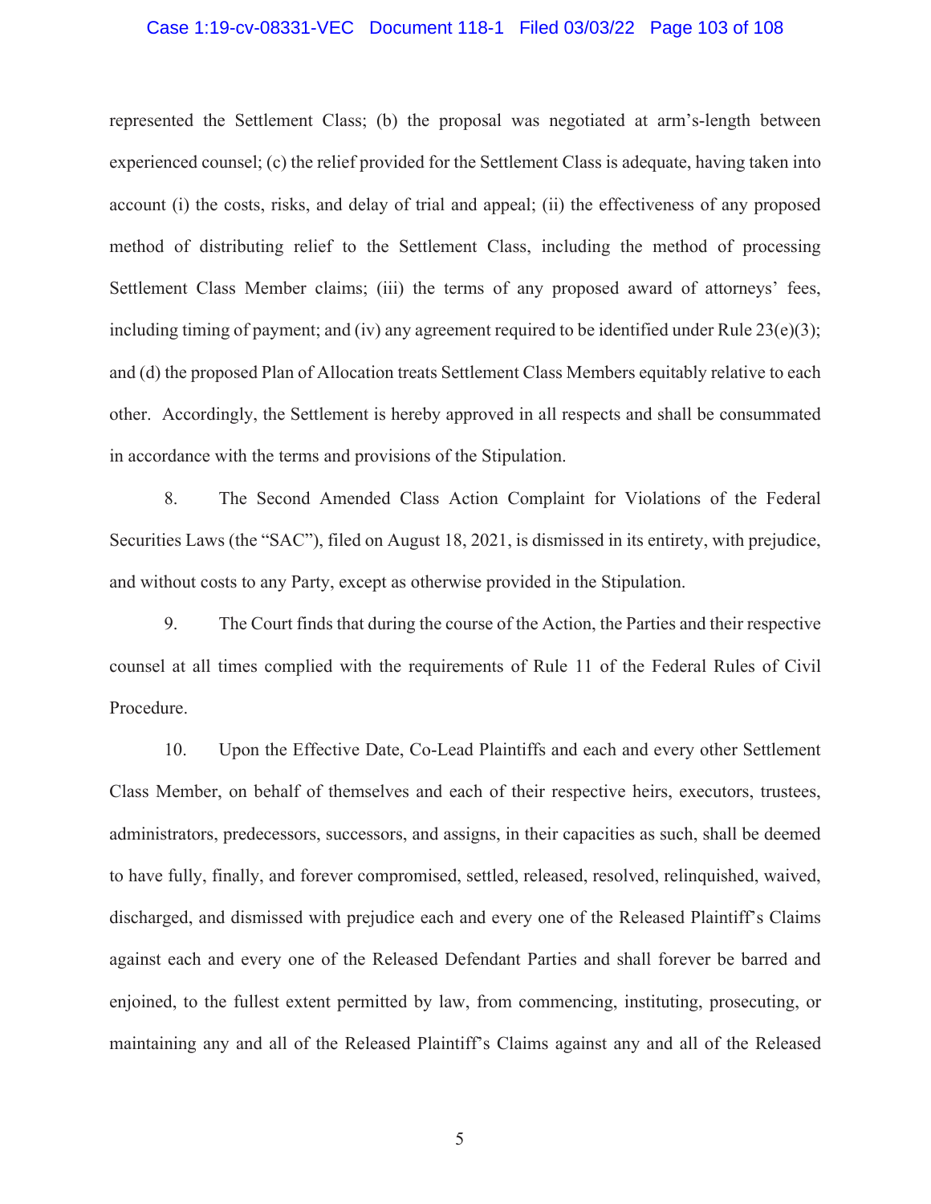represented the Settlement Class; (b) the proposal was negotiated at arm's-length between experienced counsel; (c) the relief provided for the Settlement Class is adequate, having taken into account (i) the costs, risks, and delay of trial and appeal; (ii) the effectiveness of any proposed method of distributing relief to the Settlement Class, including the method of processing Settlement Class Member claims; (iii) the terms of any proposed award of attorneys' fees, including timing of payment; and (iv) any agreement required to be identified under Rule 23(e)(3); and (d) the proposed Plan of Allocation treats Settlement Class Members equitably relative to each other. Accordingly, the Settlement is hereby approved in all respects and shall be consummated in accordance with the terms and provisions of the Stipulation.

8. The Second Amended Class Action Complaint for Violations of the Federal Securities Laws (the "SAC"), filed on August 18, 2021, is dismissed in its entirety, with prejudice, and without costs to any Party, except as otherwise provided in the Stipulation.

9. The Court finds that during the course of the Action, the Parties and their respective counsel at all times complied with the requirements of Rule 11 of the Federal Rules of Civil Procedure.

10. Upon the Effective Date, Co-Lead Plaintiffs and each and every other Settlement Class Member, on behalf of themselves and each of their respective heirs, executors, trustees, administrators, predecessors, successors, and assigns, in their capacities as such, shall be deemed to have fully, finally, and forever compromised, settled, released, resolved, relinquished, waived, discharged, and dismissed with prejudice each and every one of the Released Plaintiff's Claims against each and every one of the Released Defendant Parties and shall forever be barred and enjoined, to the fullest extent permitted by law, from commencing, instituting, prosecuting, or maintaining any and all of the Released Plaintiff's Claims against any and all of the Released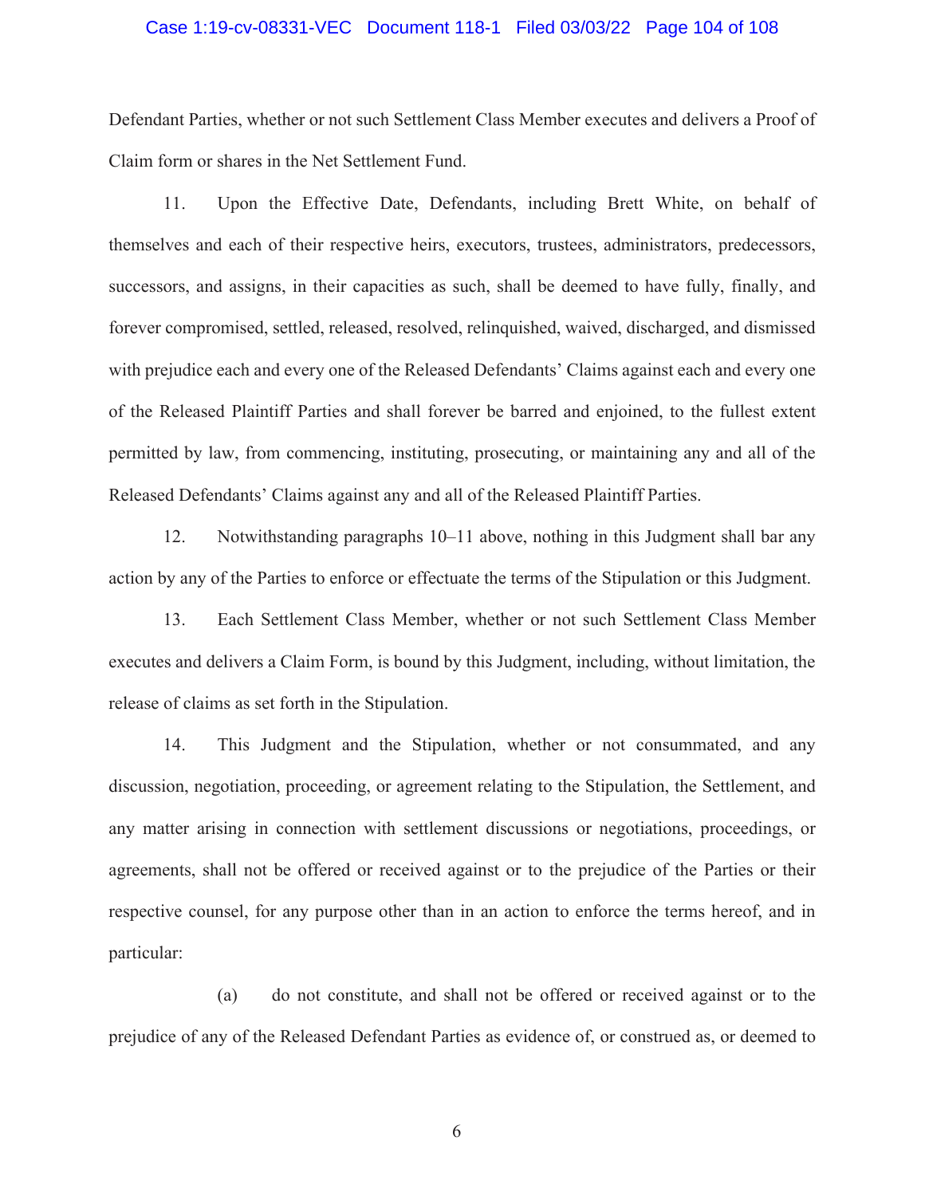Defendant Parties, whether or not such Settlement Class Member executes and delivers a Proof of Claim form or shares in the Net Settlement Fund.

11. Upon the Effective Date, Defendants, including Brett White, on behalf of themselves and each of their respective heirs, executors, trustees, administrators, predecessors, successors, and assigns, in their capacities as such, shall be deemed to have fully, finally, and forever compromised, settled, released, resolved, relinquished, waived, discharged, and dismissed with prejudice each and every one of the Released Defendants' Claims against each and every one of the Released Plaintiff Parties and shall forever be barred and enjoined, to the fullest extent permitted by law, from commencing, instituting, prosecuting, or maintaining any and all of the Released Defendants' Claims against any and all of the Released Plaintiff Parties.

12. Notwithstanding paragraphs 10–11 above, nothing in this Judgment shall bar any action by any of the Parties to enforce or effectuate the terms of the Stipulation or this Judgment.

13. Each Settlement Class Member, whether or not such Settlement Class Member executes and delivers a Claim Form, is bound by this Judgment, including, without limitation, the release of claims as set forth in the Stipulation.

14. This Judgment and the Stipulation, whether or not consummated, and any discussion, negotiation, proceeding, or agreement relating to the Stipulation, the Settlement, and any matter arising in connection with settlement discussions or negotiations, proceedings, or agreements, shall not be offered or received against or to the prejudice of the Parties or their respective counsel, for any purpose other than in an action to enforce the terms hereof, and in particular:

(a) do not constitute, and shall not be offered or received against or to the prejudice of any of the Released Defendant Parties as evidence of, or construed as, or deemed to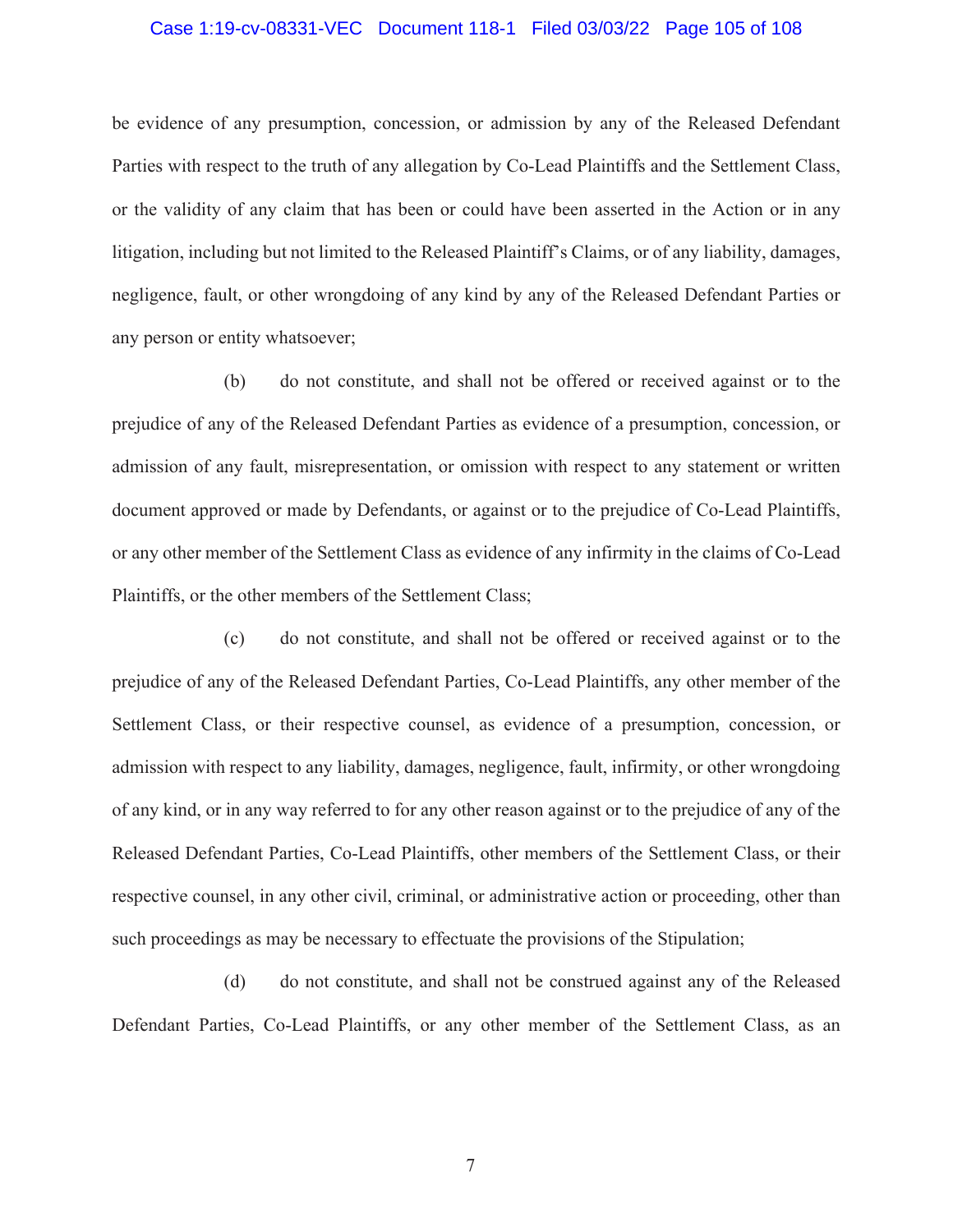be evidence of any presumption, concession, or admission by any of the Released Defendant Parties with respect to the truth of any allegation by Co-Lead Plaintiffs and the Settlement Class, or the validity of any claim that has been or could have been asserted in the Action or in any litigation, including but not limited to the Released Plaintiff's Claims, or of any liability, damages, negligence, fault, or other wrongdoing of any kind by any of the Released Defendant Parties or any person or entity whatsoever;

(b) do not constitute, and shall not be offered or received against or to the prejudice of any of the Released Defendant Parties as evidence of a presumption, concession, or admission of any fault, misrepresentation, or omission with respect to any statement or written document approved or made by Defendants, or against or to the prejudice of Co-Lead Plaintiffs, or any other member of the Settlement Class as evidence of any infirmity in the claims of Co-Lead Plaintiffs, or the other members of the Settlement Class;

(c) do not constitute, and shall not be offered or received against or to the prejudice of any of the Released Defendant Parties, Co-Lead Plaintiffs, any other member of the Settlement Class, or their respective counsel, as evidence of a presumption, concession, or admission with respect to any liability, damages, negligence, fault, infirmity, or other wrongdoing of any kind, or in any way referred to for any other reason against or to the prejudice of any of the Released Defendant Parties, Co-Lead Plaintiffs, other members of the Settlement Class, or their respective counsel, in any other civil, criminal, or administrative action or proceeding, other than such proceedings as may be necessary to effectuate the provisions of the Stipulation;

(d) do not constitute, and shall not be construed against any of the Released Defendant Parties, Co-Lead Plaintiffs, or any other member of the Settlement Class, as an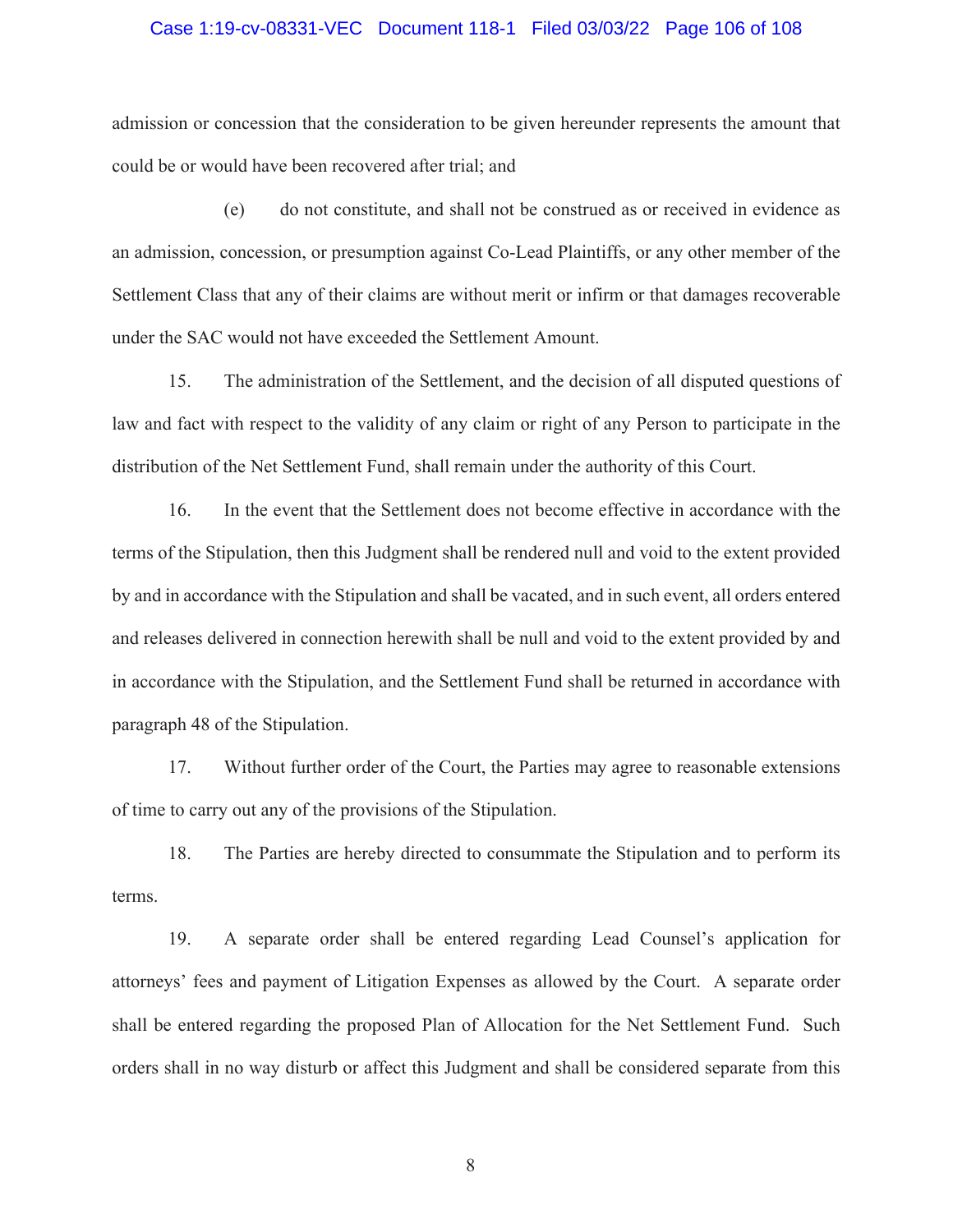admission or concession that the consideration to be given hereunder represents the amount that could be or would have been recovered after trial; and

(e) do not constitute, and shall not be construed as or received in evidence as an admission, concession, or presumption against Co-Lead Plaintiffs, or any other member of the Settlement Class that any of their claims are without merit or infirm or that damages recoverable under the SAC would not have exceeded the Settlement Amount.

15. The administration of the Settlement, and the decision of all disputed questions of law and fact with respect to the validity of any claim or right of any Person to participate in the distribution of the Net Settlement Fund, shall remain under the authority of this Court.

16. In the event that the Settlement does not become effective in accordance with the terms of the Stipulation, then this Judgment shall be rendered null and void to the extent provided by and in accordance with the Stipulation and shall be vacated, and in such event, all orders entered and releases delivered in connection herewith shall be null and void to the extent provided by and in accordance with the Stipulation, and the Settlement Fund shall be returned in accordance with paragraph 48 of the Stipulation.

17. Without further order of the Court, the Parties may agree to reasonable extensions of time to carry out any of the provisions of the Stipulation.

18. The Parties are hereby directed to consummate the Stipulation and to perform its terms.

19. A separate order shall be entered regarding Lead Counsel's application for attorneys' fees and payment of Litigation Expenses as allowed by the Court. A separate order shall be entered regarding the proposed Plan of Allocation for the Net Settlement Fund. Such orders shall in no way disturb or affect this Judgment and shall be considered separate from this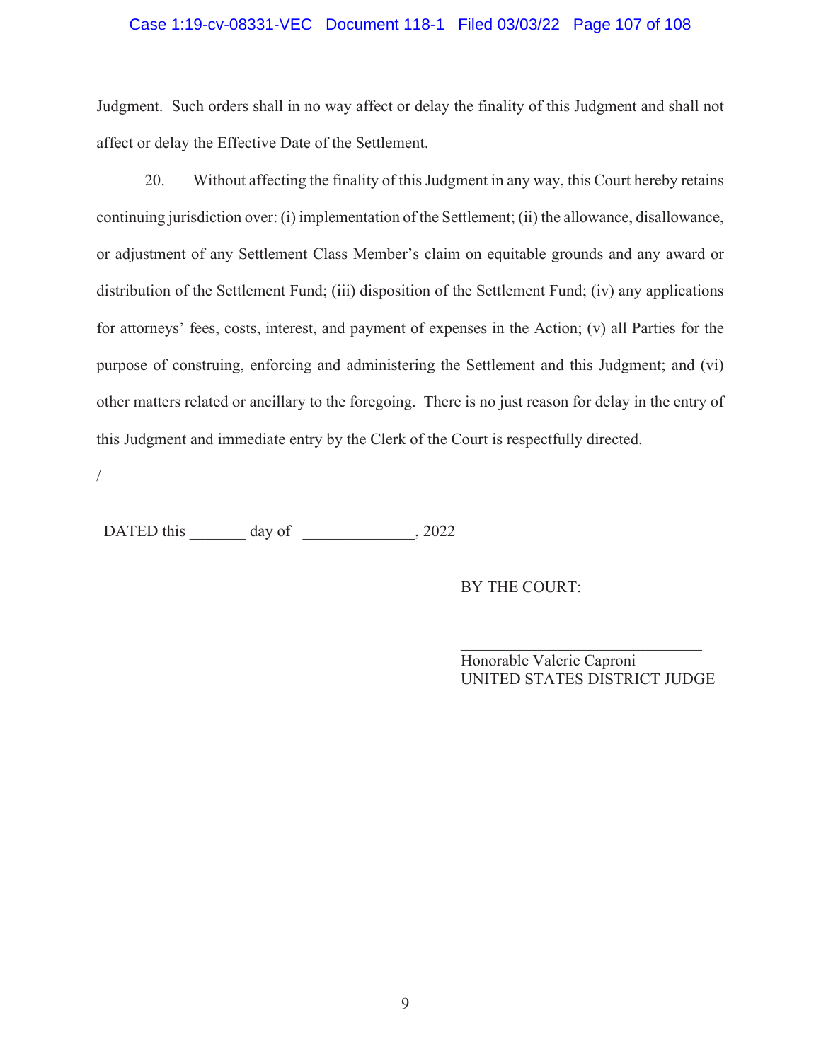Judgment. Such orders shall in no way affect or delay the finality of this Judgment and shall not affect or delay the Effective Date of the Settlement.

20. Without affecting the finality of this Judgment in any way, this Court hereby retains continuing jurisdiction over: (i) implementation of the Settlement; (ii) the allowance, disallowance, or adjustment of any Settlement Class Member's claim on equitable grounds and any award or distribution of the Settlement Fund; (iii) disposition of the Settlement Fund; (iv) any applications for attorneys' fees, costs, interest, and payment of expenses in the Action; (v) all Parties for the purpose of construing, enforcing and administering the Settlement and this Judgment; and (vi) other matters related or ancillary to the foregoing. There is no just reason for delay in the entry of this Judgment and immediate entry by the Clerk of the Court is respectfully directed.

/

DATED this _______ day of _____________, 2022

BY THE COURT:

_____________________________

Honorable Valerie Caproni
UNITED STATES DISTRICT JUDGE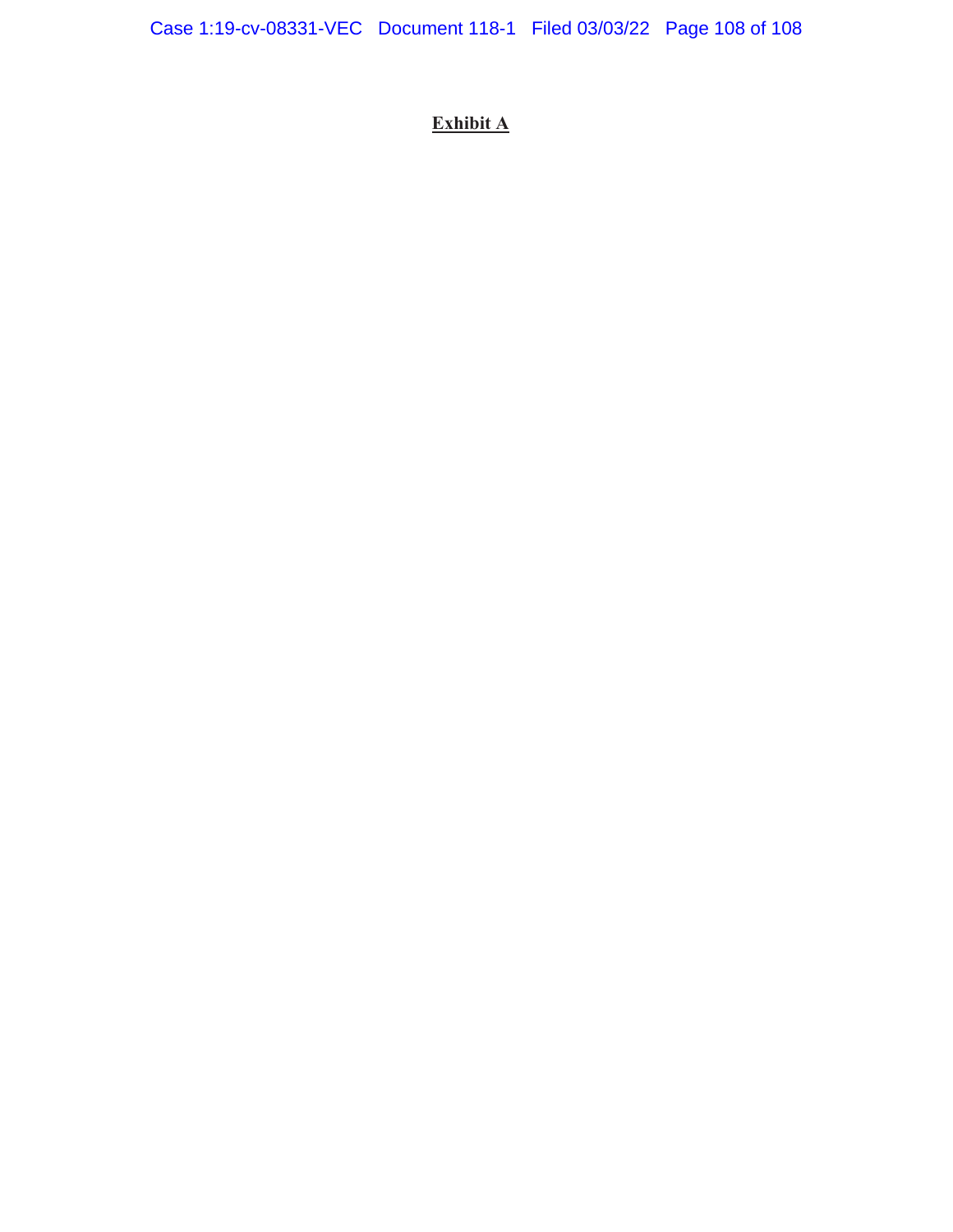**Exhibit A**